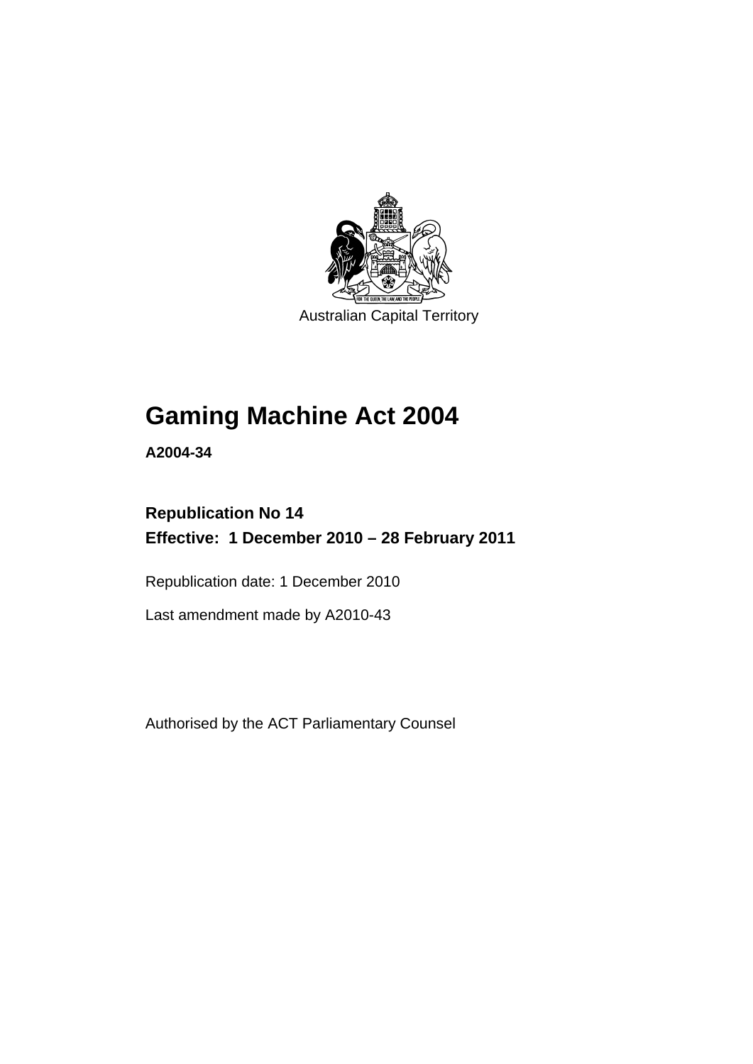Australian Capital Territory

# Gaming Machine Act 2004

**A2004-34**

## Republication No 14
## Effective: 1 December 2010 – 28 February 2011

Republication date: 1 December 2010

Last amendment made by A2010-43

Authorised by the ACT Parliamentary Counsel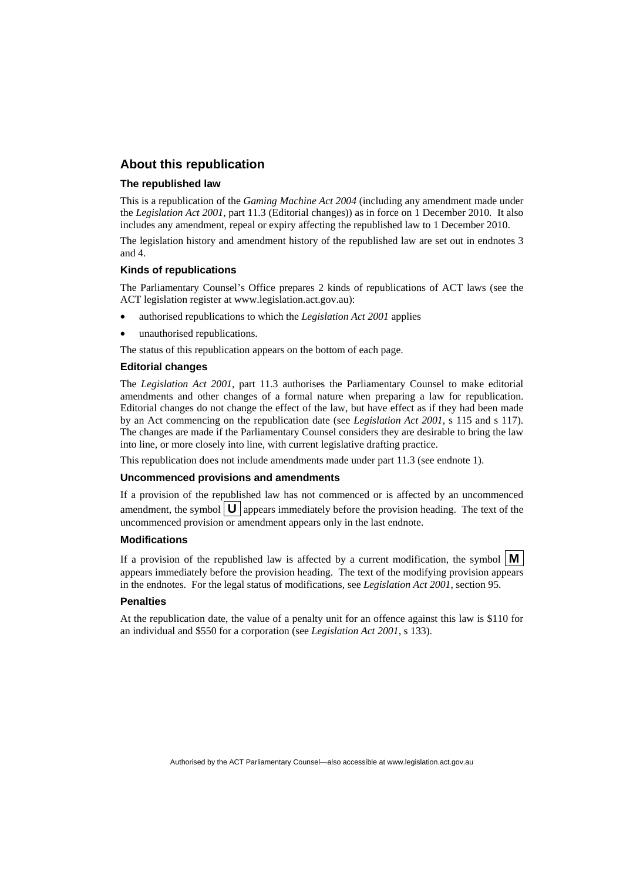## About this republication

### The republished law

This is a republication of the *Gaming Machine Act 2004* (including any amendment made under the *Legislation Act 2001*, part 11.3 (Editorial changes)) as in force on 1 December 2010. It also includes any amendment, repeal or expiry affecting the republished law to 1 December 2010.

The legislation history and amendment history of the republished law are set out in endnotes 3 and 4.

### Kinds of republications

The Parliamentary Counsel's Office prepares 2 kinds of republications of ACT laws (see the ACT legislation register at www.legislation.act.gov.au):

- authorised republications to which the *Legislation Act 2001* applies
- unauthorised republications.

The status of this republication appears on the bottom of each page.

### Editorial changes

The *Legislation Act 2001*, part 11.3 authorises the Parliamentary Counsel to make editorial amendments and other changes of a formal nature when preparing a law for republication. Editorial changes do not change the effect of the law, but have effect as if they had been made by an Act commencing on the republication date (see *Legislation Act 2001*, s 115 and s 117). The changes are made if the Parliamentary Counsel considers they are desirable to bring the law into line, or more closely into line, with current legislative drafting practice.

This republication does not include amendments made under part 11.3 (see endnote 1).

### Uncommenced provisions and amendments

If a provision of the republished law has not commenced or is affected by an uncommenced amendment, the symbol **U** appears immediately before the provision heading. The text of the uncommenced provision or amendment appears only in the last endnote.

### Modifications

If a provision of the republished law is affected by a current modification, the symbol **M** appears immediately before the provision heading. The text of the modifying provision appears in the endnotes. For the legal status of modifications, see *Legislation Act 2001*, section 95.

### Penalties

At the republication date, the value of a penalty unit for an offence against this law is $110 for an individual and $550 for a corporation (see *Legislation Act 2001*, s 133).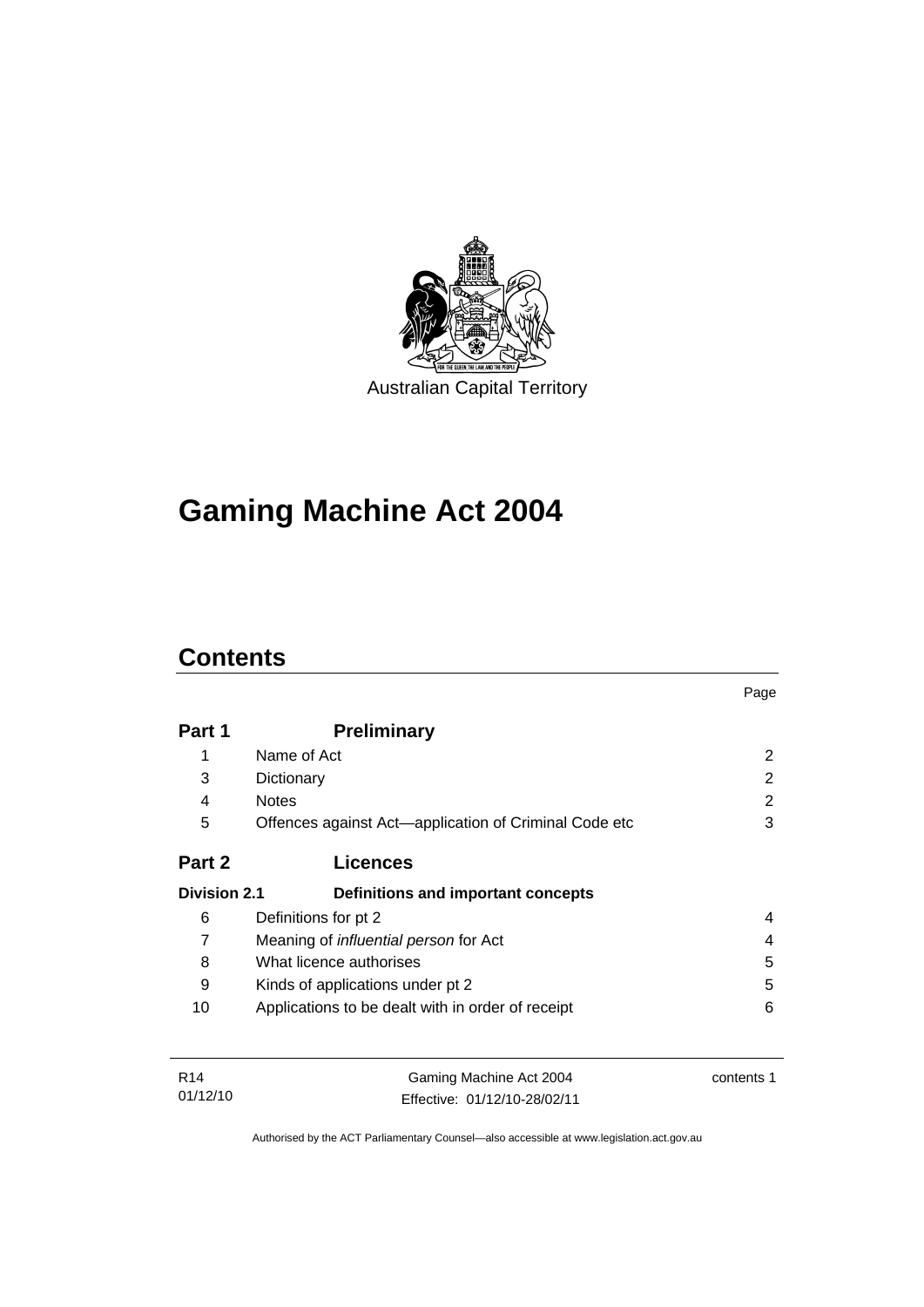Australian Capital Territory

# Gaming Machine Act 2004

## Contents

| | | Page |
|---|---|---|
| **Part 1** | **Preliminary** | |
| 1 | Name of Act | 2 |
| 3 | Dictionary | 2 |
| 4 | Notes | 2 |
| 5 | Offences against Act—application of Criminal Code etc | 3 |
| **Part 2** | **Licences** | |
| **Division 2.1** | **Definitions and important concepts** | |
| 6 | Definitions for pt 2 | 4 |
| 7 | Meaning of *influential person* for Act | 4 |
| 8 | What licence authorises | 5 |
| 9 | Kinds of applications under pt 2 | 5 |
| 10 | Applications to be dealt with in order of receipt | 6 |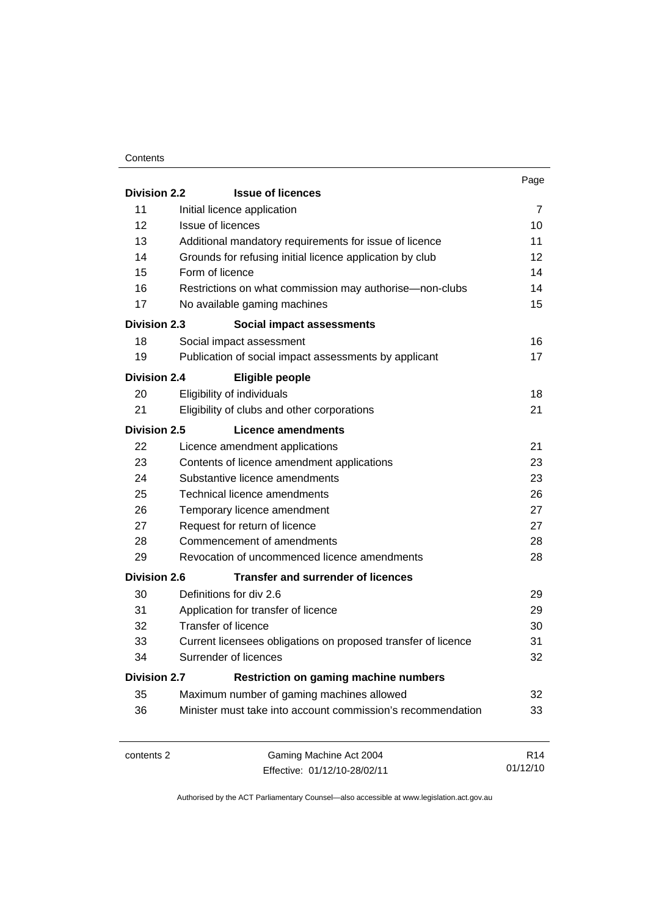| | | Page |
|---|---|---|
| **Division 2.2** | **Issue of licences** | |
| 11 | Initial licence application | 7 |
| 12 | Issue of licences | 10 |
| 13 | Additional mandatory requirements for issue of licence | 11 |
| 14 | Grounds for refusing initial licence application by club | 12 |
| 15 | Form of licence | 14 |
| 16 | Restrictions on what commission may authorise—non-clubs | 14 |
| 17 | No available gaming machines | 15 |
| **Division 2.3** | **Social impact assessments** | |
| 18 | Social impact assessment | 16 |
| 19 | Publication of social impact assessments by applicant | 17 |
| **Division 2.4** | **Eligible people** | |
| 20 | Eligibility of individuals | 18 |
| 21 | Eligibility of clubs and other corporations | 21 |
| **Division 2.5** | **Licence amendments** | |
| 22 | Licence amendment applications | 21 |
| 23 | Contents of licence amendment applications | 23 |
| 24 | Substantive licence amendments | 23 |
| 25 | Technical licence amendments | 26 |
| 26 | Temporary licence amendment | 27 |
| 27 | Request for return of licence | 27 |
| 28 | Commencement of amendments | 28 |
| 29 | Revocation of uncommenced licence amendments | 28 |
| **Division 2.6** | **Transfer and surrender of licences** | |
| 30 | Definitions for div 2.6 | 29 |
| 31 | Application for transfer of licence | 29 |
| 32 | Transfer of licence | 30 |
| 33 | Current licensees obligations on proposed transfer of licence | 31 |
| 34 | Surrender of licences | 32 |
| **Division 2.7** | **Restriction on gaming machine numbers** | |
| 35 | Maximum number of gaming machines allowed | 32 |
| 36 | Minister must take into account commission's recommendation | 33 |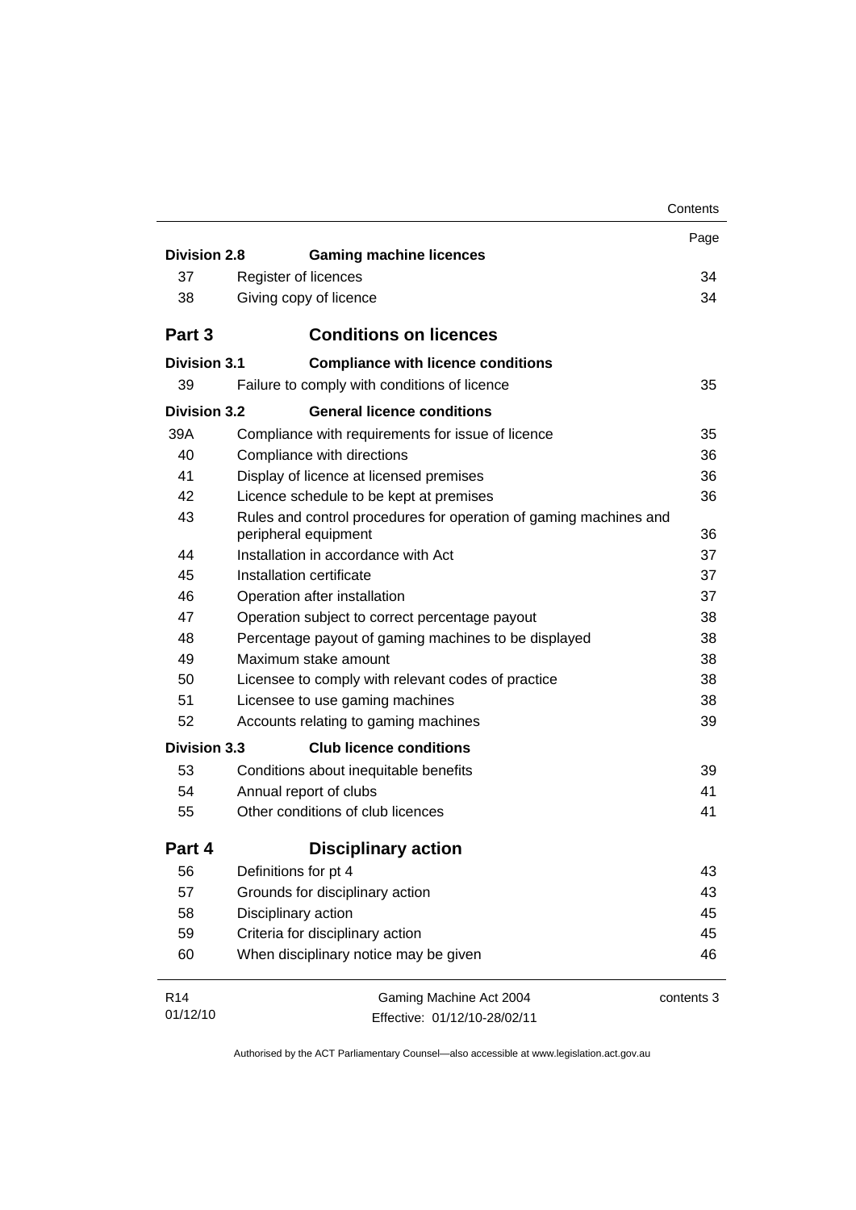| | | Page |
|---|---|---|
| **Division 2.8** | **Gaming machine licences** | |
| 37 | Register of licences | 34 |
| 38 | Giving copy of licence | 34 |
| **Part 3** | **Conditions on licences** | |
| **Division 3.1** | **Compliance with licence conditions** | |
| 39 | Failure to comply with conditions of licence | 35 |
| **Division 3.2** | **General licence conditions** | |
| 39A | Compliance with requirements for issue of licence | 35 |
| 40 | Compliance with directions | 36 |
| 41 | Display of licence at licensed premises | 36 |
| 42 | Licence schedule to be kept at premises | 36 |
| 43 | Rules and control procedures for operation of gaming machines and peripheral equipment | 36 |
| 44 | Installation in accordance with Act | 37 |
| 45 | Installation certificate | 37 |
| 46 | Operation after installation | 37 |
| 47 | Operation subject to correct percentage payout | 38 |
| 48 | Percentage payout of gaming machines to be displayed | 38 |
| 49 | Maximum stake amount | 38 |
| 50 | Licensee to comply with relevant codes of practice | 38 |
| 51 | Licensee to use gaming machines | 38 |
| 52 | Accounts relating to gaming machines | 39 |
| **Division 3.3** | **Club licence conditions** | |
| 53 | Conditions about inequitable benefits | 39 |
| 54 | Annual report of clubs | 41 |
| 55 | Other conditions of club licences | 41 |
| **Part 4** | **Disciplinary action** | |
| 56 | Definitions for pt 4 | 43 |
| 57 | Grounds for disciplinary action | 43 |
| 58 | Disciplinary action | 45 |
| 59 | Criteria for disciplinary action | 45 |
| 60 | When disciplinary notice may be given | 46 |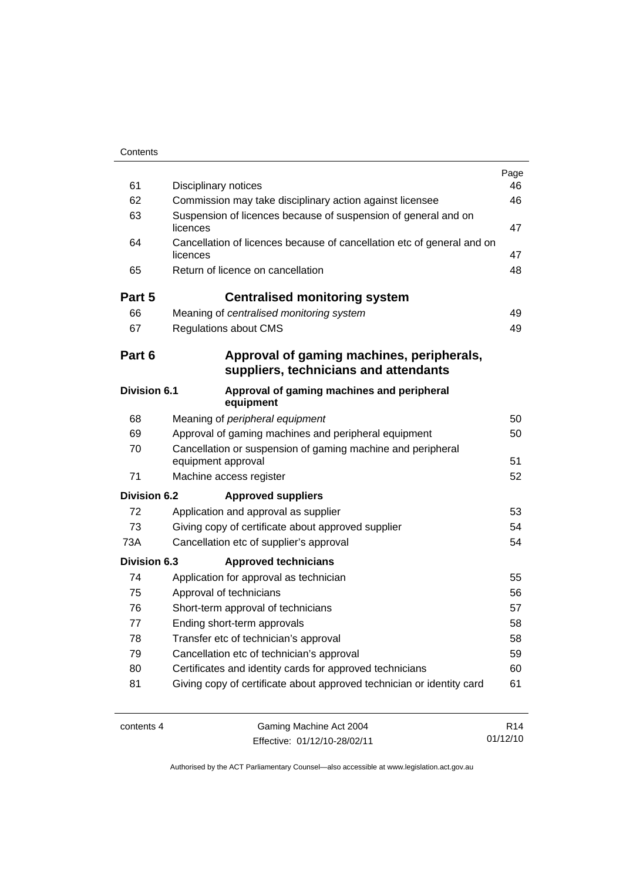| | | Page |
|---|---|---|
| 61 | Disciplinary notices | 46 |
| 62 | Commission may take disciplinary action against licensee | 46 |
| 63 | Suspension of licences because of suspension of general and on licences | 47 |
| 64 | Cancellation of licences because of cancellation etc of general and on licences | 47 |
| 65 | Return of licence on cancellation | 48 |
| **Part 5** | **Centralised monitoring system** | |
| 66 | Meaning of *centralised monitoring system* | 49 |
| 67 | Regulations about CMS | 49 |
| **Part 6** | **Approval of gaming machines, peripherals, suppliers, technicians and attendants** | |
| **Division 6.1** | **Approval of gaming machines and peripheral equipment** | |
| 68 | Meaning of *peripheral equipment* | 50 |
| 69 | Approval of gaming machines and peripheral equipment | 50 |
| 70 | Cancellation or suspension of gaming machine and peripheral equipment approval | 51 |
| 71 | Machine access register | 52 |
| **Division 6.2** | **Approved suppliers** | |
| 72 | Application and approval as supplier | 53 |
| 73 | Giving copy of certificate about approved supplier | 54 |
| 73A | Cancellation etc of supplier's approval | 54 |
| **Division 6.3** | **Approved technicians** | |
| 74 | Application for approval as technician | 55 |
| 75 | Approval of technicians | 56 |
| 76 | Short-term approval of technicians | 57 |
| 77 | Ending short-term approvals | 58 |
| 78 | Transfer etc of technician's approval | 58 |
| 79 | Cancellation etc of technician's approval | 59 |
| 80 | Certificates and identity cards for approved technicians | 60 |
| 81 | Giving copy of certificate about approved technician or identity card | 61 |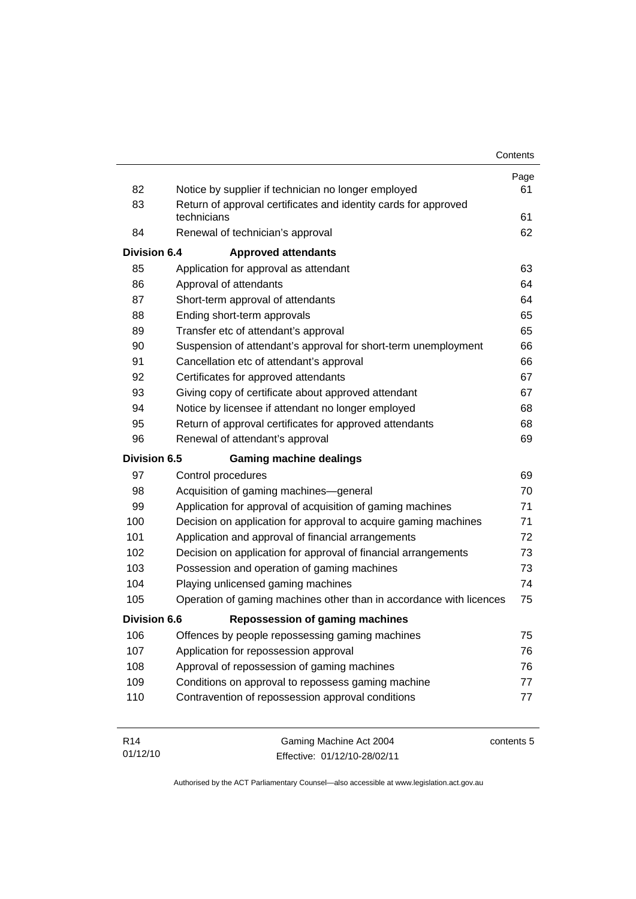| | | Page |
|---|---|---|
| 82 | Notice by supplier if technician no longer employed | 61 |
| 83 | Return of approval certificates and identity cards for approved technicians | 61 |
| 84 | Renewal of technician's approval | 62 |
| **Division 6.4** | **Approved attendants** | |
| 85 | Application for approval as attendant | 63 |
| 86 | Approval of attendants | 64 |
| 87 | Short-term approval of attendants | 64 |
| 88 | Ending short-term approvals | 65 |
| 89 | Transfer etc of attendant's approval | 65 |
| 90 | Suspension of attendant's approval for short-term unemployment | 66 |
| 91 | Cancellation etc of attendant's approval | 66 |
| 92 | Certificates for approved attendants | 67 |
| 93 | Giving copy of certificate about approved attendant | 67 |
| 94 | Notice by licensee if attendant no longer employed | 68 |
| 95 | Return of approval certificates for approved attendants | 68 |
| 96 | Renewal of attendant's approval | 69 |
| **Division 6.5** | **Gaming machine dealings** | |
| 97 | Control procedures | 69 |
| 98 | Acquisition of gaming machines—general | 70 |
| 99 | Application for approval of acquisition of gaming machines | 71 |
| 100 | Decision on application for approval to acquire gaming machines | 71 |
| 101 | Application and approval of financial arrangements | 72 |
| 102 | Decision on application for approval of financial arrangements | 73 |
| 103 | Possession and operation of gaming machines | 73 |
| 104 | Playing unlicensed gaming machines | 74 |
| 105 | Operation of gaming machines other than in accordance with licences | 75 |
| **Division 6.6** | **Repossession of gaming machines** | |
| 106 | Offences by people repossessing gaming machines | 75 |
| 107 | Application for repossession approval | 76 |
| 108 | Approval of repossession of gaming machines | 76 |
| 109 | Conditions on approval to repossess gaming machine | 77 |
| 110 | Contravention of repossession approval conditions | 77 |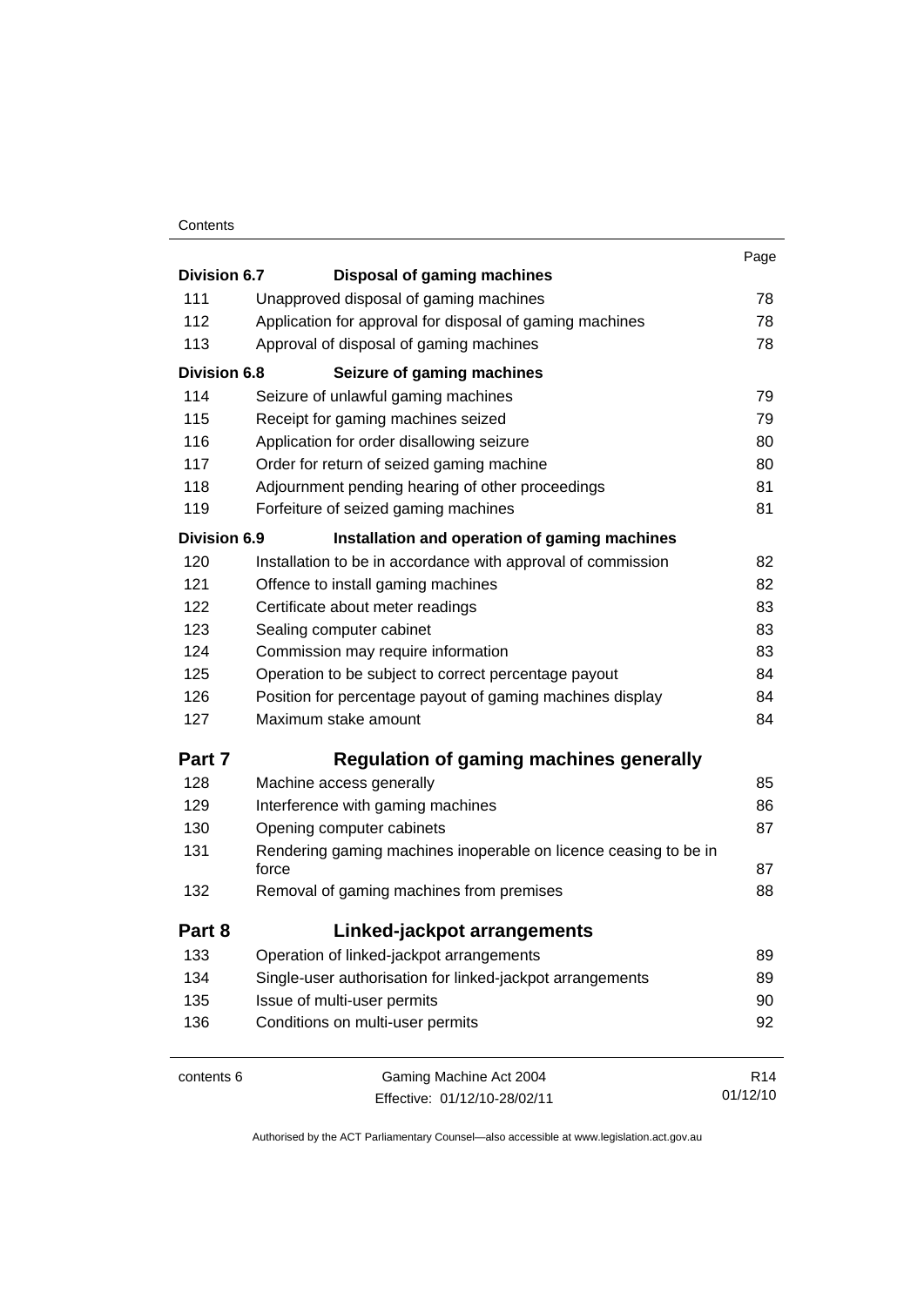| | | Page |
|---|---|---|
| **Division 6.7** | **Disposal of gaming machines** | |
| 111 | Unapproved disposal of gaming machines | 78 |
| 112 | Application for approval for disposal of gaming machines | 78 |
| 113 | Approval of disposal of gaming machines | 78 |
| **Division 6.8** | **Seizure of gaming machines** | |
| 114 | Seizure of unlawful gaming machines | 79 |
| 115 | Receipt for gaming machines seized | 79 |
| 116 | Application for order disallowing seizure | 80 |
| 117 | Order for return of seized gaming machine | 80 |
| 118 | Adjournment pending hearing of other proceedings | 81 |
| 119 | Forfeiture of seized gaming machines | 81 |
| **Division 6.9** | **Installation and operation of gaming machines** | |
| 120 | Installation to be in accordance with approval of commission | 82 |
| 121 | Offence to install gaming machines | 82 |
| 122 | Certificate about meter readings | 83 |
| 123 | Sealing computer cabinet | 83 |
| 124 | Commission may require information | 83 |
| 125 | Operation to be subject to correct percentage payout | 84 |
| 126 | Position for percentage payout of gaming machines display | 84 |
| 127 | Maximum stake amount | 84 |
| **Part 7** | **Regulation of gaming machines generally** | |
| 128 | Machine access generally | 85 |
| 129 | Interference with gaming machines | 86 |
| 130 | Opening computer cabinets | 87 |
| 131 | Rendering gaming machines inoperable on licence ceasing to be in force | 87 |
| 132 | Removal of gaming machines from premises | 88 |
| **Part 8** | **Linked-jackpot arrangements** | |
| 133 | Operation of linked-jackpot arrangements | 89 |
| 134 | Single-user authorisation for linked-jackpot arrangements | 89 |
| 135 | Issue of multi-user permits | 90 |
| 136 | Conditions on multi-user permits | 92 |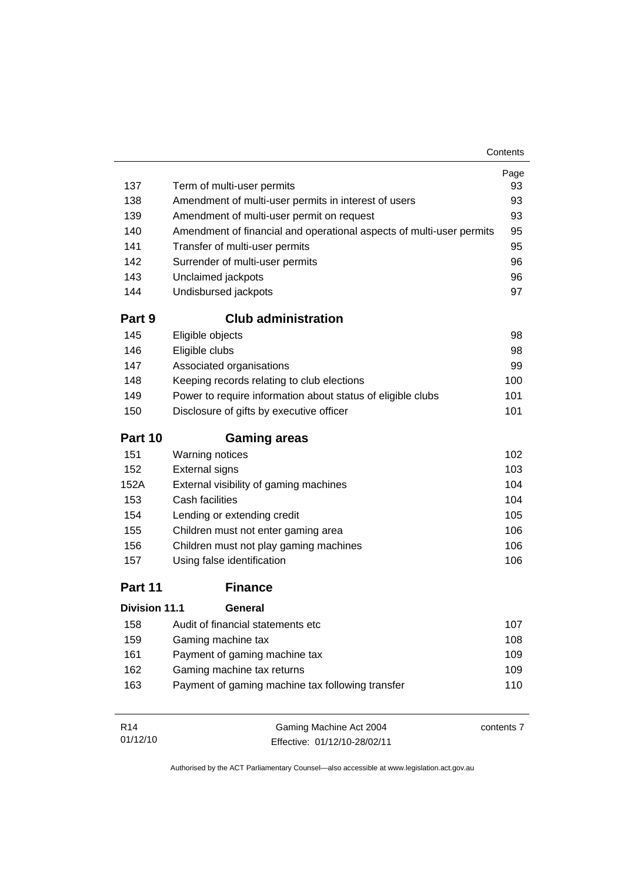| | | Page |
|---|---|---|
| 137 | Term of multi-user permits | 93 |
| 138 | Amendment of multi-user permits in interest of users | 93 |
| 139 | Amendment of multi-user permit on request | 93 |
| 140 | Amendment of financial and operational aspects of multi-user permits | 95 |
| 141 | Transfer of multi-user permits | 95 |
| 142 | Surrender of multi-user permits | 96 |
| 143 | Unclaimed jackpots | 96 |
| 144 | Undisbursed jackpots | 97 |

## Part 9 Club administration

| | | |
|---|---|---|
| 145 | Eligible objects | 98 |
| 146 | Eligible clubs | 98 |
| 147 | Associated organisations | 99 |
| 148 | Keeping records relating to club elections | 100 |
| 149 | Power to require information about status of eligible clubs | 101 |
| 150 | Disclosure of gifts by executive officer | 101 |

## Part 10 Gaming areas

| | | |
|---|---|---|
| 151 | Warning notices | 102 |
| 152 | External signs | 103 |
| 152A | External visibility of gaming machines | 104 |
| 153 | Cash facilities | 104 |
| 154 | Lending or extending credit | 105 |
| 155 | Children must not enter gaming area | 106 |
| 156 | Children must not play gaming machines | 106 |
| 157 | Using false identification | 106 |

## Part 11 Finance

### Division 11.1 General

| | | |
|---|---|---|
| 158 | Audit of financial statements etc | 107 |
| 159 | Gaming machine tax | 108 |
| 161 | Payment of gaming machine tax | 109 |
| 162 | Gaming machine tax returns | 109 |
| 163 | Payment of gaming machine tax following transfer | 110 |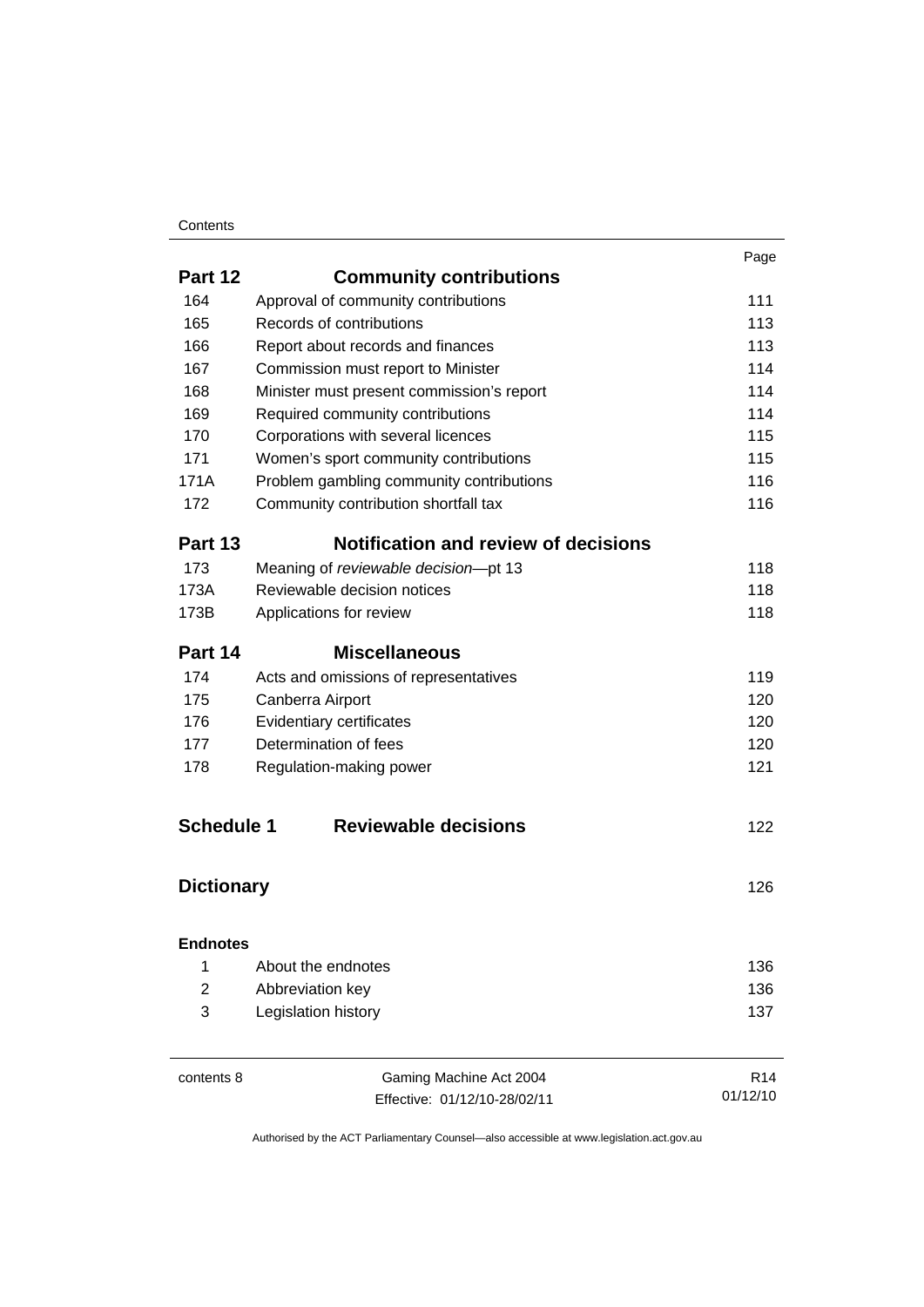| | | Page |
|---|---|---|
| **Part 12** | **Community contributions** | |
| 164 | Approval of community contributions | 111 |
| 165 | Records of contributions | 113 |
| 166 | Report about records and finances | 113 |
| 167 | Commission must report to Minister | 114 |
| 168 | Minister must present commission's report | 114 |
| 169 | Required community contributions | 114 |
| 170 | Corporations with several licences | 115 |
| 171 | Women's sport community contributions | 115 |
| 171A | Problem gambling community contributions | 116 |
| 172 | Community contribution shortfall tax | 116 |
| **Part 13** | **Notification and review of decisions** | |
| 173 | Meaning of *reviewable decision*—pt 13 | 118 |
| 173A | Reviewable decision notices | 118 |
| 173B | Applications for review | 118 |
| **Part 14** | **Miscellaneous** | |
| 174 | Acts and omissions of representatives | 119 |
| 175 | Canberra Airport | 120 |
| 176 | Evidentiary certificates | 120 |
| 177 | Determination of fees | 120 |
| 178 | Regulation-making power | 121 |
| **Schedule 1** | **Reviewable decisions** | 122 |
| **Dictionary** | | 126 |
| **Endnotes** | | |
| 1 | About the endnotes | 136 |
| 2 | Abbreviation key | 136 |
| 3 | Legislation history | 137 |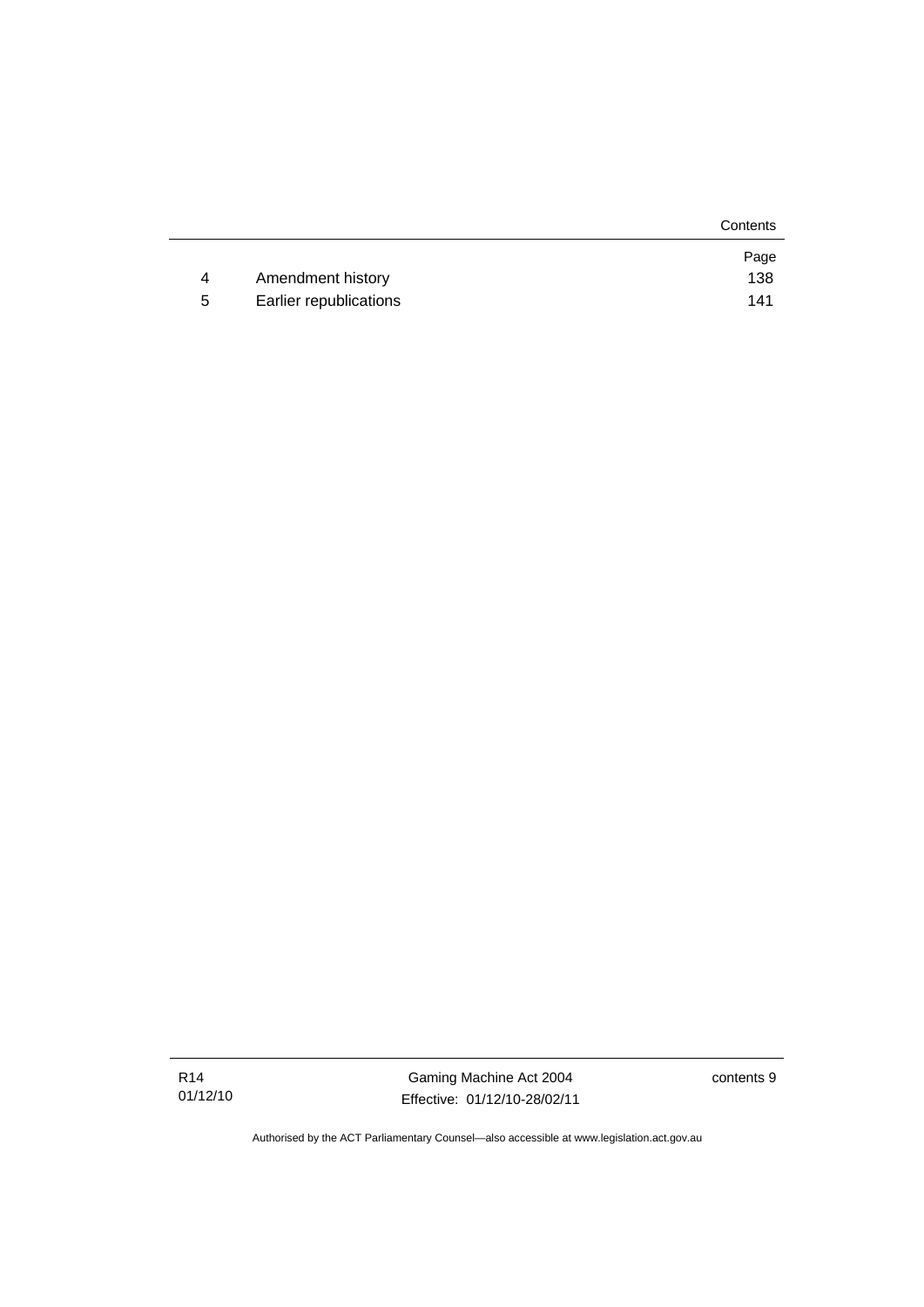| | | Page |
|---|---|---|
| 4 | Amendment history | 138 |
| 5 | Earlier republications | 141 |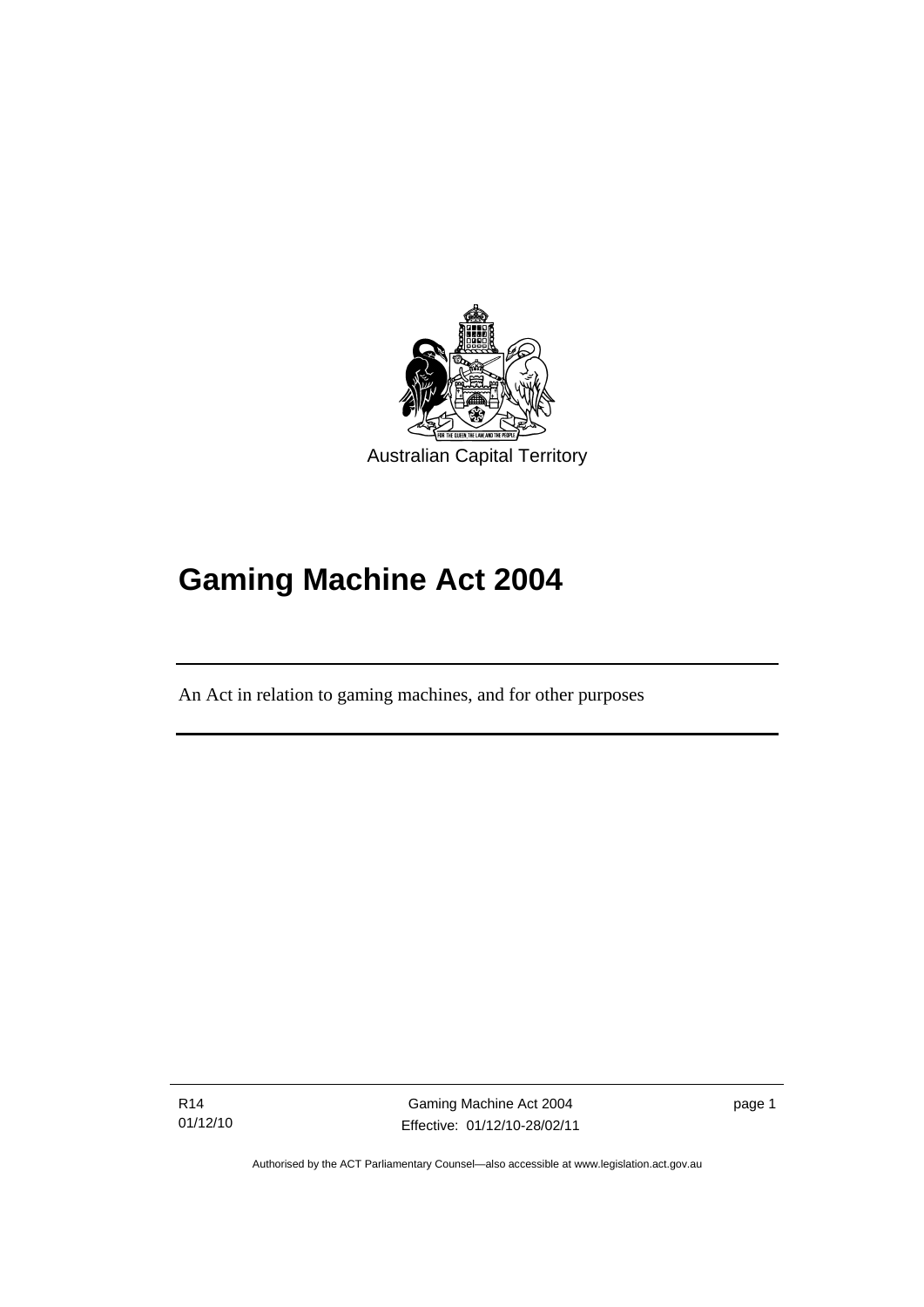Australian Capital Territory

# Gaming Machine Act 2004

An Act in relation to gaming machines, and for other purposes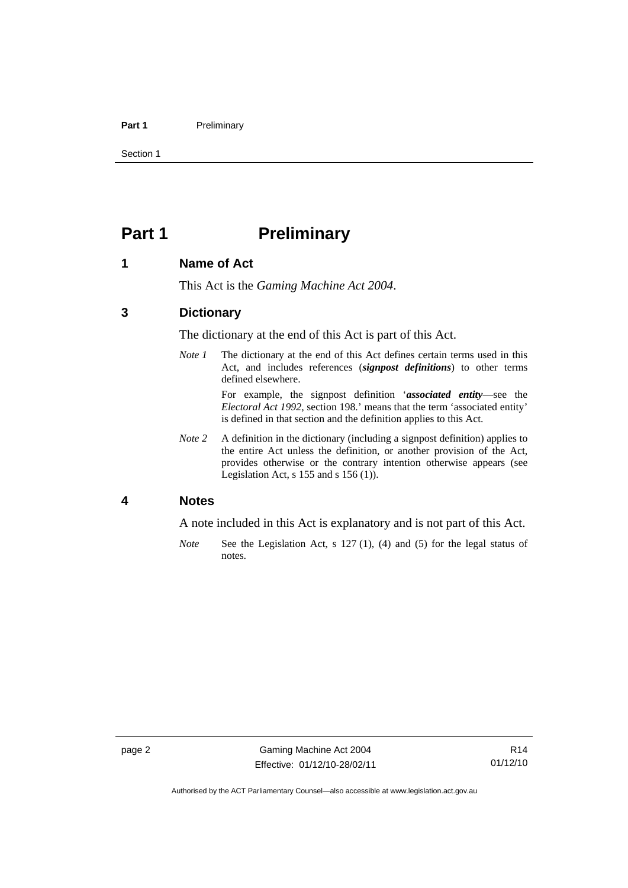# Part 1 Preliminary

## 1 Name of Act

This Act is the *Gaming Machine Act 2004*.

## 3 Dictionary

The dictionary at the end of this Act is part of this Act.

*Note 1* The dictionary at the end of this Act defines certain terms used in this Act, and includes references (***signpost definitions***) to other terms defined elsewhere.

For example, the signpost definition '***associated entity***—see the *Electoral Act 1992*, section 198.' means that the term 'associated entity' is defined in that section and the definition applies to this Act.

*Note 2* A definition in the dictionary (including a signpost definition) applies to the entire Act unless the definition, or another provision of the Act, provides otherwise or the contrary intention otherwise appears (see Legislation Act, s 155 and s 156 (1)).

## 4 Notes

A note included in this Act is explanatory and is not part of this Act.

*Note* See the Legislation Act, s 127 (1), (4) and (5) for the legal status of notes.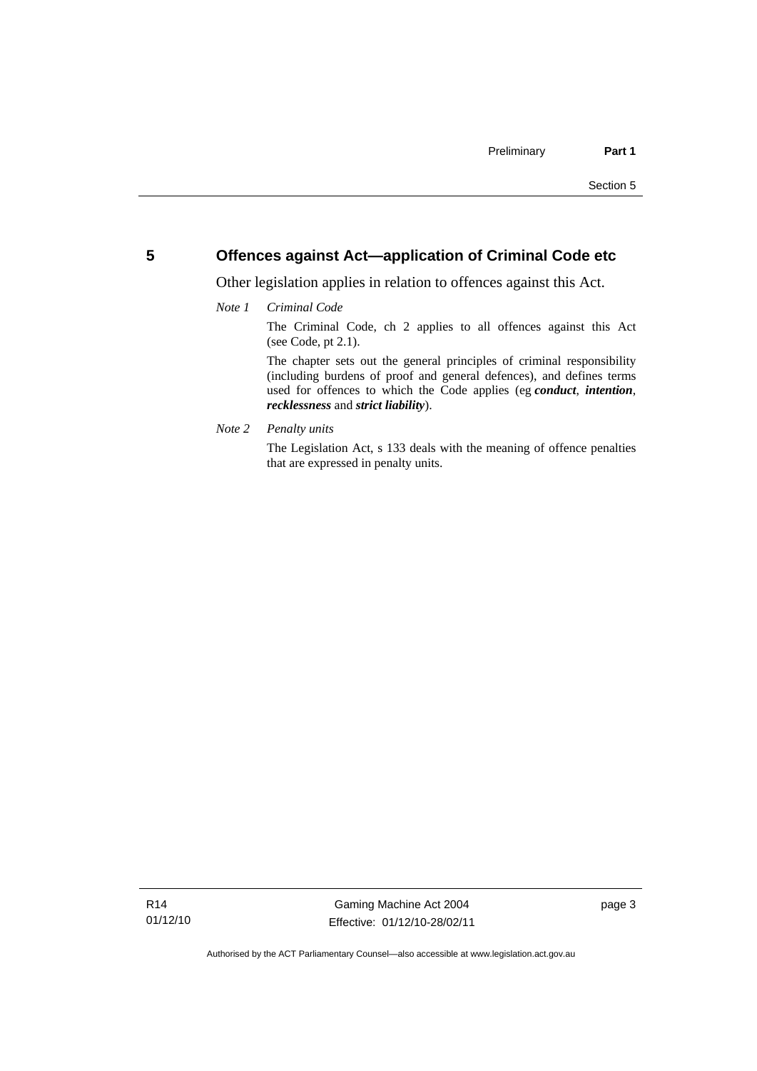## 5 Offences against Act—application of Criminal Code etc

Other legislation applies in relation to offences against this Act.

*Note 1* *Criminal Code*

The Criminal Code, ch 2 applies to all offences against this Act (see Code, pt 2.1).

The chapter sets out the general principles of criminal responsibility (including burdens of proof and general defences), and defines terms used for offences to which the Code applies (eg ***conduct***, ***intention***, ***recklessness*** and ***strict liability***).

*Note 2* *Penalty units*

The Legislation Act, s 133 deals with the meaning of offence penalties that are expressed in penalty units.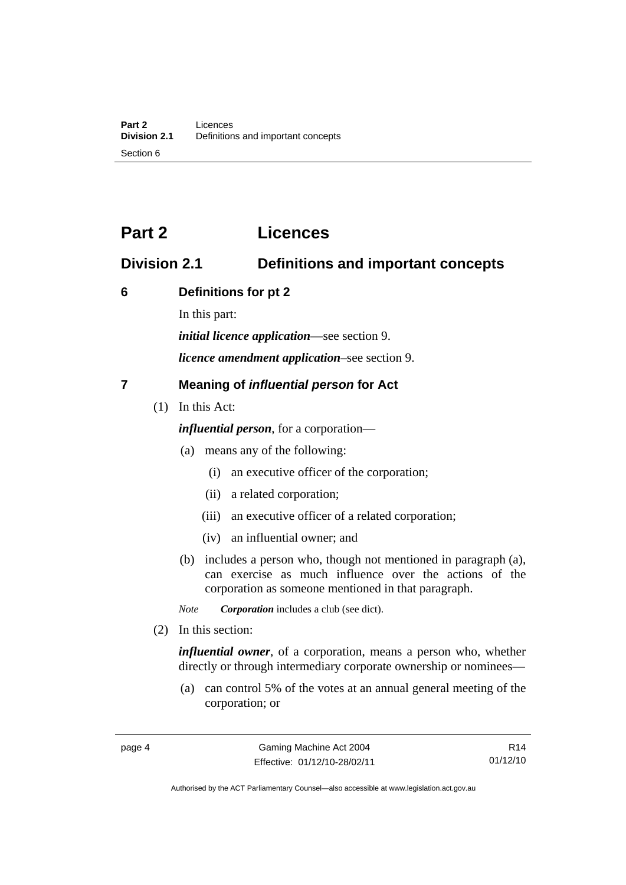# Part 2 Licences

## Division 2.1 Definitions and important concepts

### 6 Definitions for pt 2

In this part:

***initial licence application***—see section 9.

***licence amendment application***–see section 9.

### 7 Meaning of *influential person* for Act

(1) In this Act:

***influential person***, for a corporation—

(a) means any of the following:

(i) an executive officer of the corporation;

(ii) a related corporation;

(iii) an executive officer of a related corporation;

(iv) an influential owner; and

(b) includes a person who, though not mentioned in paragraph (a), can exercise as much influence over the actions of the corporation as someone mentioned in that paragraph.

*Note* ***Corporation*** includes a club (see dict).

(2) In this section:

***influential owner***, of a corporation, means a person who, whether directly or through intermediary corporate ownership or nominees—

(a) can control 5% of the votes at an annual general meeting of the corporation; or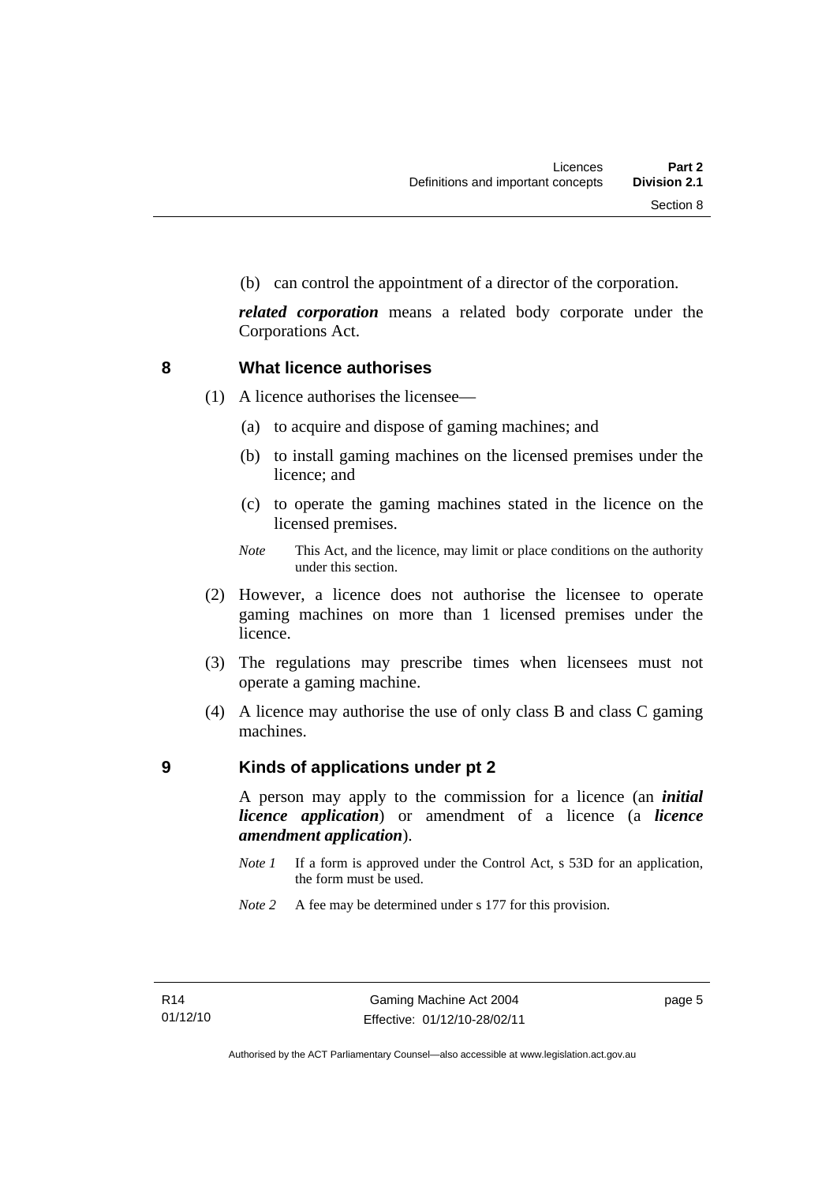(b) can control the appointment of a director of the corporation.

***related corporation*** means a related body corporate under the Corporations Act.

## 8 What licence authorises

(1) A licence authorises the licensee—

(a) to acquire and dispose of gaming machines; and

(b) to install gaming machines on the licensed premises under the licence; and

(c) to operate the gaming machines stated in the licence on the licensed premises.

*Note* This Act, and the licence, may limit or place conditions on the authority under this section.

(2) However, a licence does not authorise the licensee to operate gaming machines on more than 1 licensed premises under the licence.

(3) The regulations may prescribe times when licensees must not operate a gaming machine.

(4) A licence may authorise the use of only class B and class C gaming machines.

## 9 Kinds of applications under pt 2

A person may apply to the commission for a licence (an ***initial licence application***) or amendment of a licence (a ***licence amendment application***).

*Note 1* If a form is approved under the Control Act, s 53D for an application, the form must be used.

*Note 2* A fee may be determined under s 177 for this provision.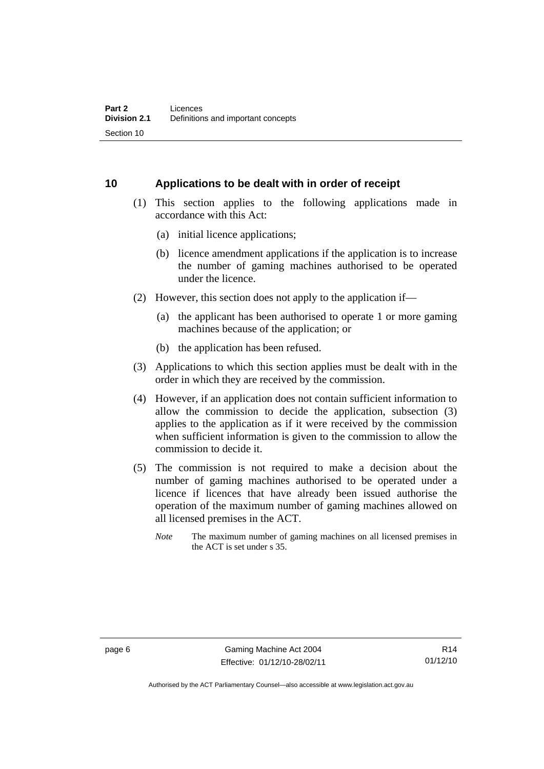## 10 Applications to be dealt with in order of receipt

(1) This section applies to the following applications made in accordance with this Act:

(a) initial licence applications;

(b) licence amendment applications if the application is to increase the number of gaming machines authorised to be operated under the licence.

(2) However, this section does not apply to the application if—

(a) the applicant has been authorised to operate 1 or more gaming machines because of the application; or

(b) the application has been refused.

(3) Applications to which this section applies must be dealt with in the order in which they are received by the commission.

(4) However, if an application does not contain sufficient information to allow the commission to decide the application, subsection (3) applies to the application as if it were received by the commission when sufficient information is given to the commission to allow the commission to decide it.

(5) The commission is not required to make a decision about the number of gaming machines authorised to be operated under a licence if licences that have already been issued authorise the operation of the maximum number of gaming machines allowed on all licensed premises in the ACT.

*Note* The maximum number of gaming machines on all licensed premises in the ACT is set under s 35.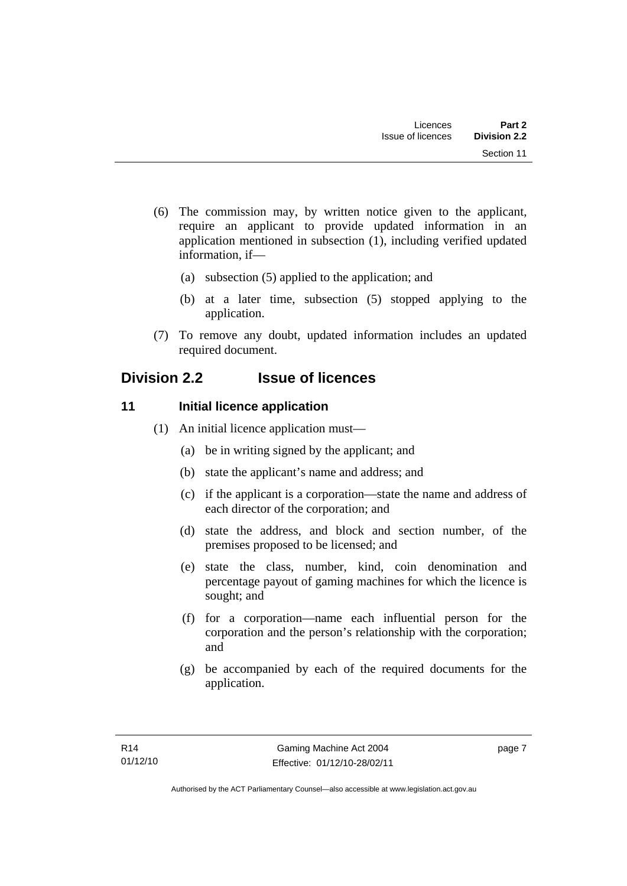(6) The commission may, by written notice given to the applicant, require an applicant to provide updated information in an application mentioned in subsection (1), including verified updated information, if—

(a) subsection (5) applied to the application; and

(b) at a later time, subsection (5) stopped applying to the application.

(7) To remove any doubt, updated information includes an updated required document.

## Division 2.2 Issue of licences

### 11 Initial licence application

(1) An initial licence application must—

(a) be in writing signed by the applicant; and

(b) state the applicant's name and address; and

(c) if the applicant is a corporation—state the name and address of each director of the corporation; and

(d) state the address, and block and section number, of the premises proposed to be licensed; and

(e) state the class, number, kind, coin denomination and percentage payout of gaming machines for which the licence is sought; and

(f) for a corporation—name each influential person for the corporation and the person's relationship with the corporation; and

(g) be accompanied by each of the required documents for the application.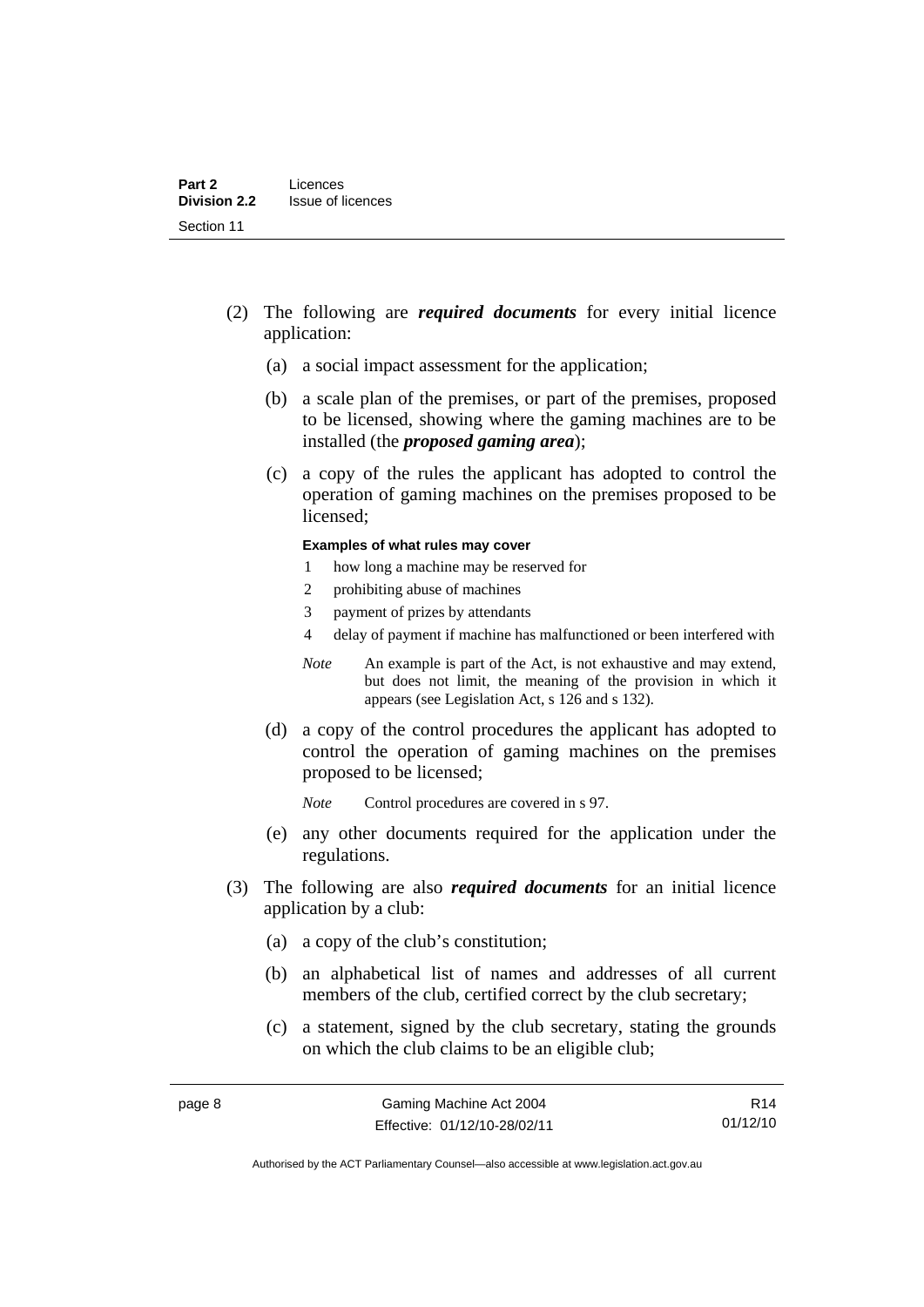(2) The following are ***required documents*** for every initial licence application:

(a) a social impact assessment for the application;

(b) a scale plan of the premises, or part of the premises, proposed to be licensed, showing where the gaming machines are to be installed (the ***proposed gaming area***);

(c) a copy of the rules the applicant has adopted to control the operation of gaming machines on the premises proposed to be licensed;

**Examples of what rules may cover**

1 how long a machine may be reserved for

2 prohibiting abuse of machines

3 payment of prizes by attendants

4 delay of payment if machine has malfunctioned or been interfered with

*Note* An example is part of the Act, is not exhaustive and may extend, but does not limit, the meaning of the provision in which it appears (see Legislation Act, s 126 and s 132).

(d) a copy of the control procedures the applicant has adopted to control the operation of gaming machines on the premises proposed to be licensed;

*Note* Control procedures are covered in s 97.

(e) any other documents required for the application under the regulations.

(3) The following are also ***required documents*** for an initial licence application by a club:

(a) a copy of the club's constitution;

(b) an alphabetical list of names and addresses of all current members of the club, certified correct by the club secretary;

(c) a statement, signed by the club secretary, stating the grounds on which the club claims to be an eligible club;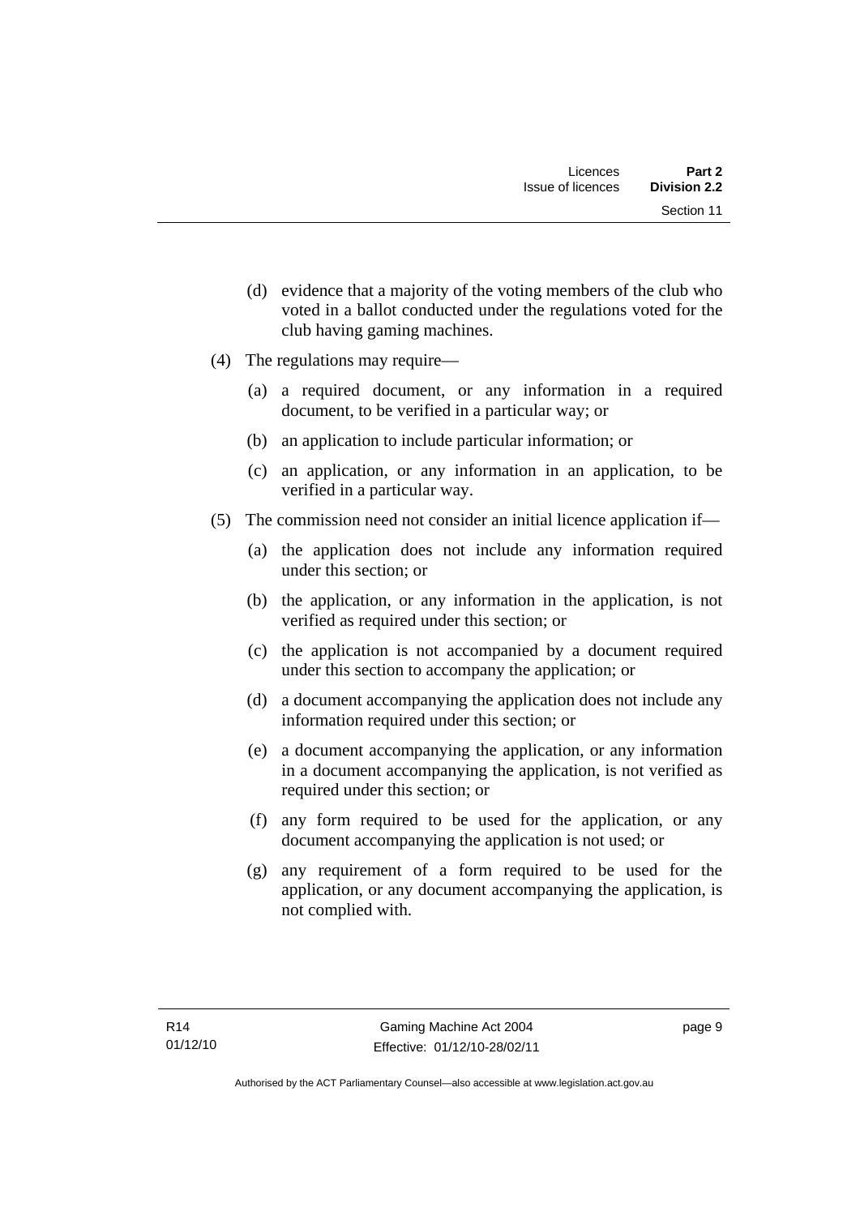(d) evidence that a majority of the voting members of the club who voted in a ballot conducted under the regulations voted for the club having gaming machines.

(4) The regulations may require—

(a) a required document, or any information in a required document, to be verified in a particular way; or

(b) an application to include particular information; or

(c) an application, or any information in an application, to be verified in a particular way.

(5) The commission need not consider an initial licence application if—

(a) the application does not include any information required under this section; or

(b) the application, or any information in the application, is not verified as required under this section; or

(c) the application is not accompanied by a document required under this section to accompany the application; or

(d) a document accompanying the application does not include any information required under this section; or

(e) a document accompanying the application, or any information in a document accompanying the application, is not verified as required under this section; or

(f) any form required to be used for the application, or any document accompanying the application is not used; or

(g) any requirement of a form required to be used for the application, or any document accompanying the application, is not complied with.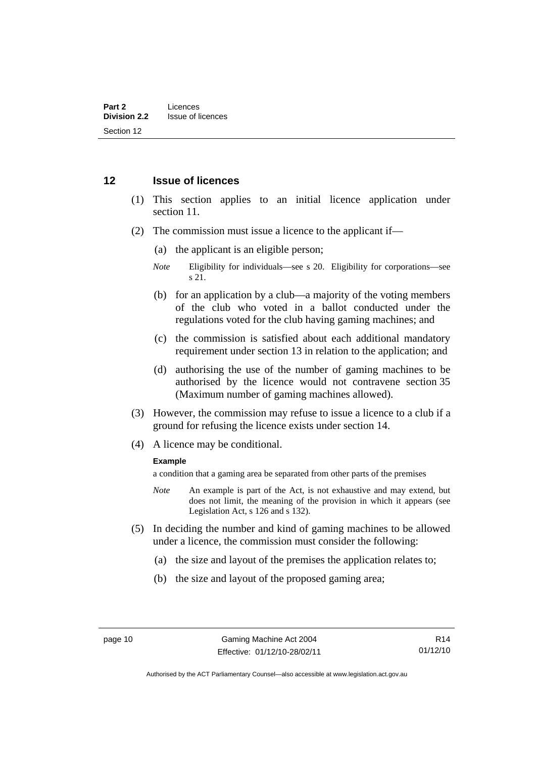## 12 Issue of licences

(1) This section applies to an initial licence application under section 11.

(2) The commission must issue a licence to the applicant if—

(a) the applicant is an eligible person;

*Note* Eligibility for individuals—see s 20. Eligibility for corporations—see s 21.

(b) for an application by a club—a majority of the voting members of the club who voted in a ballot conducted under the regulations voted for the club having gaming machines; and

(c) the commission is satisfied about each additional mandatory requirement under section 13 in relation to the application; and

(d) authorising the use of the number of gaming machines to be authorised by the licence would not contravene section 35 (Maximum number of gaming machines allowed).

(3) However, the commission may refuse to issue a licence to a club if a ground for refusing the licence exists under section 14.

(4) A licence may be conditional.

**Example**

a condition that a gaming area be separated from other parts of the premises

*Note* An example is part of the Act, is not exhaustive and may extend, but does not limit, the meaning of the provision in which it appears (see Legislation Act, s 126 and s 132).

(5) In deciding the number and kind of gaming machines to be allowed under a licence, the commission must consider the following:

(a) the size and layout of the premises the application relates to;

(b) the size and layout of the proposed gaming area;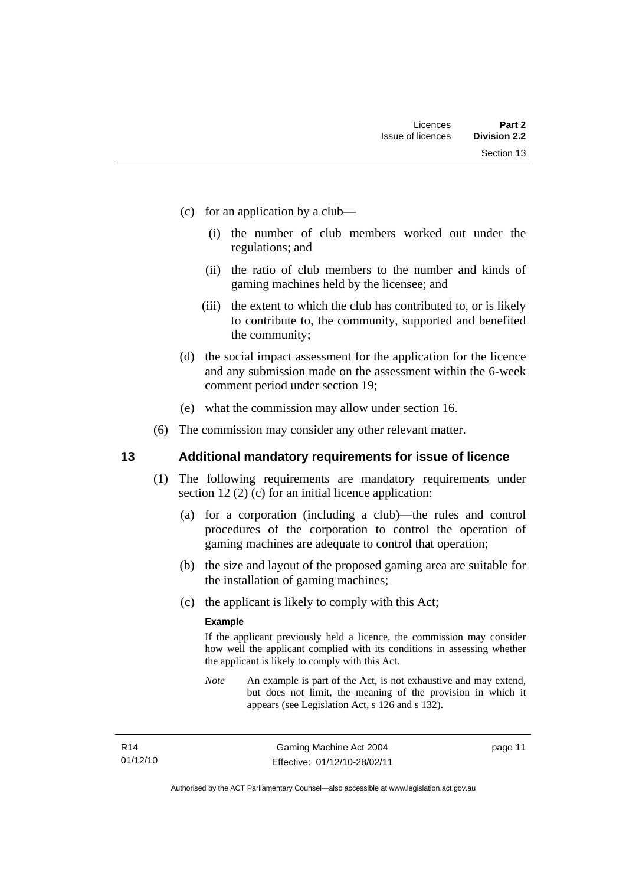(c) for an application by a club—

   (i) the number of club members worked out under the regulations; and

   (ii) the ratio of club members to the number and kinds of gaming machines held by the licensee; and

   (iii) the extent to which the club has contributed to, or is likely to contribute to, the community, supported and benefited the community;

(d) the social impact assessment for the application for the licence and any submission made on the assessment within the 6-week comment period under section 19;

(e) what the commission may allow under section 16.

(6) The commission may consider any other relevant matter.

## 13 Additional mandatory requirements for issue of licence

(1) The following requirements are mandatory requirements under section 12 (2) (c) for an initial licence application:

(a) for a corporation (including a club)—the rules and control procedures of the corporation to control the operation of gaming machines are adequate to control that operation;

(b) the size and layout of the proposed gaming area are suitable for the installation of gaming machines;

(c) the applicant is likely to comply with this Act;

**Example**

If the applicant previously held a licence, the commission may consider how well the applicant complied with its conditions in assessing whether the applicant is likely to comply with this Act.

*Note* An example is part of the Act, is not exhaustive and may extend, but does not limit, the meaning of the provision in which it appears (see Legislation Act, s 126 and s 132).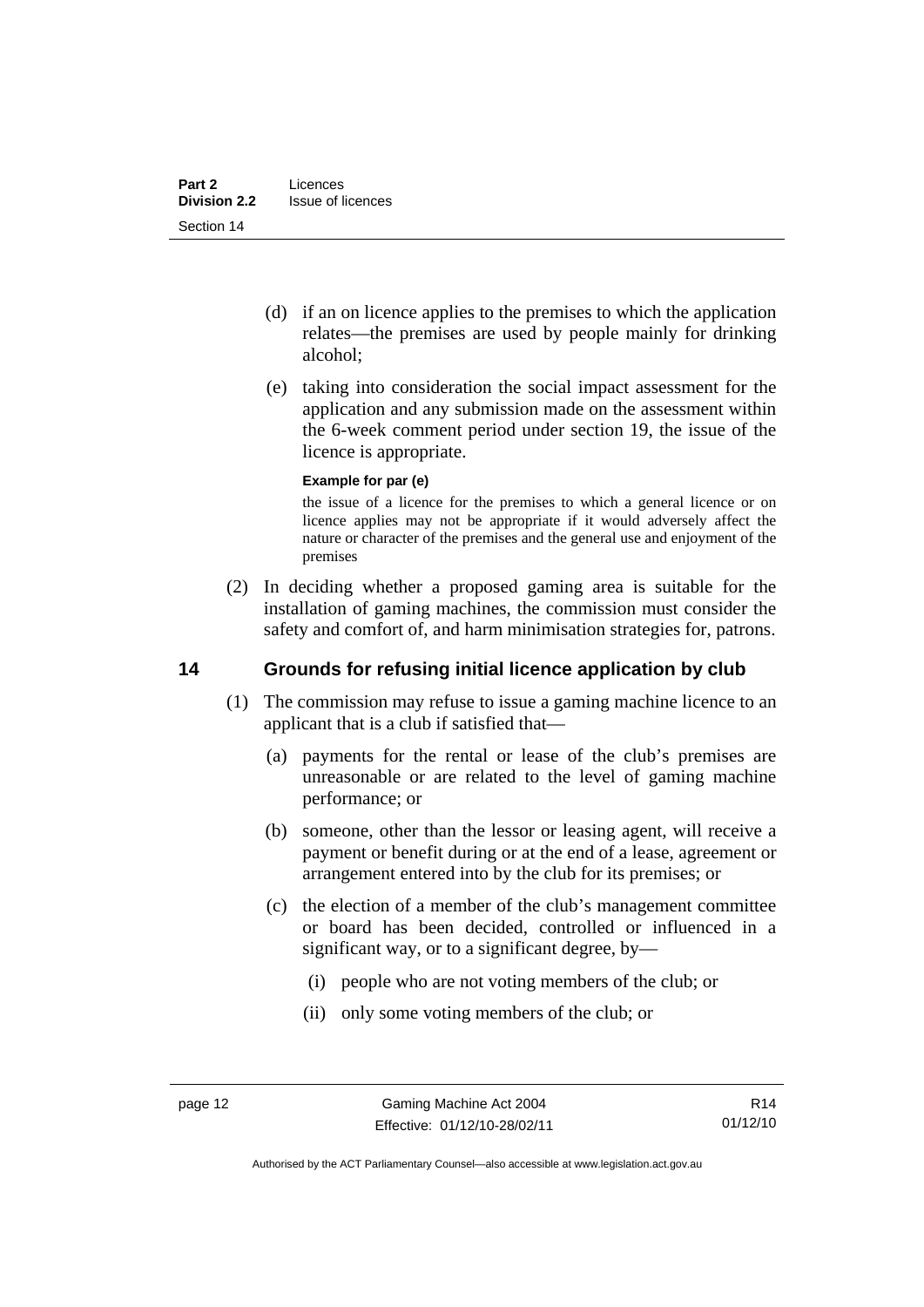(d) if an on licence applies to the premises to which the application relates—the premises are used by people mainly for drinking alcohol;

(e) taking into consideration the social impact assessment for the application and any submission made on the assessment within the 6-week comment period under section 19, the issue of the licence is appropriate.

**Example for par (e)**

the issue of a licence for the premises to which a general licence or on licence applies may not be appropriate if it would adversely affect the nature or character of the premises and the general use and enjoyment of the premises

(2) In deciding whether a proposed gaming area is suitable for the installation of gaming machines, the commission must consider the safety and comfort of, and harm minimisation strategies for, patrons.

## 14 Grounds for refusing initial licence application by club

(1) The commission may refuse to issue a gaming machine licence to an applicant that is a club if satisfied that—

(a) payments for the rental or lease of the club's premises are unreasonable or are related to the level of gaming machine performance; or

(b) someone, other than the lessor or leasing agent, will receive a payment or benefit during or at the end of a lease, agreement or arrangement entered into by the club for its premises; or

(c) the election of a member of the club's management committee or board has been decided, controlled or influenced in a significant way, or to a significant degree, by—

(i) people who are not voting members of the club; or

(ii) only some voting members of the club; or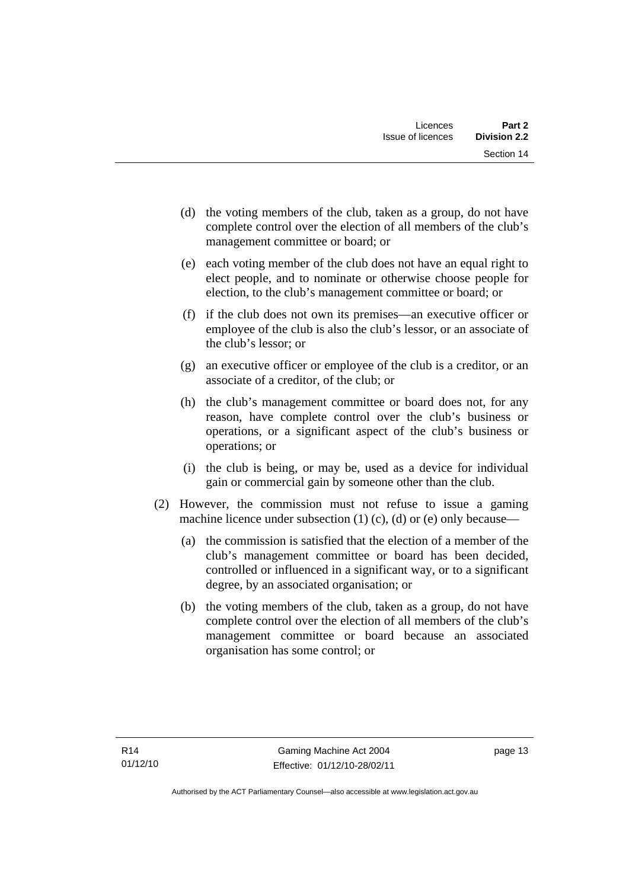(d) the voting members of the club, taken as a group, do not have complete control over the election of all members of the club's management committee or board; or

(e) each voting member of the club does not have an equal right to elect people, and to nominate or otherwise choose people for election, to the club's management committee or board; or

(f) if the club does not own its premises—an executive officer or employee of the club is also the club's lessor, or an associate of the club's lessor; or

(g) an executive officer or employee of the club is a creditor, or an associate of a creditor, of the club; or

(h) the club's management committee or board does not, for any reason, have complete control over the club's business or operations, or a significant aspect of the club's business or operations; or

(i) the club is being, or may be, used as a device for individual gain or commercial gain by someone other than the club.

(2) However, the commission must not refuse to issue a gaming machine licence under subsection (1) (c), (d) or (e) only because—

(a) the commission is satisfied that the election of a member of the club's management committee or board has been decided, controlled or influenced in a significant way, or to a significant degree, by an associated organisation; or

(b) the voting members of the club, taken as a group, do not have complete control over the election of all members of the club's management committee or board because an associated organisation has some control; or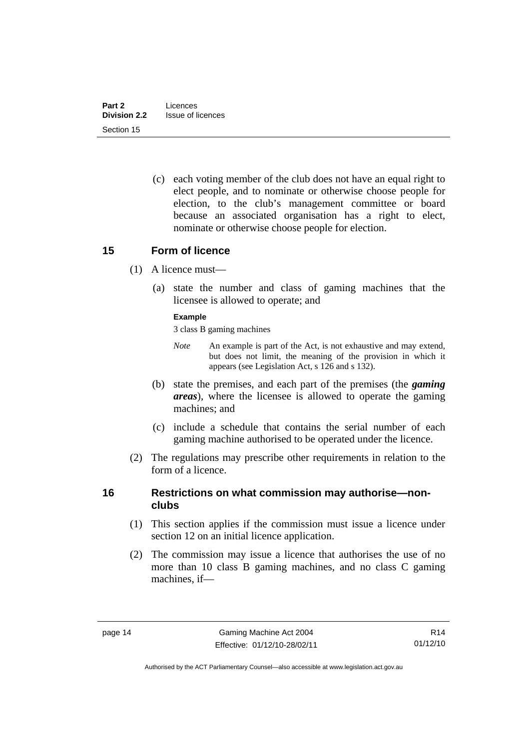(c) each voting member of the club does not have an equal right to elect people, and to nominate or otherwise choose people for election, to the club's management committee or board because an associated organisation has a right to elect, nominate or otherwise choose people for election.

## 15 Form of licence

(1) A licence must—

(a) state the number and class of gaming machines that the licensee is allowed to operate; and

**Example**

3 class B gaming machines

*Note* An example is part of the Act, is not exhaustive and may extend, but does not limit, the meaning of the provision in which it appears (see Legislation Act, s 126 and s 132).

(b) state the premises, and each part of the premises (the ***gaming areas***), where the licensee is allowed to operate the gaming machines; and

(c) include a schedule that contains the serial number of each gaming machine authorised to be operated under the licence.

(2) The regulations may prescribe other requirements in relation to the form of a licence.

## 16 Restrictions on what commission may authorise—non-clubs

(1) This section applies if the commission must issue a licence under section 12 on an initial licence application.

(2) The commission may issue a licence that authorises the use of no more than 10 class B gaming machines, and no class C gaming machines, if—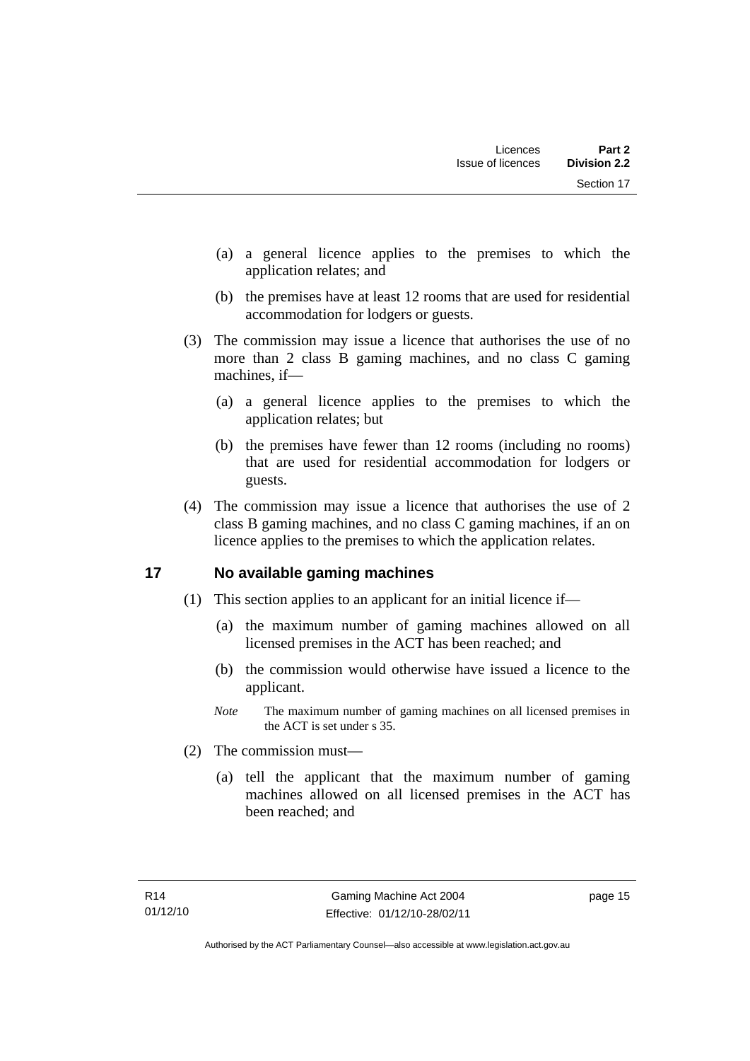(a) a general licence applies to the premises to which the application relates; and

(b) the premises have at least 12 rooms that are used for residential accommodation for lodgers or guests.

(3) The commission may issue a licence that authorises the use of no more than 2 class B gaming machines, and no class C gaming machines, if—

(a) a general licence applies to the premises to which the application relates; but

(b) the premises have fewer than 12 rooms (including no rooms) that are used for residential accommodation for lodgers or guests.

(4) The commission may issue a licence that authorises the use of 2 class B gaming machines, and no class C gaming machines, if an on licence applies to the premises to which the application relates.

## 17 No available gaming machines

(1) This section applies to an applicant for an initial licence if—

(a) the maximum number of gaming machines allowed on all licensed premises in the ACT has been reached; and

(b) the commission would otherwise have issued a licence to the applicant.

*Note* The maximum number of gaming machines on all licensed premises in the ACT is set under s 35.

(2) The commission must—

(a) tell the applicant that the maximum number of gaming machines allowed on all licensed premises in the ACT has been reached; and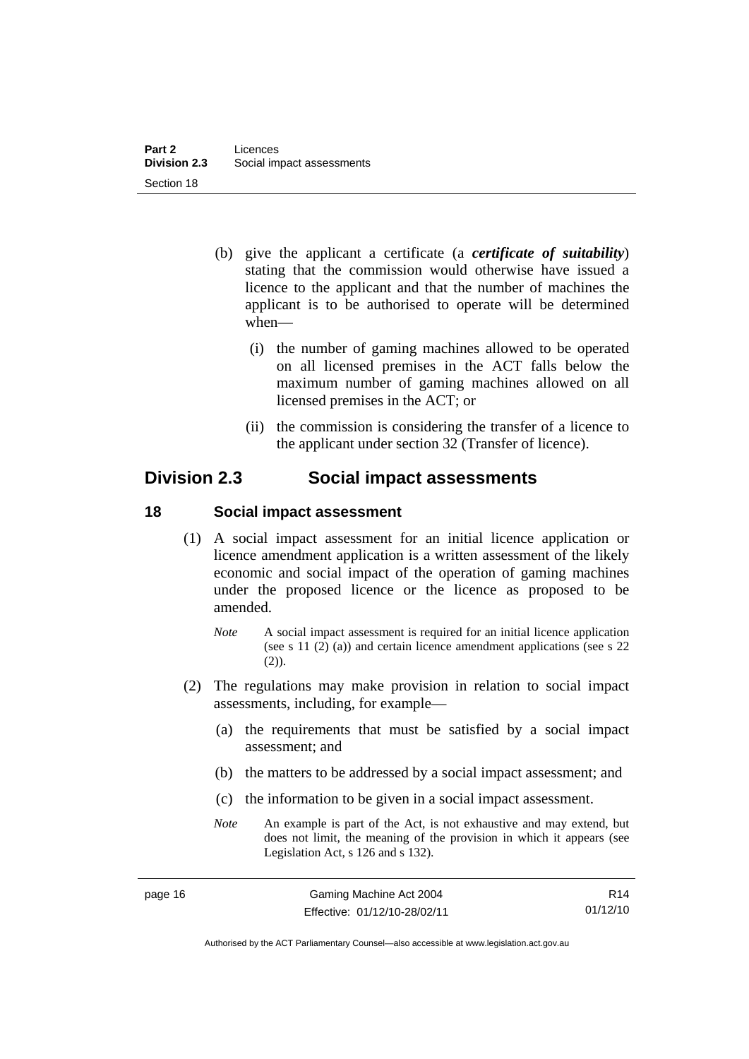(b) give the applicant a certificate (a ***certificate of suitability***) stating that the commission would otherwise have issued a licence to the applicant and that the number of machines the applicant is to be authorised to operate will be determined when—

(i) the number of gaming machines allowed to be operated on all licensed premises in the ACT falls below the maximum number of gaming machines allowed on all licensed premises in the ACT; or

(ii) the commission is considering the transfer of a licence to the applicant under section 32 (Transfer of licence).

## Division 2.3 Social impact assessments

### 18 Social impact assessment

(1) A social impact assessment for an initial licence application or licence amendment application is a written assessment of the likely economic and social impact of the operation of gaming machines under the proposed licence or the licence as proposed to be amended.

*Note* A social impact assessment is required for an initial licence application (see s 11 (2) (a)) and certain licence amendment applications (see s 22 (2)).

(2) The regulations may make provision in relation to social impact assessments, including, for example—

(a) the requirements that must be satisfied by a social impact assessment; and

(b) the matters to be addressed by a social impact assessment; and

(c) the information to be given in a social impact assessment.

*Note* An example is part of the Act, is not exhaustive and may extend, but does not limit, the meaning of the provision in which it appears (see Legislation Act, s 126 and s 132).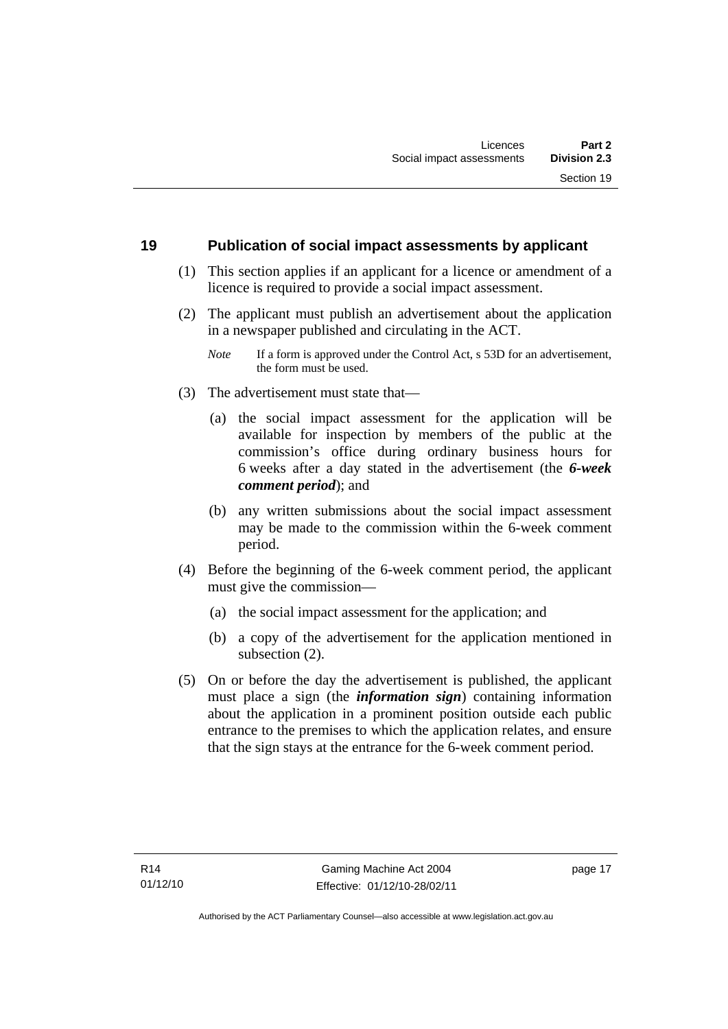## 19 Publication of social impact assessments by applicant

(1) This section applies if an applicant for a licence or amendment of a licence is required to provide a social impact assessment.

(2) The applicant must publish an advertisement about the application in a newspaper published and circulating in the ACT.

*Note* If a form is approved under the Control Act, s 53D for an advertisement, the form must be used.

(3) The advertisement must state that—

(a) the social impact assessment for the application will be available for inspection by members of the public at the commission's office during ordinary business hours for 6 weeks after a day stated in the advertisement (the ***6-week comment period***); and

(b) any written submissions about the social impact assessment may be made to the commission within the 6-week comment period.

(4) Before the beginning of the 6-week comment period, the applicant must give the commission—

(a) the social impact assessment for the application; and

(b) a copy of the advertisement for the application mentioned in subsection (2).

(5) On or before the day the advertisement is published, the applicant must place a sign (the ***information sign***) containing information about the application in a prominent position outside each public entrance to the premises to which the application relates, and ensure that the sign stays at the entrance for the 6-week comment period.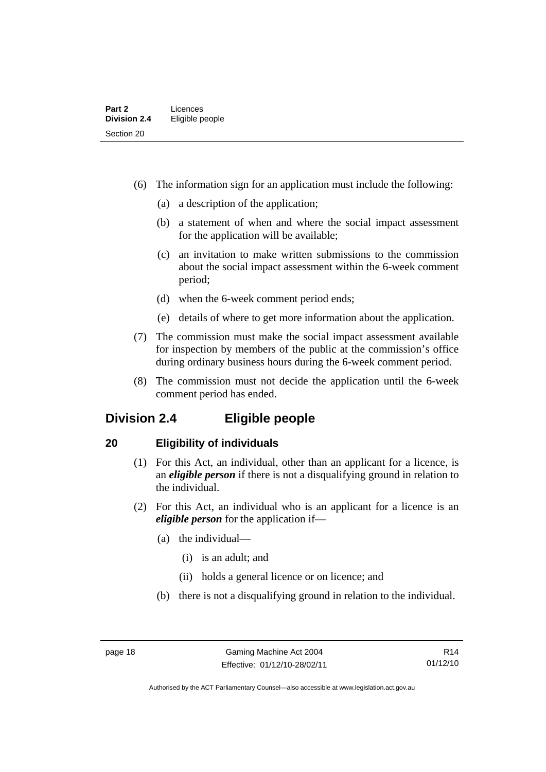(6) The information sign for an application must include the following:

(a) a description of the application;

(b) a statement of when and where the social impact assessment for the application will be available;

(c) an invitation to make written submissions to the commission about the social impact assessment within the 6-week comment period;

(d) when the 6-week comment period ends;

(e) details of where to get more information about the application.

(7) The commission must make the social impact assessment available for inspection by members of the public at the commission's office during ordinary business hours during the 6-week comment period.

(8) The commission must not decide the application until the 6-week comment period has ended.

## Division 2.4 Eligible people

### 20 Eligibility of individuals

(1) For this Act, an individual, other than an applicant for a licence, is an ***eligible person*** if there is not a disqualifying ground in relation to the individual.

(2) For this Act, an individual who is an applicant for a licence is an ***eligible person*** for the application if—

(a) the individual—

(i) is an adult; and

(ii) holds a general licence or on licence; and

(b) there is not a disqualifying ground in relation to the individual.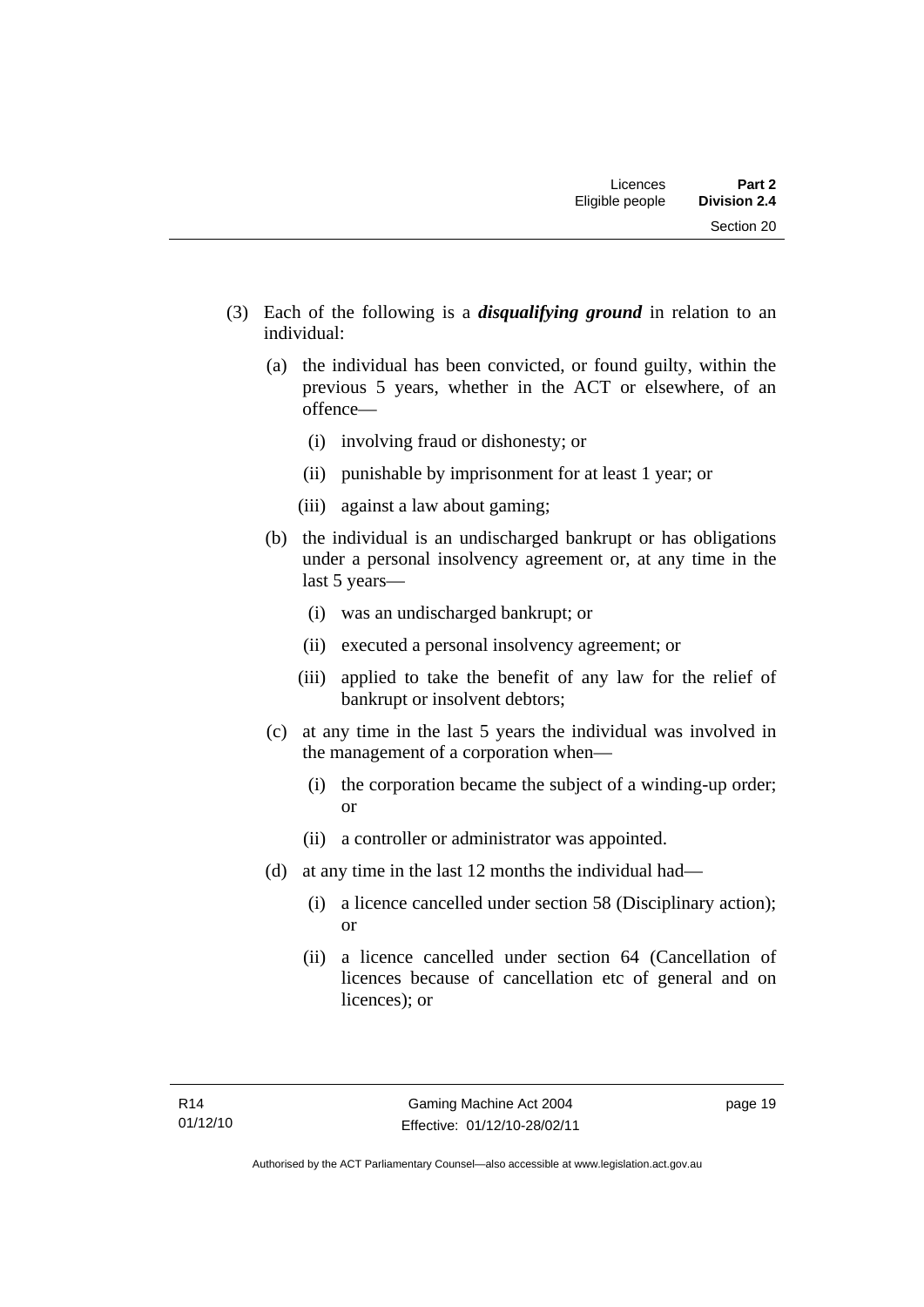(3) Each of the following is a ***disqualifying ground*** in relation to an individual:

  (a) the individual has been convicted, or found guilty, within the previous 5 years, whether in the ACT or elsewhere, of an offence—

    (i) involving fraud or dishonesty; or

    (ii) punishable by imprisonment for at least 1 year; or

    (iii) against a law about gaming;

  (b) the individual is an undischarged bankrupt or has obligations under a personal insolvency agreement or, at any time in the last 5 years—

    (i) was an undischarged bankrupt; or

    (ii) executed a personal insolvency agreement; or

    (iii) applied to take the benefit of any law for the relief of bankrupt or insolvent debtors;

  (c) at any time in the last 5 years the individual was involved in the management of a corporation when—

    (i) the corporation became the subject of a winding-up order; or

    (ii) a controller or administrator was appointed.

  (d) at any time in the last 12 months the individual had—

    (i) a licence cancelled under section 58 (Disciplinary action); or

    (ii) a licence cancelled under section 64 (Cancellation of licences because of cancellation etc of general and on licences); or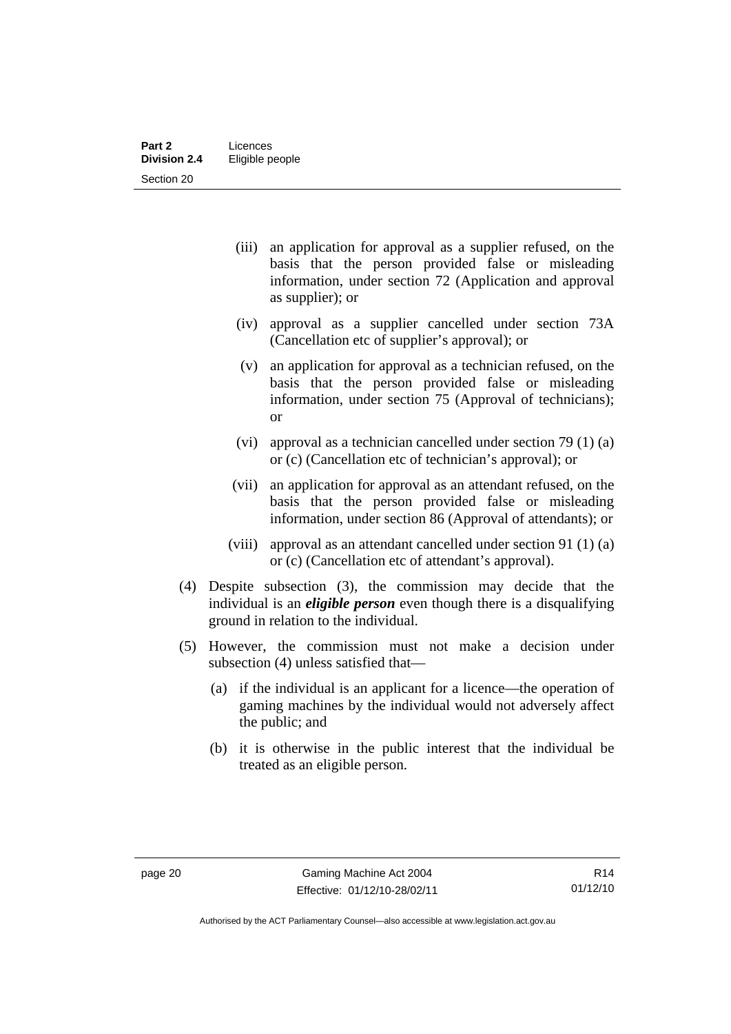(iii) an application for approval as a supplier refused, on the basis that the person provided false or misleading information, under section 72 (Application and approval as supplier); or

(iv) approval as a supplier cancelled under section 73A (Cancellation etc of supplier's approval); or

(v) an application for approval as a technician refused, on the basis that the person provided false or misleading information, under section 75 (Approval of technicians); or

(vi) approval as a technician cancelled under section 79 (1) (a) or (c) (Cancellation etc of technician's approval); or

(vii) an application for approval as an attendant refused, on the basis that the person provided false or misleading information, under section 86 (Approval of attendants); or

(viii) approval as an attendant cancelled under section 91 (1) (a) or (c) (Cancellation etc of attendant's approval).

(4) Despite subsection (3), the commission may decide that the individual is an ***eligible person*** even though there is a disqualifying ground in relation to the individual.

(5) However, the commission must not make a decision under subsection (4) unless satisfied that—

(a) if the individual is an applicant for a licence—the operation of gaming machines by the individual would not adversely affect the public; and

(b) it is otherwise in the public interest that the individual be treated as an eligible person.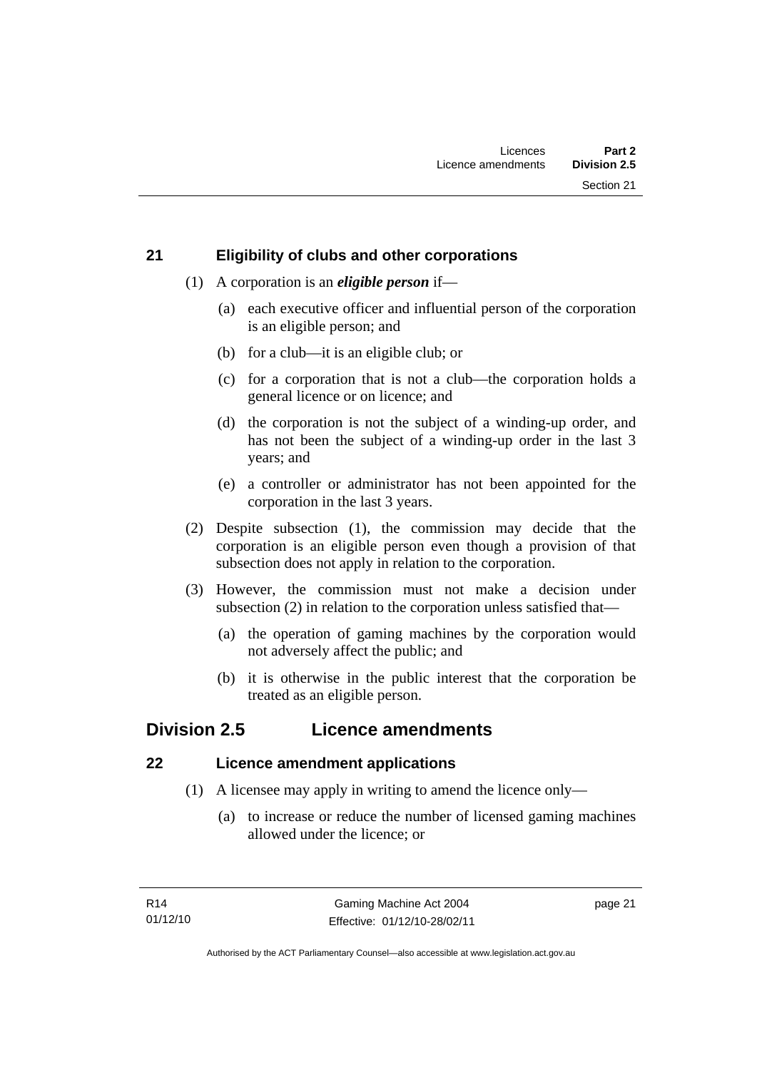## 21 Eligibility of clubs and other corporations

(1) A corporation is an ***eligible person*** if—

(a) each executive officer and influential person of the corporation is an eligible person; and

(b) for a club—it is an eligible club; or

(c) for a corporation that is not a club—the corporation holds a general licence or on licence; and

(d) the corporation is not the subject of a winding-up order, and has not been the subject of a winding-up order in the last 3 years; and

(e) a controller or administrator has not been appointed for the corporation in the last 3 years.

(2) Despite subsection (1), the commission may decide that the corporation is an eligible person even though a provision of that subsection does not apply in relation to the corporation.

(3) However, the commission must not make a decision under subsection (2) in relation to the corporation unless satisfied that—

(a) the operation of gaming machines by the corporation would not adversely affect the public; and

(b) it is otherwise in the public interest that the corporation be treated as an eligible person.

# Division 2.5 Licence amendments

## 22 Licence amendment applications

(1) A licensee may apply in writing to amend the licence only—

(a) to increase or reduce the number of licensed gaming machines allowed under the licence; or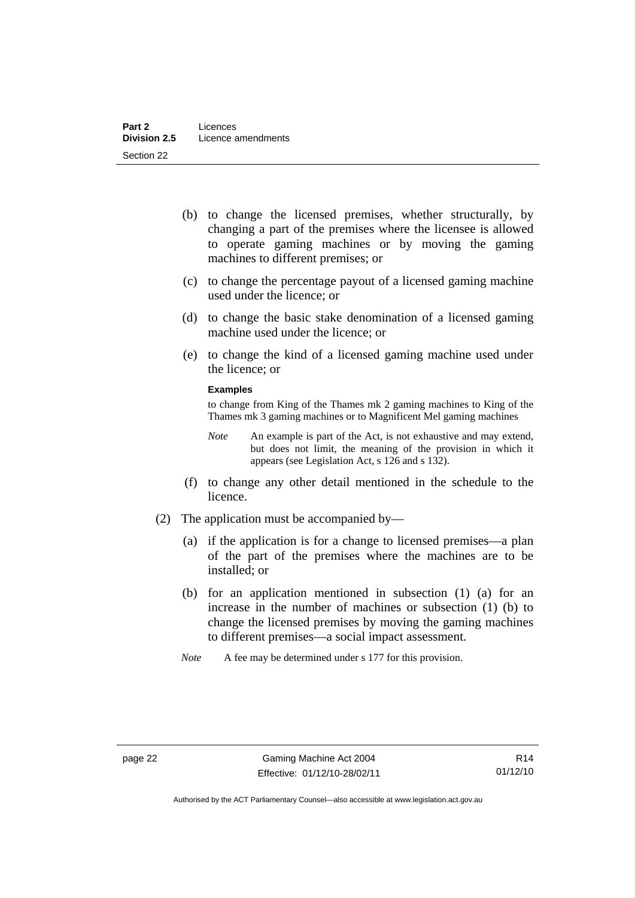(b) to change the licensed premises, whether structurally, by changing a part of the premises where the licensee is allowed to operate gaming machines or by moving the gaming machines to different premises; or

(c) to change the percentage payout of a licensed gaming machine used under the licence; or

(d) to change the basic stake denomination of a licensed gaming machine used under the licence; or

(e) to change the kind of a licensed gaming machine used under the licence; or

**Examples**

to change from King of the Thames mk 2 gaming machines to King of the Thames mk 3 gaming machines or to Magnificent Mel gaming machines

*Note* An example is part of the Act, is not exhaustive and may extend, but does not limit, the meaning of the provision in which it appears (see Legislation Act, s 126 and s 132).

(f) to change any other detail mentioned in the schedule to the licence.

(2) The application must be accompanied by—

(a) if the application is for a change to licensed premises—a plan of the part of the premises where the machines are to be installed; or

(b) for an application mentioned in subsection (1) (a) for an increase in the number of machines or subsection (1) (b) to change the licensed premises by moving the gaming machines to different premises—a social impact assessment.

*Note* A fee may be determined under s 177 for this provision.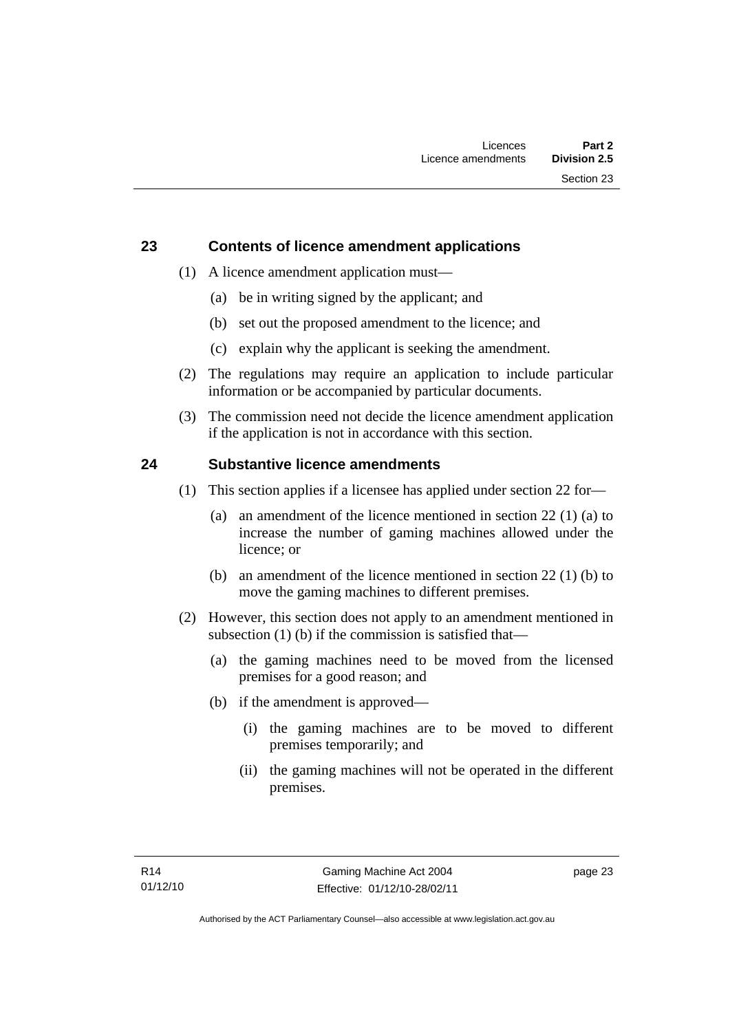## 23 Contents of licence amendment applications

(1) A licence amendment application must—

(a) be in writing signed by the applicant; and

(b) set out the proposed amendment to the licence; and

(c) explain why the applicant is seeking the amendment.

(2) The regulations may require an application to include particular information or be accompanied by particular documents.

(3) The commission need not decide the licence amendment application if the application is not in accordance with this section.

## 24 Substantive licence amendments

(1) This section applies if a licensee has applied under section 22 for—

(a) an amendment of the licence mentioned in section 22 (1) (a) to increase the number of gaming machines allowed under the licence; or

(b) an amendment of the licence mentioned in section 22 (1) (b) to move the gaming machines to different premises.

(2) However, this section does not apply to an amendment mentioned in subsection (1) (b) if the commission is satisfied that—

(a) the gaming machines need to be moved from the licensed premises for a good reason; and

(b) if the amendment is approved—

(i) the gaming machines are to be moved to different premises temporarily; and

(ii) the gaming machines will not be operated in the different premises.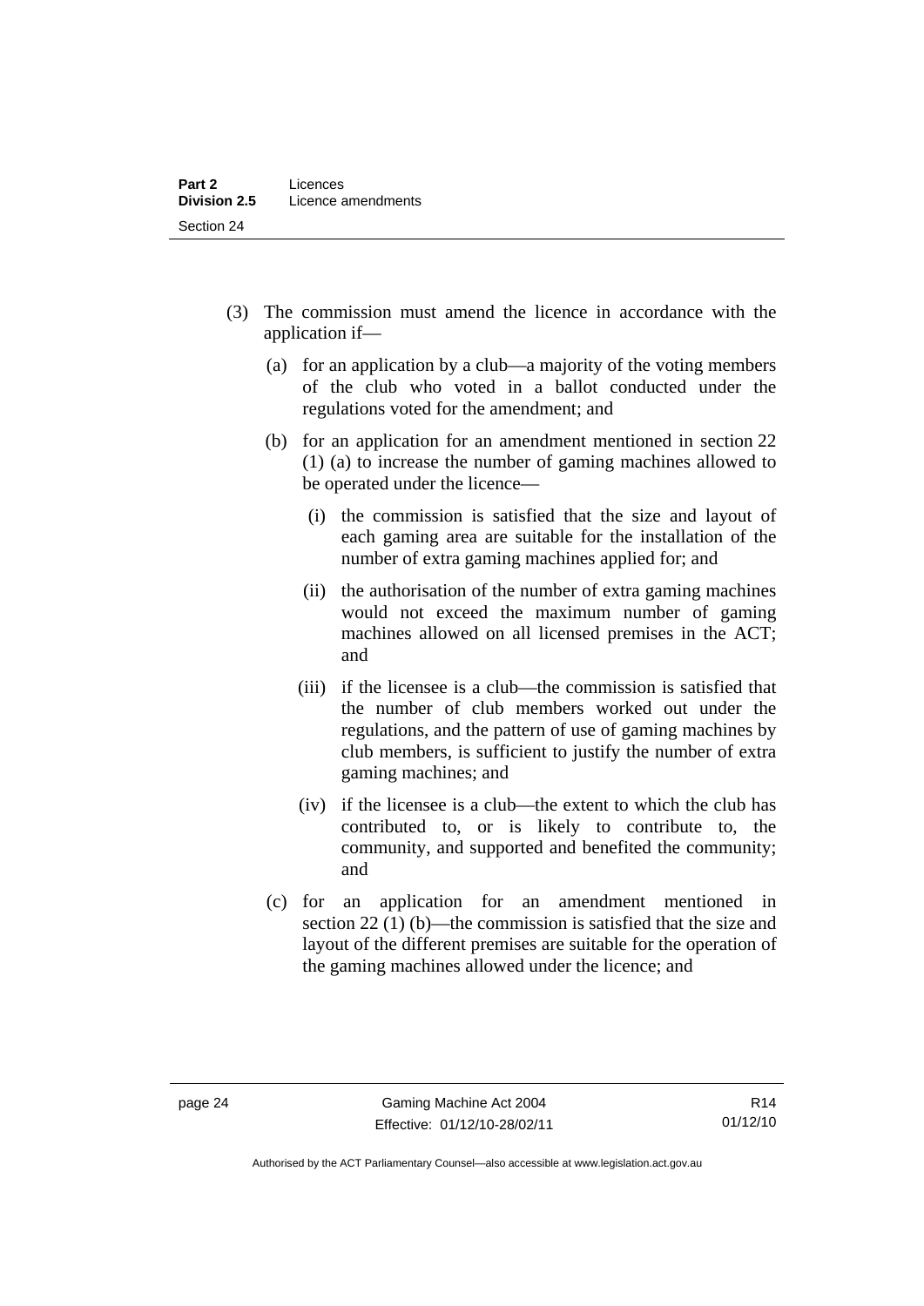(3) The commission must amend the licence in accordance with the application if—

(a) for an application by a club—a majority of the voting members of the club who voted in a ballot conducted under the regulations voted for the amendment; and

(b) for an application for an amendment mentioned in section 22 (1) (a) to increase the number of gaming machines allowed to be operated under the licence—

(i) the commission is satisfied that the size and layout of each gaming area are suitable for the installation of the number of extra gaming machines applied for; and

(ii) the authorisation of the number of extra gaming machines would not exceed the maximum number of gaming machines allowed on all licensed premises in the ACT; and

(iii) if the licensee is a club—the commission is satisfied that the number of club members worked out under the regulations, and the pattern of use of gaming machines by club members, is sufficient to justify the number of extra gaming machines; and

(iv) if the licensee is a club—the extent to which the club has contributed to, or is likely to contribute to, the community, and supported and benefited the community; and

(c) for an application for an amendment mentioned in section 22 (1) (b)—the commission is satisfied that the size and layout of the different premises are suitable for the operation of the gaming machines allowed under the licence; and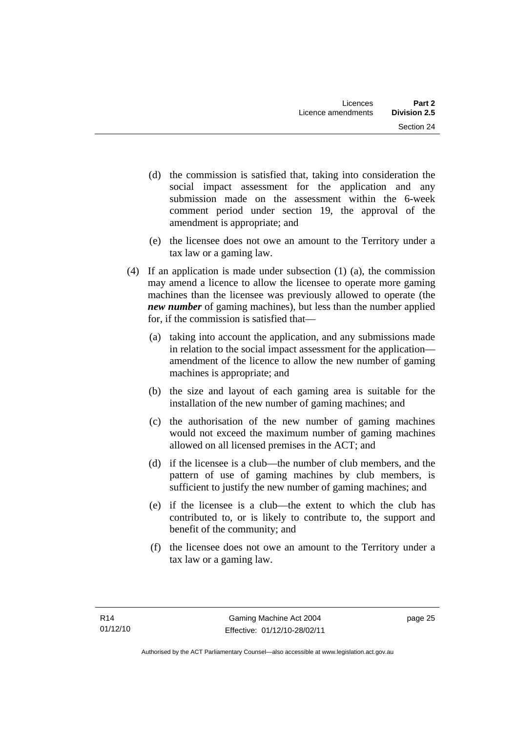(d) the commission is satisfied that, taking into consideration the social impact assessment for the application and any submission made on the assessment within the 6-week comment period under section 19, the approval of the amendment is appropriate; and

(e) the licensee does not owe an amount to the Territory under a tax law or a gaming law.

(4) If an application is made under subsection (1) (a), the commission may amend a licence to allow the licensee to operate more gaming machines than the licensee was previously allowed to operate (the ***new number*** of gaming machines), but less than the number applied for, if the commission is satisfied that—

(a) taking into account the application, and any submissions made in relation to the social impact assessment for the application—amendment of the licence to allow the new number of gaming machines is appropriate; and

(b) the size and layout of each gaming area is suitable for the installation of the new number of gaming machines; and

(c) the authorisation of the new number of gaming machines would not exceed the maximum number of gaming machines allowed on all licensed premises in the ACT; and

(d) if the licensee is a club—the number of club members, and the pattern of use of gaming machines by club members, is sufficient to justify the new number of gaming machines; and

(e) if the licensee is a club—the extent to which the club has contributed to, or is likely to contribute to, the support and benefit of the community; and

(f) the licensee does not owe an amount to the Territory under a tax law or a gaming law.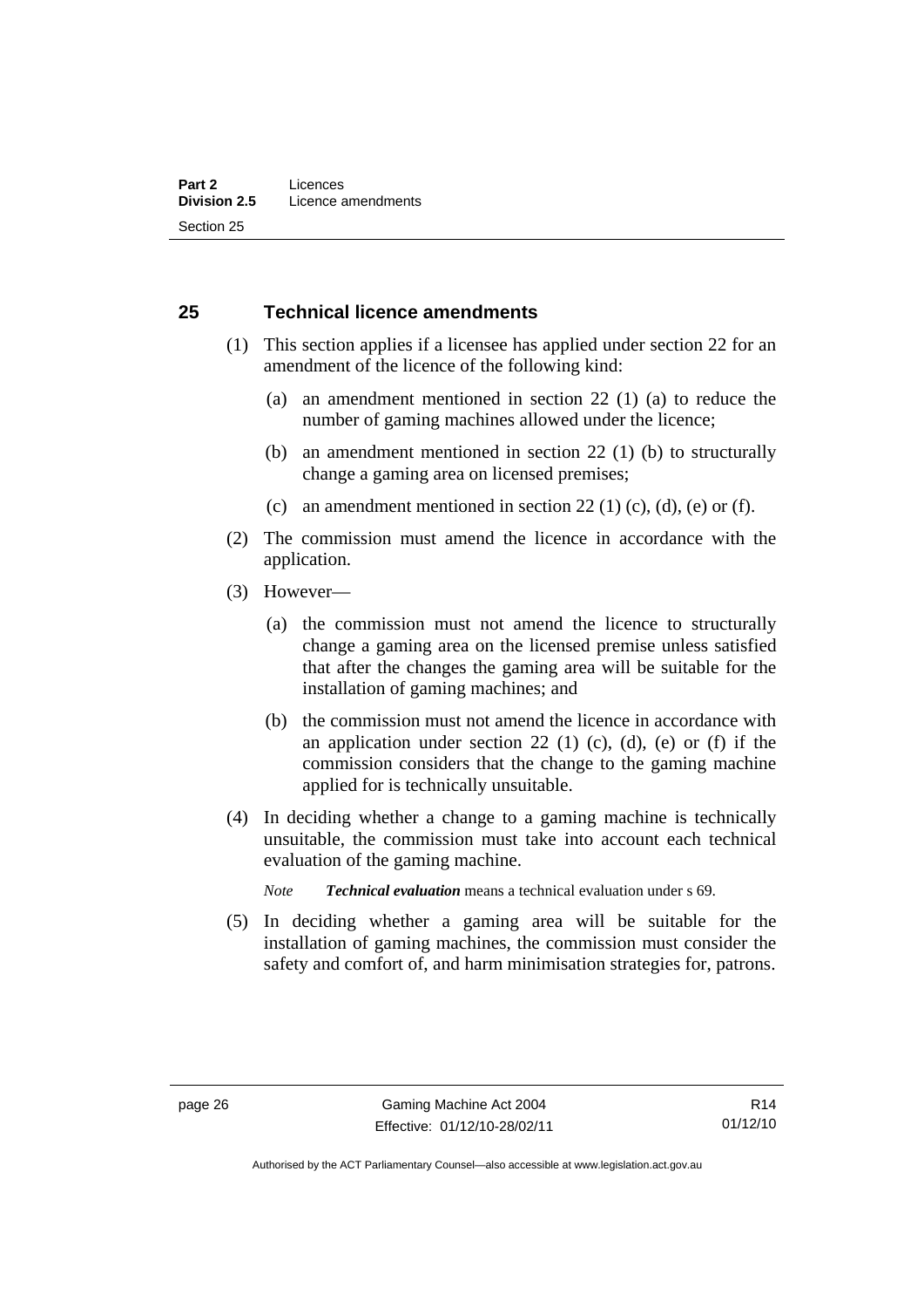## 25 Technical licence amendments

(1) This section applies if a licensee has applied under section 22 for an amendment of the licence of the following kind:

(a) an amendment mentioned in section 22 (1) (a) to reduce the number of gaming machines allowed under the licence;

(b) an amendment mentioned in section 22 (1) (b) to structurally change a gaming area on licensed premises;

(c) an amendment mentioned in section 22 (1) (c), (d), (e) or (f).

(2) The commission must amend the licence in accordance with the application.

(3) However—

(a) the commission must not amend the licence to structurally change a gaming area on the licensed premise unless satisfied that after the changes the gaming area will be suitable for the installation of gaming machines; and

(b) the commission must not amend the licence in accordance with an application under section 22 (1) (c), (d), (e) or (f) if the commission considers that the change to the gaming machine applied for is technically unsuitable.

(4) In deciding whether a change to a gaming machine is technically unsuitable, the commission must take into account each technical evaluation of the gaming machine.

*Note* ***Technical evaluation*** means a technical evaluation under s 69.

(5) In deciding whether a gaming area will be suitable for the installation of gaming machines, the commission must consider the safety and comfort of, and harm minimisation strategies for, patrons.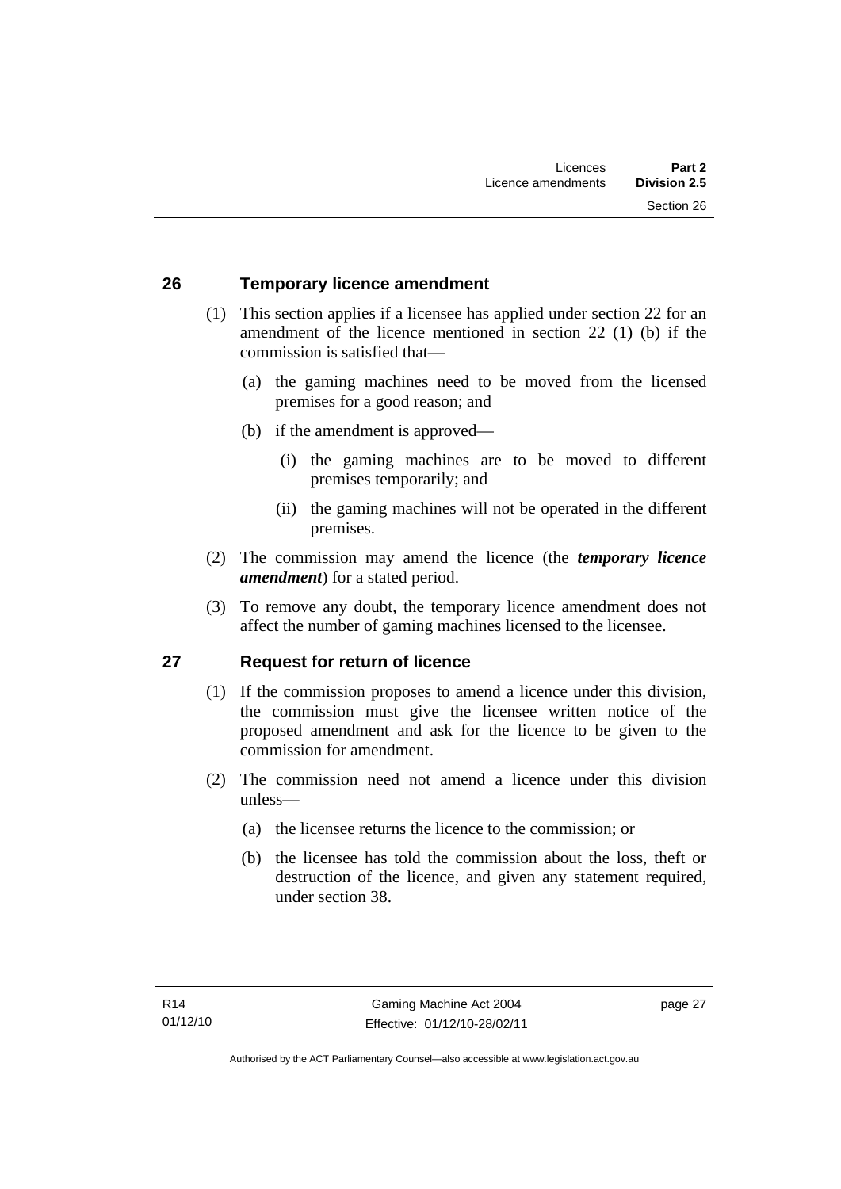## 26 Temporary licence amendment

(1) This section applies if a licensee has applied under section 22 for an amendment of the licence mentioned in section 22 (1) (b) if the commission is satisfied that—

  (a) the gaming machines need to be moved from the licensed premises for a good reason; and

  (b) if the amendment is approved—

    (i) the gaming machines are to be moved to different premises temporarily; and

    (ii) the gaming machines will not be operated in the different premises.

(2) The commission may amend the licence (the ***temporary licence amendment***) for a stated period.

(3) To remove any doubt, the temporary licence amendment does not affect the number of gaming machines licensed to the licensee.

## 27 Request for return of licence

(1) If the commission proposes to amend a licence under this division, the commission must give the licensee written notice of the proposed amendment and ask for the licence to be given to the commission for amendment.

(2) The commission need not amend a licence under this division unless—

  (a) the licensee returns the licence to the commission; or

  (b) the licensee has told the commission about the loss, theft or destruction of the licence, and given any statement required, under section 38.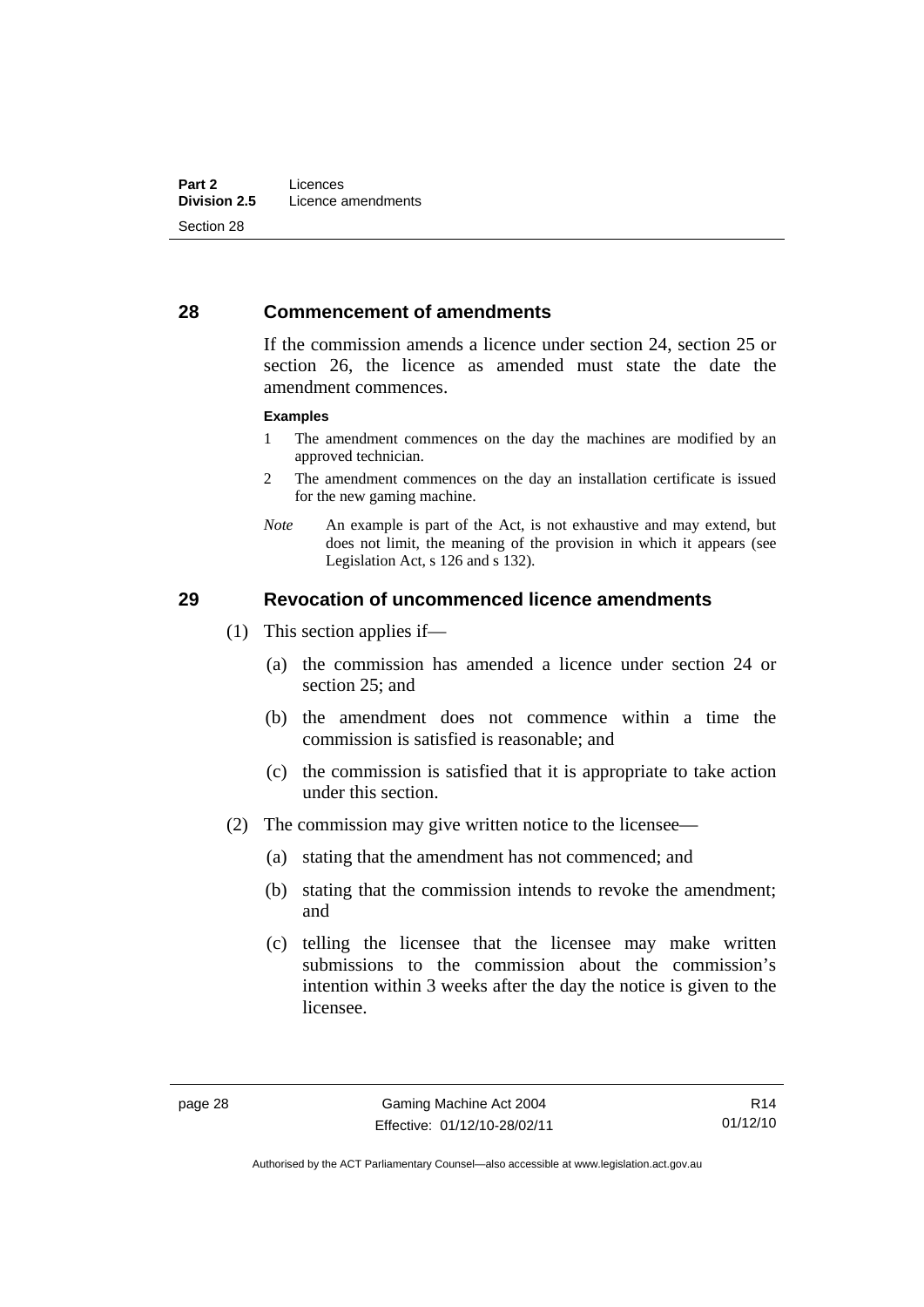## 28 Commencement of amendments

If the commission amends a licence under section 24, section 25 or section 26, the licence as amended must state the date the amendment commences.

**Examples**

1 The amendment commences on the day the machines are modified by an approved technician.

2 The amendment commences on the day an installation certificate is issued for the new gaming machine.

*Note* An example is part of the Act, is not exhaustive and may extend, but does not limit, the meaning of the provision in which it appears (see Legislation Act, s 126 and s 132).

## 29 Revocation of uncommenced licence amendments

(1) This section applies if—

(a) the commission has amended a licence under section 24 or section 25; and

(b) the amendment does not commence within a time the commission is satisfied is reasonable; and

(c) the commission is satisfied that it is appropriate to take action under this section.

(2) The commission may give written notice to the licensee—

(a) stating that the amendment has not commenced; and

(b) stating that the commission intends to revoke the amendment; and

(c) telling the licensee that the licensee may make written submissions to the commission about the commission's intention within 3 weeks after the day the notice is given to the licensee.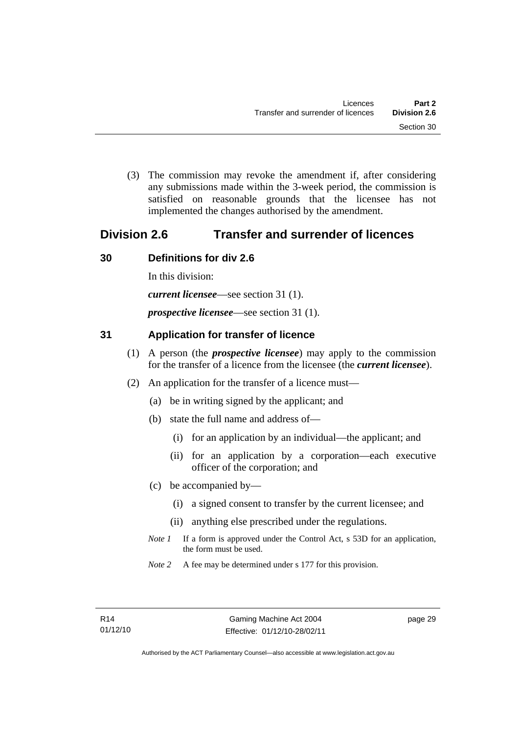(3) The commission may revoke the amendment if, after considering any submissions made within the 3-week period, the commission is satisfied on reasonable grounds that the licensee has not implemented the changes authorised by the amendment.

## Division 2.6 Transfer and surrender of licences

### 30 Definitions for div 2.6

In this division:

***current licensee***—see section 31 (1).

***prospective licensee***—see section 31 (1).

### 31 Application for transfer of licence

(1) A person (the ***prospective licensee***) may apply to the commission for the transfer of a licence from the licensee (the ***current licensee***).

(2) An application for the transfer of a licence must—

(a) be in writing signed by the applicant; and

(b) state the full name and address of—

(i) for an application by an individual—the applicant; and

(ii) for an application by a corporation—each executive officer of the corporation; and

(c) be accompanied by—

(i) a signed consent to transfer by the current licensee; and

(ii) anything else prescribed under the regulations.

*Note 1* If a form is approved under the Control Act, s 53D for an application, the form must be used.

*Note 2* A fee may be determined under s 177 for this provision.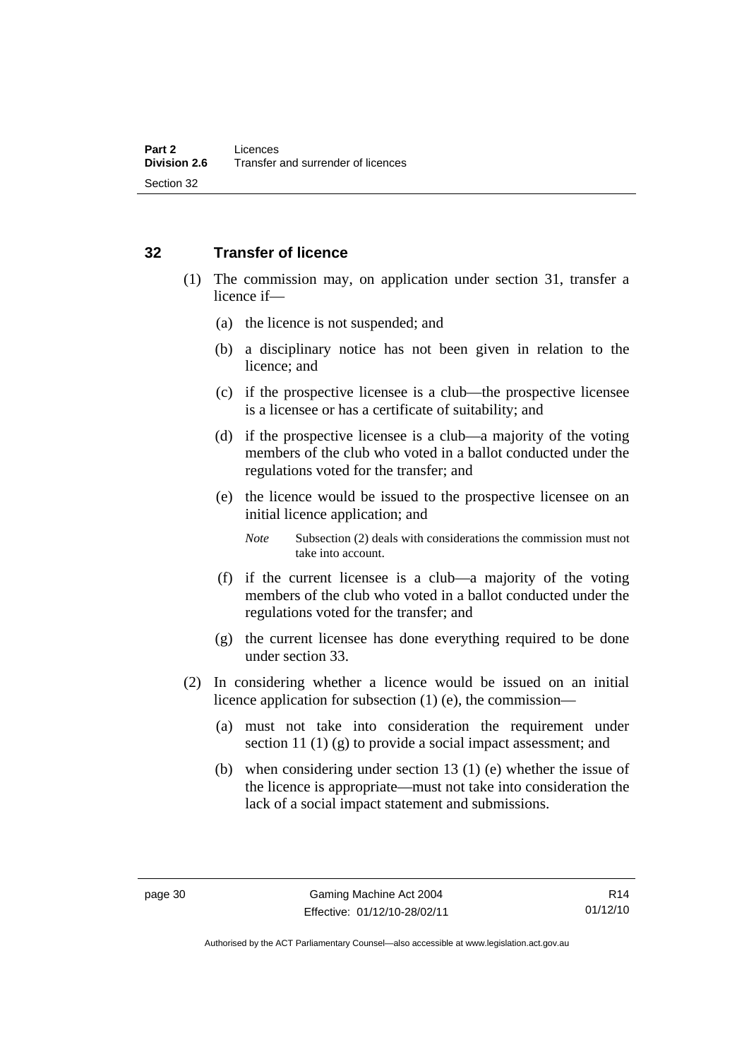## 32 Transfer of licence

(1) The commission may, on application under section 31, transfer a licence if—

(a) the licence is not suspended; and

(b) a disciplinary notice has not been given in relation to the licence; and

(c) if the prospective licensee is a club—the prospective licensee is a licensee or has a certificate of suitability; and

(d) if the prospective licensee is a club—a majority of the voting members of the club who voted in a ballot conducted under the regulations voted for the transfer; and

(e) the licence would be issued to the prospective licensee on an initial licence application; and

*Note* Subsection (2) deals with considerations the commission must not take into account.

(f) if the current licensee is a club—a majority of the voting members of the club who voted in a ballot conducted under the regulations voted for the transfer; and

(g) the current licensee has done everything required to be done under section 33.

(2) In considering whether a licence would be issued on an initial licence application for subsection (1) (e), the commission—

(a) must not take into consideration the requirement under section 11 (1) (g) to provide a social impact assessment; and

(b) when considering under section 13 (1) (e) whether the issue of the licence is appropriate—must not take into consideration the lack of a social impact statement and submissions.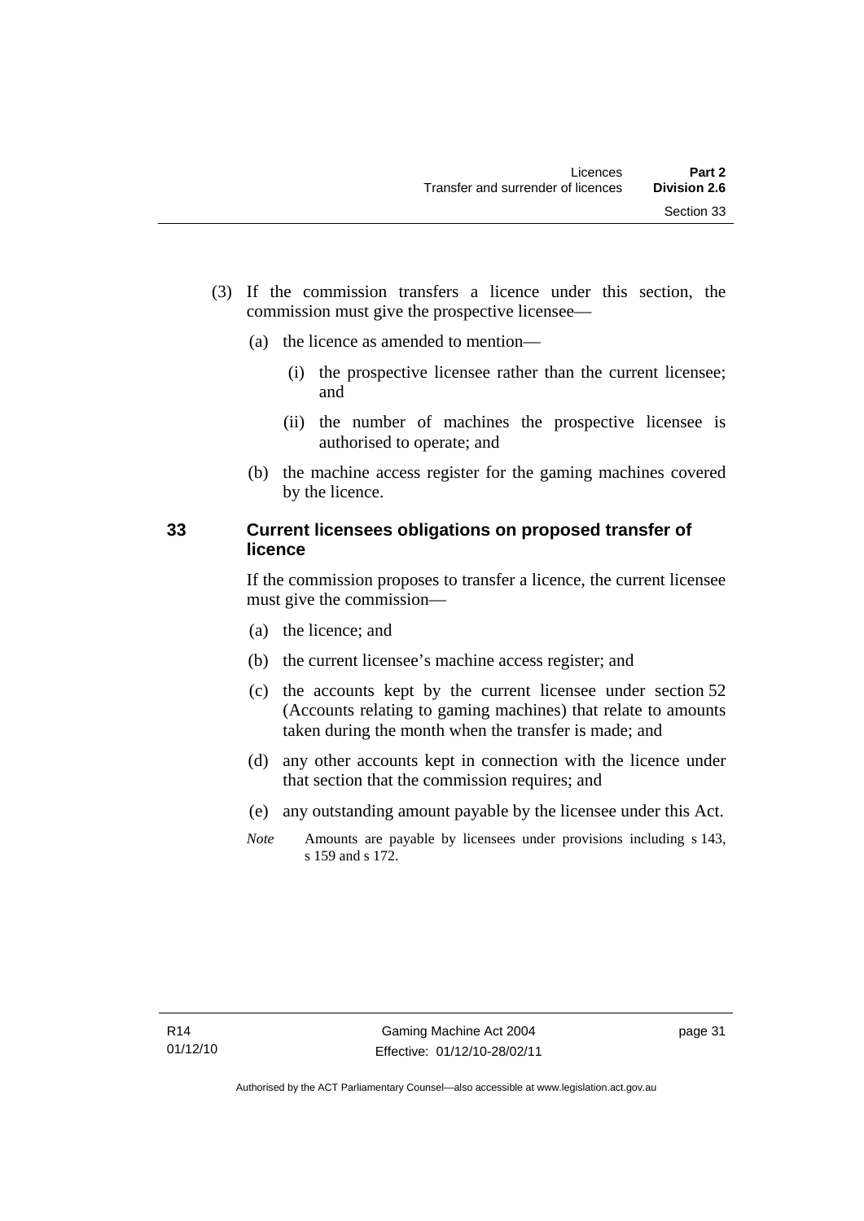(3) If the commission transfers a licence under this section, the commission must give the prospective licensee—

(a) the licence as amended to mention—

(i) the prospective licensee rather than the current licensee; and

(ii) the number of machines the prospective licensee is authorised to operate; and

(b) the machine access register for the gaming machines covered by the licence.

## 33 Current licensees obligations on proposed transfer of licence

If the commission proposes to transfer a licence, the current licensee must give the commission—

(a) the licence; and

(b) the current licensee's machine access register; and

(c) the accounts kept by the current licensee under section 52 (Accounts relating to gaming machines) that relate to amounts taken during the month when the transfer is made; and

(d) any other accounts kept in connection with the licence under that section that the commission requires; and

(e) any outstanding amount payable by the licensee under this Act.

*Note* Amounts are payable by licensees under provisions including s 143, s 159 and s 172.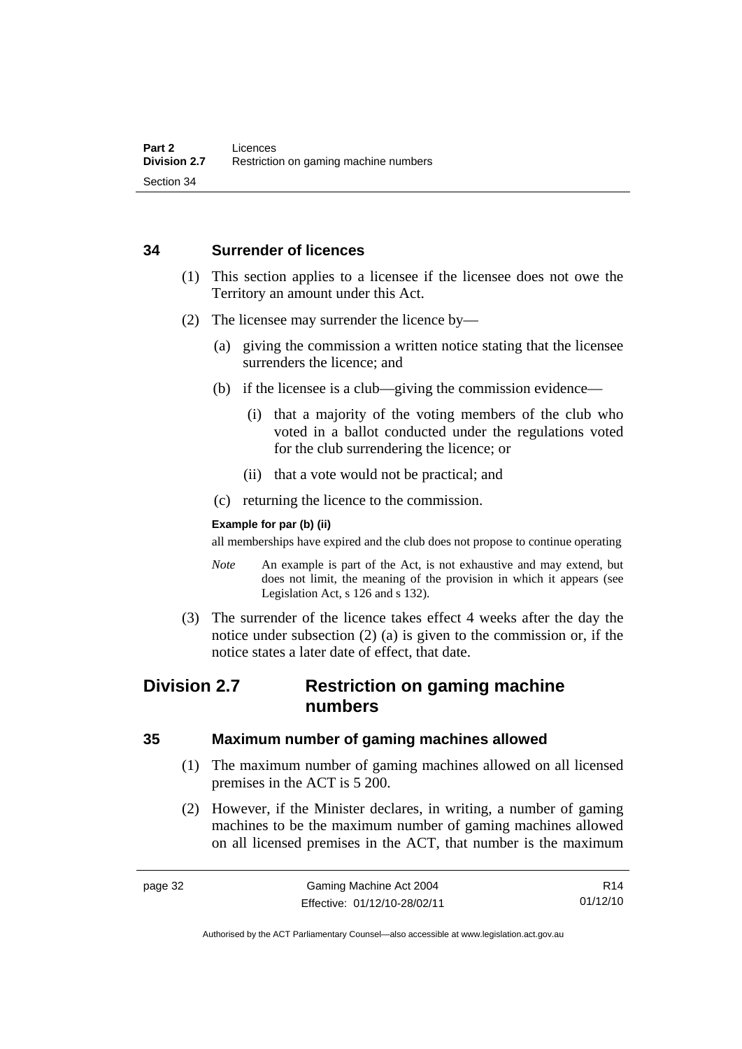## 34 Surrender of licences

(1) This section applies to a licensee if the licensee does not owe the Territory an amount under this Act.

(2) The licensee may surrender the licence by—

(a) giving the commission a written notice stating that the licensee surrenders the licence; and

(b) if the licensee is a club—giving the commission evidence—

(i) that a majority of the voting members of the club who voted in a ballot conducted under the regulations voted for the club surrendering the licence; or

(ii) that a vote would not be practical; and

(c) returning the licence to the commission.

**Example for par (b) (ii)**

all memberships have expired and the club does not propose to continue operating

*Note* An example is part of the Act, is not exhaustive and may extend, but does not limit, the meaning of the provision in which it appears (see Legislation Act, s 126 and s 132).

(3) The surrender of the licence takes effect 4 weeks after the day the notice under subsection (2) (a) is given to the commission or, if the notice states a later date of effect, that date.

# Division 2.7 Restriction on gaming machine numbers

## 35 Maximum number of gaming machines allowed

(1) The maximum number of gaming machines allowed on all licensed premises in the ACT is 5 200.

(2) However, if the Minister declares, in writing, a number of gaming machines to be the maximum number of gaming machines allowed on all licensed premises in the ACT, that number is the maximum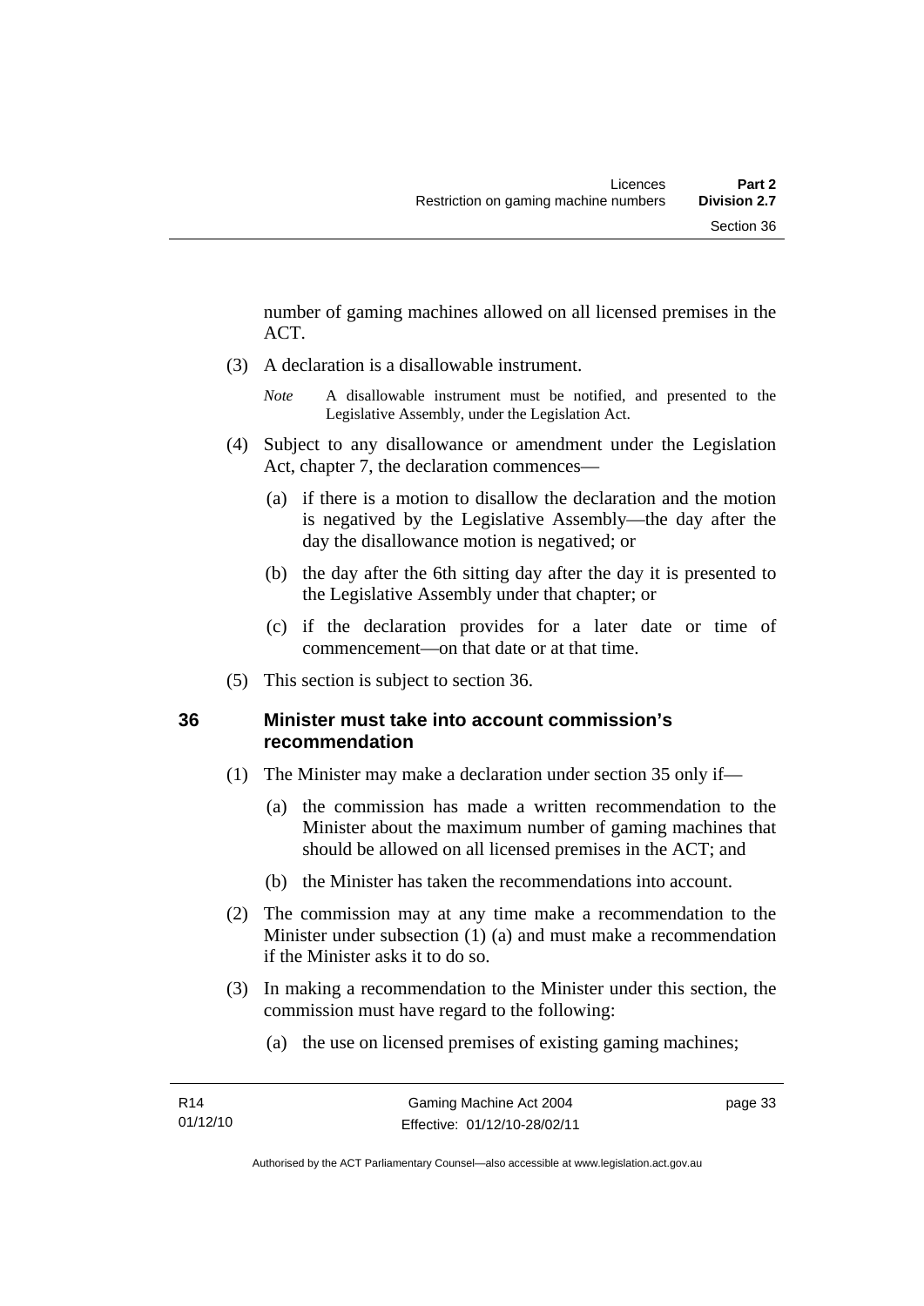number of gaming machines allowed on all licensed premises in the ACT.

(3) A declaration is a disallowable instrument.

*Note* A disallowable instrument must be notified, and presented to the Legislative Assembly, under the Legislation Act.

(4) Subject to any disallowance or amendment under the Legislation Act, chapter 7, the declaration commences—

(a) if there is a motion to disallow the declaration and the motion is negatived by the Legislative Assembly—the day after the day the disallowance motion is negatived; or

(b) the day after the 6th sitting day after the day it is presented to the Legislative Assembly under that chapter; or

(c) if the declaration provides for a later date or time of commencement—on that date or at that time.

(5) This section is subject to section 36.

## 36 Minister must take into account commission's recommendation

(1) The Minister may make a declaration under section 35 only if—

(a) the commission has made a written recommendation to the Minister about the maximum number of gaming machines that should be allowed on all licensed premises in the ACT; and

(b) the Minister has taken the recommendations into account.

(2) The commission may at any time make a recommendation to the Minister under subsection (1) (a) and must make a recommendation if the Minister asks it to do so.

(3) In making a recommendation to the Minister under this section, the commission must have regard to the following:

(a) the use on licensed premises of existing gaming machines;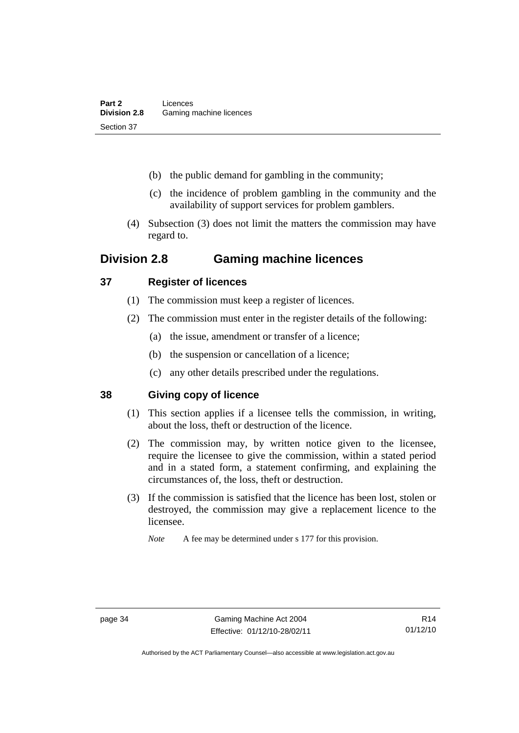(b) the public demand for gambling in the community;

(c) the incidence of problem gambling in the community and the availability of support services for problem gamblers.

(4) Subsection (3) does not limit the matters the commission may have regard to.

## Division 2.8 Gaming machine licences

### 37 Register of licences

(1) The commission must keep a register of licences.

(2) The commission must enter in the register details of the following:

(a) the issue, amendment or transfer of a licence;

(b) the suspension or cancellation of a licence;

(c) any other details prescribed under the regulations.

### 38 Giving copy of licence

(1) This section applies if a licensee tells the commission, in writing, about the loss, theft or destruction of the licence.

(2) The commission may, by written notice given to the licensee, require the licensee to give the commission, within a stated period and in a stated form, a statement confirming, and explaining the circumstances of, the loss, theft or destruction.

(3) If the commission is satisfied that the licence has been lost, stolen or destroyed, the commission may give a replacement licence to the licensee.

*Note* A fee may be determined under s 177 for this provision.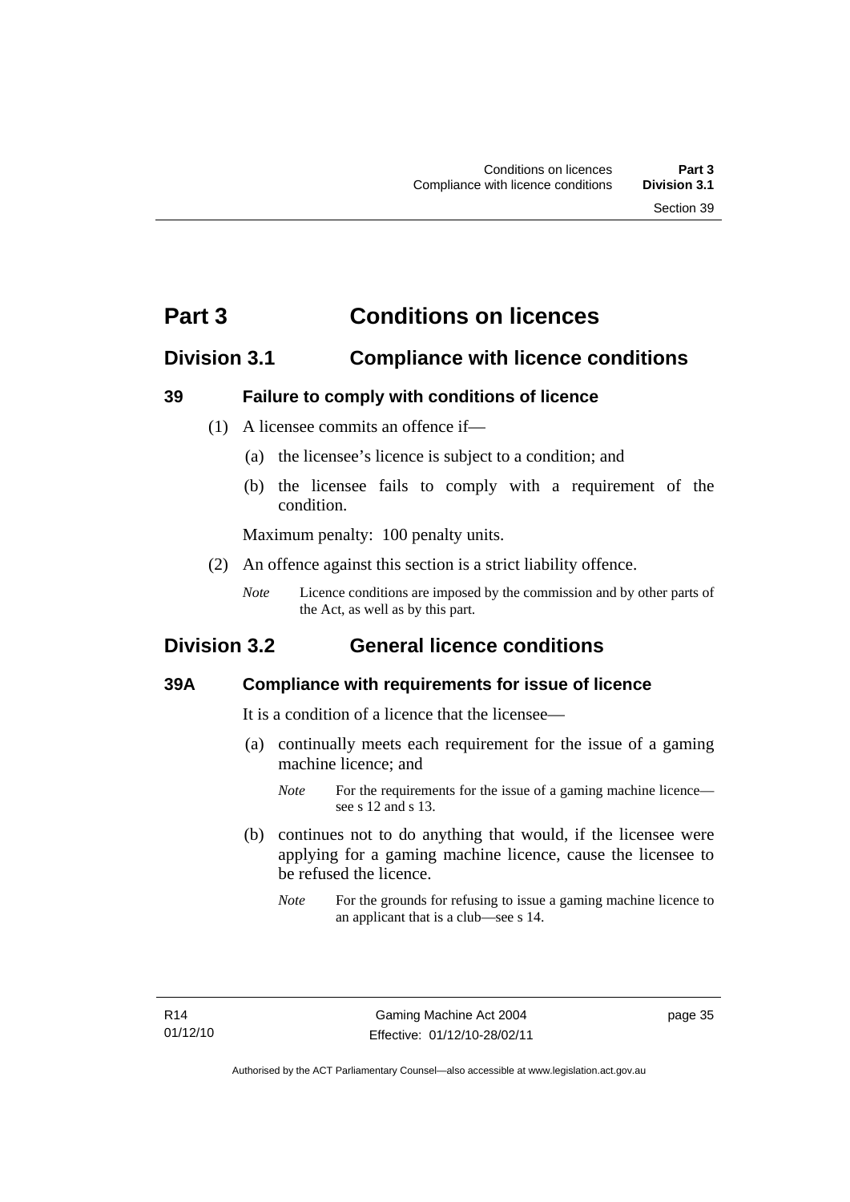# Part 3 Conditions on licences

## Division 3.1 Compliance with licence conditions

### 39 Failure to comply with conditions of licence

(1) A licensee commits an offence if—

(a) the licensee's licence is subject to a condition; and

(b) the licensee fails to comply with a requirement of the condition.

Maximum penalty: 100 penalty units.

(2) An offence against this section is a strict liability offence.

*Note* Licence conditions are imposed by the commission and by other parts of the Act, as well as by this part.

## Division 3.2 General licence conditions

### 39A Compliance with requirements for issue of licence

It is a condition of a licence that the licensee—

(a) continually meets each requirement for the issue of a gaming machine licence; and

*Note* For the requirements for the issue of a gaming machine licence—see s 12 and s 13.

(b) continues not to do anything that would, if the licensee were applying for a gaming machine licence, cause the licensee to be refused the licence.

*Note* For the grounds for refusing to issue a gaming machine licence to an applicant that is a club—see s 14.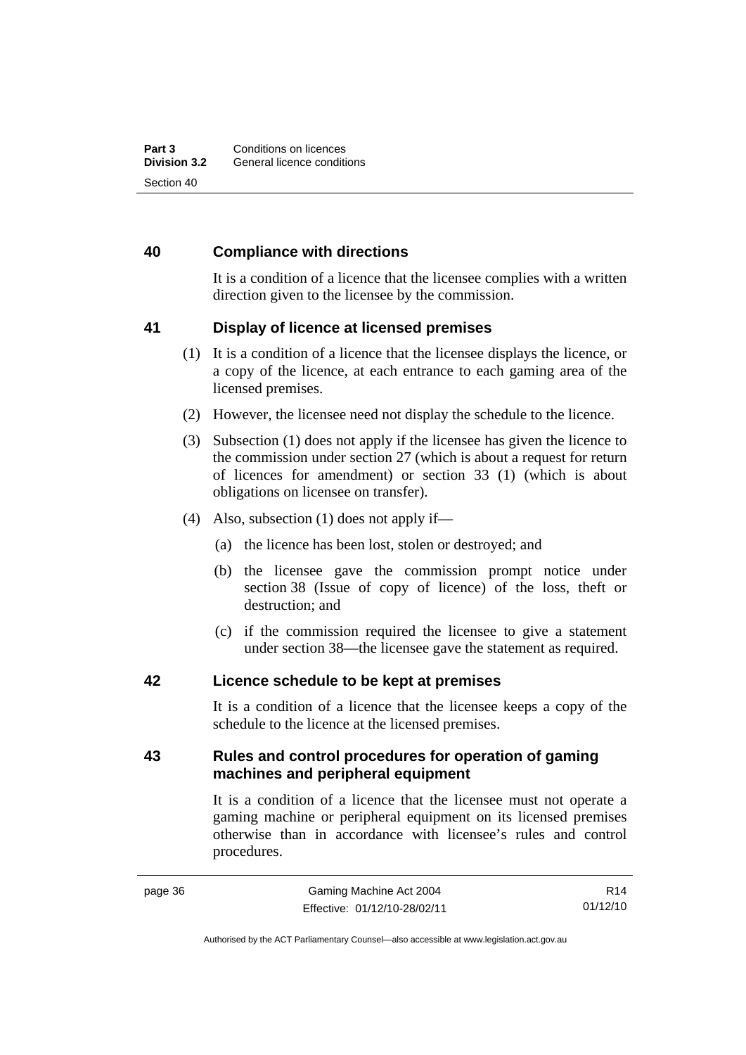## 40 Compliance with directions

It is a condition of a licence that the licensee complies with a written direction given to the licensee by the commission.

## 41 Display of licence at licensed premises

(1) It is a condition of a licence that the licensee displays the licence, or a copy of the licence, at each entrance to each gaming area of the licensed premises.

(2) However, the licensee need not display the schedule to the licence.

(3) Subsection (1) does not apply if the licensee has given the licence to the commission under section 27 (which is about a request for return of licences for amendment) or section 33 (1) (which is about obligations on licensee on transfer).

(4) Also, subsection (1) does not apply if—

(a) the licence has been lost, stolen or destroyed; and

(b) the licensee gave the commission prompt notice under section 38 (Issue of copy of licence) of the loss, theft or destruction; and

(c) if the commission required the licensee to give a statement under section 38—the licensee gave the statement as required.

## 42 Licence schedule to be kept at premises

It is a condition of a licence that the licensee keeps a copy of the schedule to the licence at the licensed premises.

## 43 Rules and control procedures for operation of gaming machines and peripheral equipment

It is a condition of a licence that the licensee must not operate a gaming machine or peripheral equipment on its licensed premises otherwise than in accordance with licensee's rules and control procedures.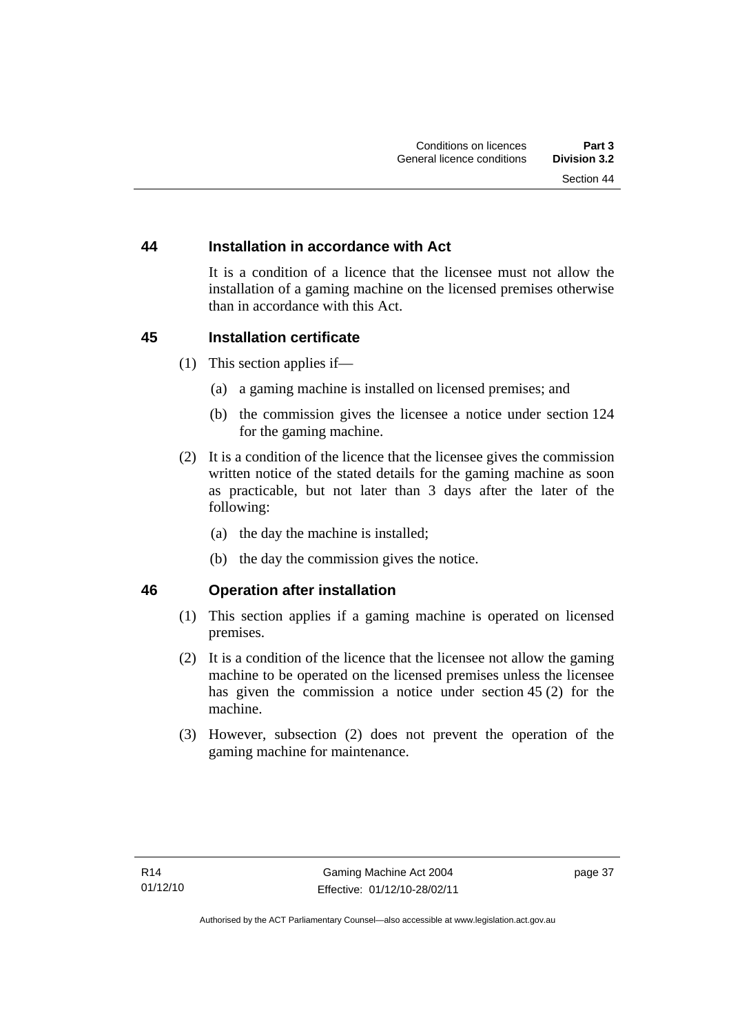## 44 Installation in accordance with Act

It is a condition of a licence that the licensee must not allow the installation of a gaming machine on the licensed premises otherwise than in accordance with this Act.

## 45 Installation certificate

(1) This section applies if—

(a) a gaming machine is installed on licensed premises; and

(b) the commission gives the licensee a notice under section 124 for the gaming machine.

(2) It is a condition of the licence that the licensee gives the commission written notice of the stated details for the gaming machine as soon as practicable, but not later than 3 days after the later of the following:

(a) the day the machine is installed;

(b) the day the commission gives the notice.

## 46 Operation after installation

(1) This section applies if a gaming machine is operated on licensed premises.

(2) It is a condition of the licence that the licensee not allow the gaming machine to be operated on the licensed premises unless the licensee has given the commission a notice under section 45 (2) for the machine.

(3) However, subsection (2) does not prevent the operation of the gaming machine for maintenance.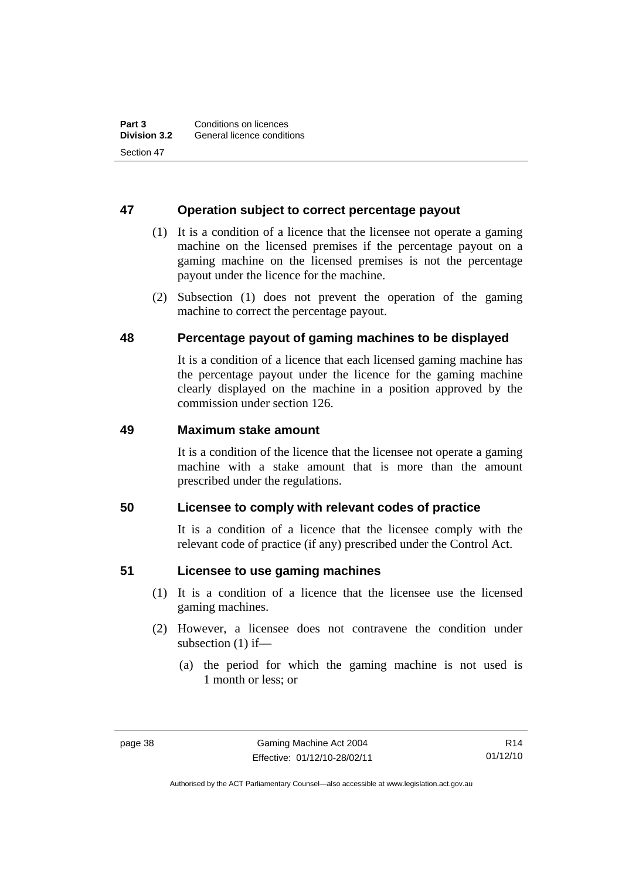### 47 Operation subject to correct percentage payout

(1) It is a condition of a licence that the licensee not operate a gaming machine on the licensed premises if the percentage payout on a gaming machine on the licensed premises is not the percentage payout under the licence for the machine.

(2) Subsection (1) does not prevent the operation of the gaming machine to correct the percentage payout.

### 48 Percentage payout of gaming machines to be displayed

It is a condition of a licence that each licensed gaming machine has the percentage payout under the licence for the gaming machine clearly displayed on the machine in a position approved by the commission under section 126.

### 49 Maximum stake amount

It is a condition of the licence that the licensee not operate a gaming machine with a stake amount that is more than the amount prescribed under the regulations.

### 50 Licensee to comply with relevant codes of practice

It is a condition of a licence that the licensee comply with the relevant code of practice (if any) prescribed under the Control Act.

### 51 Licensee to use gaming machines

(1) It is a condition of a licence that the licensee use the licensed gaming machines.

(2) However, a licensee does not contravene the condition under subsection (1) if—

(a) the period for which the gaming machine is not used is 1 month or less; or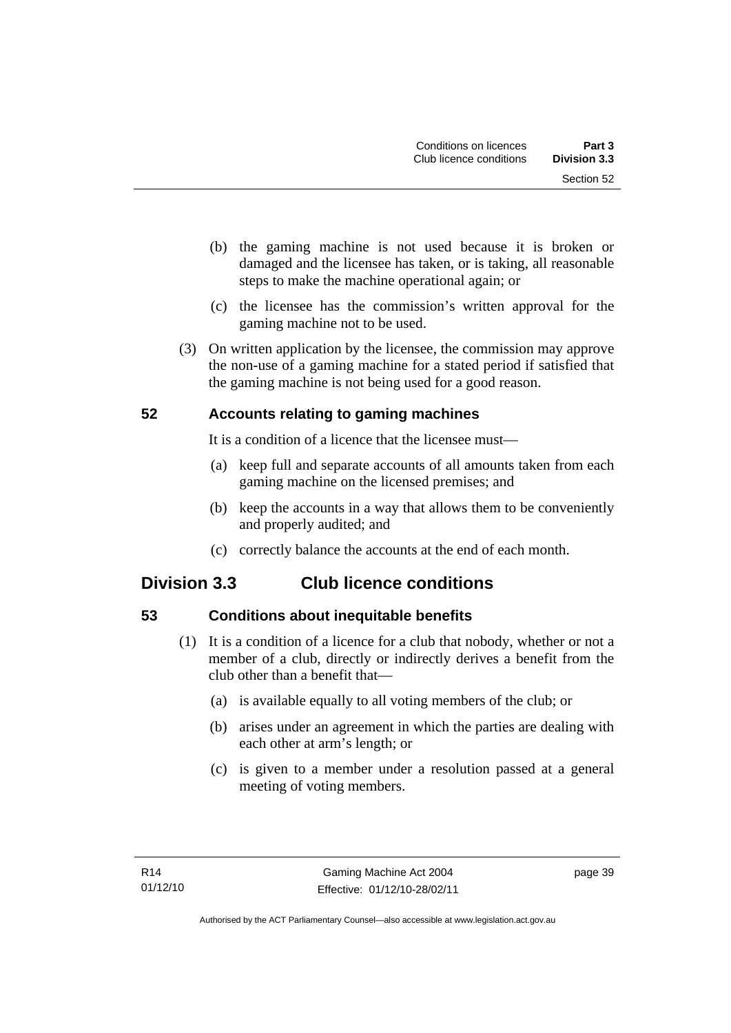(b) the gaming machine is not used because it is broken or damaged and the licensee has taken, or is taking, all reasonable steps to make the machine operational again; or

(c) the licensee has the commission's written approval for the gaming machine not to be used.

(3) On written application by the licensee, the commission may approve the non-use of a gaming machine for a stated period if satisfied that the gaming machine is not being used for a good reason.

### 52 Accounts relating to gaming machines

It is a condition of a licence that the licensee must—

(a) keep full and separate accounts of all amounts taken from each gaming machine on the licensed premises; and

(b) keep the accounts in a way that allows them to be conveniently and properly audited; and

(c) correctly balance the accounts at the end of each month.

## Division 3.3 Club licence conditions

### 53 Conditions about inequitable benefits

(1) It is a condition of a licence for a club that nobody, whether or not a member of a club, directly or indirectly derives a benefit from the club other than a benefit that—

(a) is available equally to all voting members of the club; or

(b) arises under an agreement in which the parties are dealing with each other at arm's length; or

(c) is given to a member under a resolution passed at a general meeting of voting members.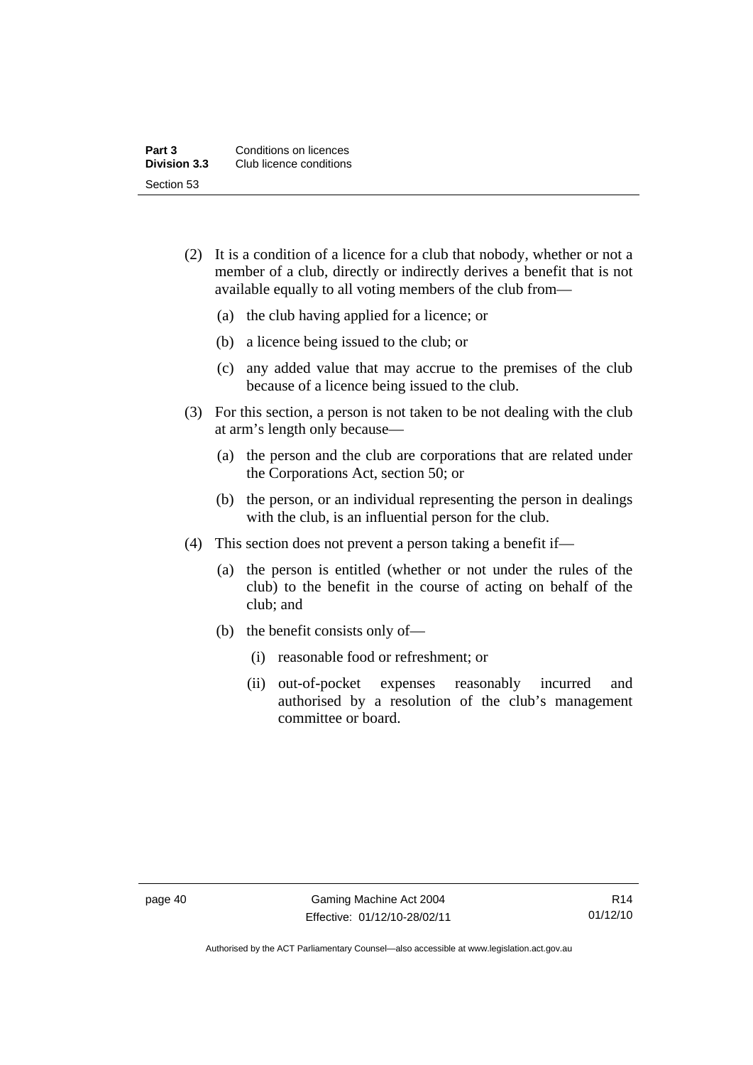(2) It is a condition of a licence for a club that nobody, whether or not a member of a club, directly or indirectly derives a benefit that is not available equally to all voting members of the club from—

  (a) the club having applied for a licence; or

  (b) a licence being issued to the club; or

  (c) any added value that may accrue to the premises of the club because of a licence being issued to the club.

(3) For this section, a person is not taken to be not dealing with the club at arm's length only because—

  (a) the person and the club are corporations that are related under the Corporations Act, section 50; or

  (b) the person, or an individual representing the person in dealings with the club, is an influential person for the club.

(4) This section does not prevent a person taking a benefit if—

  (a) the person is entitled (whether or not under the rules of the club) to the benefit in the course of acting on behalf of the club; and

  (b) the benefit consists only of—

    (i) reasonable food or refreshment; or

    (ii) out-of-pocket expenses reasonably incurred and authorised by a resolution of the club's management committee or board.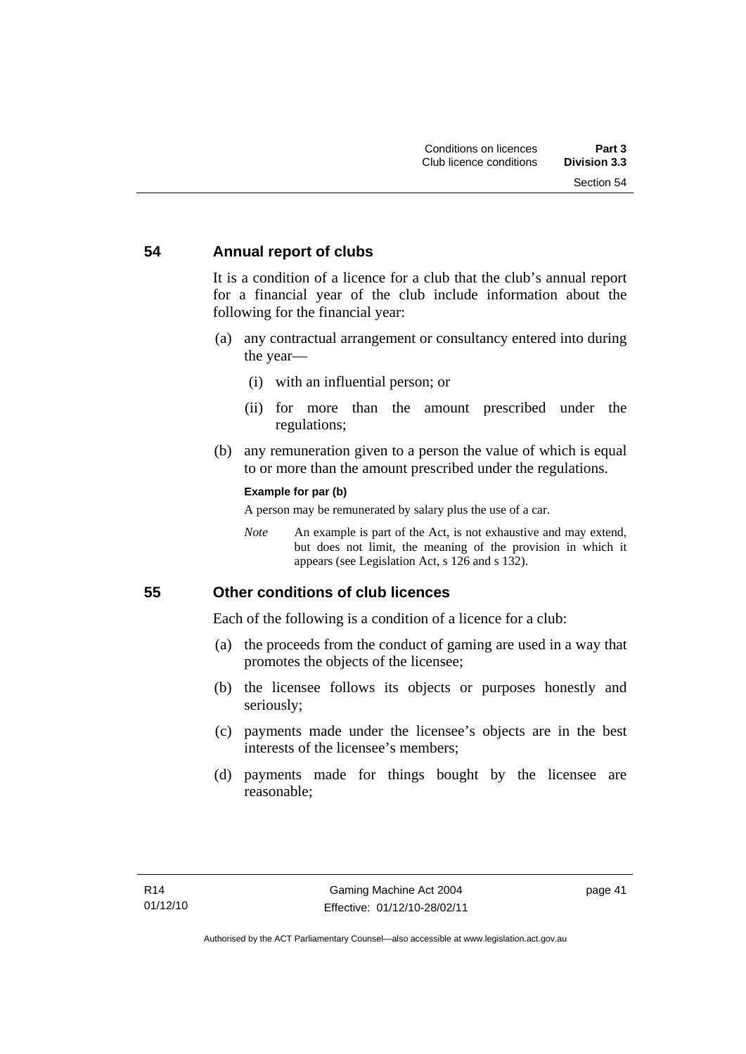## 54 Annual report of clubs

It is a condition of a licence for a club that the club's annual report for a financial year of the club include information about the following for the financial year:

(a) any contractual arrangement or consultancy entered into during the year—

  (i) with an influential person; or

  (ii) for more than the amount prescribed under the regulations;

(b) any remuneration given to a person the value of which is equal to or more than the amount prescribed under the regulations.

**Example for par (b)**

A person may be remunerated by salary plus the use of a car.

*Note* An example is part of the Act, is not exhaustive and may extend, but does not limit, the meaning of the provision in which it appears (see Legislation Act, s 126 and s 132).

## 55 Other conditions of club licences

Each of the following is a condition of a licence for a club:

(a) the proceeds from the conduct of gaming are used in a way that promotes the objects of the licensee;

(b) the licensee follows its objects or purposes honestly and seriously;

(c) payments made under the licensee's objects are in the best interests of the licensee's members;

(d) payments made for things bought by the licensee are reasonable;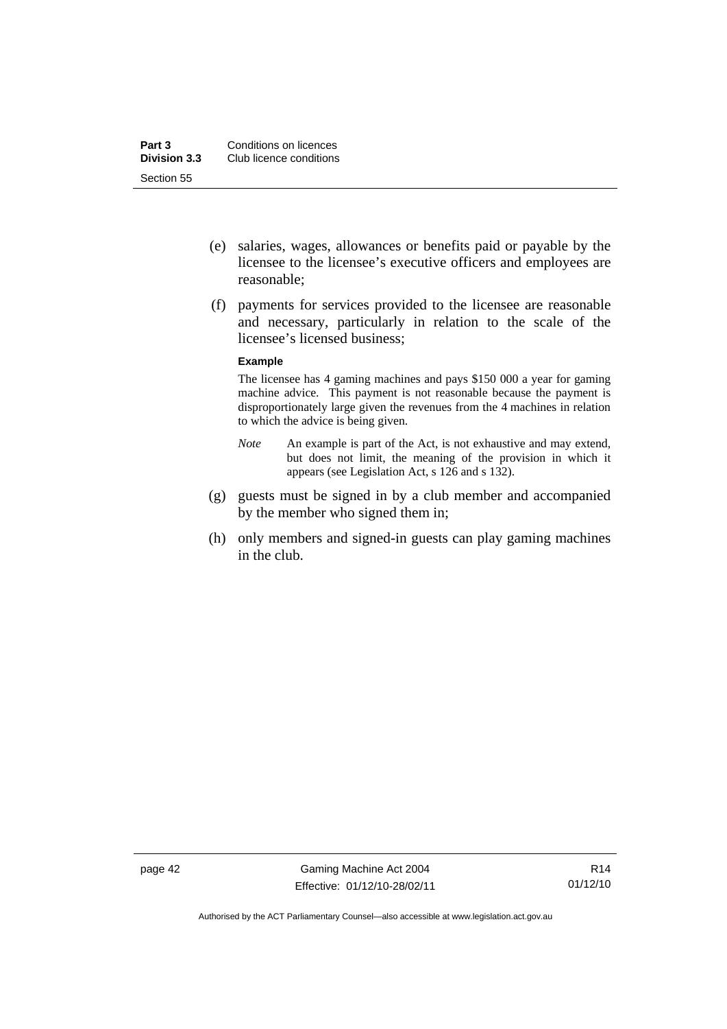(e) salaries, wages, allowances or benefits paid or payable by the licensee to the licensee's executive officers and employees are reasonable;

(f) payments for services provided to the licensee are reasonable and necessary, particularly in relation to the scale of the licensee's licensed business;

**Example**

The licensee has 4 gaming machines and pays $150 000 a year for gaming machine advice. This payment is not reasonable because the payment is disproportionately large given the revenues from the 4 machines in relation to which the advice is being given.

*Note* An example is part of the Act, is not exhaustive and may extend, but does not limit, the meaning of the provision in which it appears (see Legislation Act, s 126 and s 132).

(g) guests must be signed in by a club member and accompanied by the member who signed them in;

(h) only members and signed-in guests can play gaming machines in the club.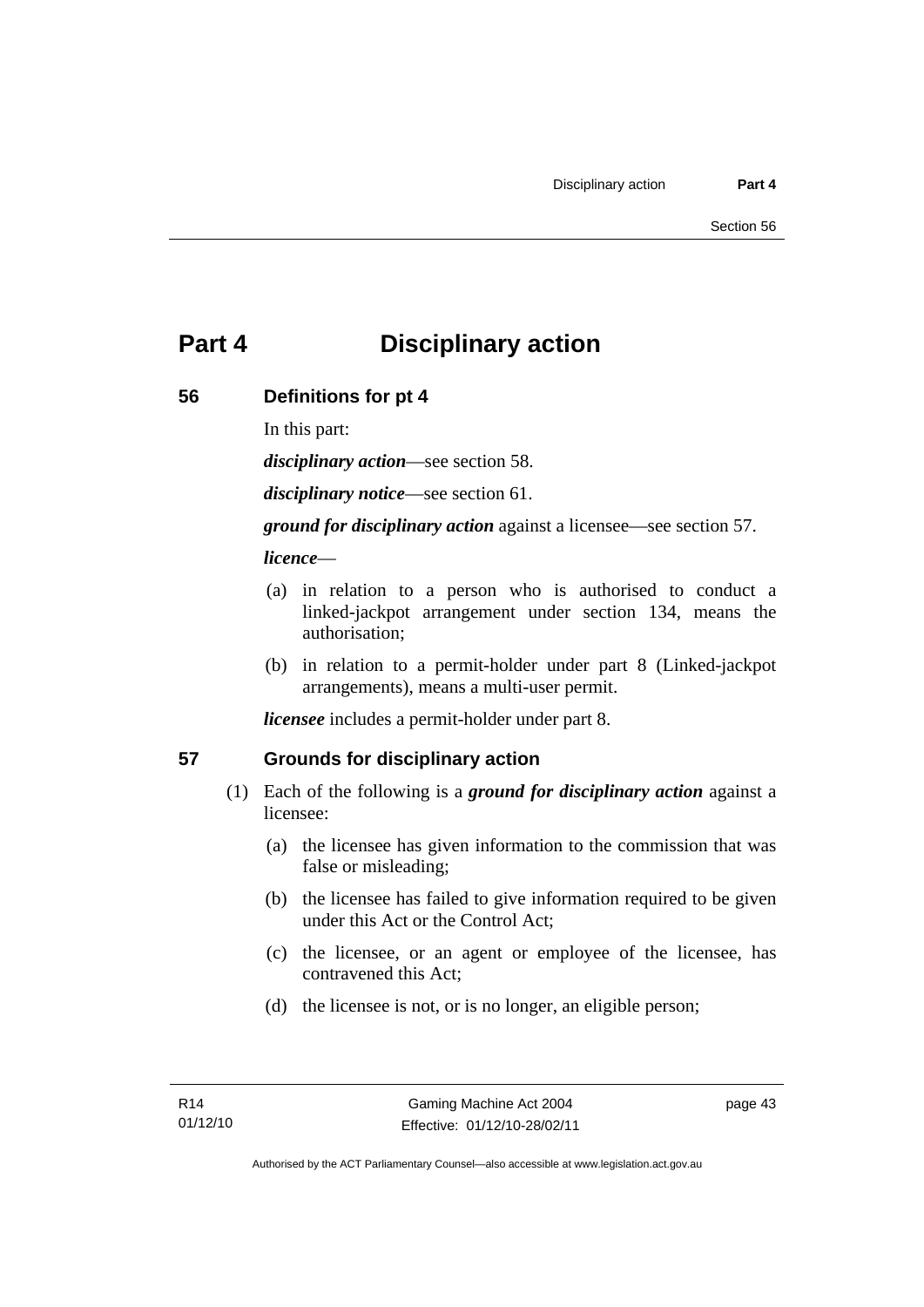# Part 4 Disciplinary action

## 56 Definitions for pt 4

In this part:

***disciplinary action***—see section 58.

***disciplinary notice***—see section 61.

***ground for disciplinary action*** against a licensee—see section 57.

***licence***—

(a) in relation to a person who is authorised to conduct a linked-jackpot arrangement under section 134, means the authorisation;

(b) in relation to a permit-holder under part 8 (Linked-jackpot arrangements), means a multi-user permit.

***licensee*** includes a permit-holder under part 8.

## 57 Grounds for disciplinary action

(1) Each of the following is a ***ground for disciplinary action*** against a licensee:

(a) the licensee has given information to the commission that was false or misleading;

(b) the licensee has failed to give information required to be given under this Act or the Control Act;

(c) the licensee, or an agent or employee of the licensee, has contravened this Act;

(d) the licensee is not, or is no longer, an eligible person;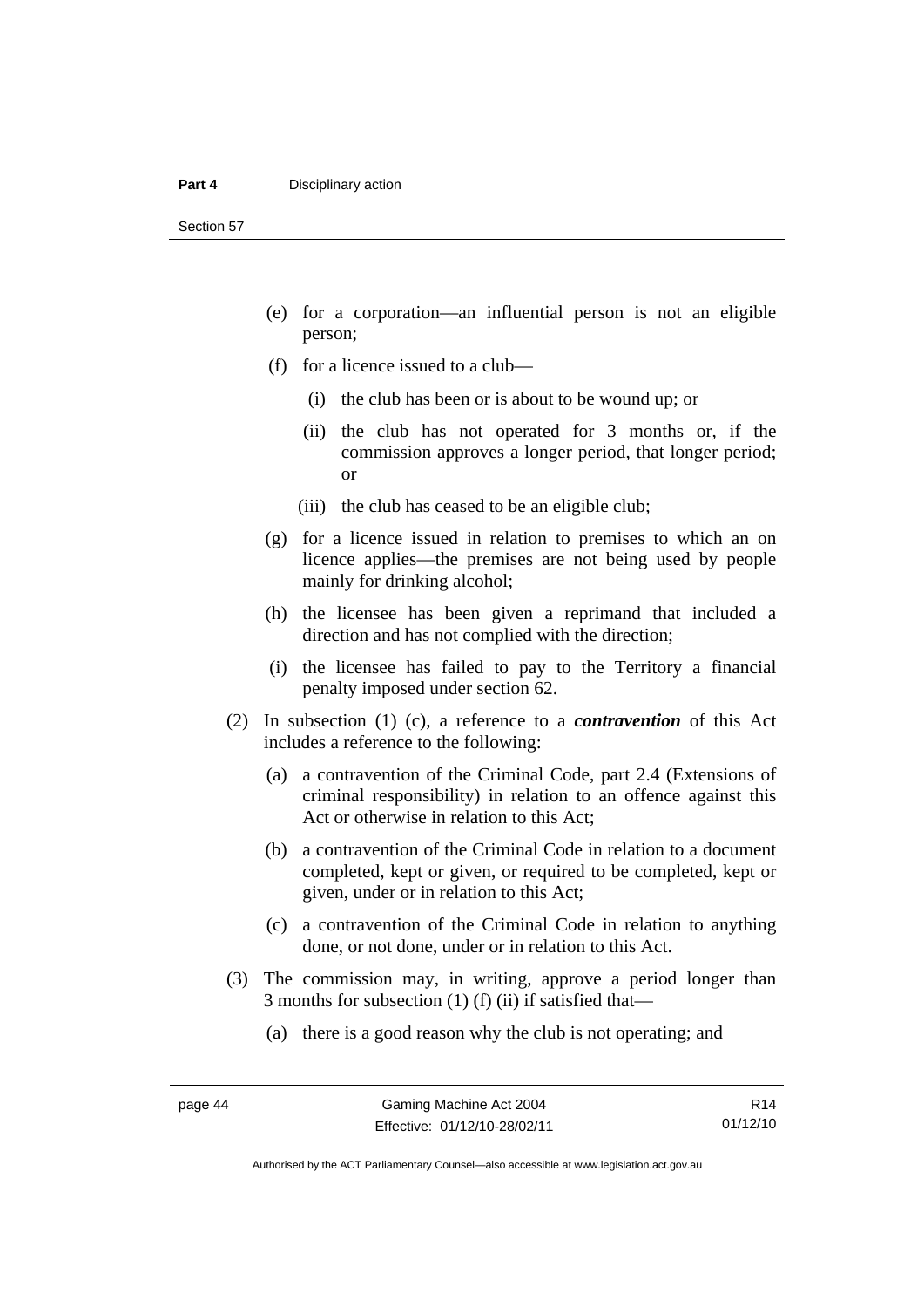(e) for a corporation—an influential person is not an eligible person;

(f) for a licence issued to a club—

(i) the club has been or is about to be wound up; or

(ii) the club has not operated for 3 months or, if the commission approves a longer period, that longer period; or

(iii) the club has ceased to be an eligible club;

(g) for a licence issued in relation to premises to which an on licence applies—the premises are not being used by people mainly for drinking alcohol;

(h) the licensee has been given a reprimand that included a direction and has not complied with the direction;

(i) the licensee has failed to pay to the Territory a financial penalty imposed under section 62.

(2) In subsection (1) (c), a reference to a ***contravention*** of this Act includes a reference to the following:

(a) a contravention of the Criminal Code, part 2.4 (Extensions of criminal responsibility) in relation to an offence against this Act or otherwise in relation to this Act;

(b) a contravention of the Criminal Code in relation to a document completed, kept or given, or required to be completed, kept or given, under or in relation to this Act;

(c) a contravention of the Criminal Code in relation to anything done, or not done, under or in relation to this Act.

(3) The commission may, in writing, approve a period longer than 3 months for subsection (1) (f) (ii) if satisfied that—

(a) there is a good reason why the club is not operating; and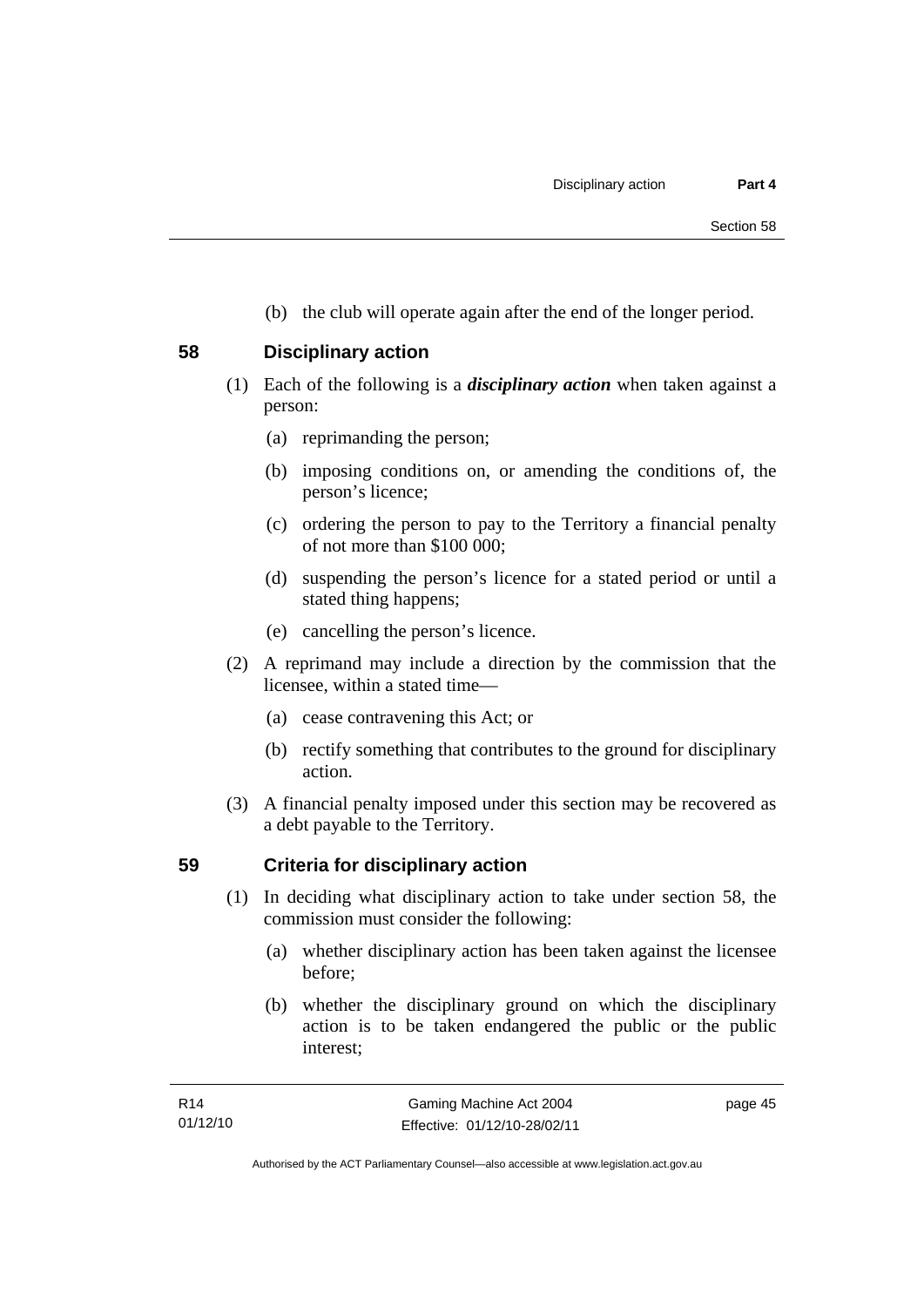(b) the club will operate again after the end of the longer period.

## 58 Disciplinary action

(1) Each of the following is a ***disciplinary action*** when taken against a person:

(a) reprimanding the person;

(b) imposing conditions on, or amending the conditions of, the person's licence;

(c) ordering the person to pay to the Territory a financial penalty of not more than \$100 000;

(d) suspending the person's licence for a stated period or until a stated thing happens;

(e) cancelling the person's licence.

(2) A reprimand may include a direction by the commission that the licensee, within a stated time—

(a) cease contravening this Act; or

(b) rectify something that contributes to the ground for disciplinary action.

(3) A financial penalty imposed under this section may be recovered as a debt payable to the Territory.

## 59 Criteria for disciplinary action

(1) In deciding what disciplinary action to take under section 58, the commission must consider the following:

(a) whether disciplinary action has been taken against the licensee before;

(b) whether the disciplinary ground on which the disciplinary action is to be taken endangered the public or the public interest;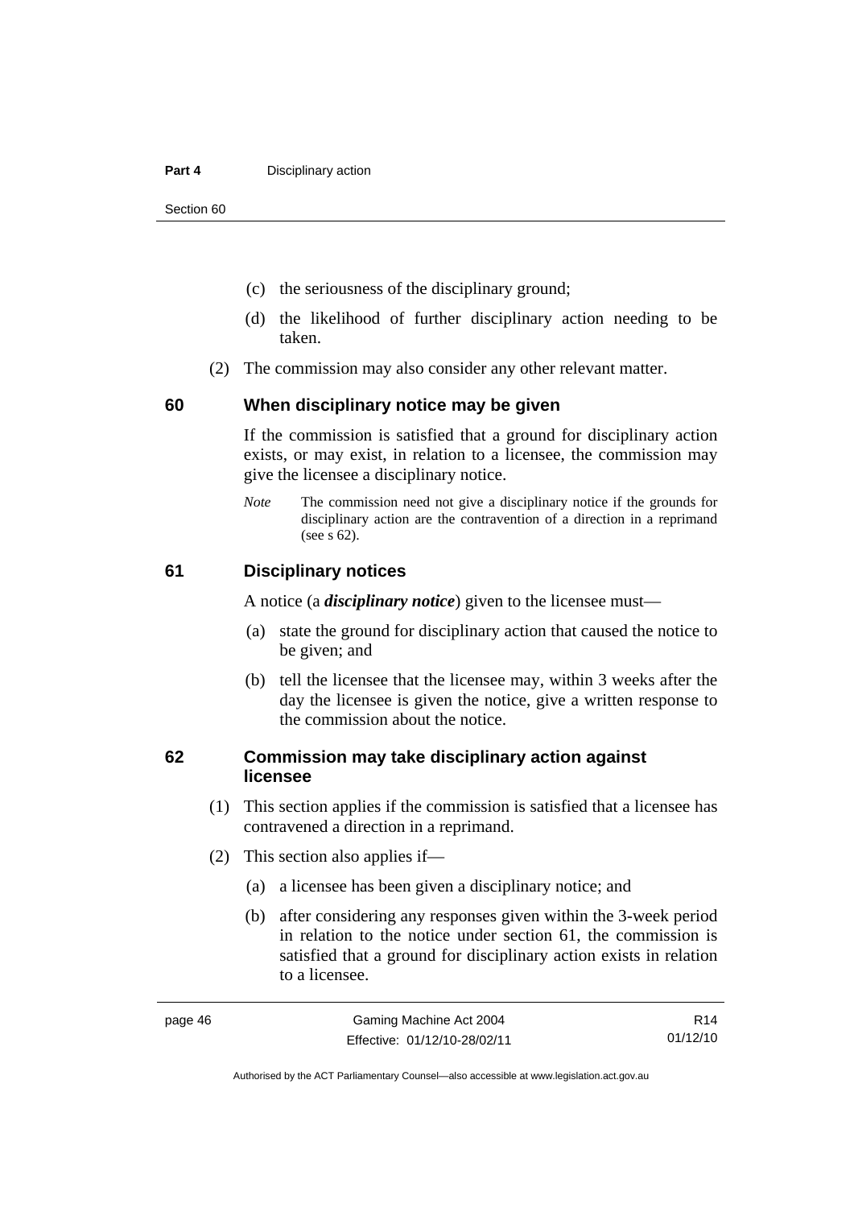(c) the seriousness of the disciplinary ground;

(d) the likelihood of further disciplinary action needing to be taken.

(2) The commission may also consider any other relevant matter.

## 60 When disciplinary notice may be given

If the commission is satisfied that a ground for disciplinary action exists, or may exist, in relation to a licensee, the commission may give the licensee a disciplinary notice.

*Note* The commission need not give a disciplinary notice if the grounds for disciplinary action are the contravention of a direction in a reprimand (see s 62).

## 61 Disciplinary notices

A notice (a ***disciplinary notice***) given to the licensee must—

(a) state the ground for disciplinary action that caused the notice to be given; and

(b) tell the licensee that the licensee may, within 3 weeks after the day the licensee is given the notice, give a written response to the commission about the notice.

## 62 Commission may take disciplinary action against licensee

(1) This section applies if the commission is satisfied that a licensee has contravened a direction in a reprimand.

(2) This section also applies if—

(a) a licensee has been given a disciplinary notice; and

(b) after considering any responses given within the 3-week period in relation to the notice under section 61, the commission is satisfied that a ground for disciplinary action exists in relation to a licensee.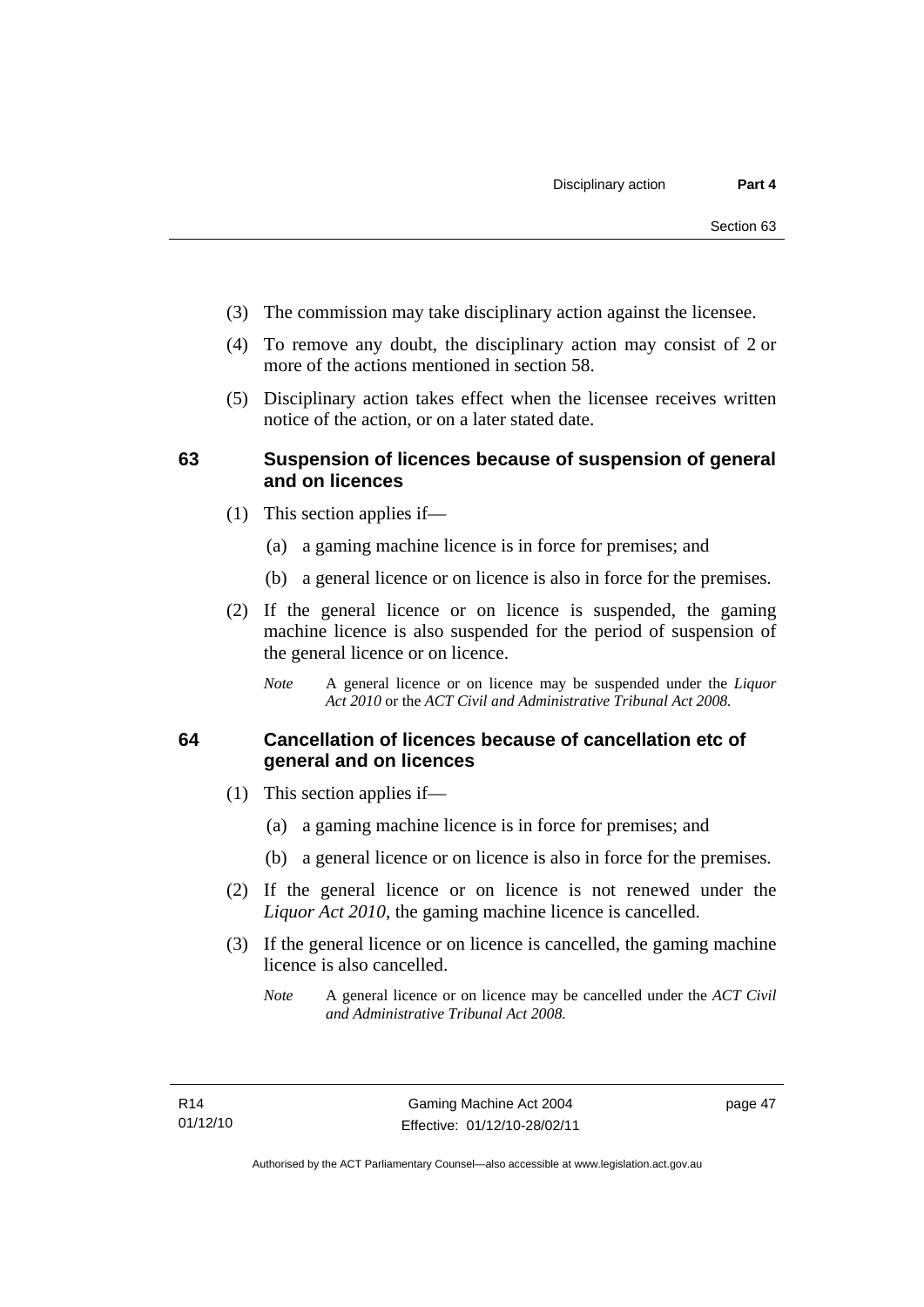(3) The commission may take disciplinary action against the licensee.

(4) To remove any doubt, the disciplinary action may consist of 2 or more of the actions mentioned in section 58.

(5) Disciplinary action takes effect when the licensee receives written notice of the action, or on a later stated date.

### 63 Suspension of licences because of suspension of general and on licences

(1) This section applies if—

(a) a gaming machine licence is in force for premises; and

(b) a general licence or on licence is also in force for the premises.

(2) If the general licence or on licence is suspended, the gaming machine licence is also suspended for the period of suspension of the general licence or on licence.

*Note* A general licence or on licence may be suspended under the *Liquor Act 2010* or the *ACT Civil and Administrative Tribunal Act 2008.*

### 64 Cancellation of licences because of cancellation etc of general and on licences

(1) This section applies if—

(a) a gaming machine licence is in force for premises; and

(b) a general licence or on licence is also in force for the premises.

(2) If the general licence or on licence is not renewed under the *Liquor Act 2010*, the gaming machine licence is cancelled.

(3) If the general licence or on licence is cancelled, the gaming machine licence is also cancelled.

*Note* A general licence or on licence may be cancelled under the *ACT Civil and Administrative Tribunal Act 2008.*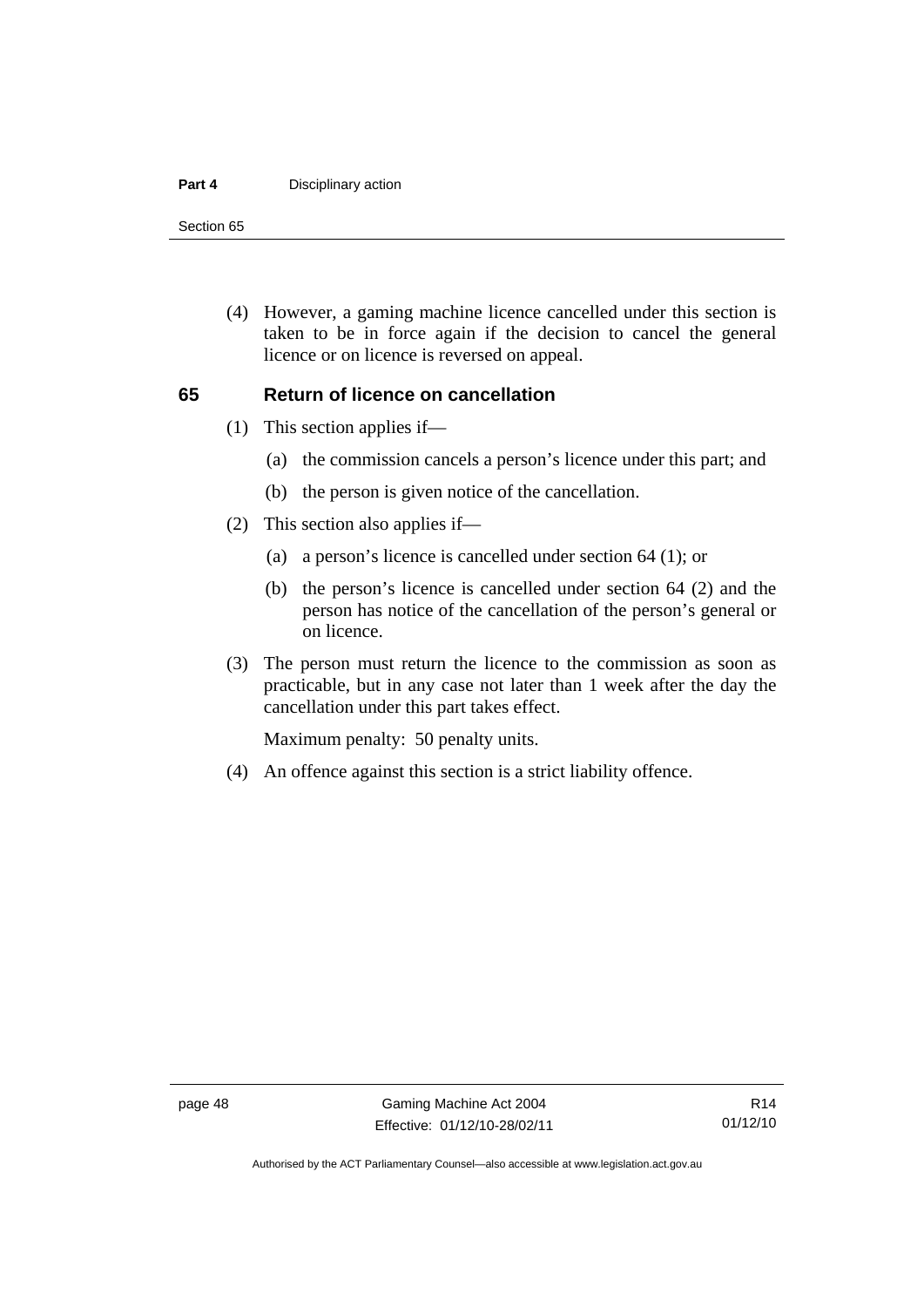(4) However, a gaming machine licence cancelled under this section is taken to be in force again if the decision to cancel the general licence or on licence is reversed on appeal.

## 65 Return of licence on cancellation

(1) This section applies if—

(a) the commission cancels a person's licence under this part; and

(b) the person is given notice of the cancellation.

(2) This section also applies if—

(a) a person's licence is cancelled under section 64 (1); or

(b) the person's licence is cancelled under section 64 (2) and the person has notice of the cancellation of the person's general or on licence.

(3) The person must return the licence to the commission as soon as practicable, but in any case not later than 1 week after the day the cancellation under this part takes effect.

Maximum penalty: 50 penalty units.

(4) An offence against this section is a strict liability offence.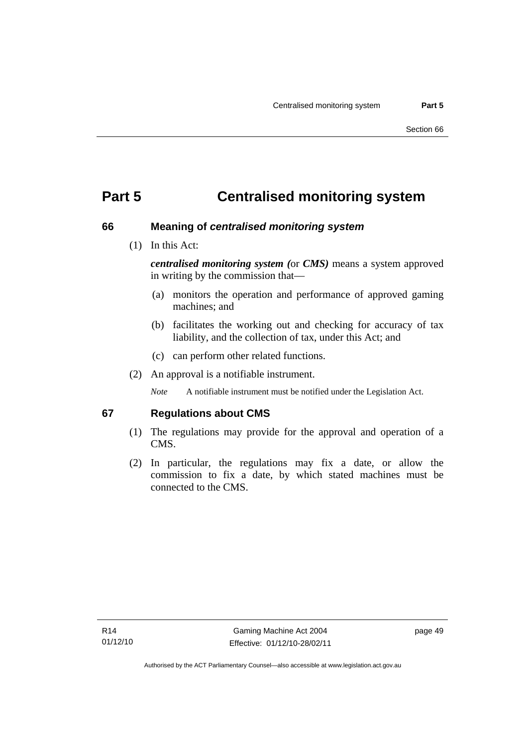# Part 5 Centralised monitoring system

## 66 Meaning of *centralised monitoring system*

(1) In this Act:

***centralised monitoring system (*or *CMS)*** means a system approved in writing by the commission that—

(a) monitors the operation and performance of approved gaming machines; and

(b) facilitates the working out and checking for accuracy of tax liability, and the collection of tax, under this Act; and

(c) can perform other related functions.

(2) An approval is a notifiable instrument.

*Note* A notifiable instrument must be notified under the Legislation Act.

## 67 Regulations about CMS

(1) The regulations may provide for the approval and operation of a CMS.

(2) In particular, the regulations may fix a date, or allow the commission to fix a date, by which stated machines must be connected to the CMS.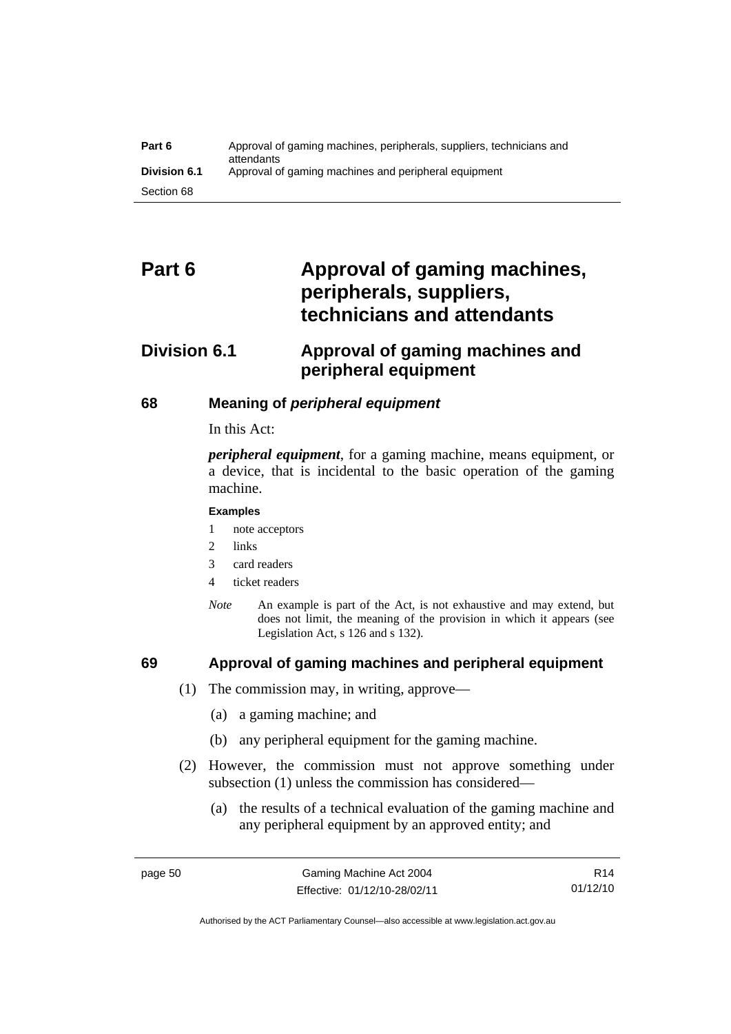# Part 6 Approval of gaming machines, peripherals, suppliers, technicians and attendants

## Division 6.1 Approval of gaming machines and peripheral equipment

### 68 Meaning of *peripheral equipment*

In this Act:

***peripheral equipment***, for a gaming machine, means equipment, or a device, that is incidental to the basic operation of the gaming machine.

**Examples**

1 note acceptors
2 links
3 card readers
4 ticket readers

*Note* An example is part of the Act, is not exhaustive and may extend, but does not limit, the meaning of the provision in which it appears (see Legislation Act, s 126 and s 132).

### 69 Approval of gaming machines and peripheral equipment

(1) The commission may, in writing, approve—

(a) a gaming machine; and

(b) any peripheral equipment for the gaming machine.

(2) However, the commission must not approve something under subsection (1) unless the commission has considered—

(a) the results of a technical evaluation of the gaming machine and any peripheral equipment by an approved entity; and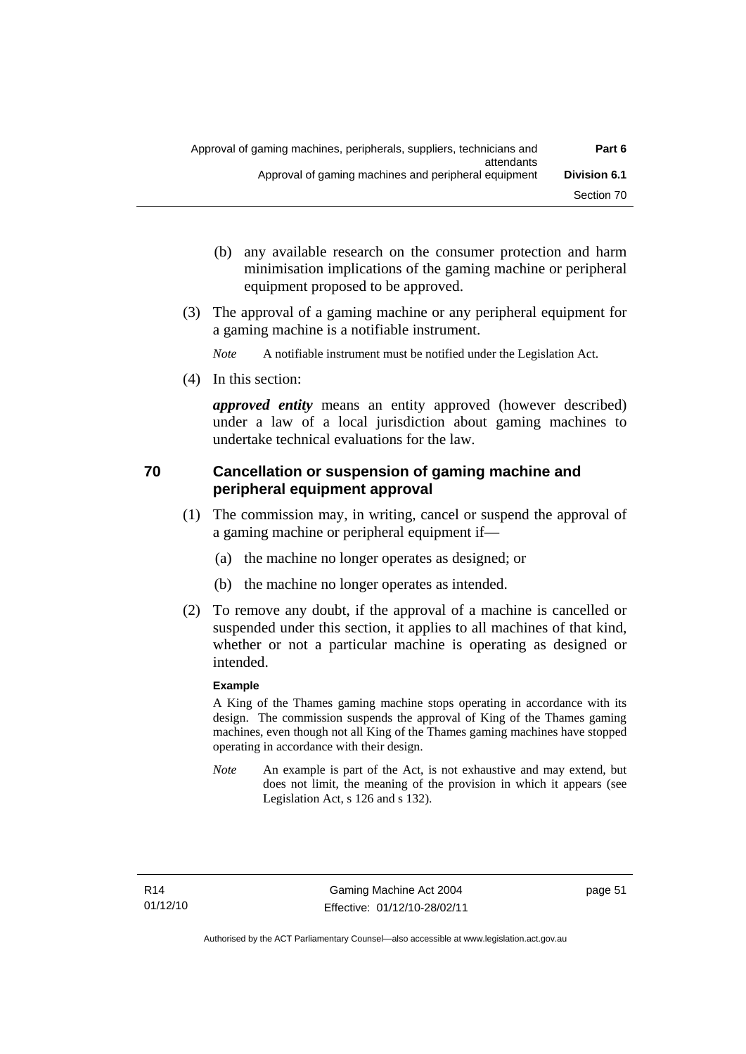(b) any available research on the consumer protection and harm minimisation implications of the gaming machine or peripheral equipment proposed to be approved.

(3) The approval of a gaming machine or any peripheral equipment for a gaming machine is a notifiable instrument.

*Note* A notifiable instrument must be notified under the Legislation Act.

(4) In this section:

***approved entity*** means an entity approved (however described) under a law of a local jurisdiction about gaming machines to undertake technical evaluations for the law.

## 70 Cancellation or suspension of gaming machine and peripheral equipment approval

(1) The commission may, in writing, cancel or suspend the approval of a gaming machine or peripheral equipment if—

(a) the machine no longer operates as designed; or

(b) the machine no longer operates as intended.

(2) To remove any doubt, if the approval of a machine is cancelled or suspended under this section, it applies to all machines of that kind, whether or not a particular machine is operating as designed or intended.

**Example**

A King of the Thames gaming machine stops operating in accordance with its design. The commission suspends the approval of King of the Thames gaming machines, even though not all King of the Thames gaming machines have stopped operating in accordance with their design.

*Note* An example is part of the Act, is not exhaustive and may extend, but does not limit, the meaning of the provision in which it appears (see Legislation Act, s 126 and s 132).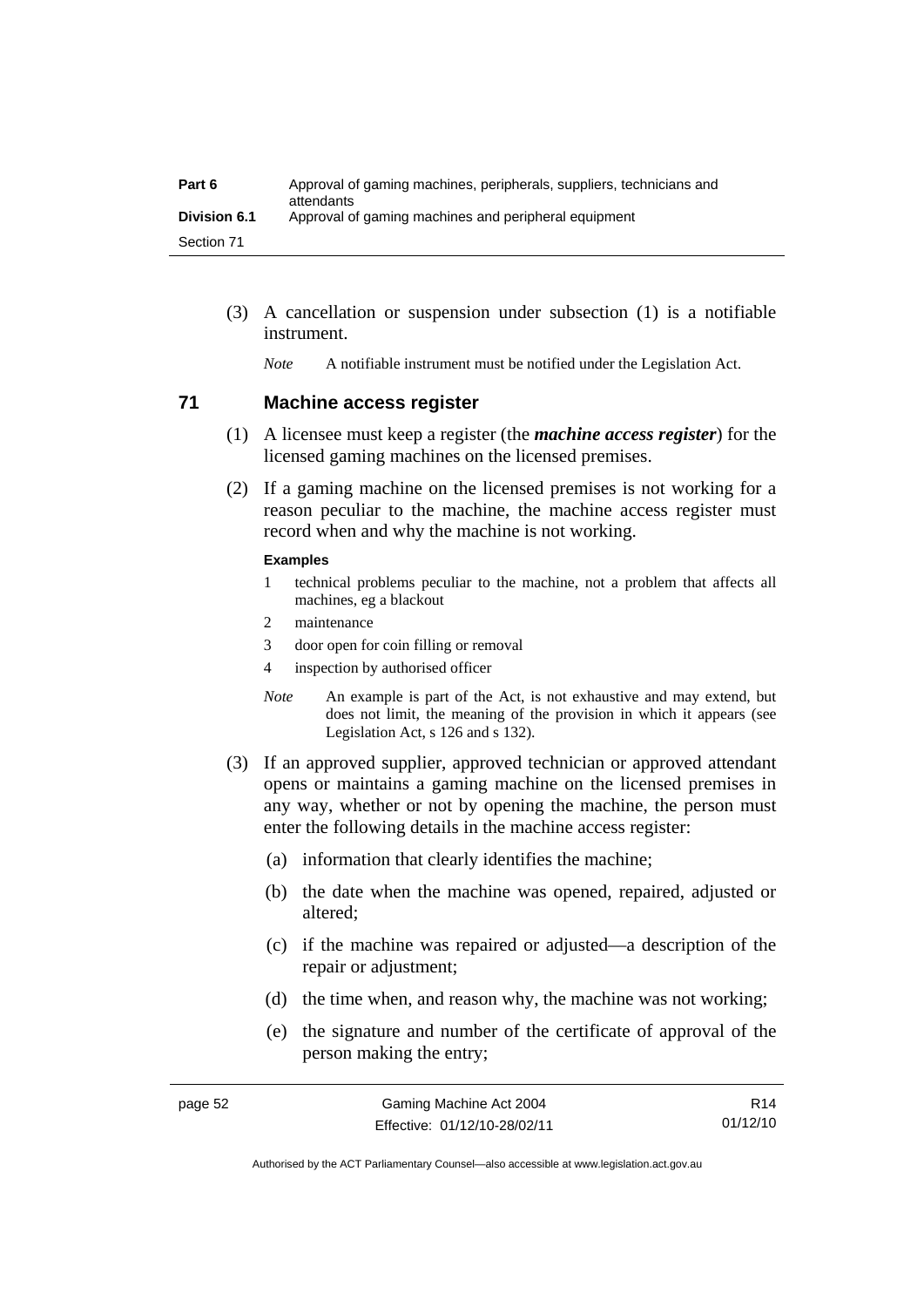(3) A cancellation or suspension under subsection (1) is a notifiable instrument.

*Note* A notifiable instrument must be notified under the Legislation Act.

## 71 Machine access register

(1) A licensee must keep a register (the ***machine access register***) for the licensed gaming machines on the licensed premises.

(2) If a gaming machine on the licensed premises is not working for a reason peculiar to the machine, the machine access register must record when and why the machine is not working.

**Examples**

1 technical problems peculiar to the machine, not a problem that affects all machines, eg a blackout
2 maintenance
3 door open for coin filling or removal
4 inspection by authorised officer

*Note* An example is part of the Act, is not exhaustive and may extend, but does not limit, the meaning of the provision in which it appears (see Legislation Act, s 126 and s 132).

(3) If an approved supplier, approved technician or approved attendant opens or maintains a gaming machine on the licensed premises in any way, whether or not by opening the machine, the person must enter the following details in the machine access register:

(a) information that clearly identifies the machine;

(b) the date when the machine was opened, repaired, adjusted or altered;

(c) if the machine was repaired or adjusted—a description of the repair or adjustment;

(d) the time when, and reason why, the machine was not working;

(e) the signature and number of the certificate of approval of the person making the entry;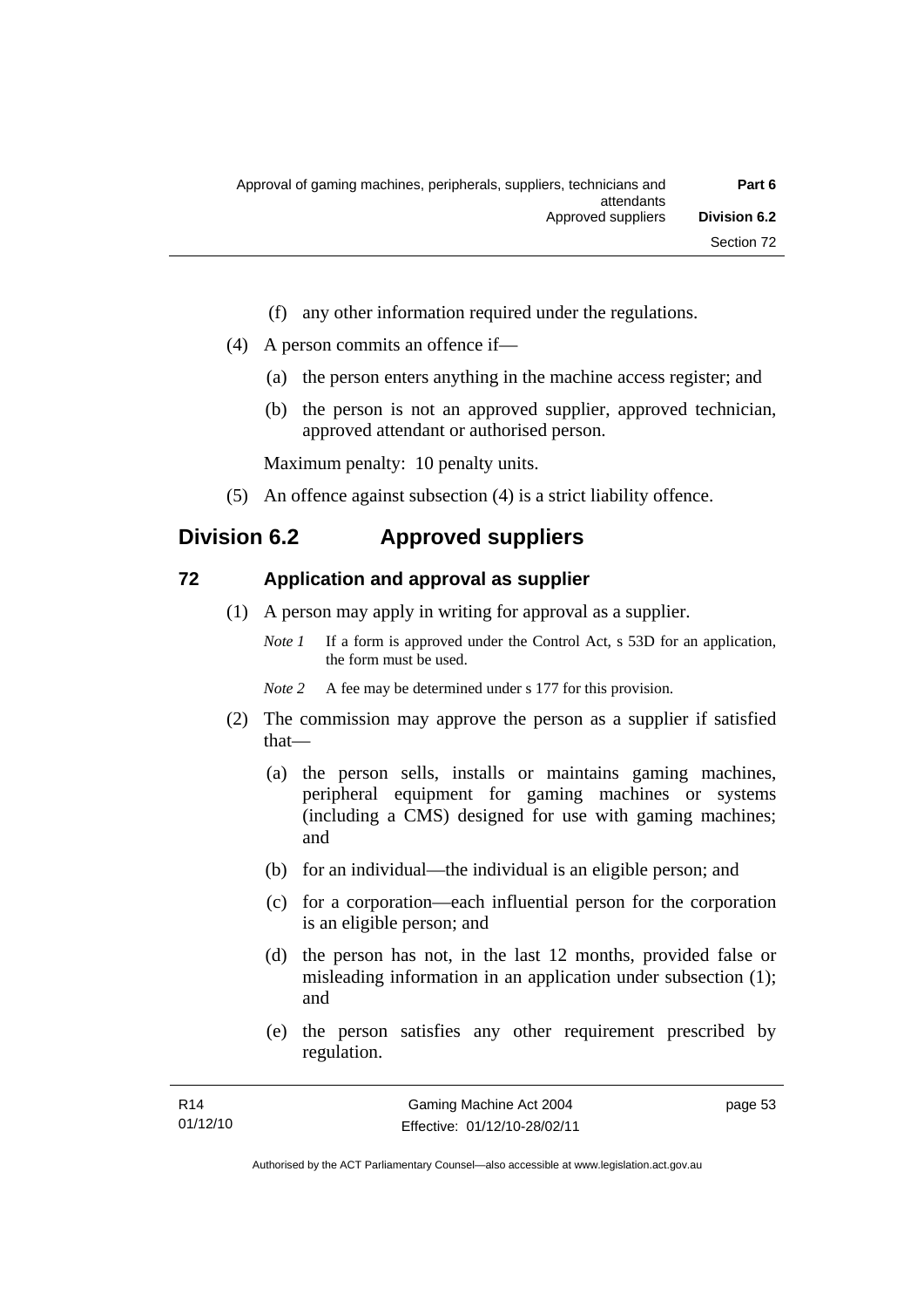(f) any other information required under the regulations.

(4) A person commits an offence if—

(a) the person enters anything in the machine access register; and

(b) the person is not an approved supplier, approved technician, approved attendant or authorised person.

Maximum penalty: 10 penalty units.

(5) An offence against subsection (4) is a strict liability offence.

## Division 6.2 Approved suppliers

### 72 Application and approval as supplier

(1) A person may apply in writing for approval as a supplier.

*Note 1* If a form is approved under the Control Act, s 53D for an application, the form must be used.

*Note 2* A fee may be determined under s 177 for this provision.

(2) The commission may approve the person as a supplier if satisfied that—

(a) the person sells, installs or maintains gaming machines, peripheral equipment for gaming machines or systems (including a CMS) designed for use with gaming machines; and

(b) for an individual—the individual is an eligible person; and

(c) for a corporation—each influential person for the corporation is an eligible person; and

(d) the person has not, in the last 12 months, provided false or misleading information in an application under subsection (1); and

(e) the person satisfies any other requirement prescribed by regulation.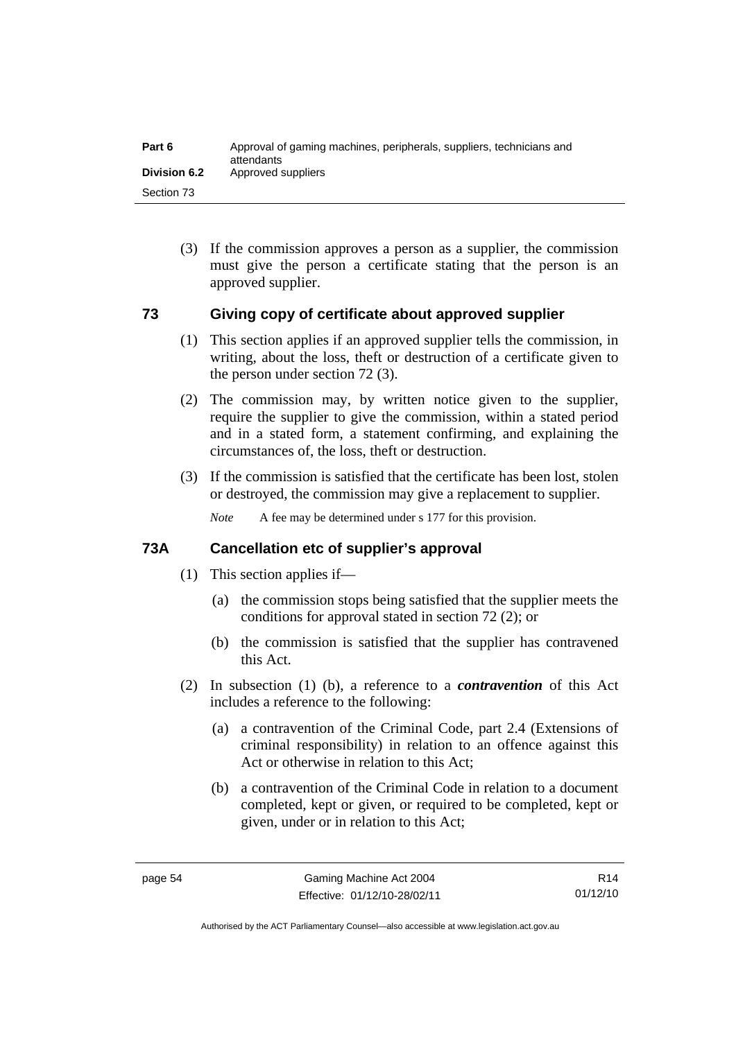(3) If the commission approves a person as a supplier, the commission must give the person a certificate stating that the person is an approved supplier.

## 73 Giving copy of certificate about approved supplier

(1) This section applies if an approved supplier tells the commission, in writing, about the loss, theft or destruction of a certificate given to the person under section 72 (3).

(2) The commission may, by written notice given to the supplier, require the supplier to give the commission, within a stated period and in a stated form, a statement confirming, and explaining the circumstances of, the loss, theft or destruction.

(3) If the commission is satisfied that the certificate has been lost, stolen or destroyed, the commission may give a replacement to supplier.

*Note* A fee may be determined under s 177 for this provision.

## 73A Cancellation etc of supplier's approval

(1) This section applies if—

(a) the commission stops being satisfied that the supplier meets the conditions for approval stated in section 72 (2); or

(b) the commission is satisfied that the supplier has contravened this Act.

(2) In subsection (1) (b), a reference to a ***contravention*** of this Act includes a reference to the following:

(a) a contravention of the Criminal Code, part 2.4 (Extensions of criminal responsibility) in relation to an offence against this Act or otherwise in relation to this Act;

(b) a contravention of the Criminal Code in relation to a document completed, kept or given, or required to be completed, kept or given, under or in relation to this Act;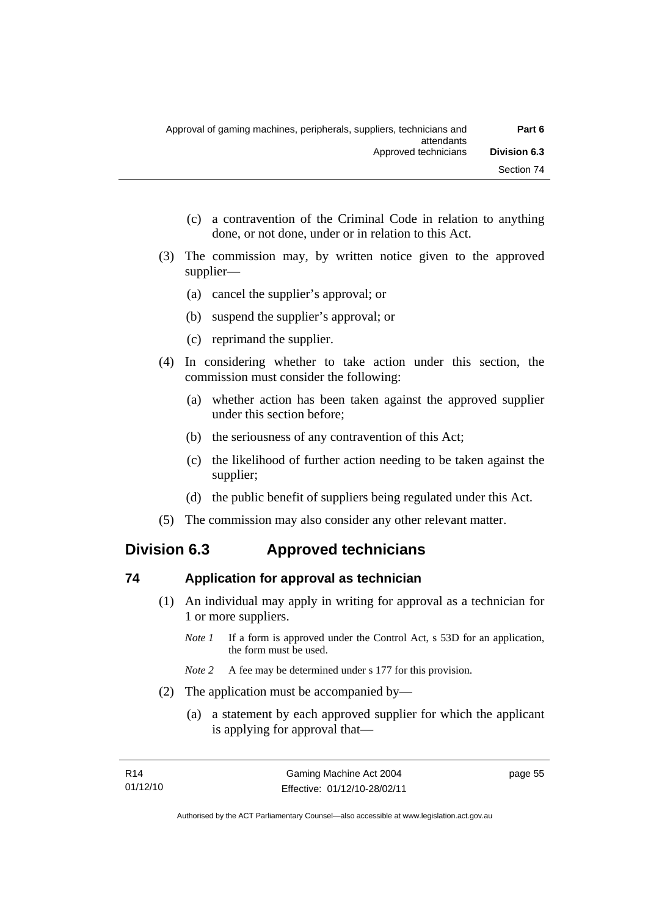(c) a contravention of the Criminal Code in relation to anything done, or not done, under or in relation to this Act.

(3) The commission may, by written notice given to the approved supplier—

(a) cancel the supplier's approval; or

(b) suspend the supplier's approval; or

(c) reprimand the supplier.

(4) In considering whether to take action under this section, the commission must consider the following:

(a) whether action has been taken against the approved supplier under this section before;

(b) the seriousness of any contravention of this Act;

(c) the likelihood of further action needing to be taken against the supplier;

(d) the public benefit of suppliers being regulated under this Act.

(5) The commission may also consider any other relevant matter.

## Division 6.3 Approved technicians

### 74 Application for approval as technician

(1) An individual may apply in writing for approval as a technician for 1 or more suppliers.

*Note 1* If a form is approved under the Control Act, s 53D for an application, the form must be used.

*Note 2* A fee may be determined under s 177 for this provision.

(2) The application must be accompanied by—

(a) a statement by each approved supplier for which the applicant is applying for approval that—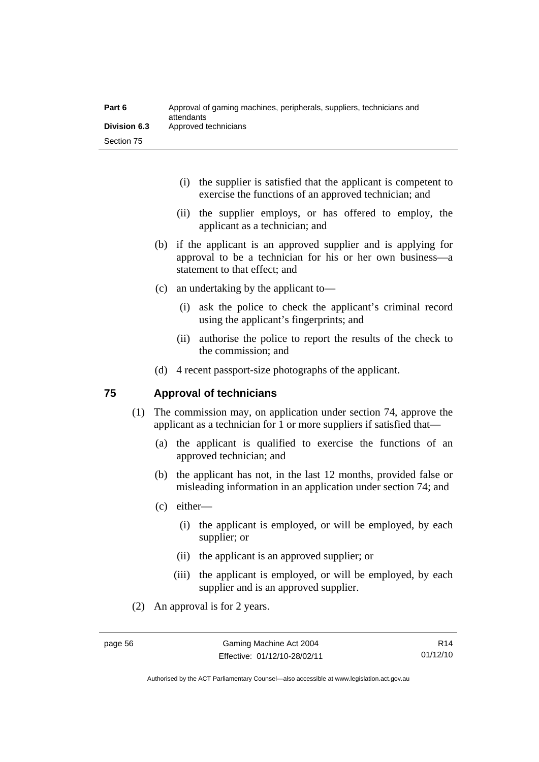(i) the supplier is satisfied that the applicant is competent to exercise the functions of an approved technician; and

(ii) the supplier employs, or has offered to employ, the applicant as a technician; and

(b) if the applicant is an approved supplier and is applying for approval to be a technician for his or her own business—a statement to that effect; and

(c) an undertaking by the applicant to—

(i) ask the police to check the applicant's criminal record using the applicant's fingerprints; and

(ii) authorise the police to report the results of the check to the commission; and

(d) 4 recent passport-size photographs of the applicant.

## 75 Approval of technicians

(1) The commission may, on application under section 74, approve the applicant as a technician for 1 or more suppliers if satisfied that—

(a) the applicant is qualified to exercise the functions of an approved technician; and

(b) the applicant has not, in the last 12 months, provided false or misleading information in an application under section 74; and

(c) either—

(i) the applicant is employed, or will be employed, by each supplier; or

(ii) the applicant is an approved supplier; or

(iii) the applicant is employed, or will be employed, by each supplier and is an approved supplier.

(2) An approval is for 2 years.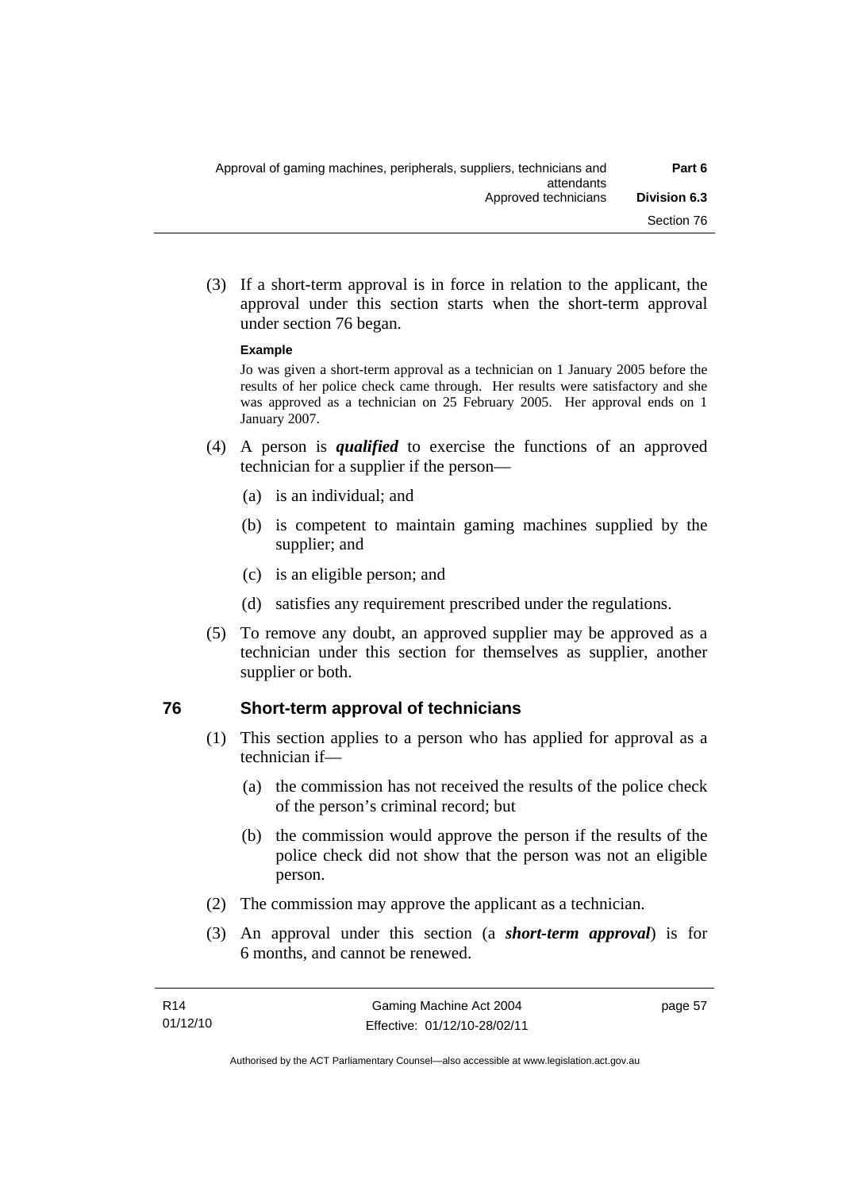(3) If a short-term approval is in force in relation to the applicant, the approval under this section starts when the short-term approval under section 76 began.

**Example**

Jo was given a short-term approval as a technician on 1 January 2005 before the results of her police check came through. Her results were satisfactory and she was approved as a technician on 25 February 2005. Her approval ends on 1 January 2007.

(4) A person is ***qualified*** to exercise the functions of an approved technician for a supplier if the person—

(a) is an individual; and

(b) is competent to maintain gaming machines supplied by the supplier; and

(c) is an eligible person; and

(d) satisfies any requirement prescribed under the regulations.

(5) To remove any doubt, an approved supplier may be approved as a technician under this section for themselves as supplier, another supplier or both.

## 76 Short-term approval of technicians

(1) This section applies to a person who has applied for approval as a technician if—

(a) the commission has not received the results of the police check of the person's criminal record; but

(b) the commission would approve the person if the results of the police check did not show that the person was not an eligible person.

(2) The commission may approve the applicant as a technician.

(3) An approval under this section (a ***short-term approval***) is for 6 months, and cannot be renewed.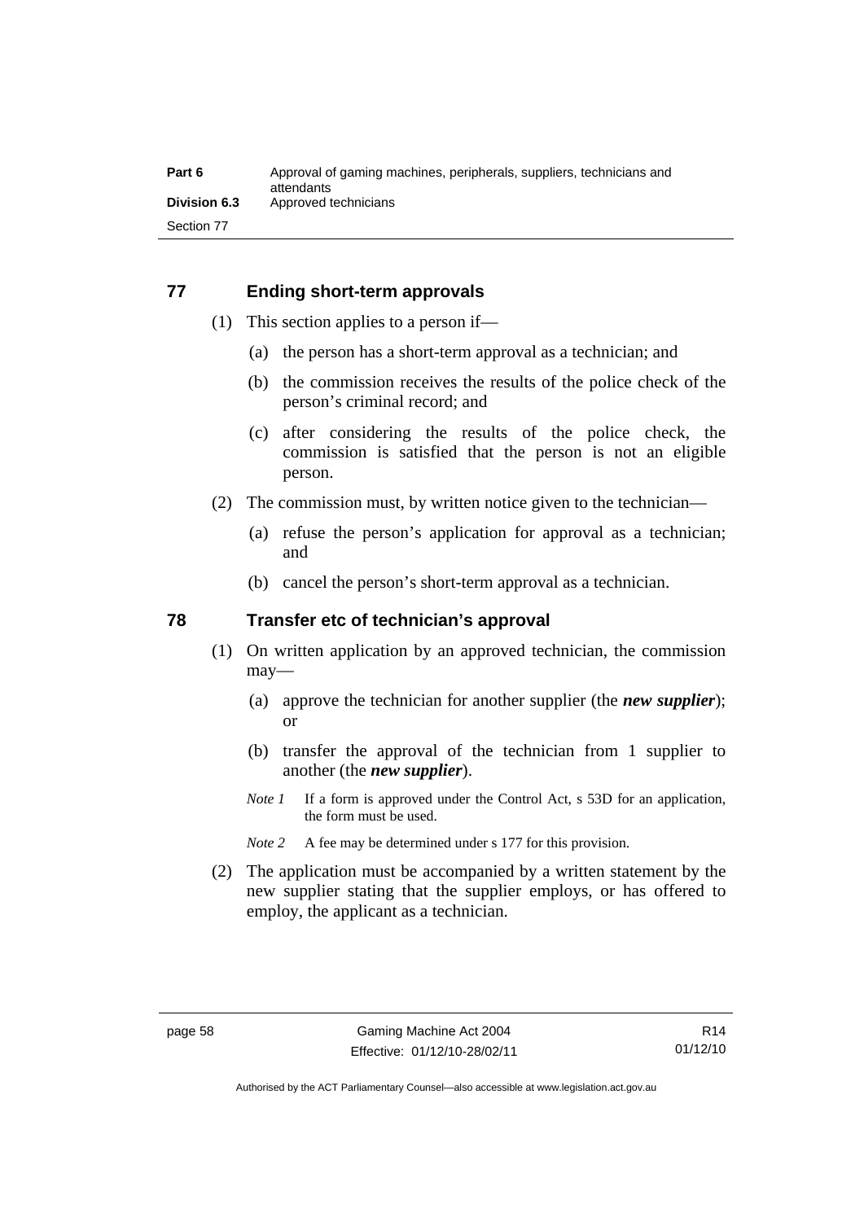## 77 Ending short-term approvals

(1) This section applies to a person if—

(a) the person has a short-term approval as a technician; and

(b) the commission receives the results of the police check of the person's criminal record; and

(c) after considering the results of the police check, the commission is satisfied that the person is not an eligible person.

(2) The commission must, by written notice given to the technician—

(a) refuse the person's application for approval as a technician; and

(b) cancel the person's short-term approval as a technician.

## 78 Transfer etc of technician's approval

(1) On written application by an approved technician, the commission may—

(a) approve the technician for another supplier (the ***new supplier***); or

(b) transfer the approval of the technician from 1 supplier to another (the ***new supplier***).

*Note 1* If a form is approved under the Control Act, s 53D for an application, the form must be used.

*Note 2* A fee may be determined under s 177 for this provision.

(2) The application must be accompanied by a written statement by the new supplier stating that the supplier employs, or has offered to employ, the applicant as a technician.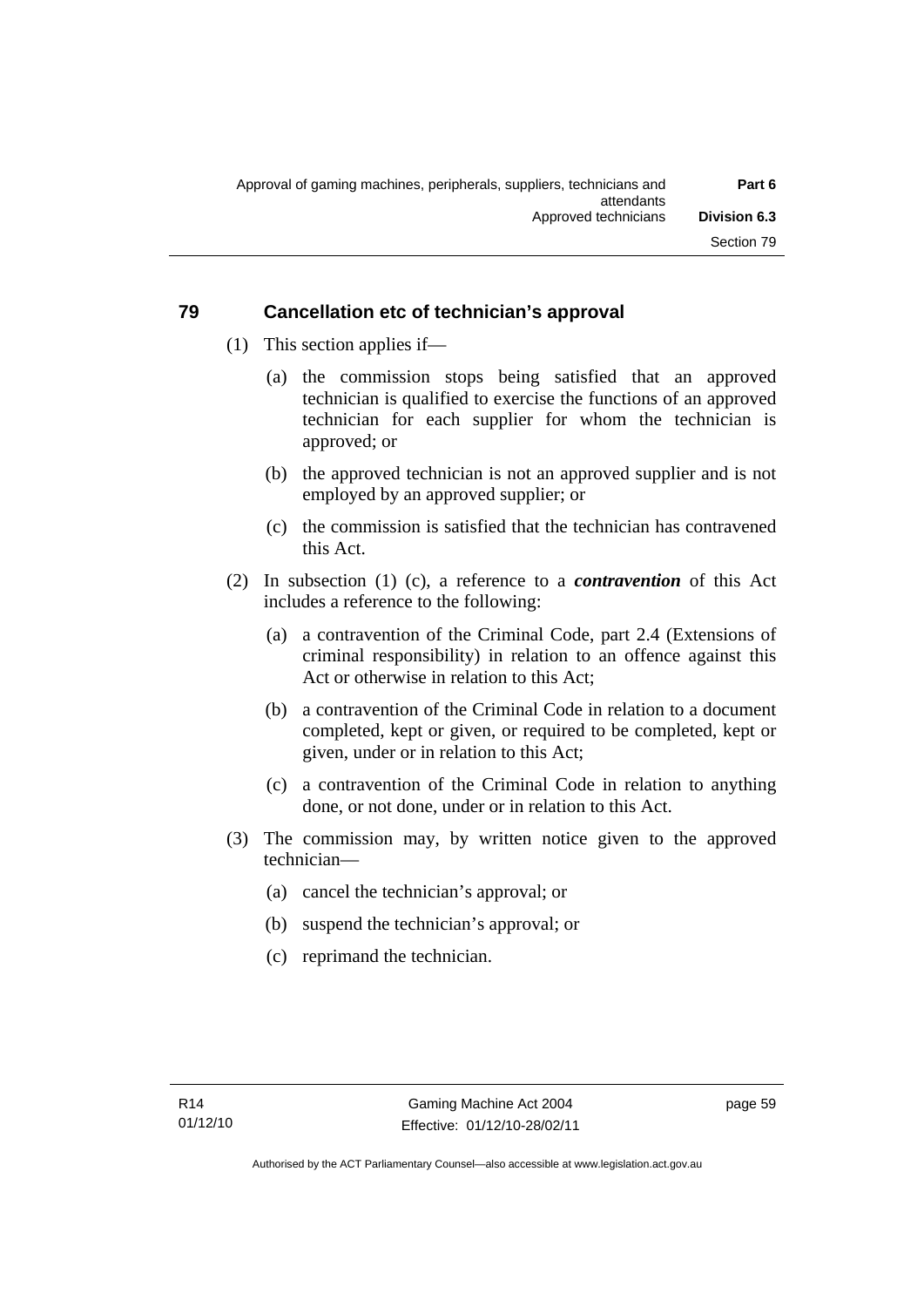## 79 Cancellation etc of technician's approval

(1) This section applies if—

(a) the commission stops being satisfied that an approved technician is qualified to exercise the functions of an approved technician for each supplier for whom the technician is approved; or

(b) the approved technician is not an approved supplier and is not employed by an approved supplier; or

(c) the commission is satisfied that the technician has contravened this Act.

(2) In subsection (1) (c), a reference to a ***contravention*** of this Act includes a reference to the following:

(a) a contravention of the Criminal Code, part 2.4 (Extensions of criminal responsibility) in relation to an offence against this Act or otherwise in relation to this Act;

(b) a contravention of the Criminal Code in relation to a document completed, kept or given, or required to be completed, kept or given, under or in relation to this Act;

(c) a contravention of the Criminal Code in relation to anything done, or not done, under or in relation to this Act.

(3) The commission may, by written notice given to the approved technician—

(a) cancel the technician's approval; or

(b) suspend the technician's approval; or

(c) reprimand the technician.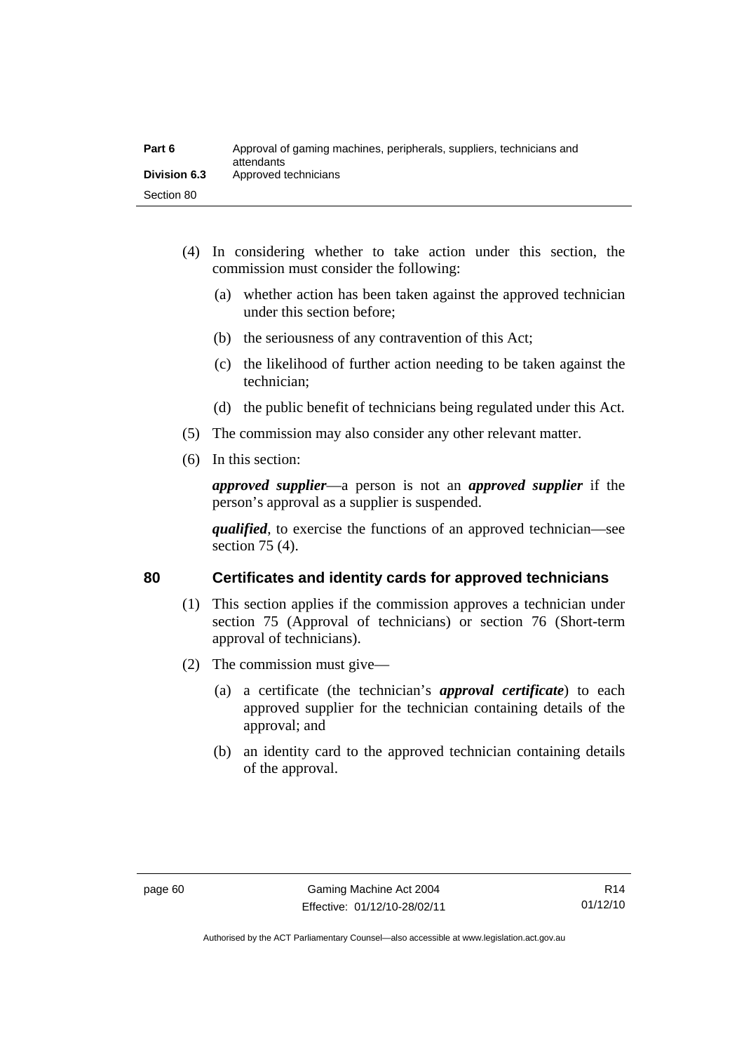(4) In considering whether to take action under this section, the commission must consider the following:

  (a) whether action has been taken against the approved technician under this section before;

  (b) the seriousness of any contravention of this Act;

  (c) the likelihood of further action needing to be taken against the technician;

  (d) the public benefit of technicians being regulated under this Act.

(5) The commission may also consider any other relevant matter.

(6) In this section:

*approved supplier*—a person is not an ***approved supplier*** if the person's approval as a supplier is suspended.

***qualified***, to exercise the functions of an approved technician—see section 75 (4).

## 80 Certificates and identity cards for approved technicians

(1) This section applies if the commission approves a technician under section 75 (Approval of technicians) or section 76 (Short-term approval of technicians).

(2) The commission must give—

  (a) a certificate (the technician's ***approval certificate***) to each approved supplier for the technician containing details of the approval; and

  (b) an identity card to the approved technician containing details of the approval.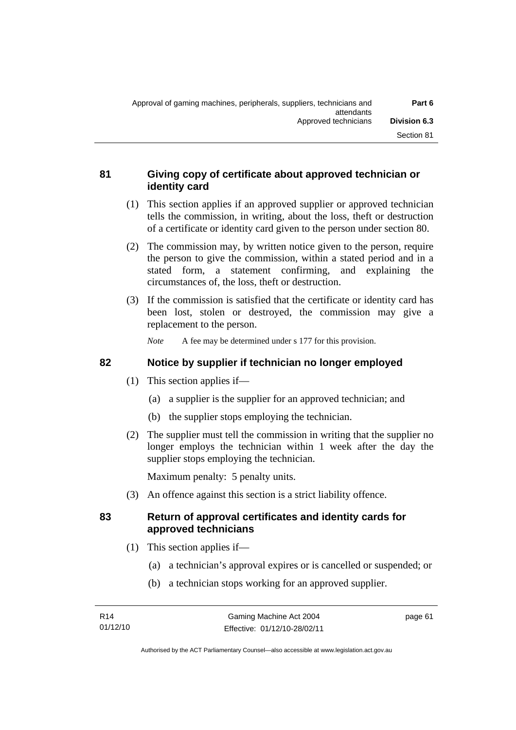### 81 Giving copy of certificate about approved technician or identity card

(1) This section applies if an approved supplier or approved technician tells the commission, in writing, about the loss, theft or destruction of a certificate or identity card given to the person under section 80.

(2) The commission may, by written notice given to the person, require the person to give the commission, within a stated period and in a stated form, a statement confirming, and explaining the circumstances of, the loss, theft or destruction.

(3) If the commission is satisfied that the certificate or identity card has been lost, stolen or destroyed, the commission may give a replacement to the person.

*Note* A fee may be determined under s 177 for this provision.

### 82 Notice by supplier if technician no longer employed

(1) This section applies if—

(a) a supplier is the supplier for an approved technician; and

(b) the supplier stops employing the technician.

(2) The supplier must tell the commission in writing that the supplier no longer employs the technician within 1 week after the day the supplier stops employing the technician.

Maximum penalty: 5 penalty units.

(3) An offence against this section is a strict liability offence.

### 83 Return of approval certificates and identity cards for approved technicians

(1) This section applies if—

(a) a technician's approval expires or is cancelled or suspended; or

(b) a technician stops working for an approved supplier.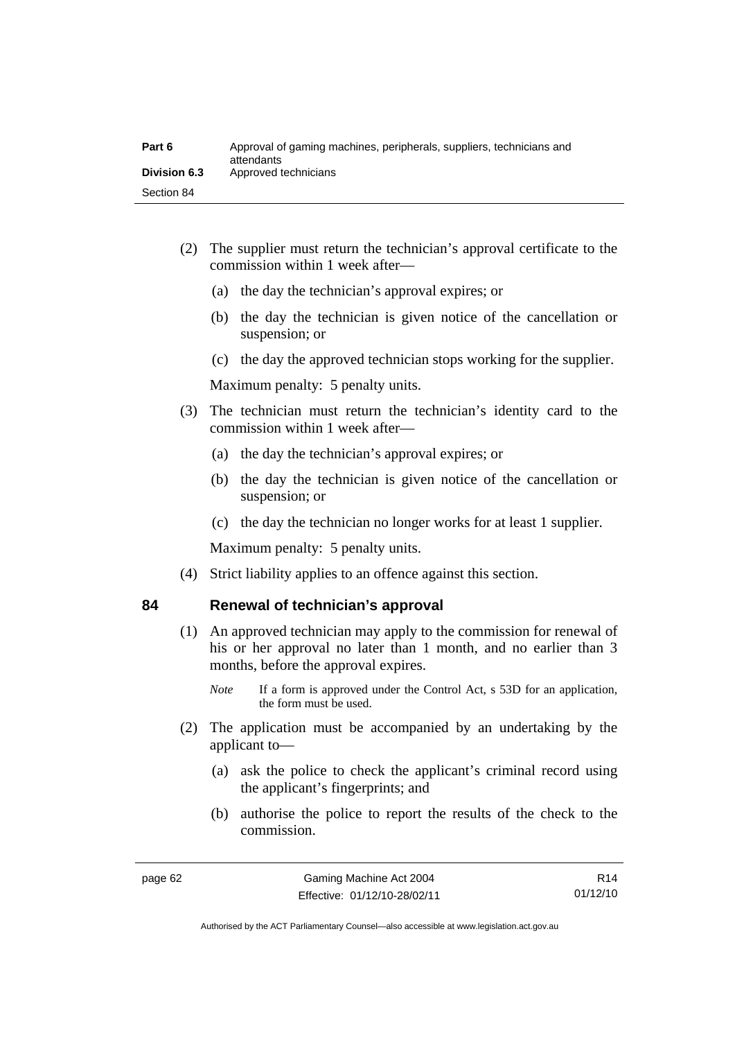(2) The supplier must return the technician's approval certificate to the commission within 1 week after—

(a) the day the technician's approval expires; or

(b) the day the technician is given notice of the cancellation or suspension; or

(c) the day the approved technician stops working for the supplier.

Maximum penalty: 5 penalty units.

(3) The technician must return the technician's identity card to the commission within 1 week after—

(a) the day the technician's approval expires; or

(b) the day the technician is given notice of the cancellation or suspension; or

(c) the day the technician no longer works for at least 1 supplier.

Maximum penalty: 5 penalty units.

(4) Strict liability applies to an offence against this section.

## 84 Renewal of technician's approval

(1) An approved technician may apply to the commission for renewal of his or her approval no later than 1 month, and no earlier than 3 months, before the approval expires.

*Note* If a form is approved under the Control Act, s 53D for an application, the form must be used.

(2) The application must be accompanied by an undertaking by the applicant to—

(a) ask the police to check the applicant's criminal record using the applicant's fingerprints; and

(b) authorise the police to report the results of the check to the commission.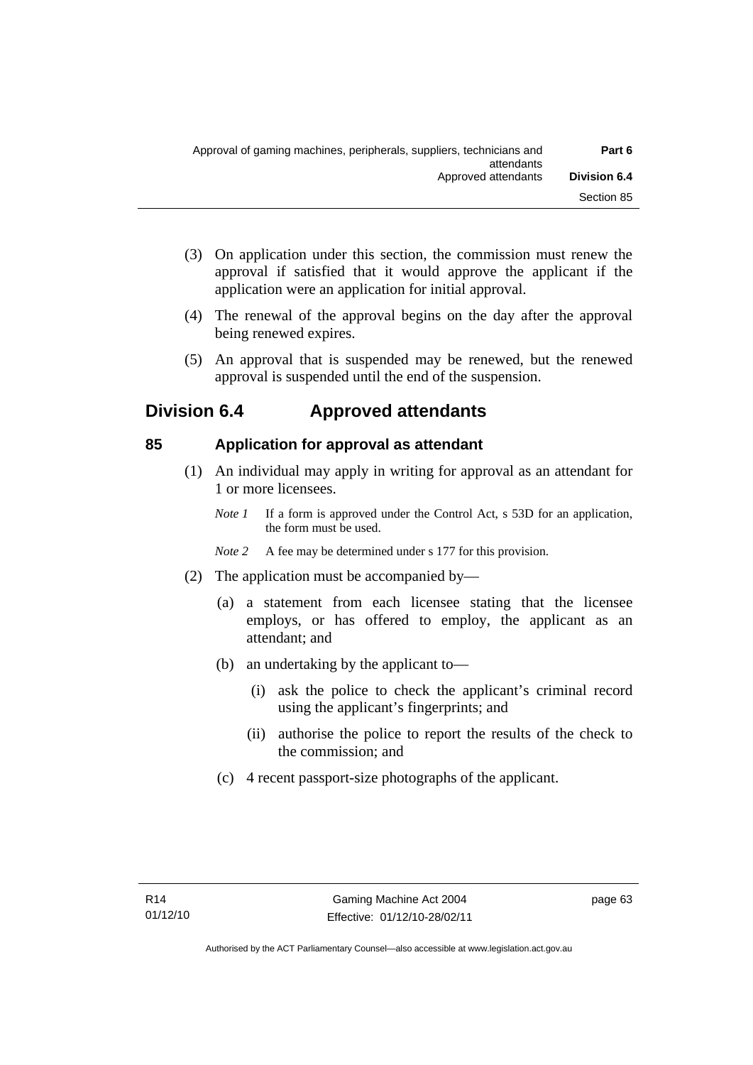(3) On application under this section, the commission must renew the approval if satisfied that it would approve the applicant if the application were an application for initial approval.

(4) The renewal of the approval begins on the day after the approval being renewed expires.

(5) An approval that is suspended may be renewed, but the renewed approval is suspended until the end of the suspension.

## Division 6.4 Approved attendants

### 85 Application for approval as attendant

(1) An individual may apply in writing for approval as an attendant for 1 or more licensees.

*Note 1* If a form is approved under the Control Act, s 53D for an application, the form must be used.

*Note 2* A fee may be determined under s 177 for this provision.

(2) The application must be accompanied by—

(a) a statement from each licensee stating that the licensee employs, or has offered to employ, the applicant as an attendant; and

(b) an undertaking by the applicant to—

(i) ask the police to check the applicant's criminal record using the applicant's fingerprints; and

(ii) authorise the police to report the results of the check to the commission; and

(c) 4 recent passport-size photographs of the applicant.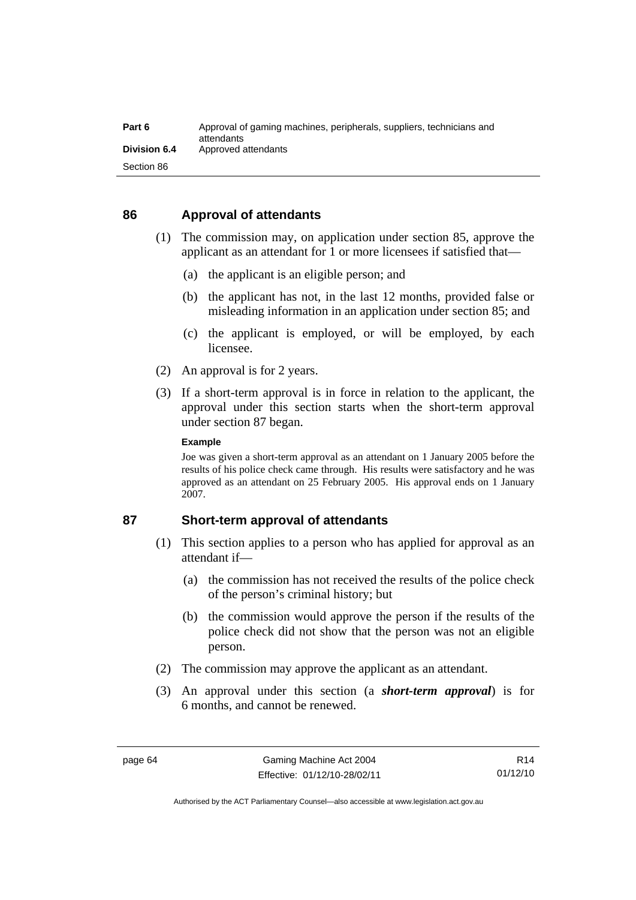## 86 Approval of attendants

(1) The commission may, on application under section 85, approve the applicant as an attendant for 1 or more licensees if satisfied that—

(a) the applicant is an eligible person; and

(b) the applicant has not, in the last 12 months, provided false or misleading information in an application under section 85; and

(c) the applicant is employed, or will be employed, by each licensee.

(2) An approval is for 2 years.

(3) If a short-term approval is in force in relation to the applicant, the approval under this section starts when the short-term approval under section 87 began.

**Example**

Joe was given a short-term approval as an attendant on 1 January 2005 before the results of his police check came through. His results were satisfactory and he was approved as an attendant on 25 February 2005. His approval ends on 1 January 2007.

## 87 Short-term approval of attendants

(1) This section applies to a person who has applied for approval as an attendant if—

(a) the commission has not received the results of the police check of the person's criminal history; but

(b) the commission would approve the person if the results of the police check did not show that the person was not an eligible person.

(2) The commission may approve the applicant as an attendant.

(3) An approval under this section (a ***short-term approval***) is for 6 months, and cannot be renewed.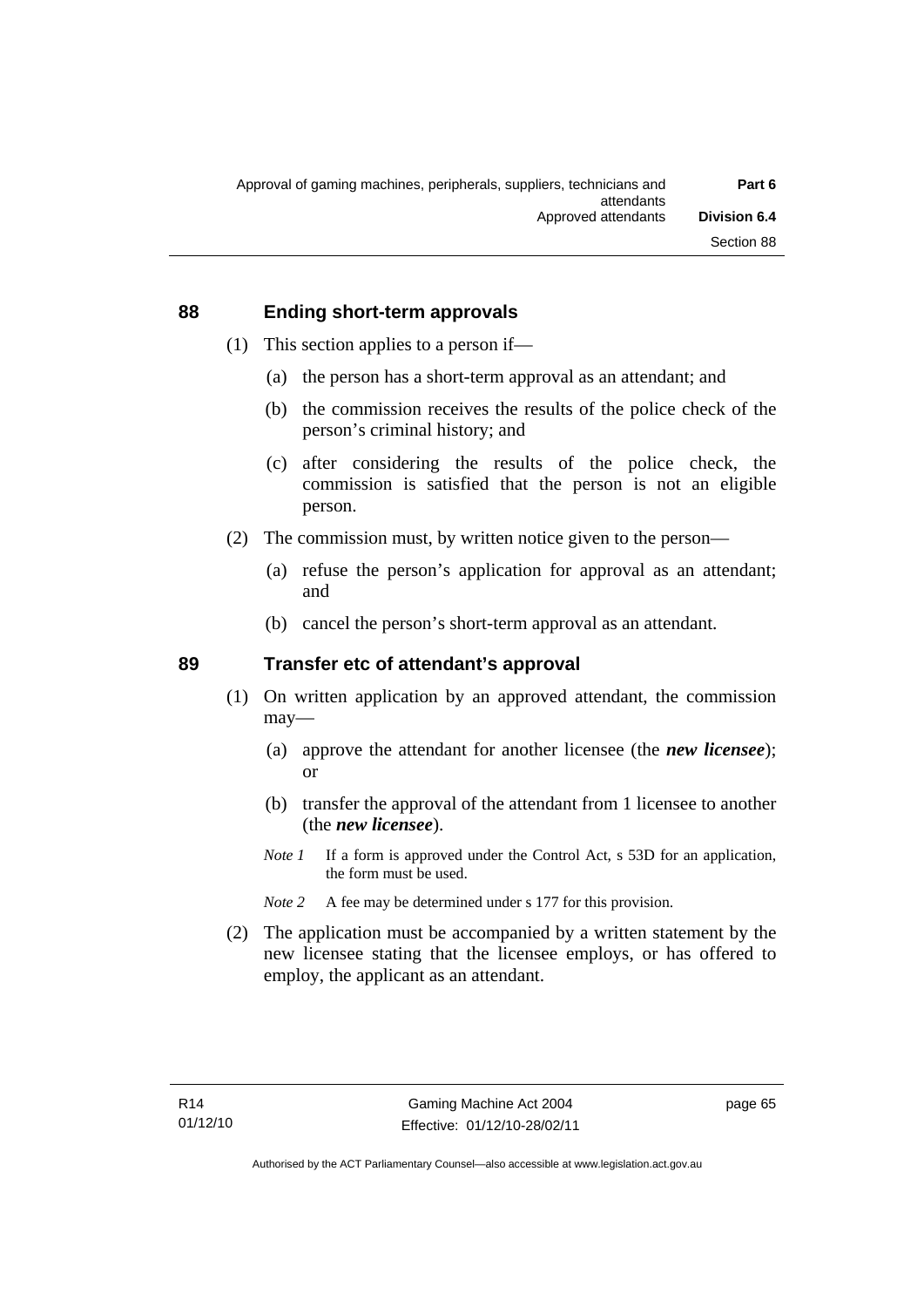## 88 Ending short-term approvals

(1) This section applies to a person if—

(a) the person has a short-term approval as an attendant; and

(b) the commission receives the results of the police check of the person's criminal history; and

(c) after considering the results of the police check, the commission is satisfied that the person is not an eligible person.

(2) The commission must, by written notice given to the person—

(a) refuse the person's application for approval as an attendant; and

(b) cancel the person's short-term approval as an attendant.

## 89 Transfer etc of attendant's approval

(1) On written application by an approved attendant, the commission may—

(a) approve the attendant for another licensee (the ***new licensee***); or

(b) transfer the approval of the attendant from 1 licensee to another (the ***new licensee***).

*Note 1* If a form is approved under the Control Act, s 53D for an application, the form must be used.

*Note 2* A fee may be determined under s 177 for this provision.

(2) The application must be accompanied by a written statement by the new licensee stating that the licensee employs, or has offered to employ, the applicant as an attendant.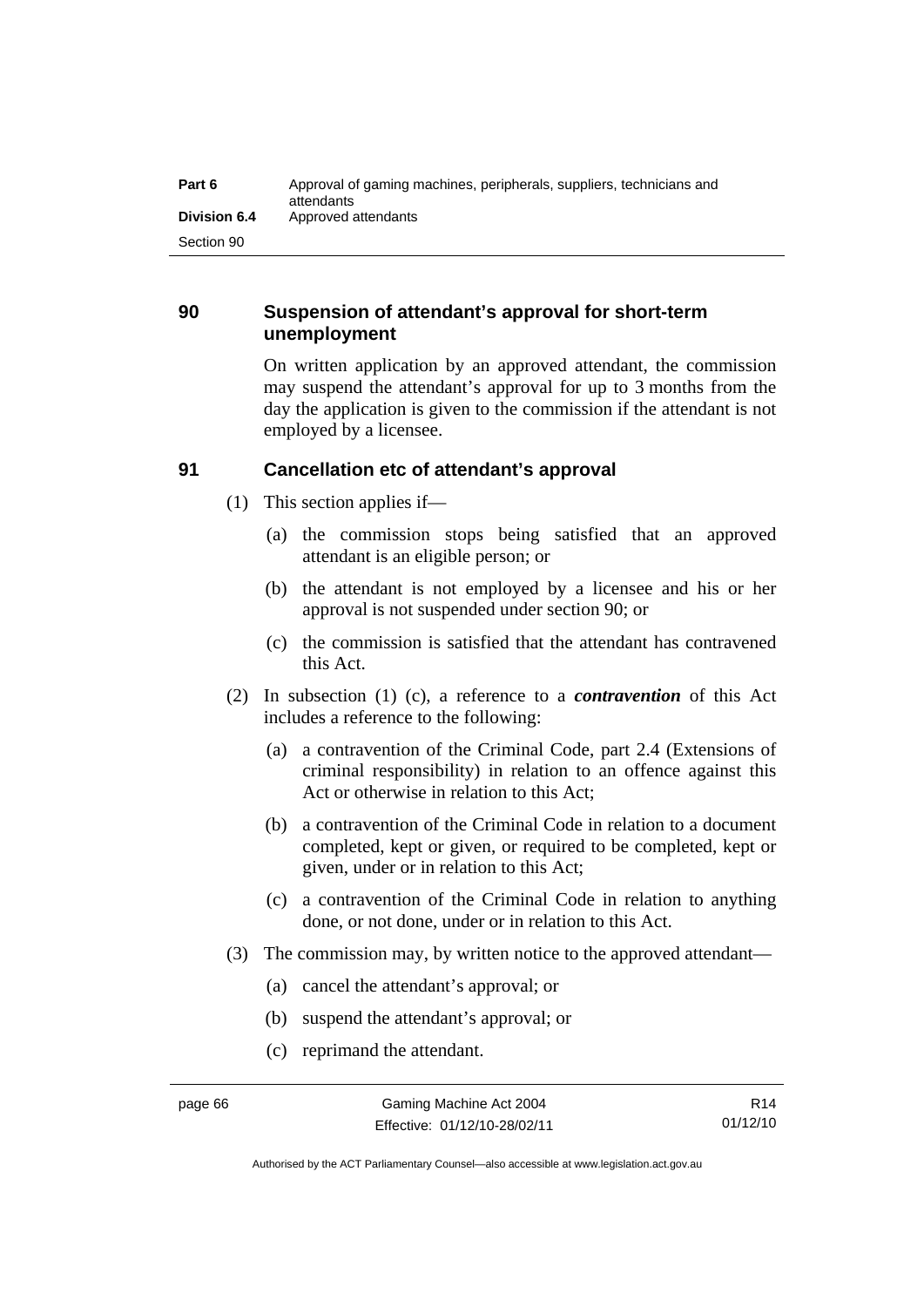## 90 Suspension of attendant's approval for short-term unemployment

On written application by an approved attendant, the commission may suspend the attendant's approval for up to 3 months from the day the application is given to the commission if the attendant is not employed by a licensee.

## 91 Cancellation etc of attendant's approval

(1) This section applies if—

(a) the commission stops being satisfied that an approved attendant is an eligible person; or

(b) the attendant is not employed by a licensee and his or her approval is not suspended under section 90; or

(c) the commission is satisfied that the attendant has contravened this Act.

(2) In subsection (1) (c), a reference to a ***contravention*** of this Act includes a reference to the following:

(a) a contravention of the Criminal Code, part 2.4 (Extensions of criminal responsibility) in relation to an offence against this Act or otherwise in relation to this Act;

(b) a contravention of the Criminal Code in relation to a document completed, kept or given, or required to be completed, kept or given, under or in relation to this Act;

(c) a contravention of the Criminal Code in relation to anything done, or not done, under or in relation to this Act.

(3) The commission may, by written notice to the approved attendant—

(a) cancel the attendant's approval; or

(b) suspend the attendant's approval; or

(c) reprimand the attendant.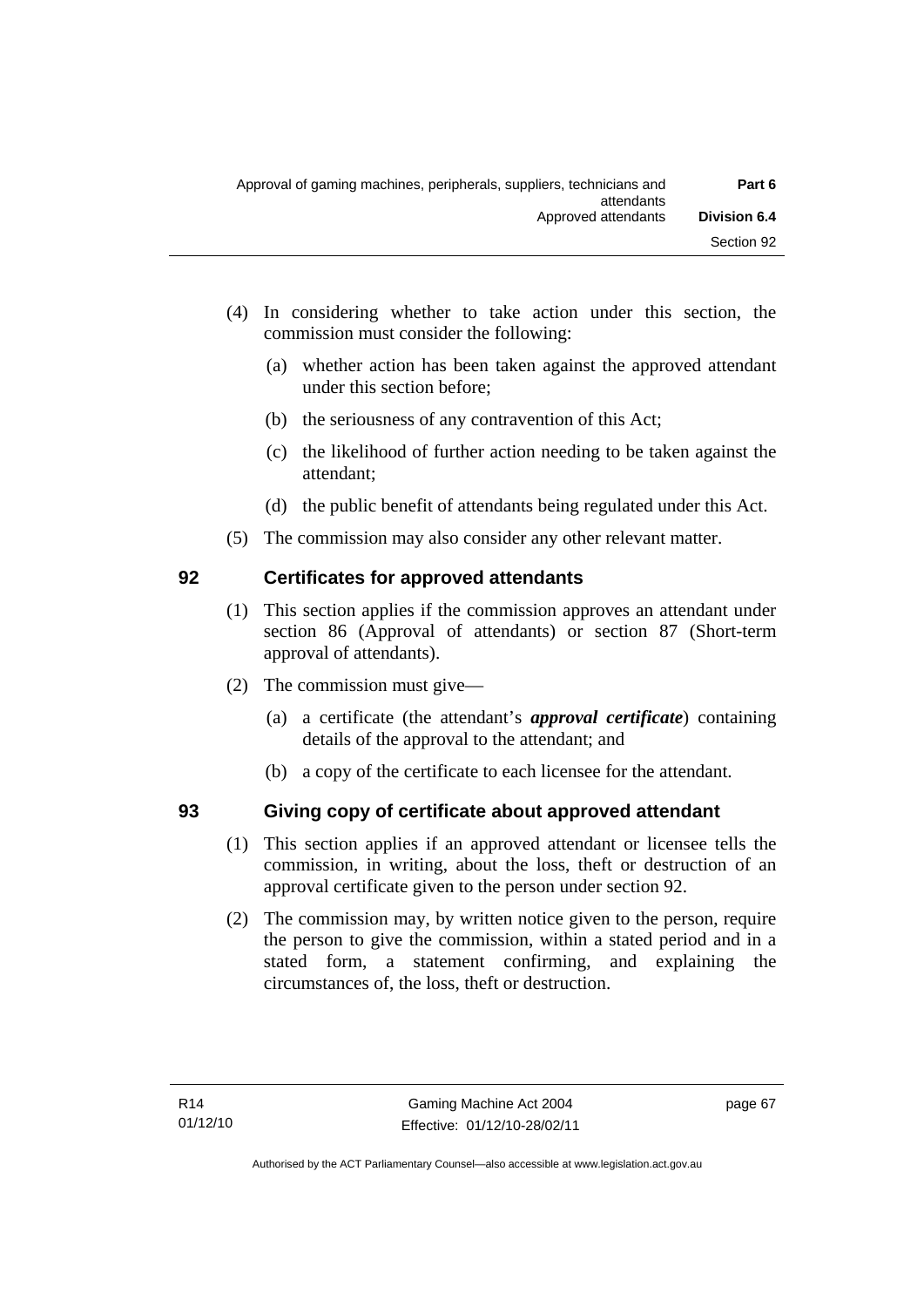(4) In considering whether to take action under this section, the commission must consider the following:

(a) whether action has been taken against the approved attendant under this section before;

(b) the seriousness of any contravention of this Act;

(c) the likelihood of further action needing to be taken against the attendant;

(d) the public benefit of attendants being regulated under this Act.

(5) The commission may also consider any other relevant matter.

## 92 Certificates for approved attendants

(1) This section applies if the commission approves an attendant under section 86 (Approval of attendants) or section 87 (Short-term approval of attendants).

(2) The commission must give—

(a) a certificate (the attendant's ***approval certificate***) containing details of the approval to the attendant; and

(b) a copy of the certificate to each licensee for the attendant.

## 93 Giving copy of certificate about approved attendant

(1) This section applies if an approved attendant or licensee tells the commission, in writing, about the loss, theft or destruction of an approval certificate given to the person under section 92.

(2) The commission may, by written notice given to the person, require the person to give the commission, within a stated period and in a stated form, a statement confirming, and explaining the circumstances of, the loss, theft or destruction.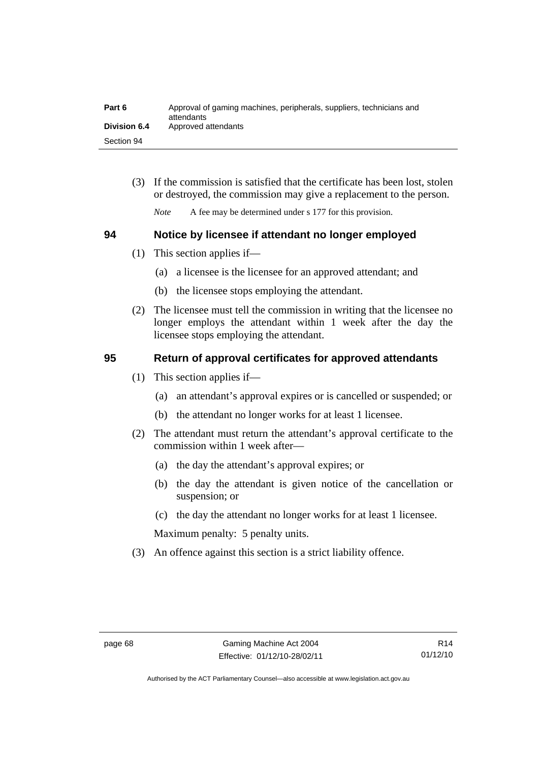(3) If the commission is satisfied that the certificate has been lost, stolen or destroyed, the commission may give a replacement to the person.

*Note* A fee may be determined under s 177 for this provision.

## 94 Notice by licensee if attendant no longer employed

(1) This section applies if—

(a) a licensee is the licensee for an approved attendant; and

(b) the licensee stops employing the attendant.

(2) The licensee must tell the commission in writing that the licensee no longer employs the attendant within 1 week after the day the licensee stops employing the attendant.

## 95 Return of approval certificates for approved attendants

(1) This section applies if—

(a) an attendant's approval expires or is cancelled or suspended; or

(b) the attendant no longer works for at least 1 licensee.

(2) The attendant must return the attendant's approval certificate to the commission within 1 week after—

(a) the day the attendant's approval expires; or

(b) the day the attendant is given notice of the cancellation or suspension; or

(c) the day the attendant no longer works for at least 1 licensee.

Maximum penalty: 5 penalty units.

(3) An offence against this section is a strict liability offence.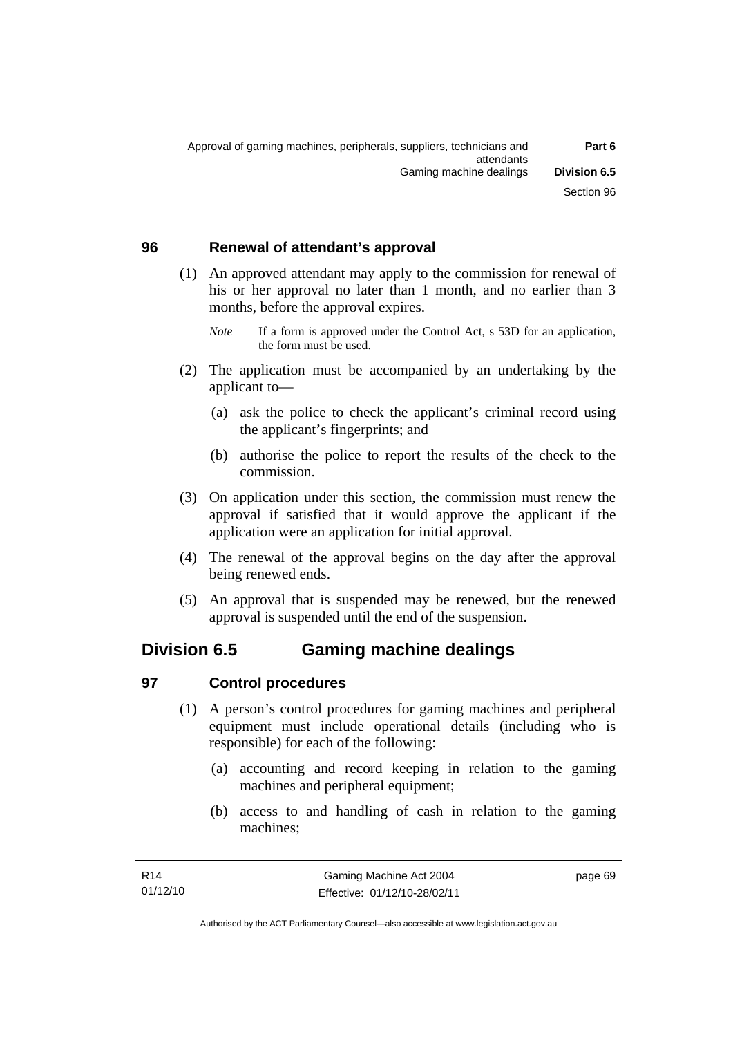### 96 Renewal of attendant's approval

(1) An approved attendant may apply to the commission for renewal of his or her approval no later than 1 month, and no earlier than 3 months, before the approval expires.

*Note* If a form is approved under the Control Act, s 53D for an application, the form must be used.

(2) The application must be accompanied by an undertaking by the applicant to—

(a) ask the police to check the applicant's criminal record using the applicant's fingerprints; and

(b) authorise the police to report the results of the check to the commission.

(3) On application under this section, the commission must renew the approval if satisfied that it would approve the applicant if the application were an application for initial approval.

(4) The renewal of the approval begins on the day after the approval being renewed ends.

(5) An approval that is suspended may be renewed, but the renewed approval is suspended until the end of the suspension.

## Division 6.5 Gaming machine dealings

### 97 Control procedures

(1) A person's control procedures for gaming machines and peripheral equipment must include operational details (including who is responsible) for each of the following:

(a) accounting and record keeping in relation to the gaming machines and peripheral equipment;

(b) access to and handling of cash in relation to the gaming machines;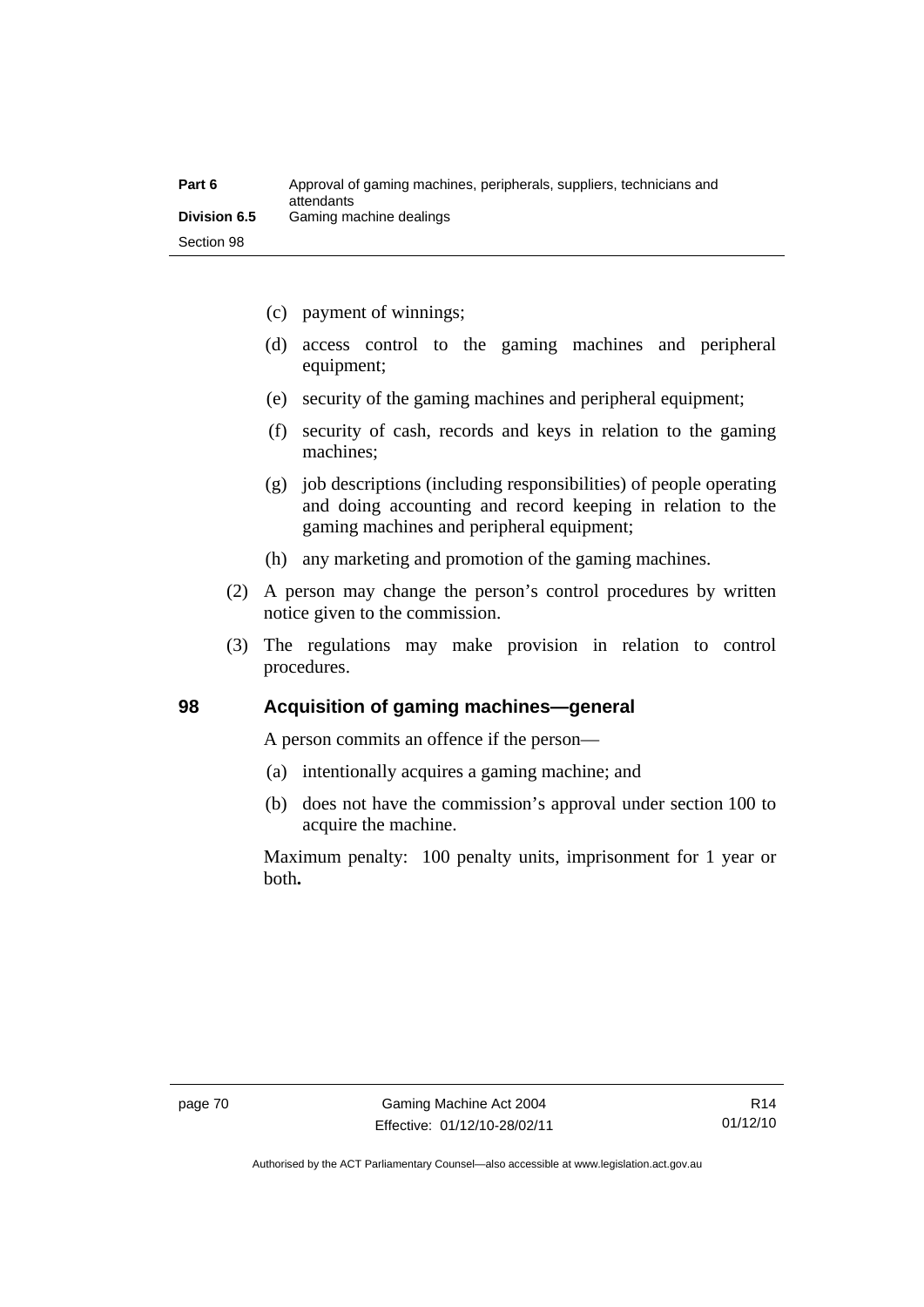(c) payment of winnings;

(d) access control to the gaming machines and peripheral equipment;

(e) security of the gaming machines and peripheral equipment;

(f) security of cash, records and keys in relation to the gaming machines;

(g) job descriptions (including responsibilities) of people operating and doing accounting and record keeping in relation to the gaming machines and peripheral equipment;

(h) any marketing and promotion of the gaming machines.

(2) A person may change the person's control procedures by written notice given to the commission.

(3) The regulations may make provision in relation to control procedures.

## 98 Acquisition of gaming machines—general

A person commits an offence if the person—

(a) intentionally acquires a gaming machine; and

(b) does not have the commission's approval under section 100 to acquire the machine.

Maximum penalty: 100 penalty units, imprisonment for 1 year or both**.**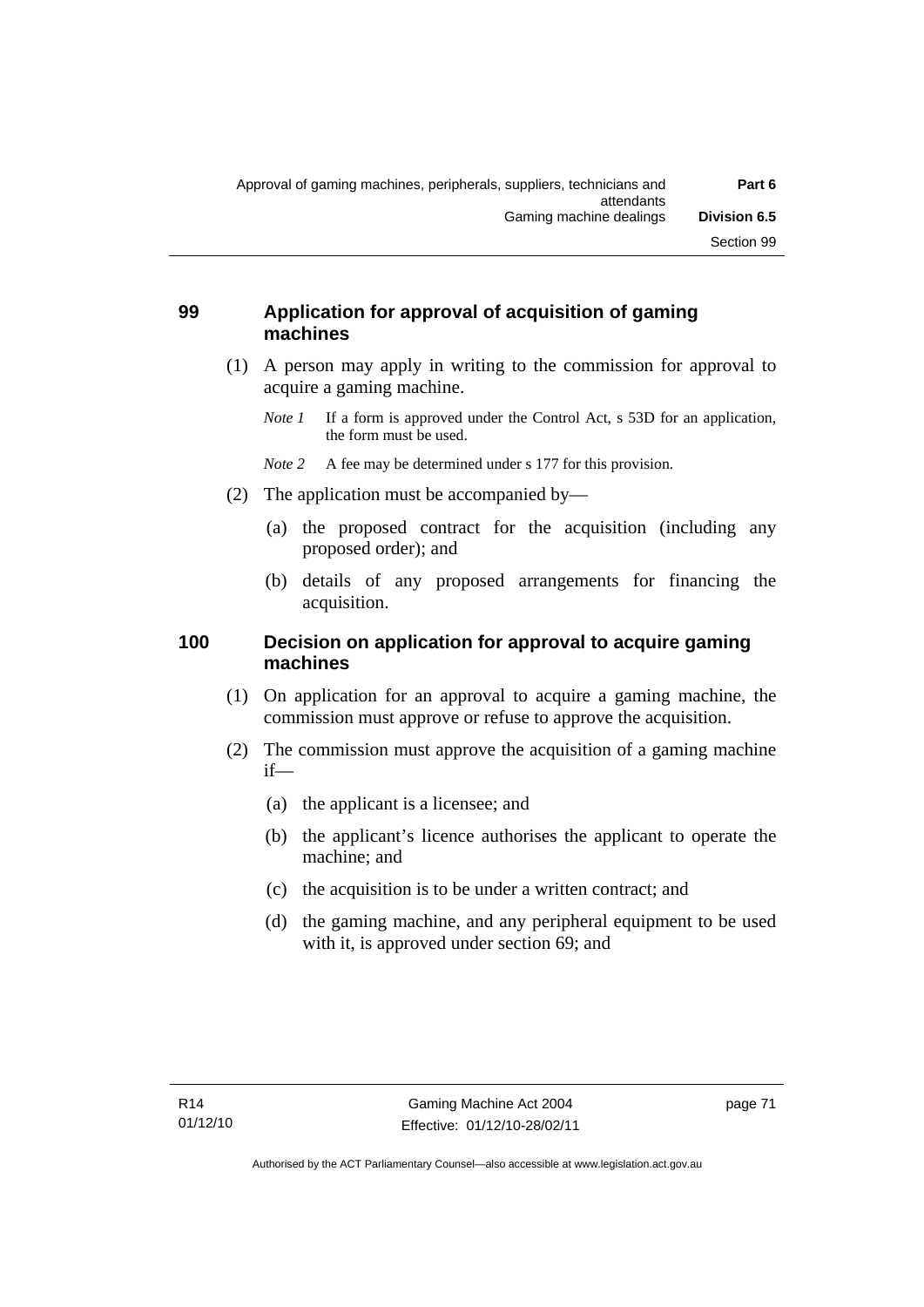## 99 Application for approval of acquisition of gaming machines

(1) A person may apply in writing to the commission for approval to acquire a gaming machine.

*Note 1* If a form is approved under the Control Act, s 53D for an application, the form must be used.

*Note 2* A fee may be determined under s 177 for this provision.

(2) The application must be accompanied by—

(a) the proposed contract for the acquisition (including any proposed order); and

(b) details of any proposed arrangements for financing the acquisition.

## 100 Decision on application for approval to acquire gaming machines

(1) On application for an approval to acquire a gaming machine, the commission must approve or refuse to approve the acquisition.

(2) The commission must approve the acquisition of a gaming machine if—

(a) the applicant is a licensee; and

(b) the applicant's licence authorises the applicant to operate the machine; and

(c) the acquisition is to be under a written contract; and

(d) the gaming machine, and any peripheral equipment to be used with it, is approved under section 69; and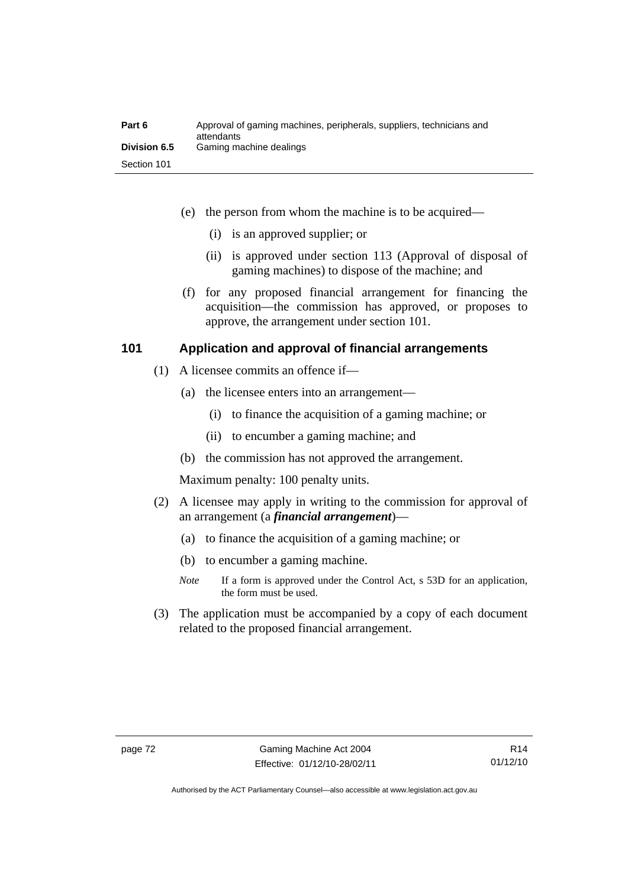(e) the person from whom the machine is to be acquired—

(i) is an approved supplier; or

(ii) is approved under section 113 (Approval of disposal of gaming machines) to dispose of the machine; and

(f) for any proposed financial arrangement for financing the acquisition—the commission has approved, or proposes to approve, the arrangement under section 101.

## 101 Application and approval of financial arrangements

(1) A licensee commits an offence if—

(a) the licensee enters into an arrangement—

(i) to finance the acquisition of a gaming machine; or

(ii) to encumber a gaming machine; and

(b) the commission has not approved the arrangement.

Maximum penalty: 100 penalty units.

(2) A licensee may apply in writing to the commission for approval of an arrangement (a ***financial arrangement***)—

(a) to finance the acquisition of a gaming machine; or

(b) to encumber a gaming machine.

*Note* If a form is approved under the Control Act, s 53D for an application, the form must be used.

(3) The application must be accompanied by a copy of each document related to the proposed financial arrangement.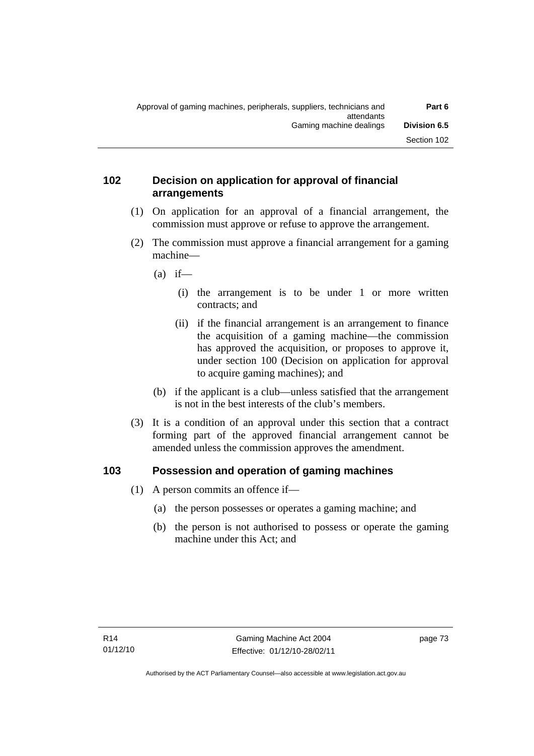## 102 Decision on application for approval of financial arrangements

(1) On application for an approval of a financial arrangement, the commission must approve or refuse to approve the arrangement.

(2) The commission must approve a financial arrangement for a gaming machine—

(a) if—

(i) the arrangement is to be under 1 or more written contracts; and

(ii) if the financial arrangement is an arrangement to finance the acquisition of a gaming machine—the commission has approved the acquisition, or proposes to approve it, under section 100 (Decision on application for approval to acquire gaming machines); and

(b) if the applicant is a club—unless satisfied that the arrangement is not in the best interests of the club's members.

(3) It is a condition of an approval under this section that a contract forming part of the approved financial arrangement cannot be amended unless the commission approves the amendment.

## 103 Possession and operation of gaming machines

(1) A person commits an offence if—

(a) the person possesses or operates a gaming machine; and

(b) the person is not authorised to possess or operate the gaming machine under this Act; and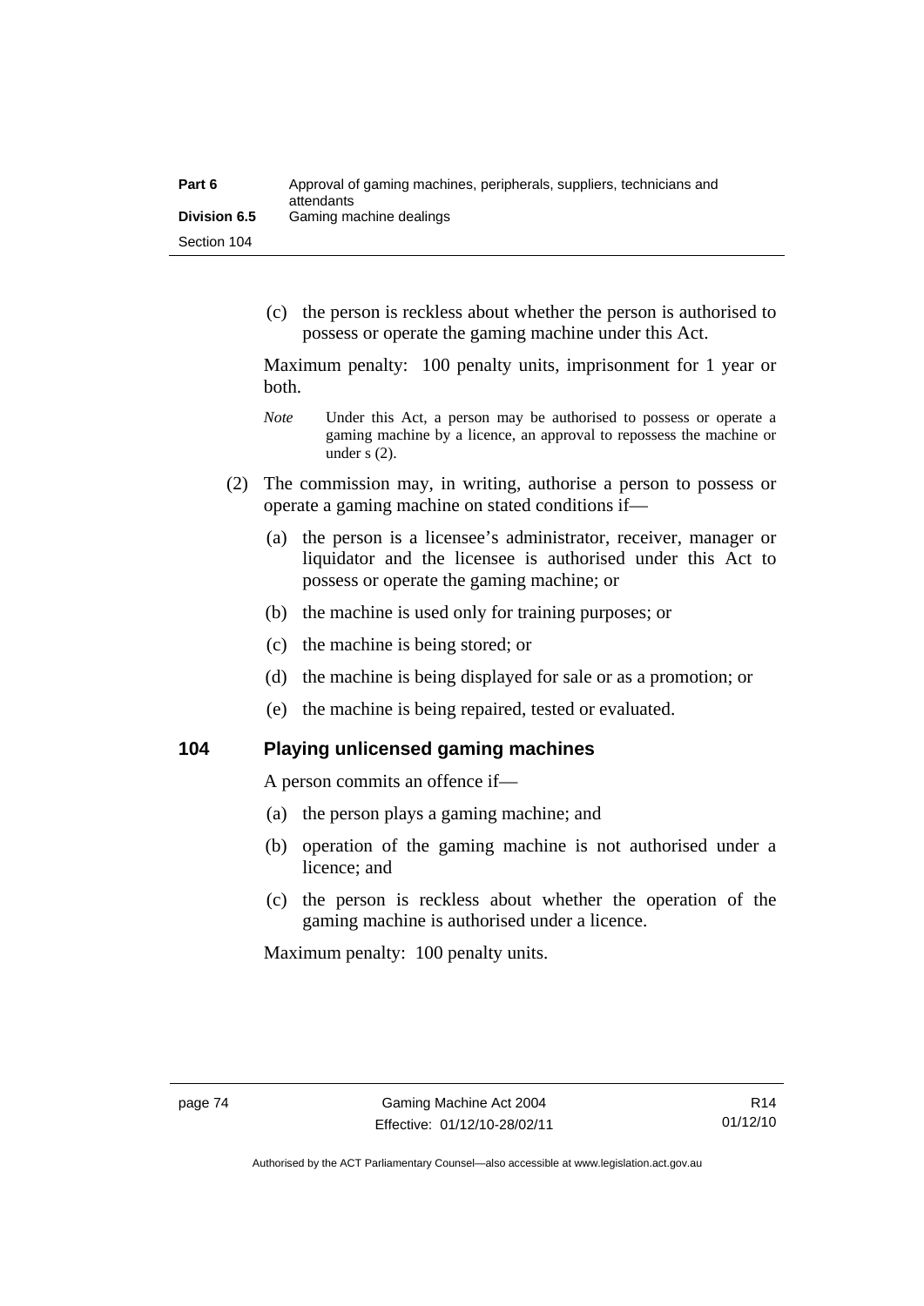(c) the person is reckless about whether the person is authorised to possess or operate the gaming machine under this Act.

Maximum penalty: 100 penalty units, imprisonment for 1 year or both.

*Note* Under this Act, a person may be authorised to possess or operate a gaming machine by a licence, an approval to repossess the machine or under s (2).

(2) The commission may, in writing, authorise a person to possess or operate a gaming machine on stated conditions if—

(a) the person is a licensee's administrator, receiver, manager or liquidator and the licensee is authorised under this Act to possess or operate the gaming machine; or

(b) the machine is used only for training purposes; or

(c) the machine is being stored; or

(d) the machine is being displayed for sale or as a promotion; or

(e) the machine is being repaired, tested or evaluated.

## 104 Playing unlicensed gaming machines

A person commits an offence if—

(a) the person plays a gaming machine; and

(b) operation of the gaming machine is not authorised under a licence; and

(c) the person is reckless about whether the operation of the gaming machine is authorised under a licence.

Maximum penalty: 100 penalty units.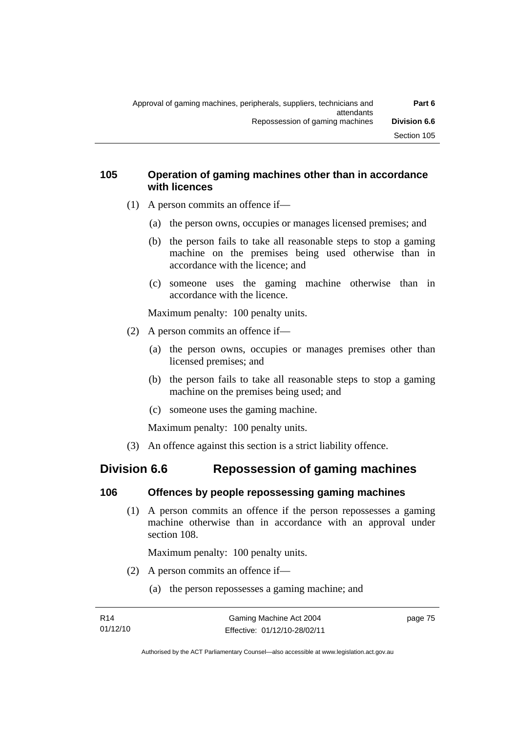### 105 Operation of gaming machines other than in accordance with licences

(1) A person commits an offence if—

(a) the person owns, occupies or manages licensed premises; and

(b) the person fails to take all reasonable steps to stop a gaming machine on the premises being used otherwise than in accordance with the licence; and

(c) someone uses the gaming machine otherwise than in accordance with the licence.

Maximum penalty: 100 penalty units.

(2) A person commits an offence if—

(a) the person owns, occupies or manages premises other than licensed premises; and

(b) the person fails to take all reasonable steps to stop a gaming machine on the premises being used; and

(c) someone uses the gaming machine.

Maximum penalty: 100 penalty units.

(3) An offence against this section is a strict liability offence.

## Division 6.6 Repossession of gaming machines

### 106 Offences by people repossessing gaming machines

(1) A person commits an offence if the person repossesses a gaming machine otherwise than in accordance with an approval under section 108.

Maximum penalty: 100 penalty units.

(2) A person commits an offence if—

(a) the person repossesses a gaming machine; and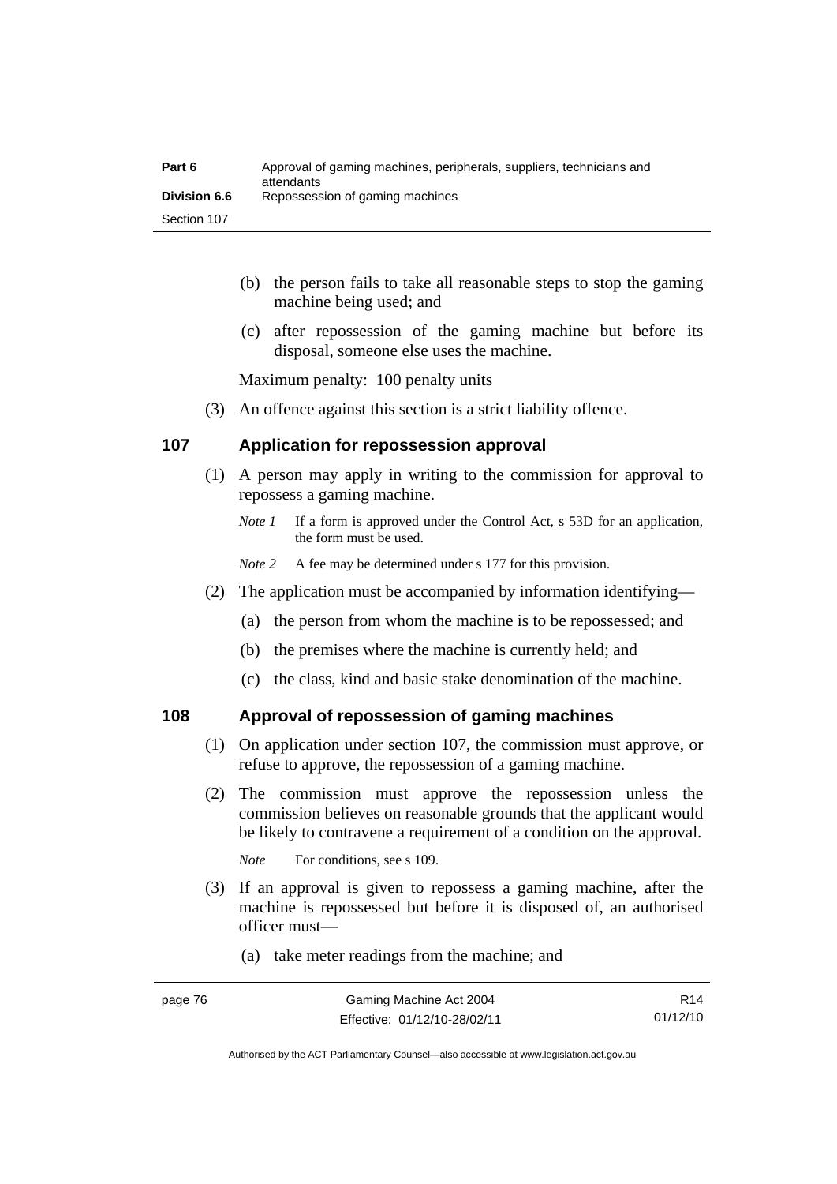(b) the person fails to take all reasonable steps to stop the gaming machine being used; and

(c) after repossession of the gaming machine but before its disposal, someone else uses the machine.

Maximum penalty: 100 penalty units

(3) An offence against this section is a strict liability offence.

## 107 Application for repossession approval

(1) A person may apply in writing to the commission for approval to repossess a gaming machine.

*Note 1* If a form is approved under the Control Act, s 53D for an application, the form must be used.

*Note 2* A fee may be determined under s 177 for this provision.

(2) The application must be accompanied by information identifying—

(a) the person from whom the machine is to be repossessed; and

(b) the premises where the machine is currently held; and

(c) the class, kind and basic stake denomination of the machine.

## 108 Approval of repossession of gaming machines

(1) On application under section 107, the commission must approve, or refuse to approve, the repossession of a gaming machine.

(2) The commission must approve the repossession unless the commission believes on reasonable grounds that the applicant would be likely to contravene a requirement of a condition on the approval.

*Note* For conditions, see s 109.

(3) If an approval is given to repossess a gaming machine, after the machine is repossessed but before it is disposed of, an authorised officer must—

(a) take meter readings from the machine; and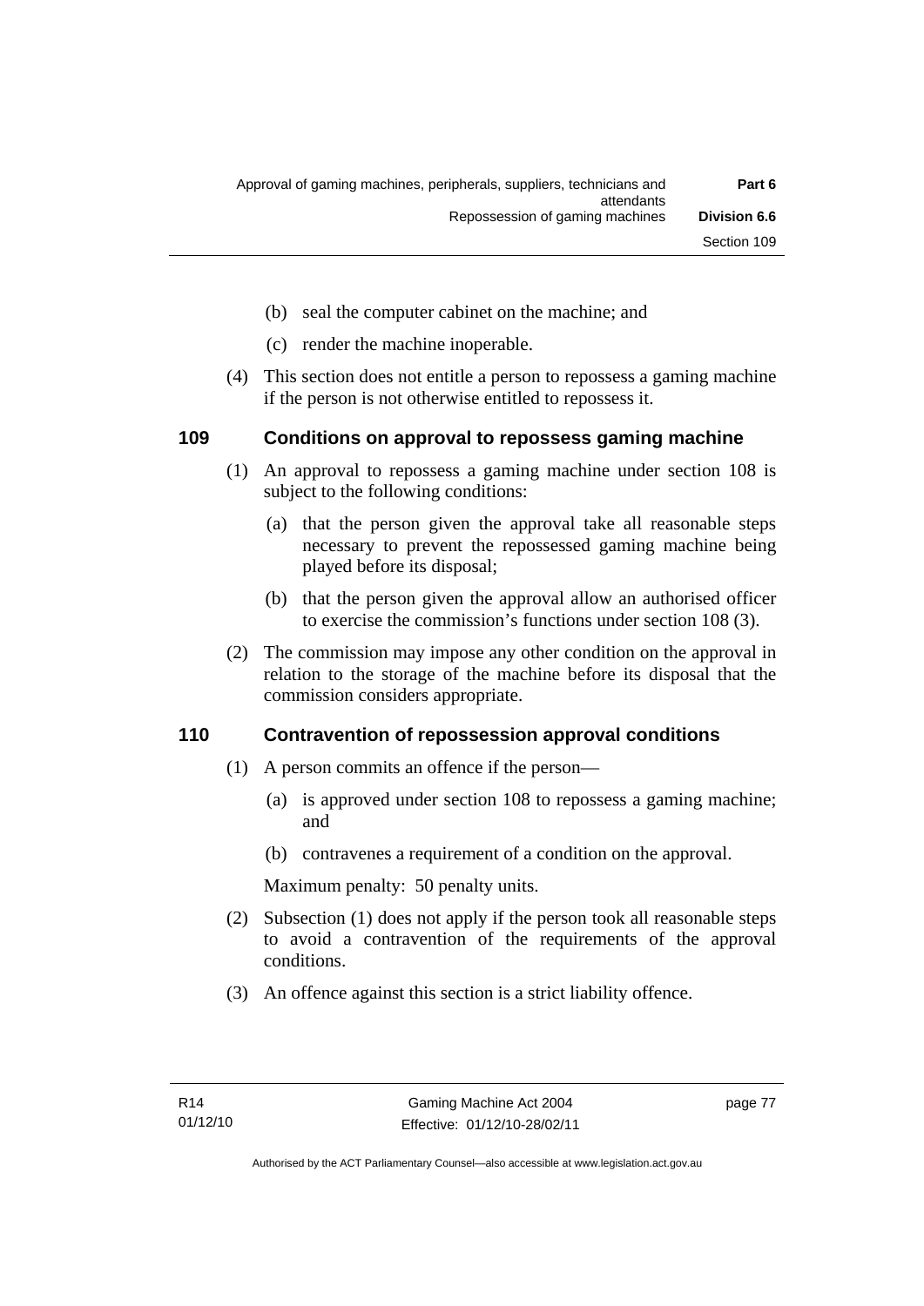(b) seal the computer cabinet on the machine; and

(c) render the machine inoperable.

(4) This section does not entitle a person to repossess a gaming machine if the person is not otherwise entitled to repossess it.

## 109 Conditions on approval to repossess gaming machine

(1) An approval to repossess a gaming machine under section 108 is subject to the following conditions:

(a) that the person given the approval take all reasonable steps necessary to prevent the repossessed gaming machine being played before its disposal;

(b) that the person given the approval allow an authorised officer to exercise the commission's functions under section 108 (3).

(2) The commission may impose any other condition on the approval in relation to the storage of the machine before its disposal that the commission considers appropriate.

## 110 Contravention of repossession approval conditions

(1) A person commits an offence if the person—

(a) is approved under section 108 to repossess a gaming machine; and

(b) contravenes a requirement of a condition on the approval.

Maximum penalty: 50 penalty units.

(2) Subsection (1) does not apply if the person took all reasonable steps to avoid a contravention of the requirements of the approval conditions.

(3) An offence against this section is a strict liability offence.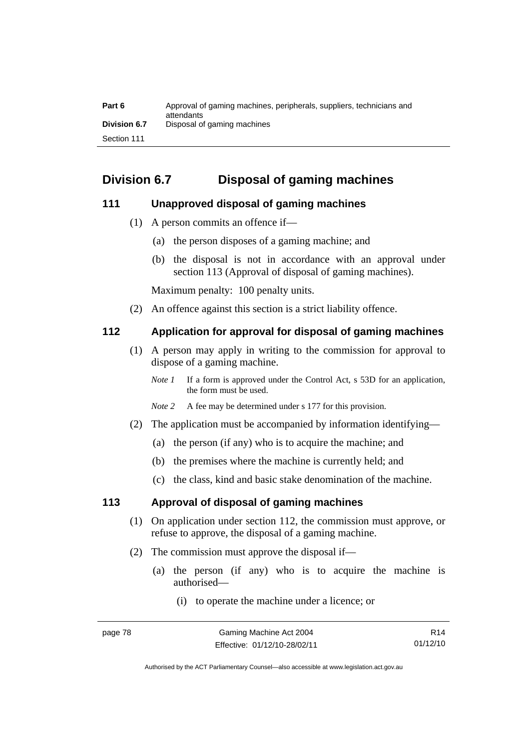## Division 6.7 Disposal of gaming machines

### 111 Unapproved disposal of gaming machines

(1) A person commits an offence if—

(a) the person disposes of a gaming machine; and

(b) the disposal is not in accordance with an approval under section 113 (Approval of disposal of gaming machines).

Maximum penalty: 100 penalty units.

(2) An offence against this section is a strict liability offence.

### 112 Application for approval for disposal of gaming machines

(1) A person may apply in writing to the commission for approval to dispose of a gaming machine.

*Note 1* If a form is approved under the Control Act, s 53D for an application, the form must be used.

*Note 2* A fee may be determined under s 177 for this provision.

(2) The application must be accompanied by information identifying—

(a) the person (if any) who is to acquire the machine; and

(b) the premises where the machine is currently held; and

(c) the class, kind and basic stake denomination of the machine.

### 113 Approval of disposal of gaming machines

(1) On application under section 112, the commission must approve, or refuse to approve, the disposal of a gaming machine.

(2) The commission must approve the disposal if—

(a) the person (if any) who is to acquire the machine is authorised—

(i) to operate the machine under a licence; or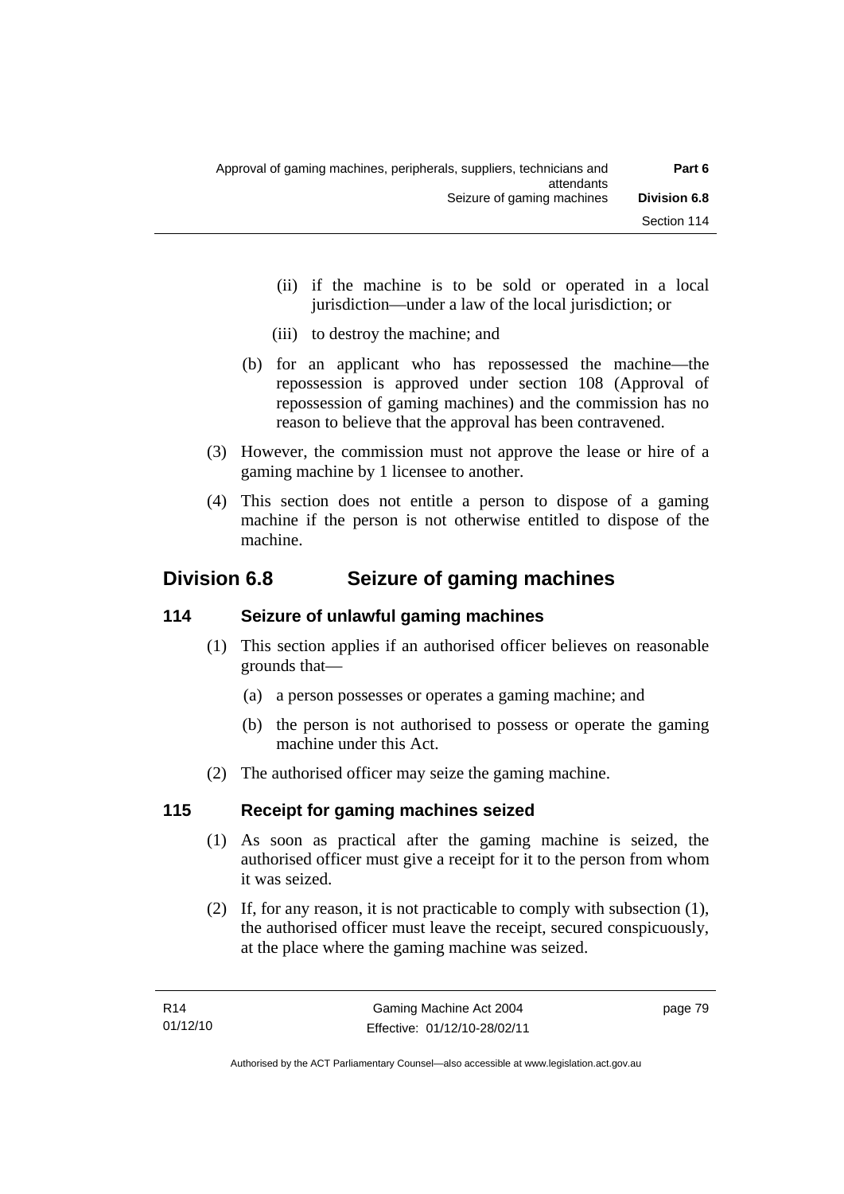(ii) if the machine is to be sold or operated in a local jurisdiction—under a law of the local jurisdiction; or

(iii) to destroy the machine; and

(b) for an applicant who has repossessed the machine—the repossession is approved under section 108 (Approval of repossession of gaming machines) and the commission has no reason to believe that the approval has been contravened.

(3) However, the commission must not approve the lease or hire of a gaming machine by 1 licensee to another.

(4) This section does not entitle a person to dispose of a gaming machine if the person is not otherwise entitled to dispose of the machine.

## Division 6.8 Seizure of gaming machines

### 114 Seizure of unlawful gaming machines

(1) This section applies if an authorised officer believes on reasonable grounds that—

(a) a person possesses or operates a gaming machine; and

(b) the person is not authorised to possess or operate the gaming machine under this Act.

(2) The authorised officer may seize the gaming machine.

### 115 Receipt for gaming machines seized

(1) As soon as practical after the gaming machine is seized, the authorised officer must give a receipt for it to the person from whom it was seized.

(2) If, for any reason, it is not practicable to comply with subsection (1), the authorised officer must leave the receipt, secured conspicuously, at the place where the gaming machine was seized.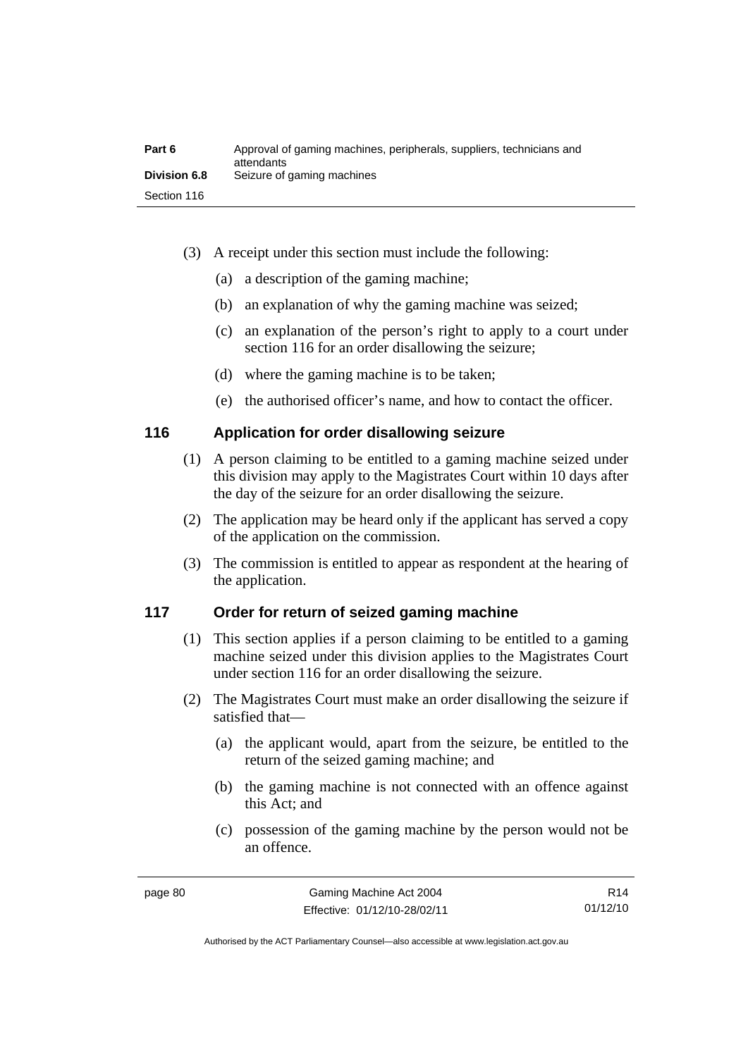(3) A receipt under this section must include the following:

(a) a description of the gaming machine;

(b) an explanation of why the gaming machine was seized;

(c) an explanation of the person's right to apply to a court under section 116 for an order disallowing the seizure;

(d) where the gaming machine is to be taken;

(e) the authorised officer's name, and how to contact the officer.

## 116 Application for order disallowing seizure

(1) A person claiming to be entitled to a gaming machine seized under this division may apply to the Magistrates Court within 10 days after the day of the seizure for an order disallowing the seizure.

(2) The application may be heard only if the applicant has served a copy of the application on the commission.

(3) The commission is entitled to appear as respondent at the hearing of the application.

## 117 Order for return of seized gaming machine

(1) This section applies if a person claiming to be entitled to a gaming machine seized under this division applies to the Magistrates Court under section 116 for an order disallowing the seizure.

(2) The Magistrates Court must make an order disallowing the seizure if satisfied that—

(a) the applicant would, apart from the seizure, be entitled to the return of the seized gaming machine; and

(b) the gaming machine is not connected with an offence against this Act; and

(c) possession of the gaming machine by the person would not be an offence.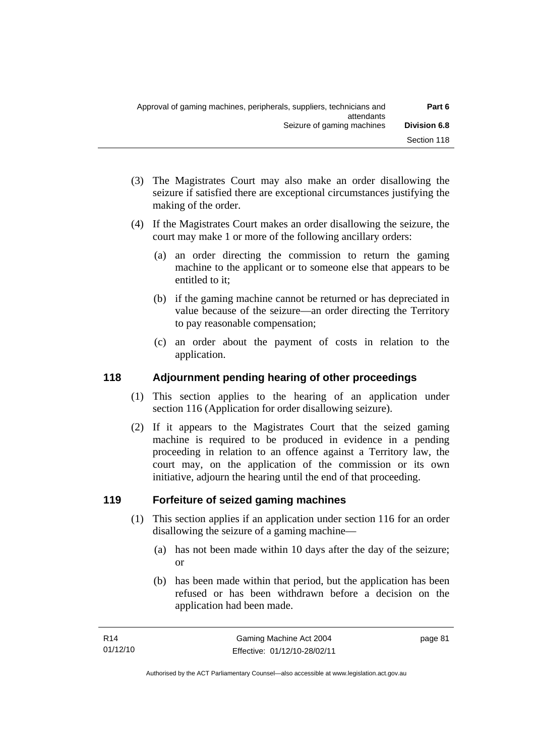(3) The Magistrates Court may also make an order disallowing the seizure if satisfied there are exceptional circumstances justifying the making of the order.

(4) If the Magistrates Court makes an order disallowing the seizure, the court may make 1 or more of the following ancillary orders:

   (a) an order directing the commission to return the gaming machine to the applicant or to someone else that appears to be entitled to it;

   (b) if the gaming machine cannot be returned or has depreciated in value because of the seizure—an order directing the Territory to pay reasonable compensation;

   (c) an order about the payment of costs in relation to the application.

## 118 Adjournment pending hearing of other proceedings

(1) This section applies to the hearing of an application under section 116 (Application for order disallowing seizure).

(2) If it appears to the Magistrates Court that the seized gaming machine is required to be produced in evidence in a pending proceeding in relation to an offence against a Territory law, the court may, on the application of the commission or its own initiative, adjourn the hearing until the end of that proceeding.

## 119 Forfeiture of seized gaming machines

(1) This section applies if an application under section 116 for an order disallowing the seizure of a gaming machine—

   (a) has not been made within 10 days after the day of the seizure; or

   (b) has been made within that period, but the application has been refused or has been withdrawn before a decision on the application had been made.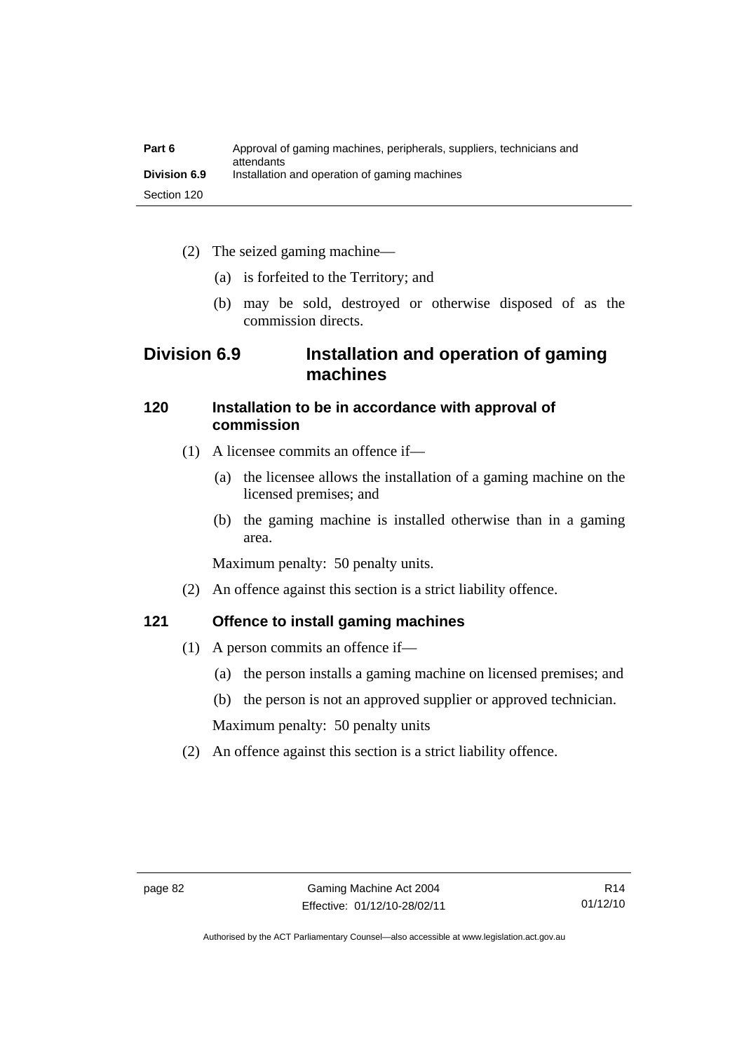(2) The seized gaming machine—

(a) is forfeited to the Territory; and

(b) may be sold, destroyed or otherwise disposed of as the commission directs.

## Division 6.9 Installation and operation of gaming machines

### 120 Installation to be in accordance with approval of commission

(1) A licensee commits an offence if—

(a) the licensee allows the installation of a gaming machine on the licensed premises; and

(b) the gaming machine is installed otherwise than in a gaming area.

Maximum penalty: 50 penalty units.

(2) An offence against this section is a strict liability offence.

### 121 Offence to install gaming machines

(1) A person commits an offence if—

(a) the person installs a gaming machine on licensed premises; and

(b) the person is not an approved supplier or approved technician.

Maximum penalty: 50 penalty units

(2) An offence against this section is a strict liability offence.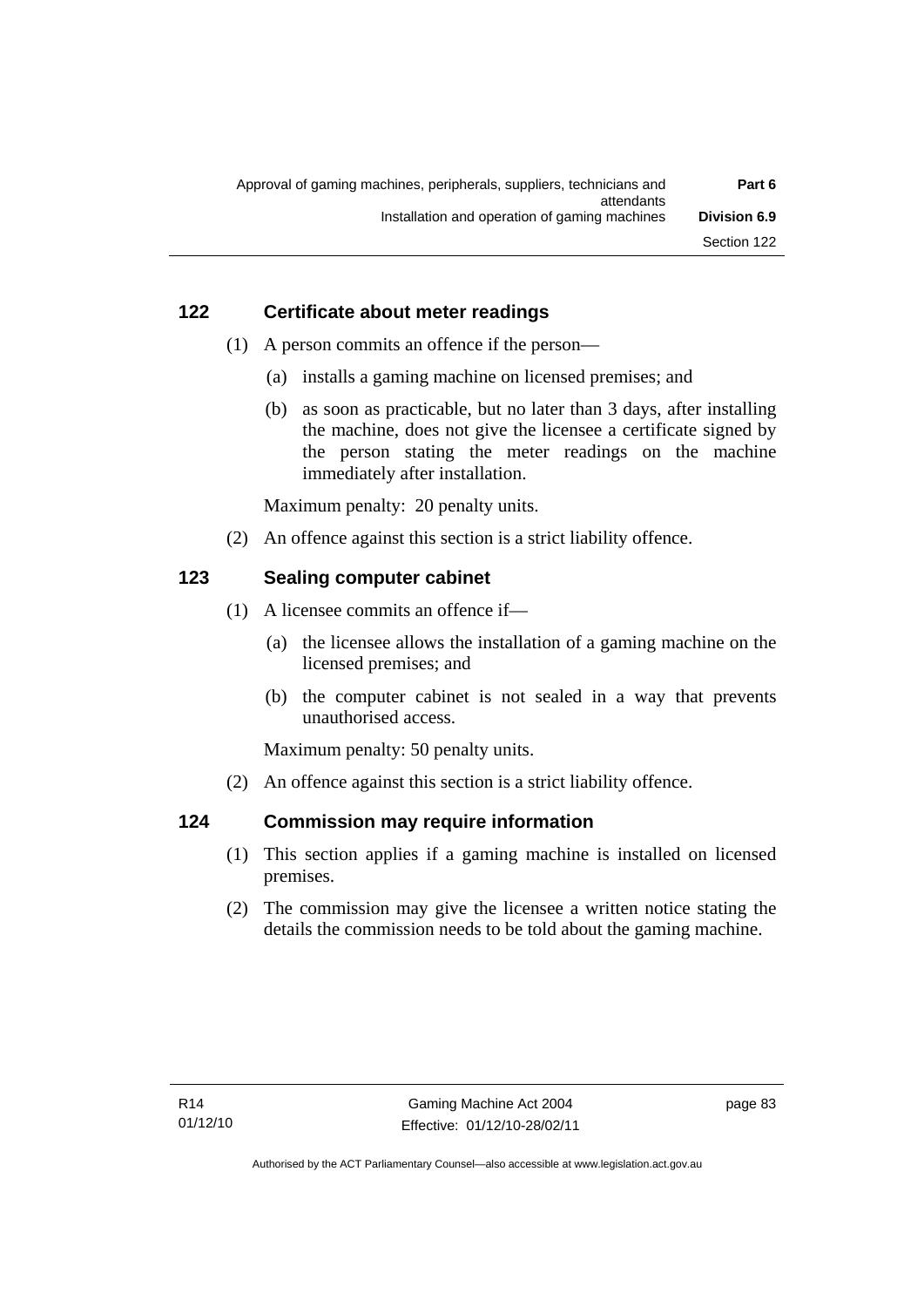## 122 Certificate about meter readings

(1) A person commits an offence if the person—

(a) installs a gaming machine on licensed premises; and

(b) as soon as practicable, but no later than 3 days, after installing the machine, does not give the licensee a certificate signed by the person stating the meter readings on the machine immediately after installation.

Maximum penalty: 20 penalty units.

(2) An offence against this section is a strict liability offence.

## 123 Sealing computer cabinet

(1) A licensee commits an offence if—

(a) the licensee allows the installation of a gaming machine on the licensed premises; and

(b) the computer cabinet is not sealed in a way that prevents unauthorised access.

Maximum penalty: 50 penalty units.

(2) An offence against this section is a strict liability offence.

## 124 Commission may require information

(1) This section applies if a gaming machine is installed on licensed premises.

(2) The commission may give the licensee a written notice stating the details the commission needs to be told about the gaming machine.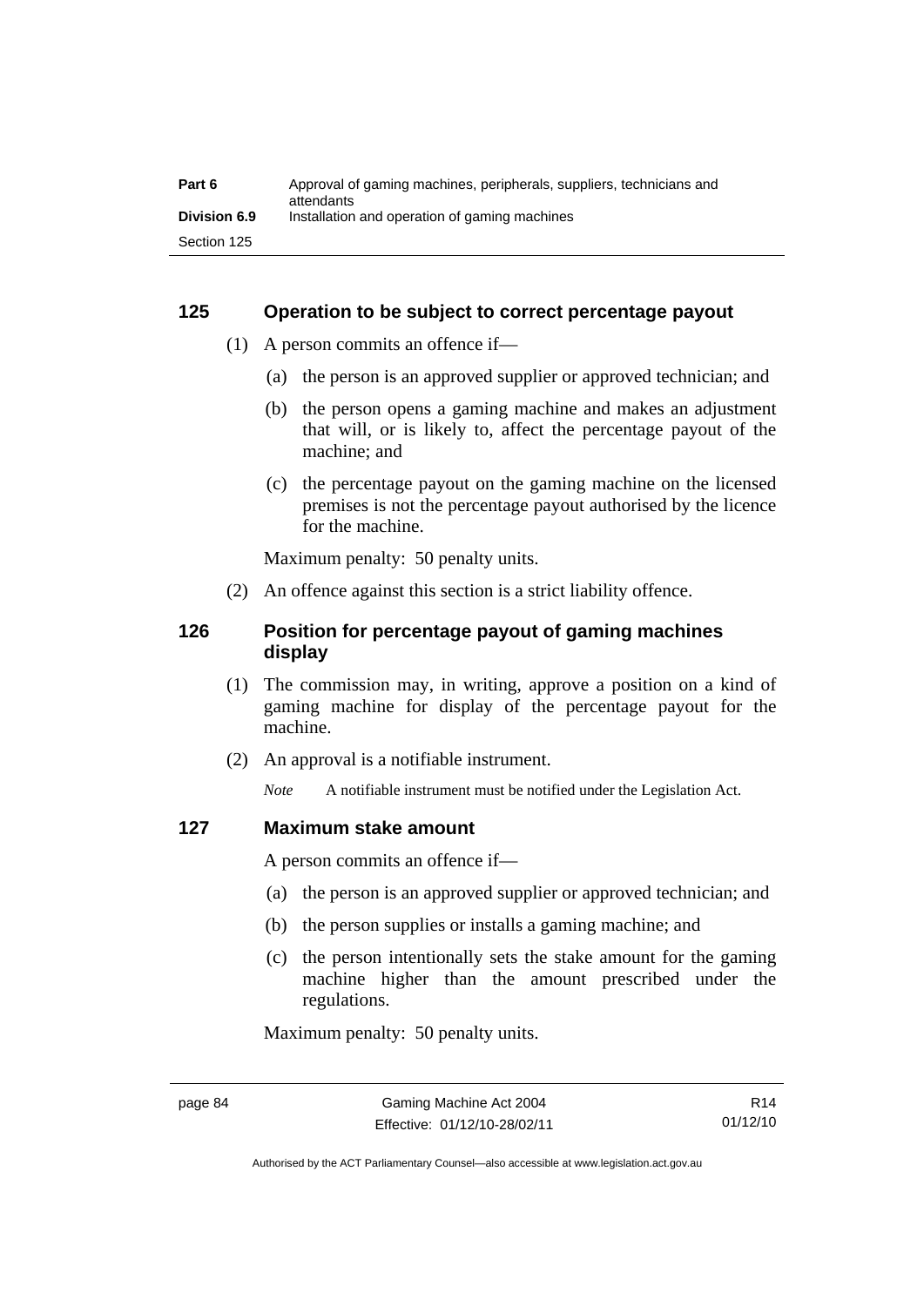### 125 Operation to be subject to correct percentage payout

(1) A person commits an offence if—

(a) the person is an approved supplier or approved technician; and

(b) the person opens a gaming machine and makes an adjustment that will, or is likely to, affect the percentage payout of the machine; and

(c) the percentage payout on the gaming machine on the licensed premises is not the percentage payout authorised by the licence for the machine.

Maximum penalty: 50 penalty units.

(2) An offence against this section is a strict liability offence.

### 126 Position for percentage payout of gaming machines display

(1) The commission may, in writing, approve a position on a kind of gaming machine for display of the percentage payout for the machine.

(2) An approval is a notifiable instrument.

*Note* A notifiable instrument must be notified under the Legislation Act.

### 127 Maximum stake amount

A person commits an offence if—

(a) the person is an approved supplier or approved technician; and

(b) the person supplies or installs a gaming machine; and

(c) the person intentionally sets the stake amount for the gaming machine higher than the amount prescribed under the regulations.

Maximum penalty: 50 penalty units.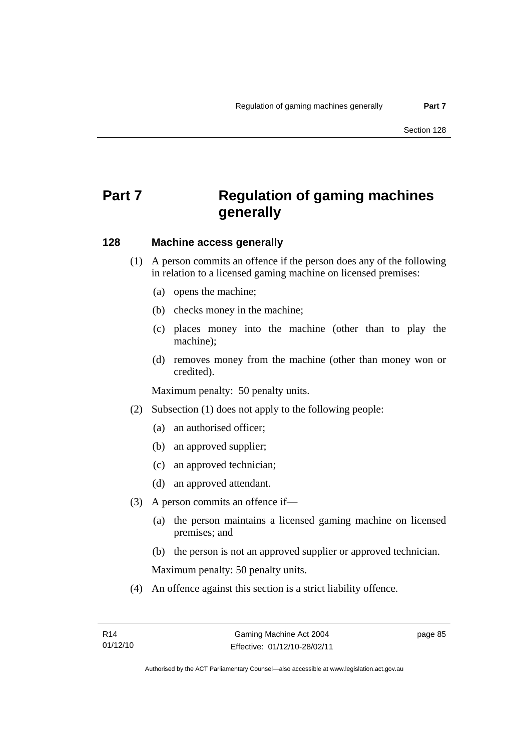# Part 7 Regulation of gaming machines generally

## 128 Machine access generally

(1) A person commits an offence if the person does any of the following in relation to a licensed gaming machine on licensed premises:

(a) opens the machine;

(b) checks money in the machine;

(c) places money into the machine (other than to play the machine);

(d) removes money from the machine (other than money won or credited).

Maximum penalty: 50 penalty units.

(2) Subsection (1) does not apply to the following people:

(a) an authorised officer;

(b) an approved supplier;

(c) an approved technician;

(d) an approved attendant.

(3) A person commits an offence if—

(a) the person maintains a licensed gaming machine on licensed premises; and

(b) the person is not an approved supplier or approved technician.

Maximum penalty: 50 penalty units.

(4) An offence against this section is a strict liability offence.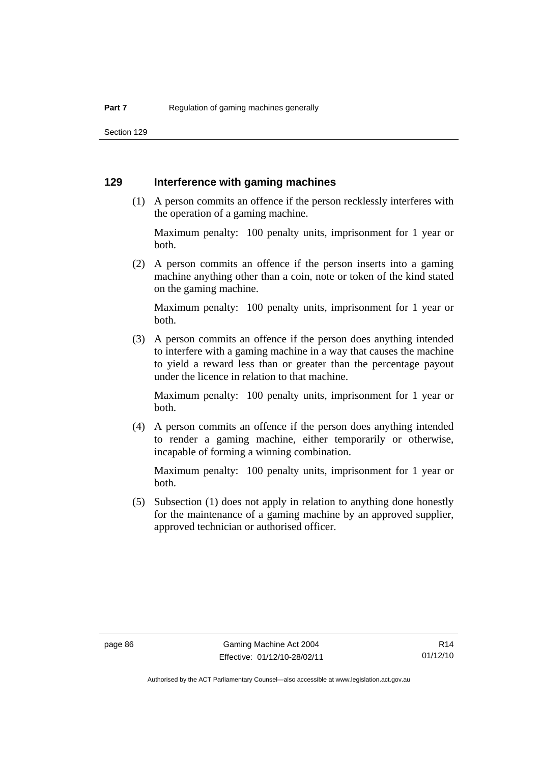## 129 Interference with gaming machines

(1) A person commits an offence if the person recklessly interferes with the operation of a gaming machine.

Maximum penalty: 100 penalty units, imprisonment for 1 year or both.

(2) A person commits an offence if the person inserts into a gaming machine anything other than a coin, note or token of the kind stated on the gaming machine.

Maximum penalty: 100 penalty units, imprisonment for 1 year or both.

(3) A person commits an offence if the person does anything intended to interfere with a gaming machine in a way that causes the machine to yield a reward less than or greater than the percentage payout under the licence in relation to that machine.

Maximum penalty: 100 penalty units, imprisonment for 1 year or both.

(4) A person commits an offence if the person does anything intended to render a gaming machine, either temporarily or otherwise, incapable of forming a winning combination.

Maximum penalty: 100 penalty units, imprisonment for 1 year or both.

(5) Subsection (1) does not apply in relation to anything done honestly for the maintenance of a gaming machine by an approved supplier, approved technician or authorised officer.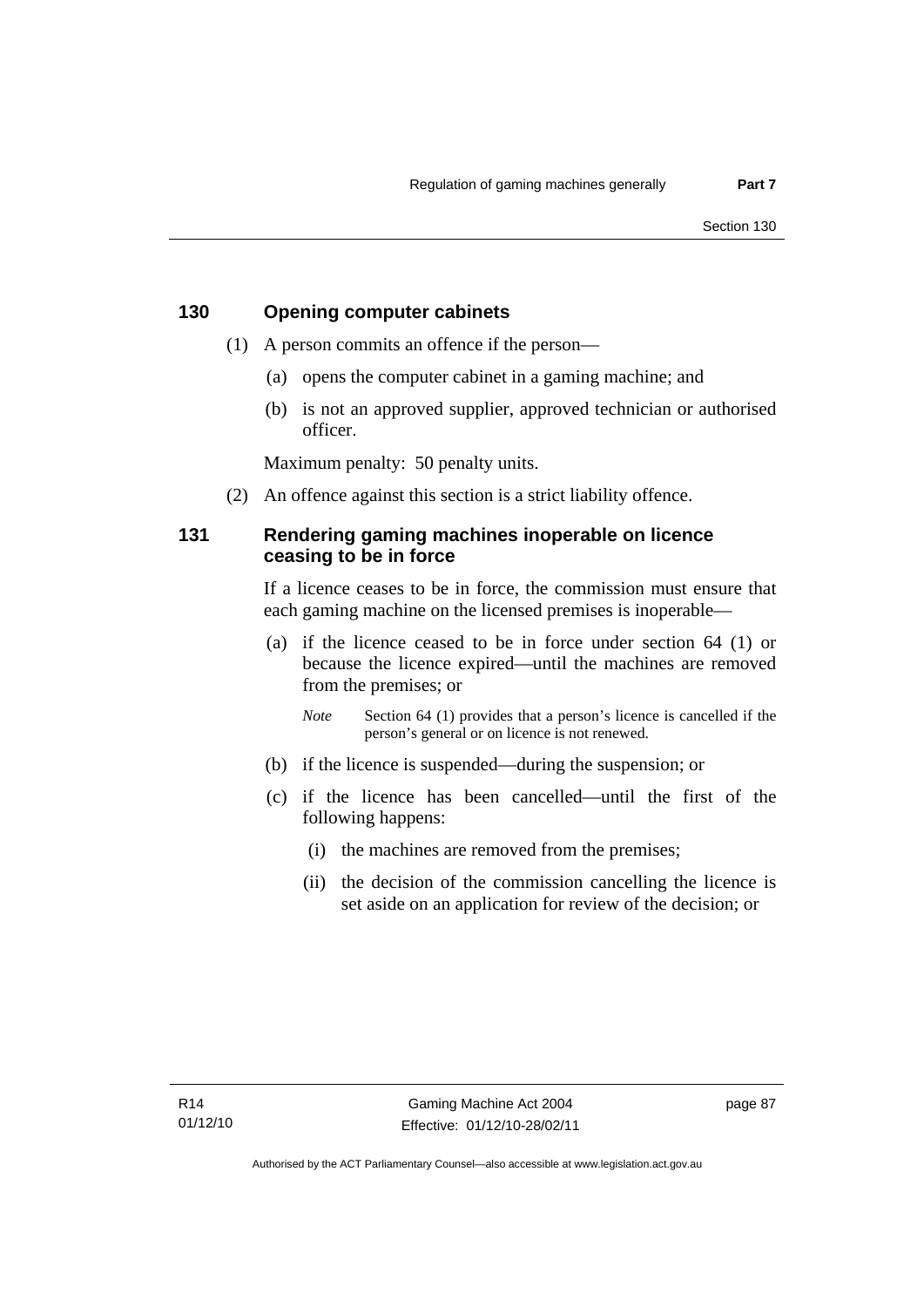## 130 Opening computer cabinets

(1) A person commits an offence if the person—

(a) opens the computer cabinet in a gaming machine; and

(b) is not an approved supplier, approved technician or authorised officer.

Maximum penalty: 50 penalty units.

(2) An offence against this section is a strict liability offence.

## 131 Rendering gaming machines inoperable on licence ceasing to be in force

If a licence ceases to be in force, the commission must ensure that each gaming machine on the licensed premises is inoperable—

(a) if the licence ceased to be in force under section 64 (1) or because the licence expired—until the machines are removed from the premises; or

*Note* Section 64 (1) provides that a person's licence is cancelled if the person's general or on licence is not renewed.

(b) if the licence is suspended—during the suspension; or

(c) if the licence has been cancelled—until the first of the following happens:

(i) the machines are removed from the premises;

(ii) the decision of the commission cancelling the licence is set aside on an application for review of the decision; or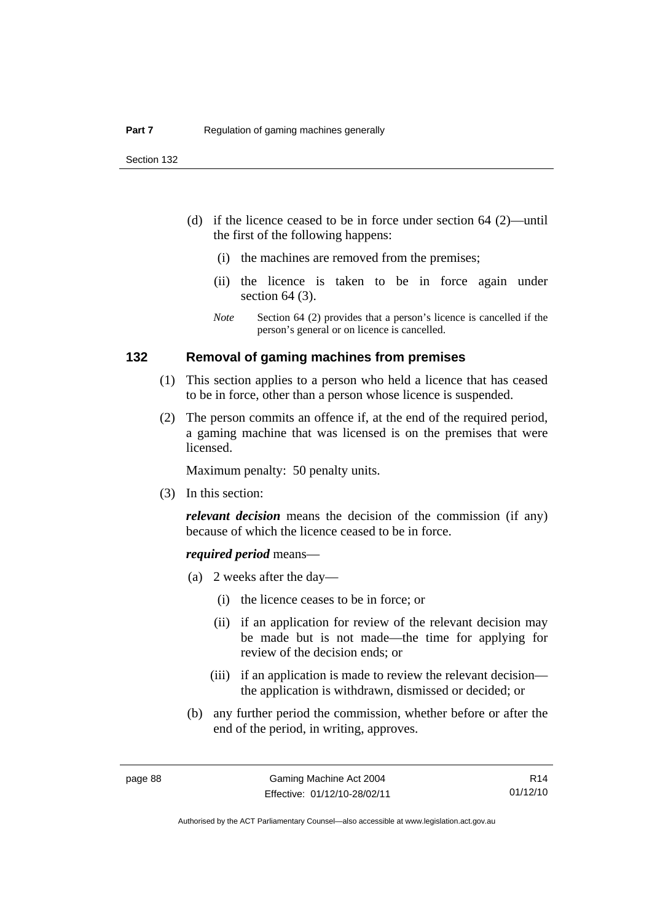(d) if the licence ceased to be in force under section 64 (2)—until the first of the following happens:

(i) the machines are removed from the premises;

(ii) the licence is taken to be in force again under section 64 (3).

*Note* Section 64 (2) provides that a person's licence is cancelled if the person's general or on licence is cancelled.

## 132 Removal of gaming machines from premises

(1) This section applies to a person who held a licence that has ceased to be in force, other than a person whose licence is suspended.

(2) The person commits an offence if, at the end of the required period, a gaming machine that was licensed is on the premises that were licensed.

Maximum penalty: 50 penalty units.

(3) In this section:

***relevant decision*** means the decision of the commission (if any) because of which the licence ceased to be in force.

***required period*** means—

(a) 2 weeks after the day—

(i) the licence ceases to be in force; or

(ii) if an application for review of the relevant decision may be made but is not made—the time for applying for review of the decision ends; or

(iii) if an application is made to review the relevant decision—the application is withdrawn, dismissed or decided; or

(b) any further period the commission, whether before or after the end of the period, in writing, approves.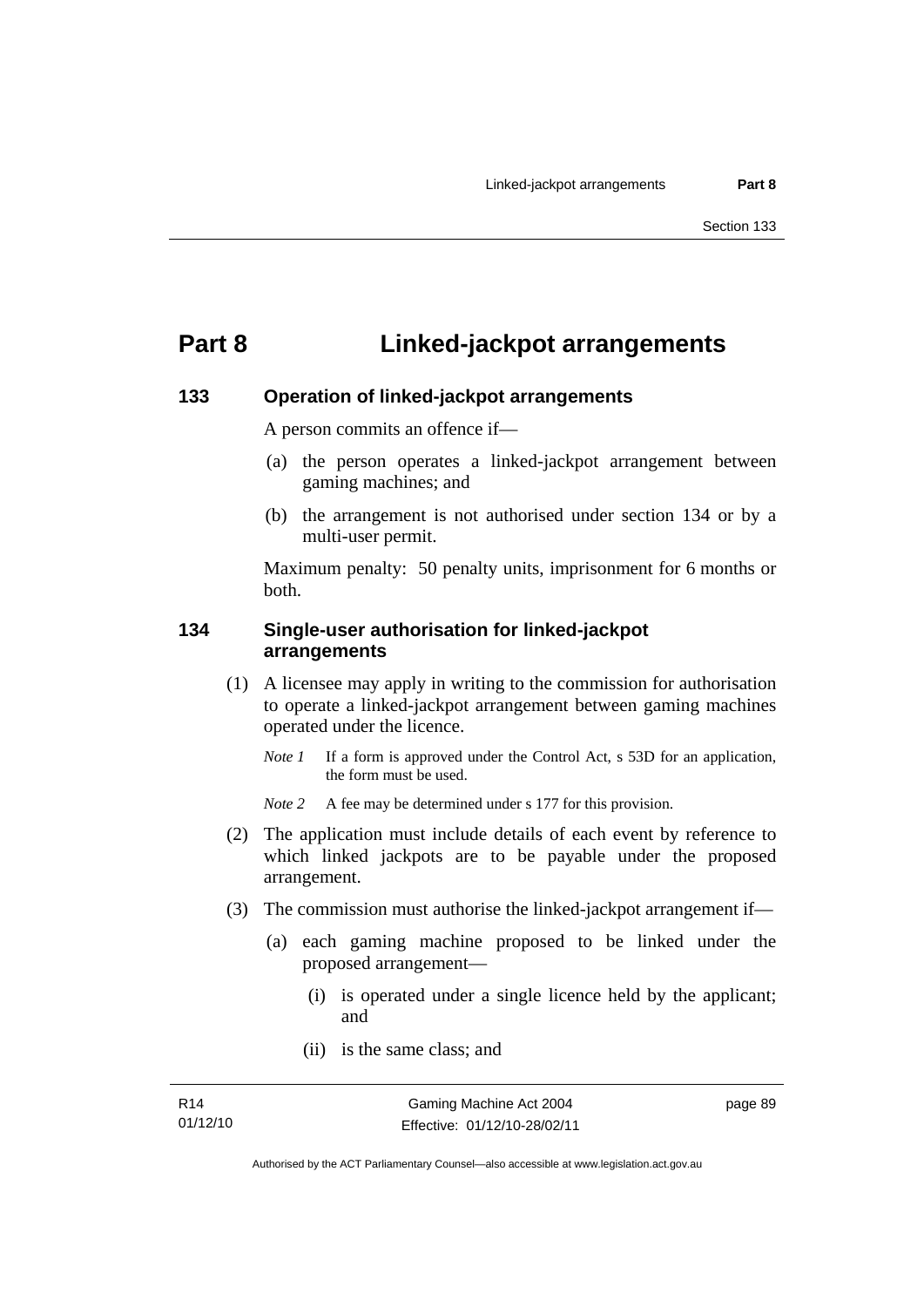# Part 8 Linked-jackpot arrangements

## 133 Operation of linked-jackpot arrangements

A person commits an offence if—

(a) the person operates a linked-jackpot arrangement between gaming machines; and

(b) the arrangement is not authorised under section 134 or by a multi-user permit.

Maximum penalty: 50 penalty units, imprisonment for 6 months or both.

## 134 Single-user authorisation for linked-jackpot arrangements

(1) A licensee may apply in writing to the commission for authorisation to operate a linked-jackpot arrangement between gaming machines operated under the licence.

*Note 1* If a form is approved under the Control Act, s 53D for an application, the form must be used.

*Note 2* A fee may be determined under s 177 for this provision.

(2) The application must include details of each event by reference to which linked jackpots are to be payable under the proposed arrangement.

(3) The commission must authorise the linked-jackpot arrangement if—

(a) each gaming machine proposed to be linked under the proposed arrangement—

(i) is operated under a single licence held by the applicant; and

(ii) is the same class; and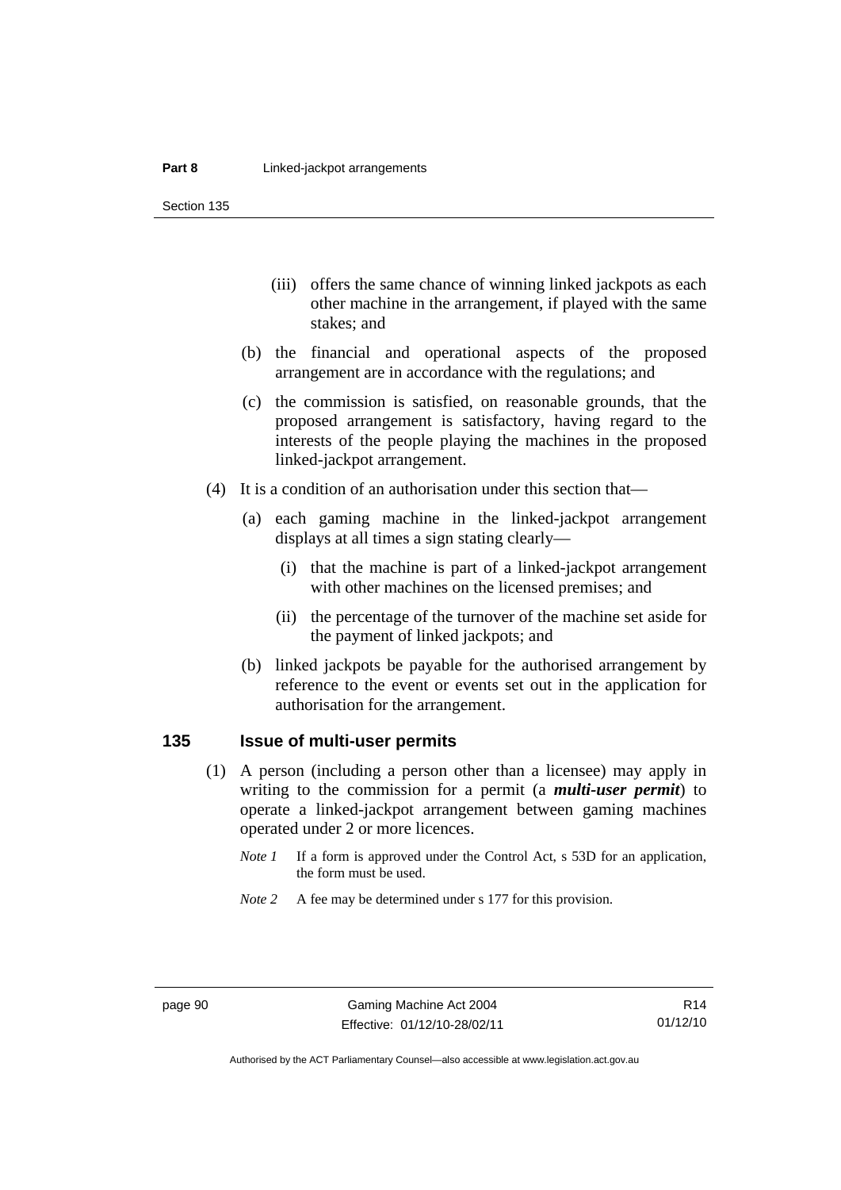(iii) offers the same chance of winning linked jackpots as each other machine in the arrangement, if played with the same stakes; and

(b) the financial and operational aspects of the proposed arrangement are in accordance with the regulations; and

(c) the commission is satisfied, on reasonable grounds, that the proposed arrangement is satisfactory, having regard to the interests of the people playing the machines in the proposed linked-jackpot arrangement.

(4) It is a condition of an authorisation under this section that—

(a) each gaming machine in the linked-jackpot arrangement displays at all times a sign stating clearly—

(i) that the machine is part of a linked-jackpot arrangement with other machines on the licensed premises; and

(ii) the percentage of the turnover of the machine set aside for the payment of linked jackpots; and

(b) linked jackpots be payable for the authorised arrangement by reference to the event or events set out in the application for authorisation for the arrangement.

## 135 Issue of multi-user permits

(1) A person (including a person other than a licensee) may apply in writing to the commission for a permit (a ***multi-user permit***) to operate a linked-jackpot arrangement between gaming machines operated under 2 or more licences.

*Note 1* If a form is approved under the Control Act, s 53D for an application, the form must be used.

*Note 2* A fee may be determined under s 177 for this provision.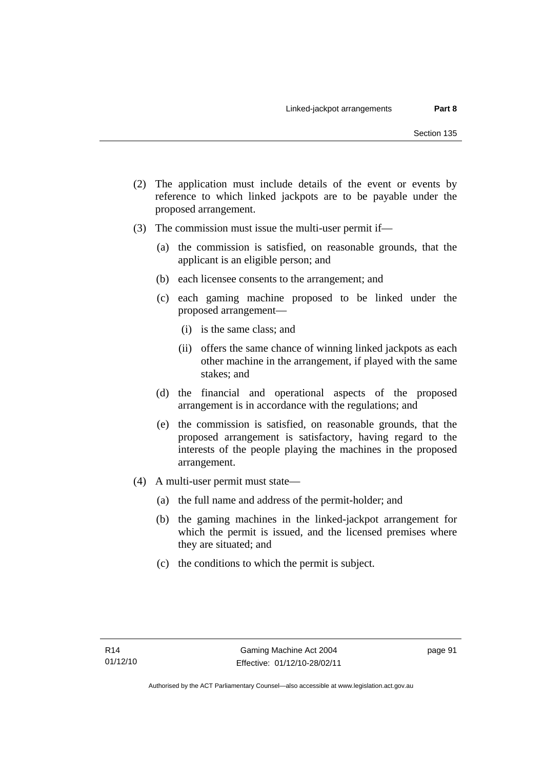(2) The application must include details of the event or events by reference to which linked jackpots are to be payable under the proposed arrangement.

(3) The commission must issue the multi-user permit if—

   (a) the commission is satisfied, on reasonable grounds, that the applicant is an eligible person; and

   (b) each licensee consents to the arrangement; and

   (c) each gaming machine proposed to be linked under the proposed arrangement—

      (i) is the same class; and

      (ii) offers the same chance of winning linked jackpots as each other machine in the arrangement, if played with the same stakes; and

   (d) the financial and operational aspects of the proposed arrangement is in accordance with the regulations; and

   (e) the commission is satisfied, on reasonable grounds, that the proposed arrangement is satisfactory, having regard to the interests of the people playing the machines in the proposed arrangement.

(4) A multi-user permit must state—

   (a) the full name and address of the permit-holder; and

   (b) the gaming machines in the linked-jackpot arrangement for which the permit is issued, and the licensed premises where they are situated; and

   (c) the conditions to which the permit is subject.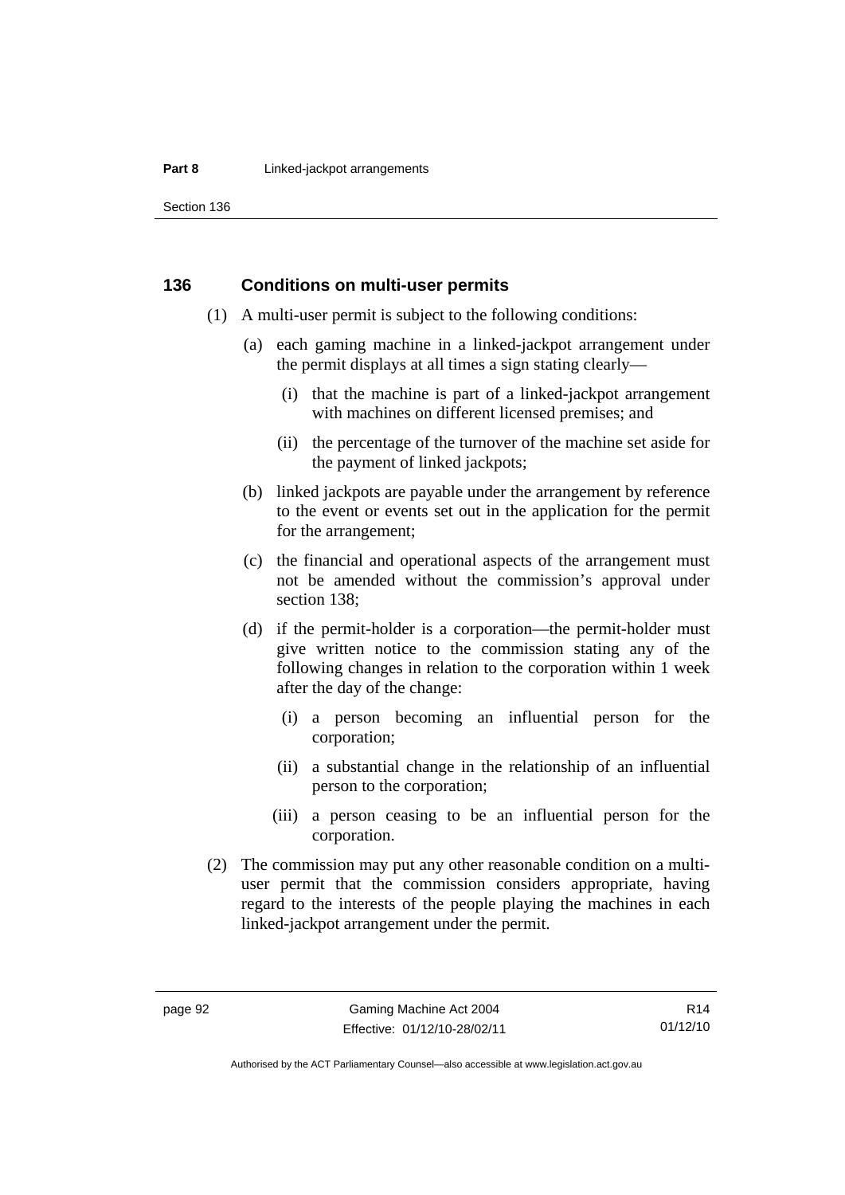## 136 Conditions on multi-user permits

(1) A multi-user permit is subject to the following conditions:

(a) each gaming machine in a linked-jackpot arrangement under the permit displays at all times a sign stating clearly—

(i) that the machine is part of a linked-jackpot arrangement with machines on different licensed premises; and

(ii) the percentage of the turnover of the machine set aside for the payment of linked jackpots;

(b) linked jackpots are payable under the arrangement by reference to the event or events set out in the application for the permit for the arrangement;

(c) the financial and operational aspects of the arrangement must not be amended without the commission's approval under section 138;

(d) if the permit-holder is a corporation—the permit-holder must give written notice to the commission stating any of the following changes in relation to the corporation within 1 week after the day of the change:

(i) a person becoming an influential person for the corporation;

(ii) a substantial change in the relationship of an influential person to the corporation;

(iii) a person ceasing to be an influential person for the corporation.

(2) The commission may put any other reasonable condition on a multi-user permit that the commission considers appropriate, having regard to the interests of the people playing the machines in each linked-jackpot arrangement under the permit.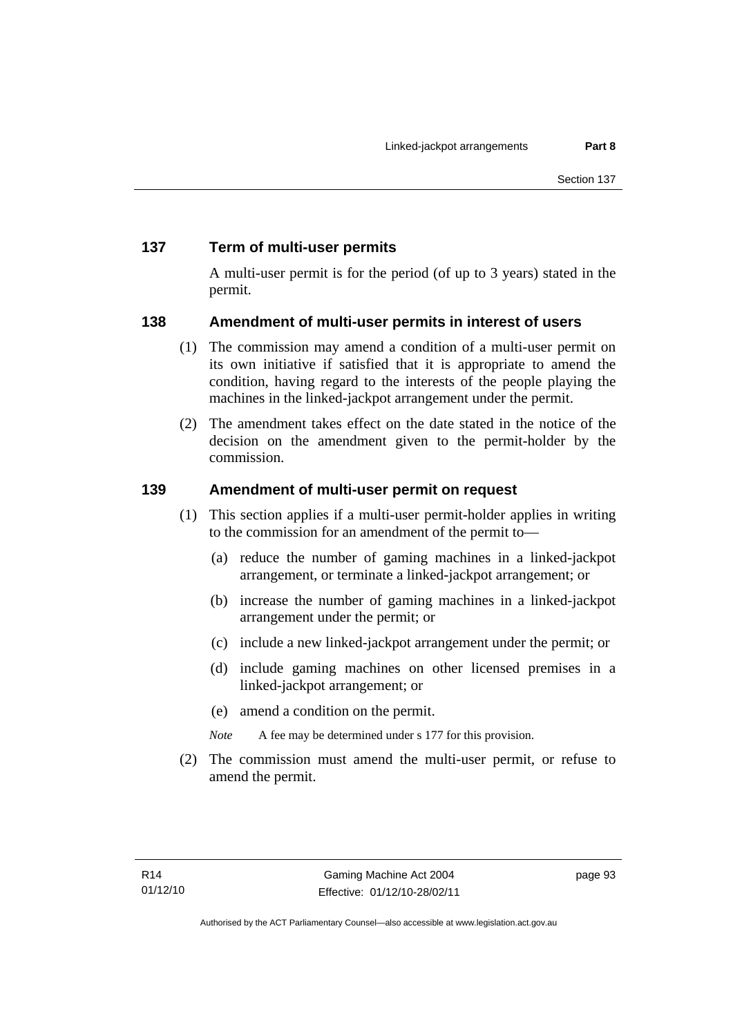## 137 Term of multi-user permits

A multi-user permit is for the period (of up to 3 years) stated in the permit.

## 138 Amendment of multi-user permits in interest of users

(1) The commission may amend a condition of a multi-user permit on its own initiative if satisfied that it is appropriate to amend the condition, having regard to the interests of the people playing the machines in the linked-jackpot arrangement under the permit.

(2) The amendment takes effect on the date stated in the notice of the decision on the amendment given to the permit-holder by the commission.

## 139 Amendment of multi-user permit on request

(1) This section applies if a multi-user permit-holder applies in writing to the commission for an amendment of the permit to—

(a) reduce the number of gaming machines in a linked-jackpot arrangement, or terminate a linked-jackpot arrangement; or

(b) increase the number of gaming machines in a linked-jackpot arrangement under the permit; or

(c) include a new linked-jackpot arrangement under the permit; or

(d) include gaming machines on other licensed premises in a linked-jackpot arrangement; or

(e) amend a condition on the permit.

*Note* A fee may be determined under s 177 for this provision.

(2) The commission must amend the multi-user permit, or refuse to amend the permit.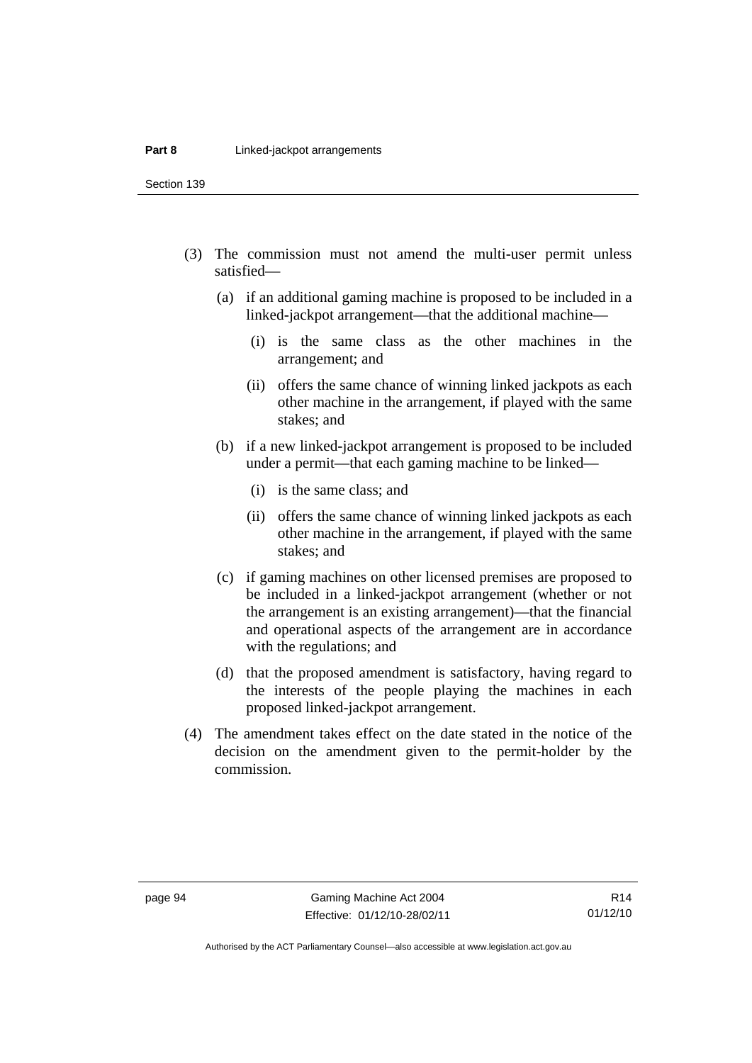(3) The commission must not amend the multi-user permit unless satisfied—

(a) if an additional gaming machine is proposed to be included in a linked-jackpot arrangement—that the additional machine—

(i) is the same class as the other machines in the arrangement; and

(ii) offers the same chance of winning linked jackpots as each other machine in the arrangement, if played with the same stakes; and

(b) if a new linked-jackpot arrangement is proposed to be included under a permit—that each gaming machine to be linked—

(i) is the same class; and

(ii) offers the same chance of winning linked jackpots as each other machine in the arrangement, if played with the same stakes; and

(c) if gaming machines on other licensed premises are proposed to be included in a linked-jackpot arrangement (whether or not the arrangement is an existing arrangement)—that the financial and operational aspects of the arrangement are in accordance with the regulations; and

(d) that the proposed amendment is satisfactory, having regard to the interests of the people playing the machines in each proposed linked-jackpot arrangement.

(4) The amendment takes effect on the date stated in the notice of the decision on the amendment given to the permit-holder by the commission.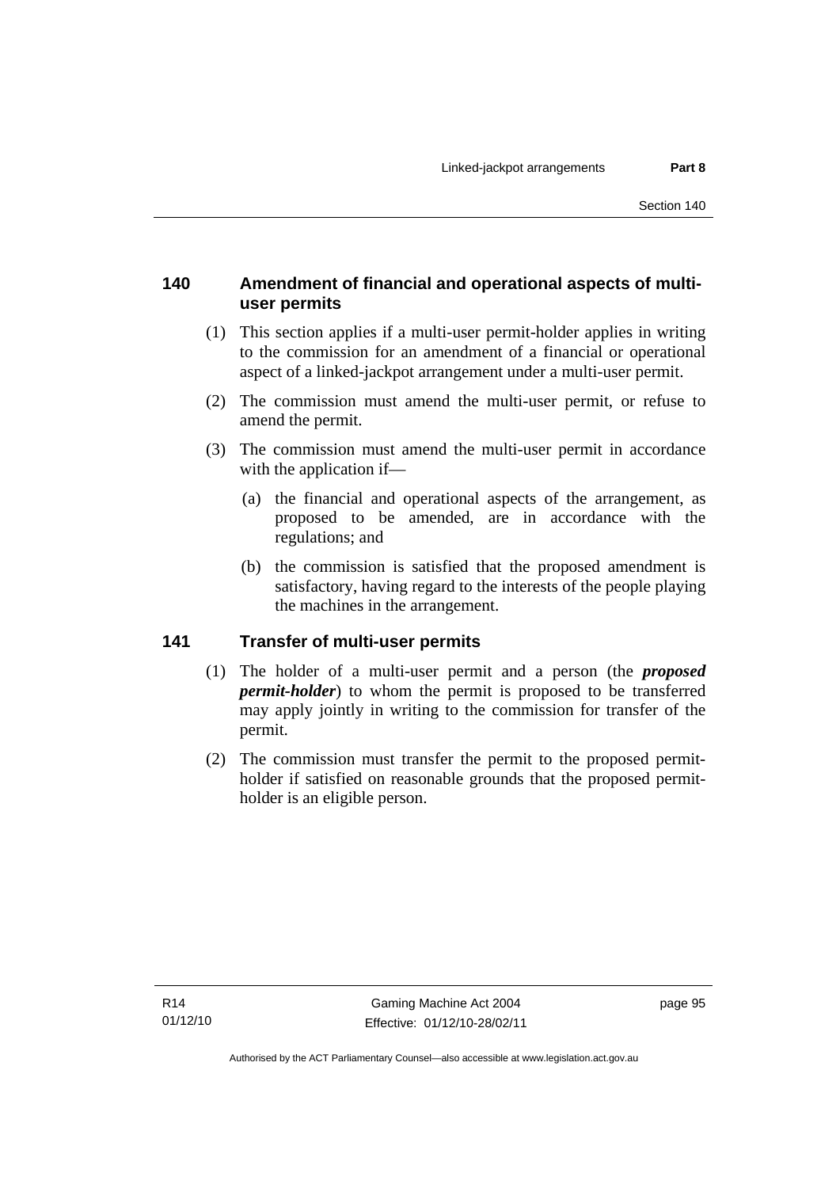### 140 Amendment of financial and operational aspects of multi-user permits

(1) This section applies if a multi-user permit-holder applies in writing to the commission for an amendment of a financial or operational aspect of a linked-jackpot arrangement under a multi-user permit.

(2) The commission must amend the multi-user permit, or refuse to amend the permit.

(3) The commission must amend the multi-user permit in accordance with the application if—

(a) the financial and operational aspects of the arrangement, as proposed to be amended, are in accordance with the regulations; and

(b) the commission is satisfied that the proposed amendment is satisfactory, having regard to the interests of the people playing the machines in the arrangement.

### 141 Transfer of multi-user permits

(1) The holder of a multi-user permit and a person (the ***proposed permit-holder***) to whom the permit is proposed to be transferred may apply jointly in writing to the commission for transfer of the permit.

(2) The commission must transfer the permit to the proposed permit-holder if satisfied on reasonable grounds that the proposed permit-holder is an eligible person.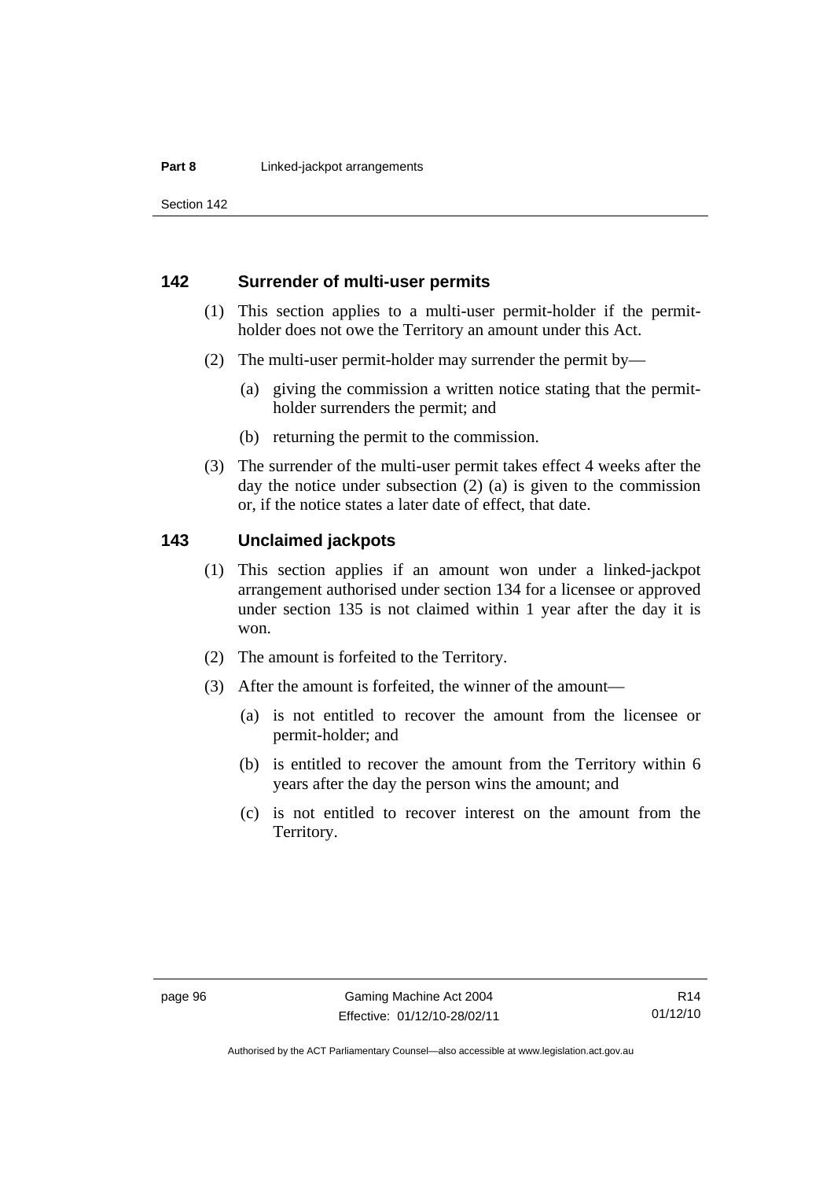## 142 Surrender of multi-user permits

(1) This section applies to a multi-user permit-holder if the permit-holder does not owe the Territory an amount under this Act.

(2) The multi-user permit-holder may surrender the permit by—

(a) giving the commission a written notice stating that the permit-holder surrenders the permit; and

(b) returning the permit to the commission.

(3) The surrender of the multi-user permit takes effect 4 weeks after the day the notice under subsection (2) (a) is given to the commission or, if the notice states a later date of effect, that date.

## 143 Unclaimed jackpots

(1) This section applies if an amount won under a linked-jackpot arrangement authorised under section 134 for a licensee or approved under section 135 is not claimed within 1 year after the day it is won.

(2) The amount is forfeited to the Territory.

(3) After the amount is forfeited, the winner of the amount—

(a) is not entitled to recover the amount from the licensee or permit-holder; and

(b) is entitled to recover the amount from the Territory within 6 years after the day the person wins the amount; and

(c) is not entitled to recover interest on the amount from the Territory.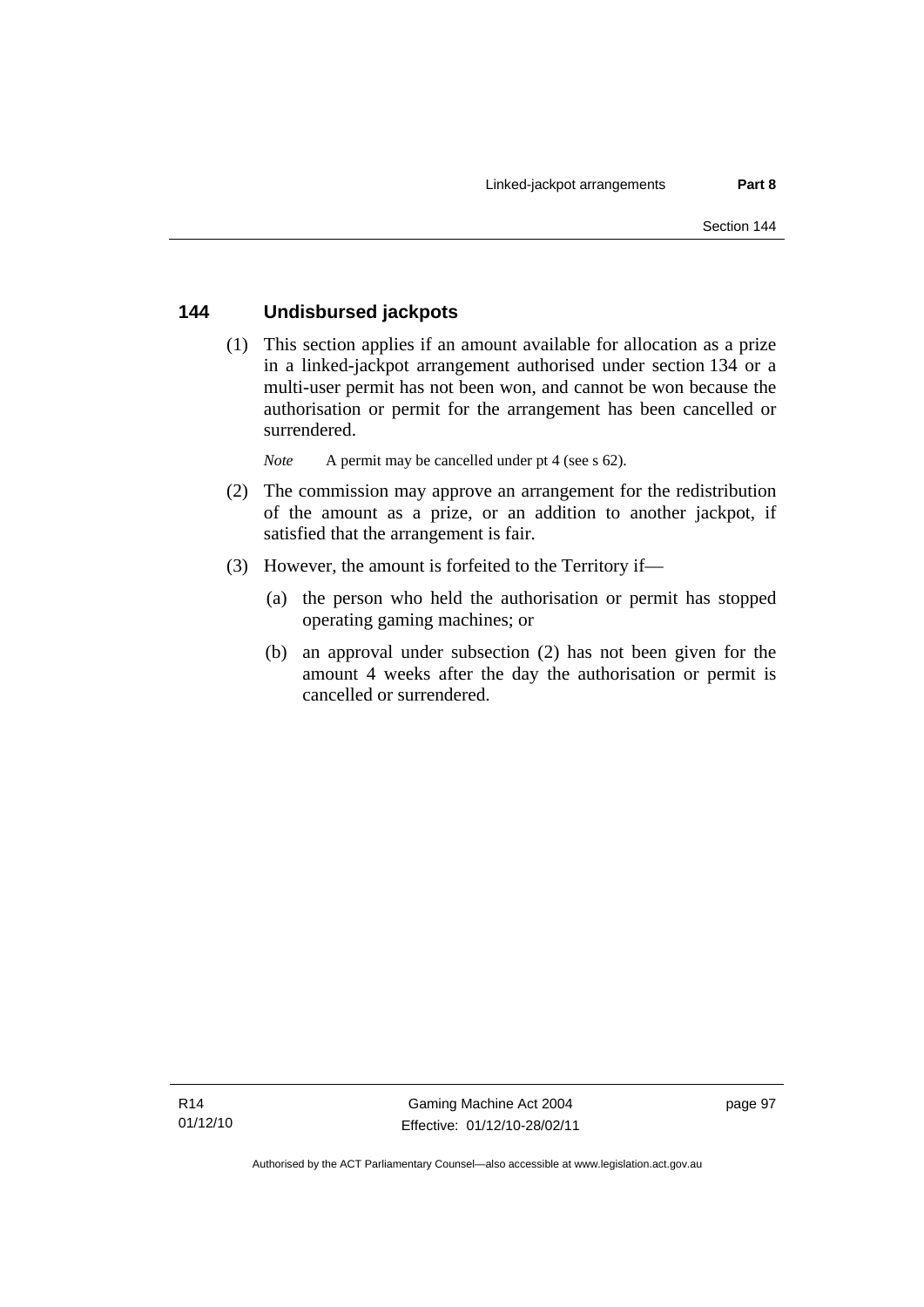## 144 Undisbursed jackpots

(1) This section applies if an amount available for allocation as a prize in a linked-jackpot arrangement authorised under section 134 or a multi-user permit has not been won, and cannot be won because the authorisation or permit for the arrangement has been cancelled or surrendered.

*Note* A permit may be cancelled under pt 4 (see s 62).

(2) The commission may approve an arrangement for the redistribution of the amount as a prize, or an addition to another jackpot, if satisfied that the arrangement is fair.

(3) However, the amount is forfeited to the Territory if—

(a) the person who held the authorisation or permit has stopped operating gaming machines; or

(b) an approval under subsection (2) has not been given for the amount 4 weeks after the day the authorisation or permit is cancelled or surrendered.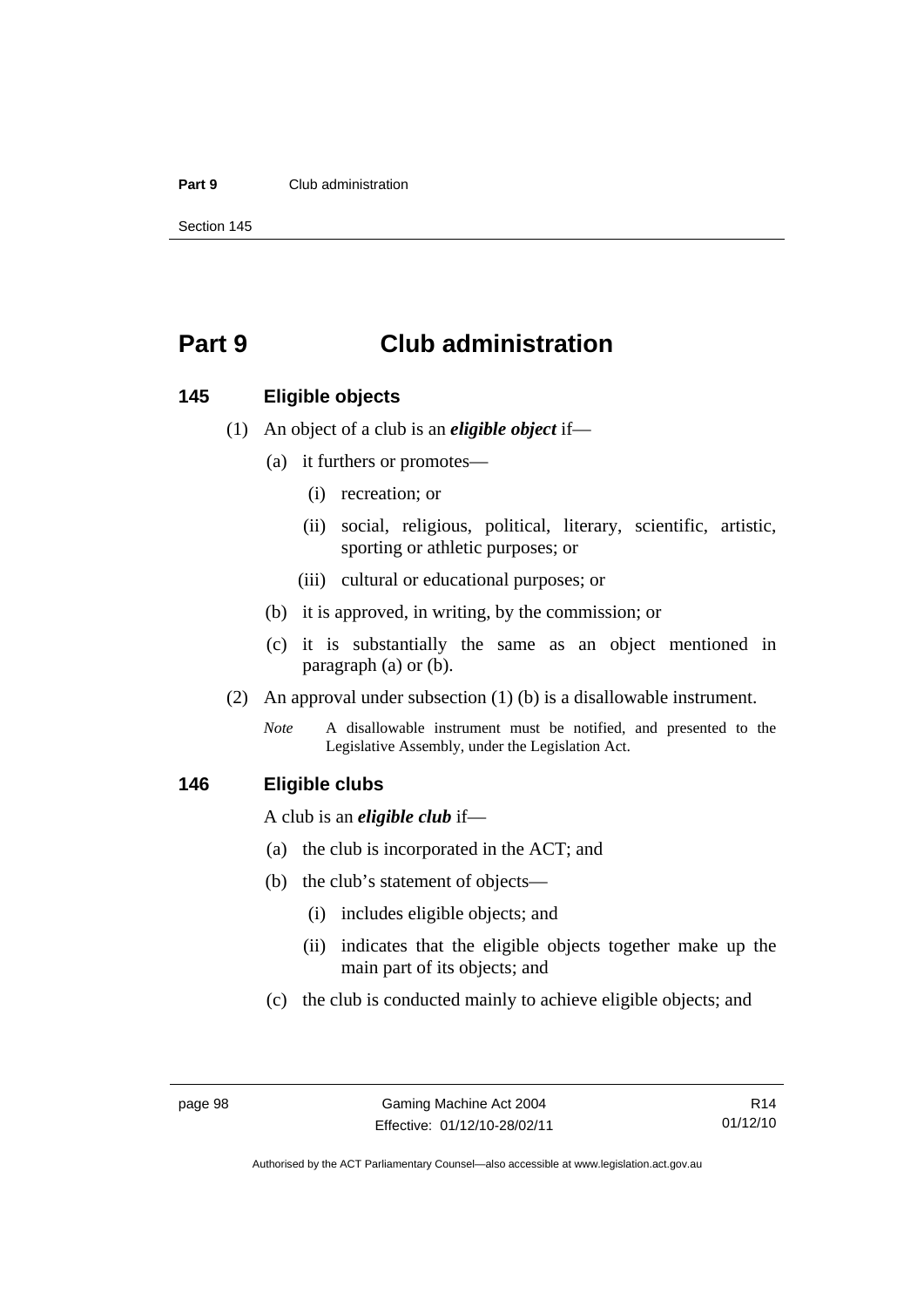# Part 9 Club administration

### 145 Eligible objects

(1) An object of a club is an ***eligible object*** if—

(a) it furthers or promotes—

(i) recreation; or

(ii) social, religious, political, literary, scientific, artistic, sporting or athletic purposes; or

(iii) cultural or educational purposes; or

(b) it is approved, in writing, by the commission; or

(c) it is substantially the same as an object mentioned in paragraph (a) or (b).

(2) An approval under subsection (1) (b) is a disallowable instrument.

*Note* A disallowable instrument must be notified, and presented to the Legislative Assembly, under the Legislation Act.

### 146 Eligible clubs

A club is an ***eligible club*** if—

(a) the club is incorporated in the ACT; and

(b) the club's statement of objects—

(i) includes eligible objects; and

(ii) indicates that the eligible objects together make up the main part of its objects; and

(c) the club is conducted mainly to achieve eligible objects; and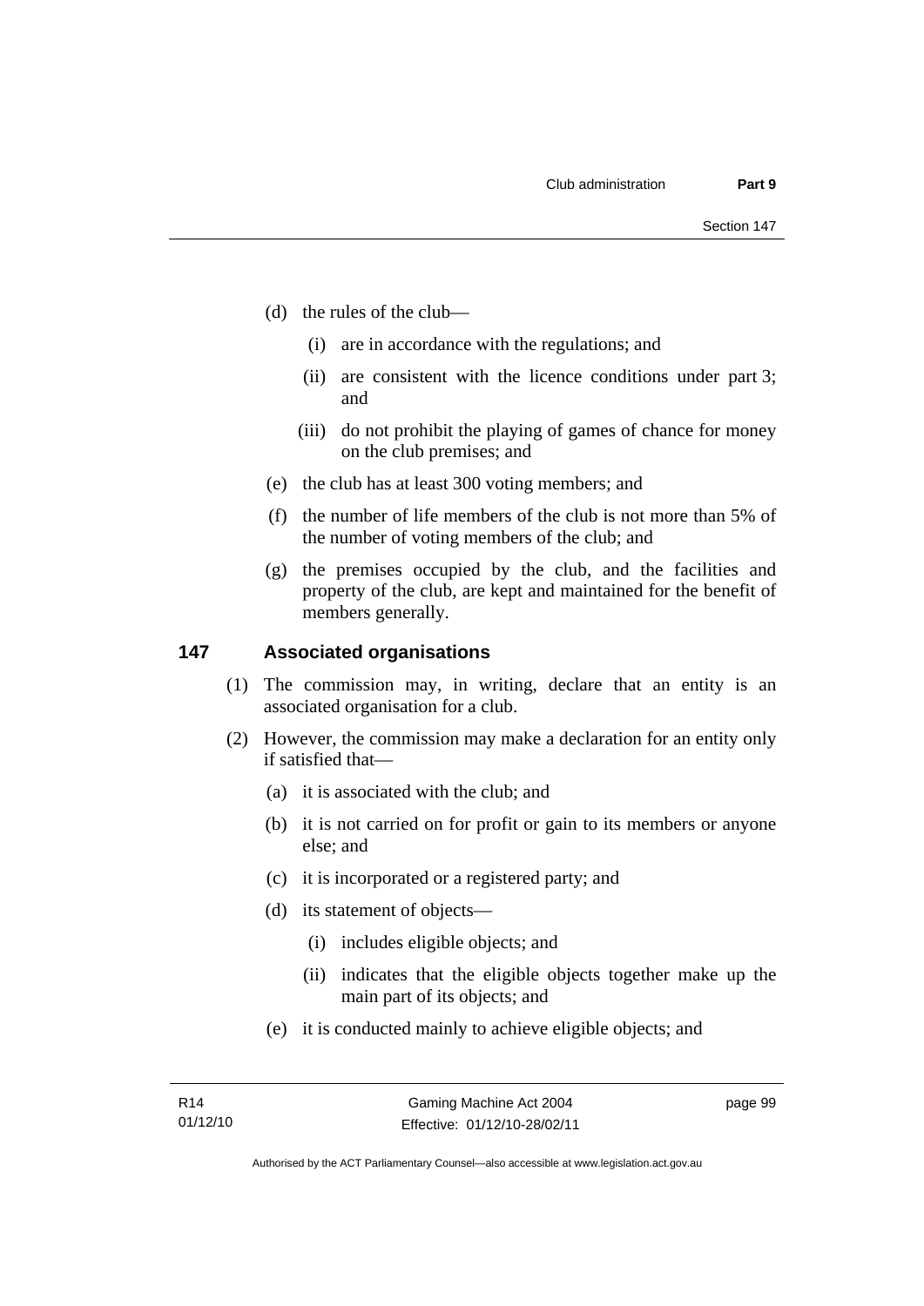(d) the rules of the club—

(i) are in accordance with the regulations; and

(ii) are consistent with the licence conditions under part 3; and

(iii) do not prohibit the playing of games of chance for money on the club premises; and

(e) the club has at least 300 voting members; and

(f) the number of life members of the club is not more than 5% of the number of voting members of the club; and

(g) the premises occupied by the club, and the facilities and property of the club, are kept and maintained for the benefit of members generally.

### 147 Associated organisations

(1) The commission may, in writing, declare that an entity is an associated organisation for a club.

(2) However, the commission may make a declaration for an entity only if satisfied that—

(a) it is associated with the club; and

(b) it is not carried on for profit or gain to its members or anyone else; and

(c) it is incorporated or a registered party; and

(d) its statement of objects—

(i) includes eligible objects; and

(ii) indicates that the eligible objects together make up the main part of its objects; and

(e) it is conducted mainly to achieve eligible objects; and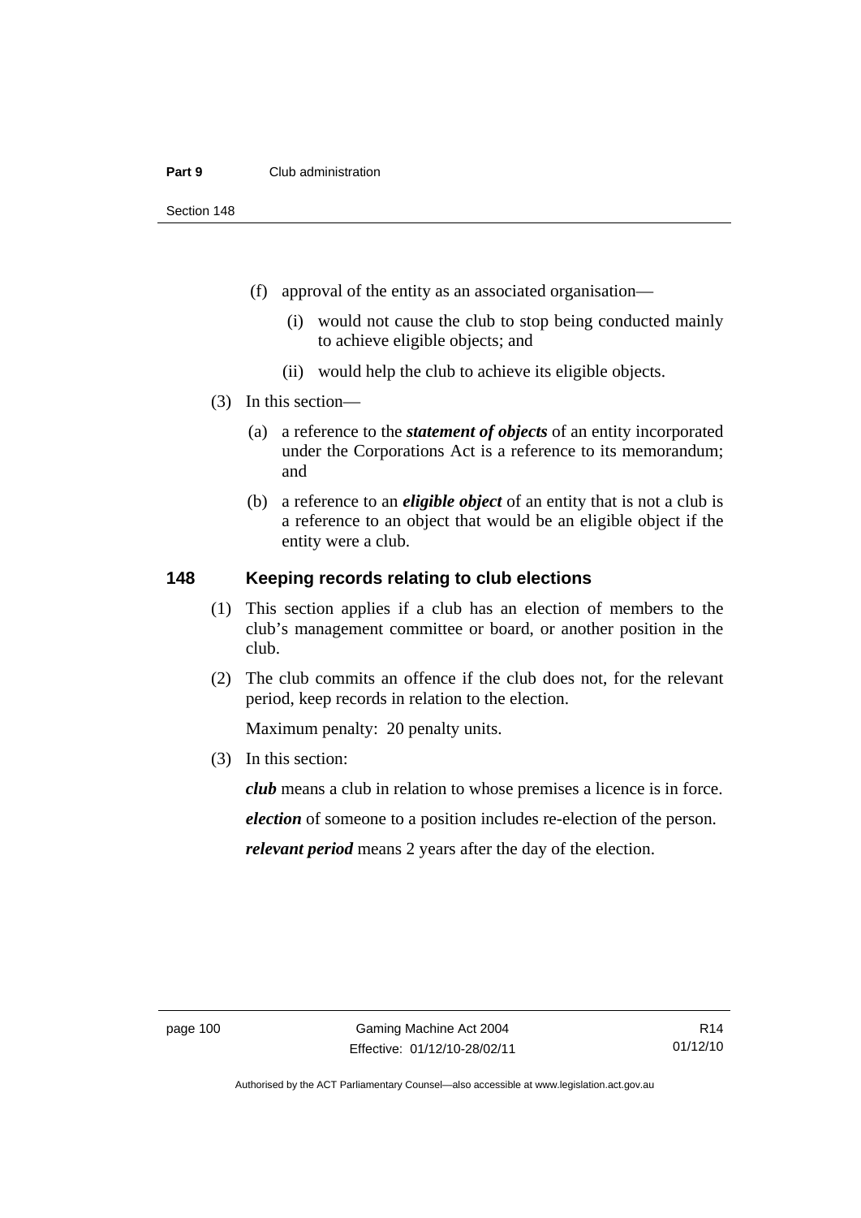(f) approval of the entity as an associated organisation—

   (i) would not cause the club to stop being conducted mainly to achieve eligible objects; and

   (ii) would help the club to achieve its eligible objects.

(3) In this section—

   (a) a reference to the ***statement of objects*** of an entity incorporated under the Corporations Act is a reference to its memorandum; and

   (b) a reference to an ***eligible object*** of an entity that is not a club is a reference to an object that would be an eligible object if the entity were a club.

## 148 Keeping records relating to club elections

(1) This section applies if a club has an election of members to the club's management committee or board, or another position in the club.

(2) The club commits an offence if the club does not, for the relevant period, keep records in relation to the election.

Maximum penalty: 20 penalty units.

(3) In this section:

***club*** means a club in relation to whose premises a licence is in force.

***election*** of someone to a position includes re-election of the person.

***relevant period*** means 2 years after the day of the election.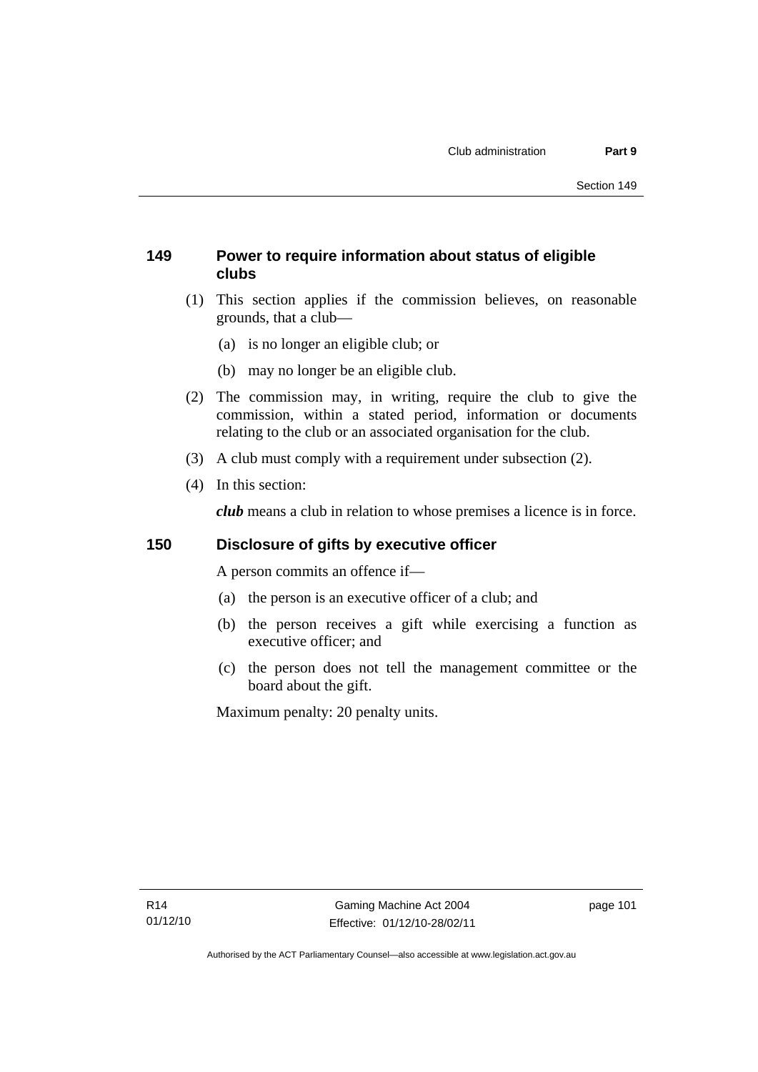### 149 Power to require information about status of eligible clubs

(1) This section applies if the commission believes, on reasonable grounds, that a club—

(a) is no longer an eligible club; or

(b) may no longer be an eligible club.

(2) The commission may, in writing, require the club to give the commission, within a stated period, information or documents relating to the club or an associated organisation for the club.

(3) A club must comply with a requirement under subsection (2).

(4) In this section:

***club*** means a club in relation to whose premises a licence is in force.

### 150 Disclosure of gifts by executive officer

A person commits an offence if—

(a) the person is an executive officer of a club; and

(b) the person receives a gift while exercising a function as executive officer; and

(c) the person does not tell the management committee or the board about the gift.

Maximum penalty: 20 penalty units.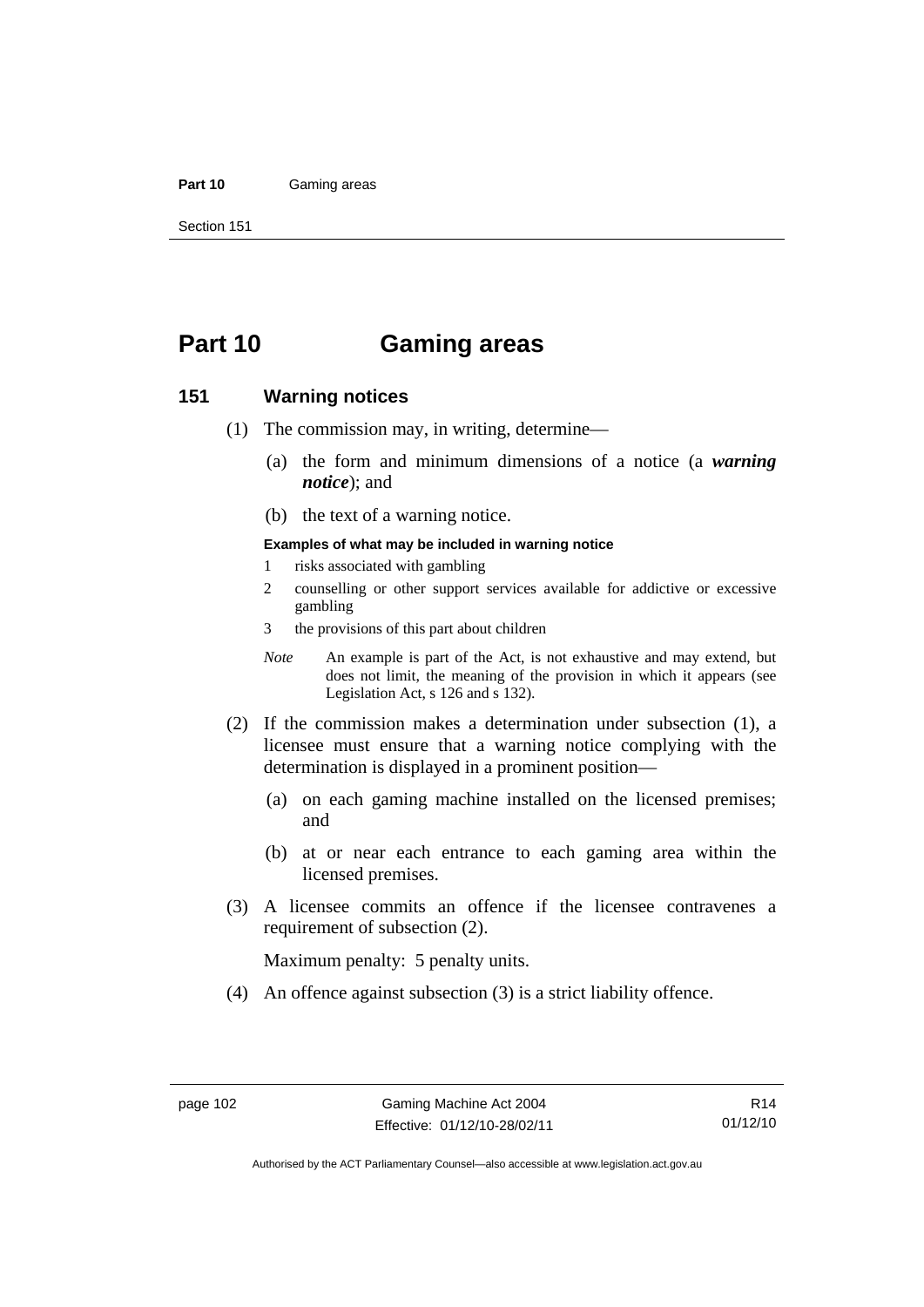# Part 10 Gaming areas

## 151 Warning notices

(1) The commission may, in writing, determine—

(a) the form and minimum dimensions of a notice (a ***warning notice***); and

(b) the text of a warning notice.

**Examples of what may be included in warning notice**

1 risks associated with gambling

2 counselling or other support services available for addictive or excessive gambling

3 the provisions of this part about children

*Note* An example is part of the Act, is not exhaustive and may extend, but does not limit, the meaning of the provision in which it appears (see Legislation Act, s 126 and s 132).

(2) If the commission makes a determination under subsection (1), a licensee must ensure that a warning notice complying with the determination is displayed in a prominent position—

(a) on each gaming machine installed on the licensed premises; and

(b) at or near each entrance to each gaming area within the licensed premises.

(3) A licensee commits an offence if the licensee contravenes a requirement of subsection (2).

Maximum penalty: 5 penalty units.

(4) An offence against subsection (3) is a strict liability offence.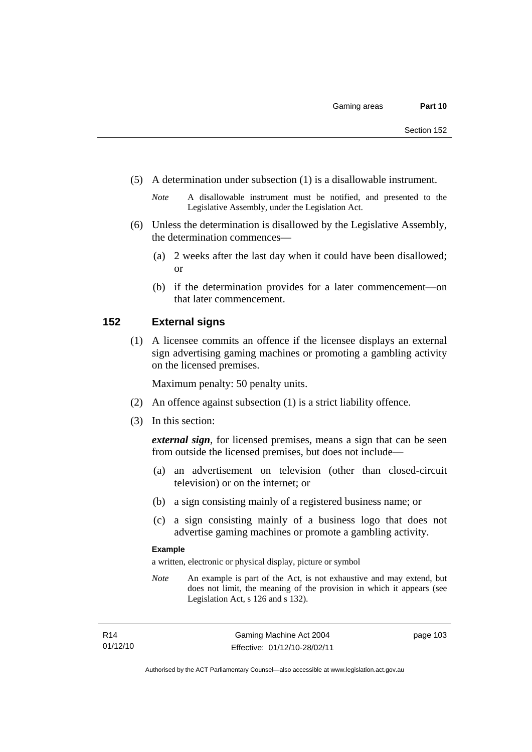(5) A determination under subsection (1) is a disallowable instrument.

*Note* A disallowable instrument must be notified, and presented to the Legislative Assembly, under the Legislation Act.

(6) Unless the determination is disallowed by the Legislative Assembly, the determination commences—

(a) 2 weeks after the last day when it could have been disallowed; or

(b) if the determination provides for a later commencement—on that later commencement.

## 152 External signs

(1) A licensee commits an offence if the licensee displays an external sign advertising gaming machines or promoting a gambling activity on the licensed premises.

Maximum penalty: 50 penalty units.

(2) An offence against subsection (1) is a strict liability offence.

(3) In this section:

***external sign***, for licensed premises, means a sign that can be seen from outside the licensed premises, but does not include—

(a) an advertisement on television (other than closed-circuit television) or on the internet; or

(b) a sign consisting mainly of a registered business name; or

(c) a sign consisting mainly of a business logo that does not advertise gaming machines or promote a gambling activity.

**Example**

a written, electronic or physical display, picture or symbol

*Note* An example is part of the Act, is not exhaustive and may extend, but does not limit, the meaning of the provision in which it appears (see Legislation Act, s 126 and s 132).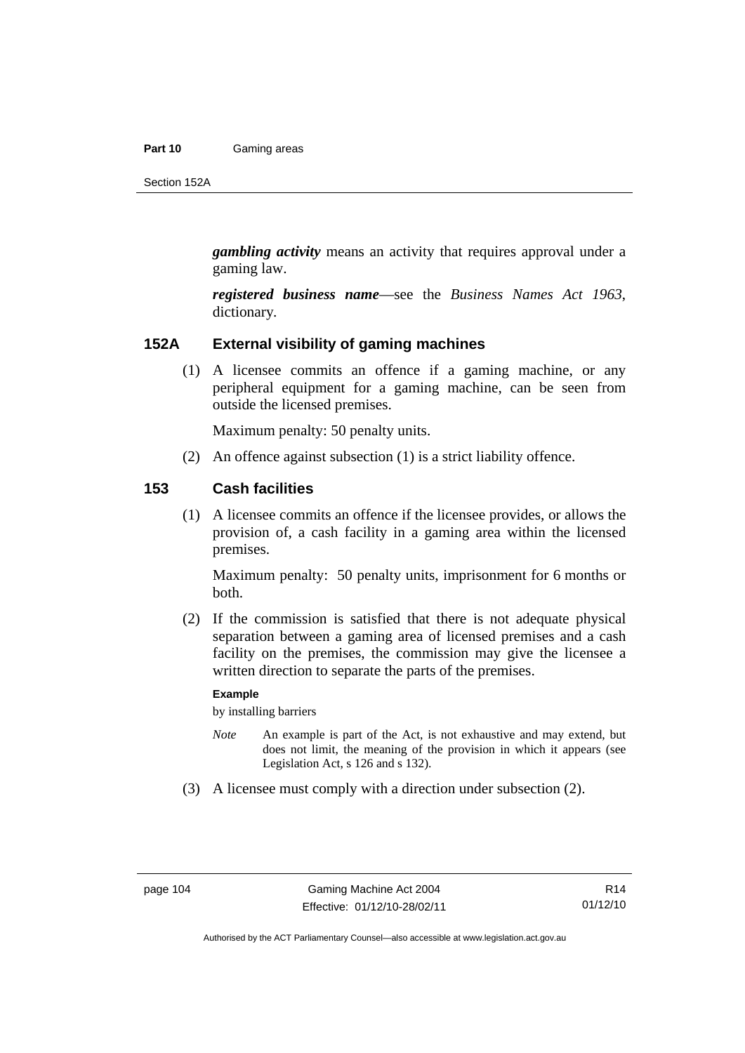***gambling activity*** means an activity that requires approval under a gaming law.

***registered business name***—see the *Business Names Act 1963*, dictionary.

### 152A External visibility of gaming machines

(1) A licensee commits an offence if a gaming machine, or any peripheral equipment for a gaming machine, can be seen from outside the licensed premises.

Maximum penalty: 50 penalty units.

(2) An offence against subsection (1) is a strict liability offence.

### 153 Cash facilities

(1) A licensee commits an offence if the licensee provides, or allows the provision of, a cash facility in a gaming area within the licensed premises.

Maximum penalty: 50 penalty units, imprisonment for 6 months or both.

(2) If the commission is satisfied that there is not adequate physical separation between a gaming area of licensed premises and a cash facility on the premises, the commission may give the licensee a written direction to separate the parts of the premises.

**Example**

by installing barriers

*Note* An example is part of the Act, is not exhaustive and may extend, but does not limit, the meaning of the provision in which it appears (see Legislation Act, s 126 and s 132).

(3) A licensee must comply with a direction under subsection (2).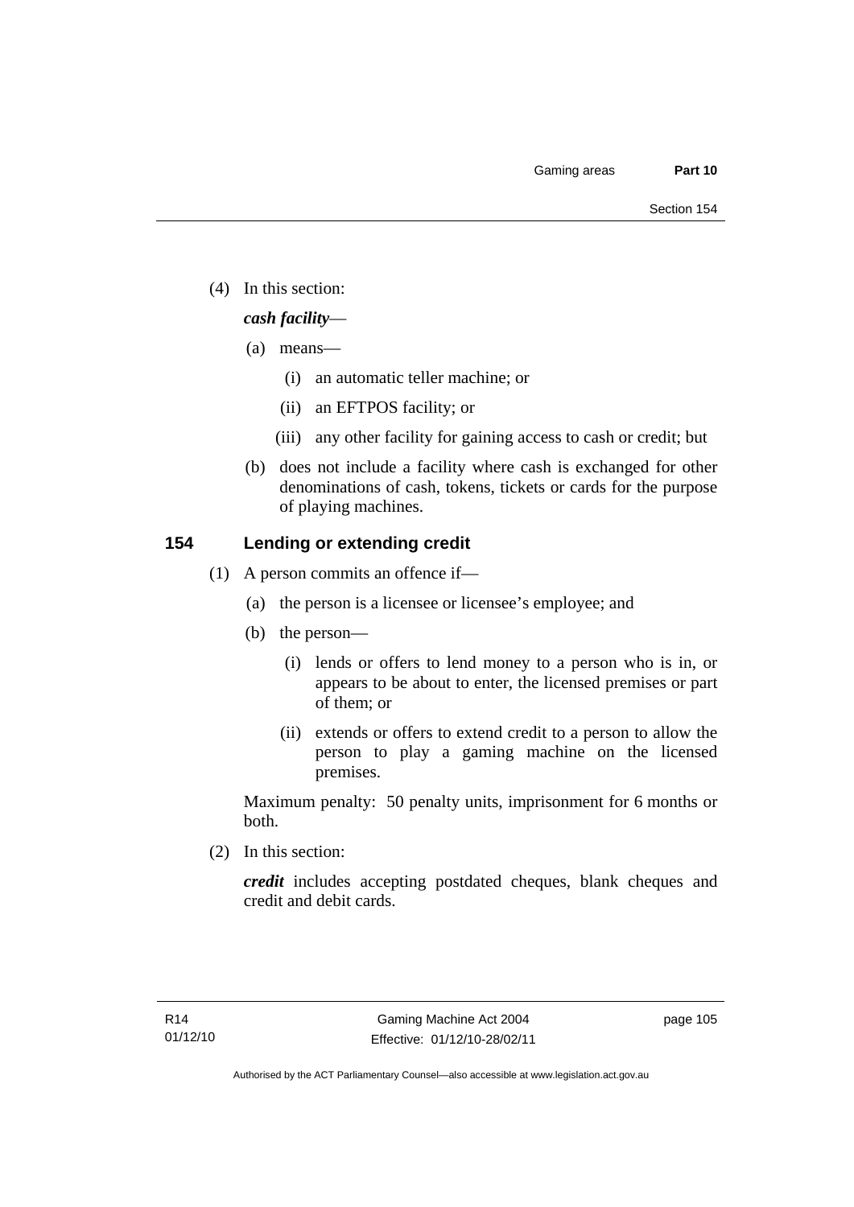(4) In this section:

***cash facility***—

(a) means—

(i) an automatic teller machine; or

(ii) an EFTPOS facility; or

(iii) any other facility for gaining access to cash or credit; but

(b) does not include a facility where cash is exchanged for other denominations of cash, tokens, tickets or cards for the purpose of playing machines.

## 154 Lending or extending credit

(1) A person commits an offence if—

(a) the person is a licensee or licensee's employee; and

(b) the person—

(i) lends or offers to lend money to a person who is in, or appears to be about to enter, the licensed premises or part of them; or

(ii) extends or offers to extend credit to a person to allow the person to play a gaming machine on the licensed premises.

Maximum penalty: 50 penalty units, imprisonment for 6 months or both.

(2) In this section:

***credit*** includes accepting postdated cheques, blank cheques and credit and debit cards.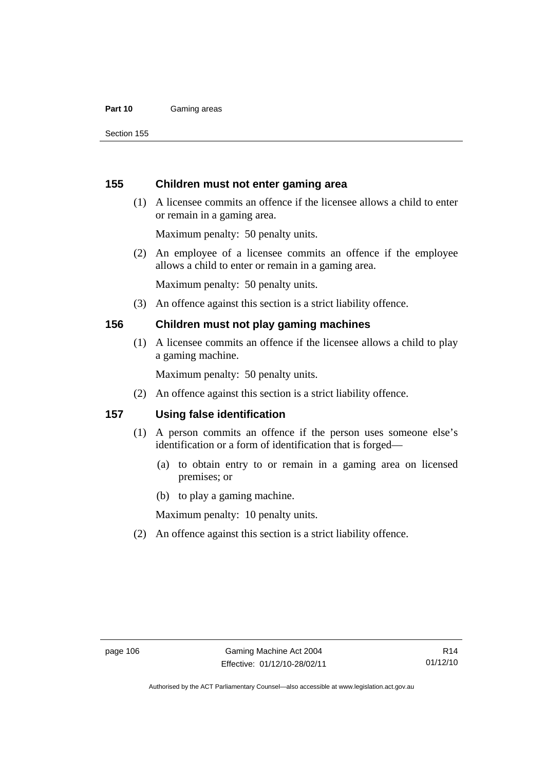## 155 Children must not enter gaming area

(1) A licensee commits an offence if the licensee allows a child to enter or remain in a gaming area.

Maximum penalty: 50 penalty units.

(2) An employee of a licensee commits an offence if the employee allows a child to enter or remain in a gaming area.

Maximum penalty: 50 penalty units.

(3) An offence against this section is a strict liability offence.

## 156 Children must not play gaming machines

(1) A licensee commits an offence if the licensee allows a child to play a gaming machine.

Maximum penalty: 50 penalty units.

(2) An offence against this section is a strict liability offence.

## 157 Using false identification

(1) A person commits an offence if the person uses someone else's identification or a form of identification that is forged—

(a) to obtain entry to or remain in a gaming area on licensed premises; or

(b) to play a gaming machine.

Maximum penalty: 10 penalty units.

(2) An offence against this section is a strict liability offence.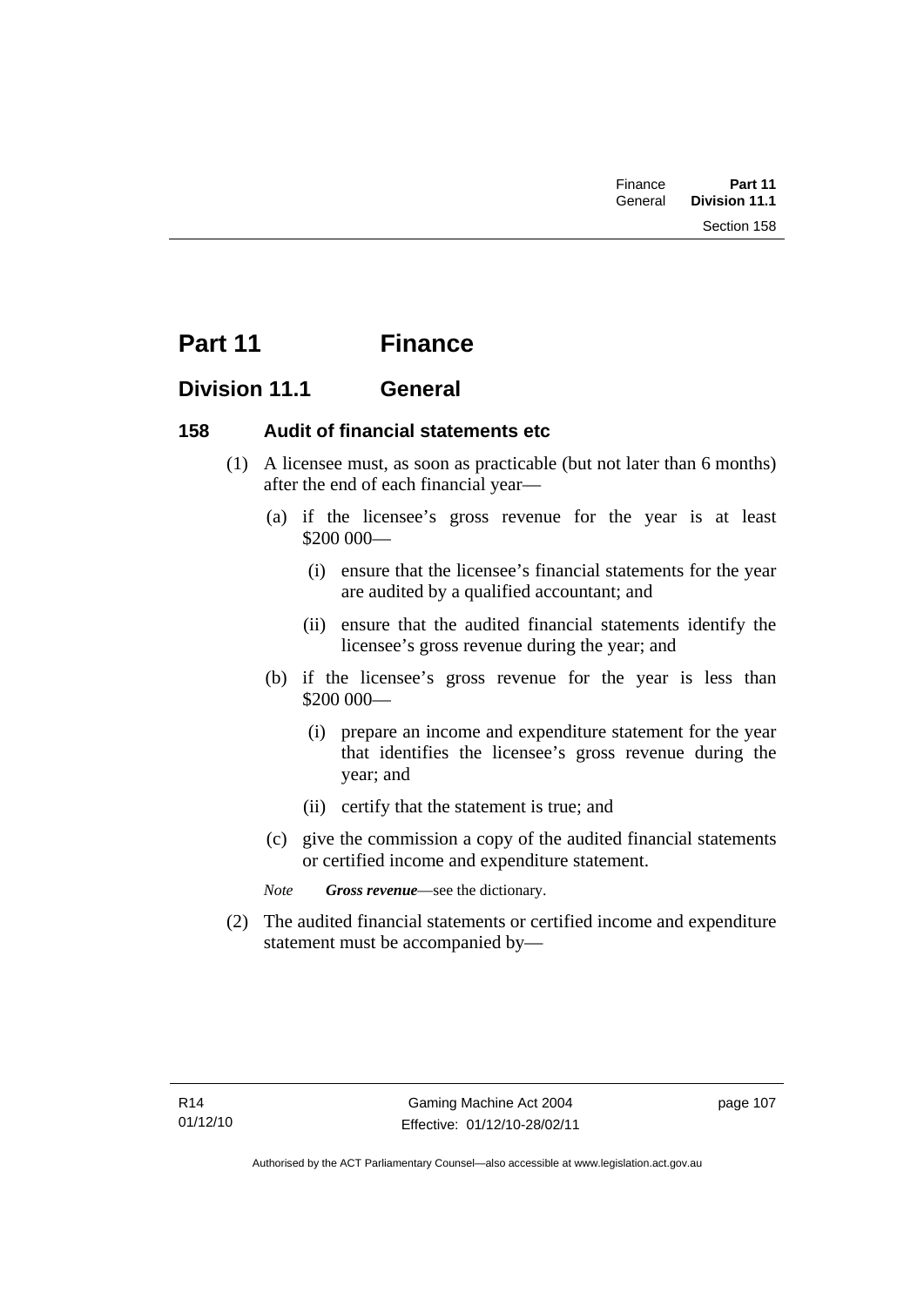# Part 11 Finance

## Division 11.1 General

### 158 Audit of financial statements etc

(1) A licensee must, as soon as practicable (but not later than 6 months) after the end of each financial year—

(a) if the licensee's gross revenue for the year is at least $200 000—

(i) ensure that the licensee's financial statements for the year are audited by a qualified accountant; and

(ii) ensure that the audited financial statements identify the licensee's gross revenue during the year; and

(b) if the licensee's gross revenue for the year is less than $200 000—

(i) prepare an income and expenditure statement for the year that identifies the licensee's gross revenue during the year; and

(ii) certify that the statement is true; and

(c) give the commission a copy of the audited financial statements or certified income and expenditure statement.

*Note* ***Gross revenue***—see the dictionary.

(2) The audited financial statements or certified income and expenditure statement must be accompanied by—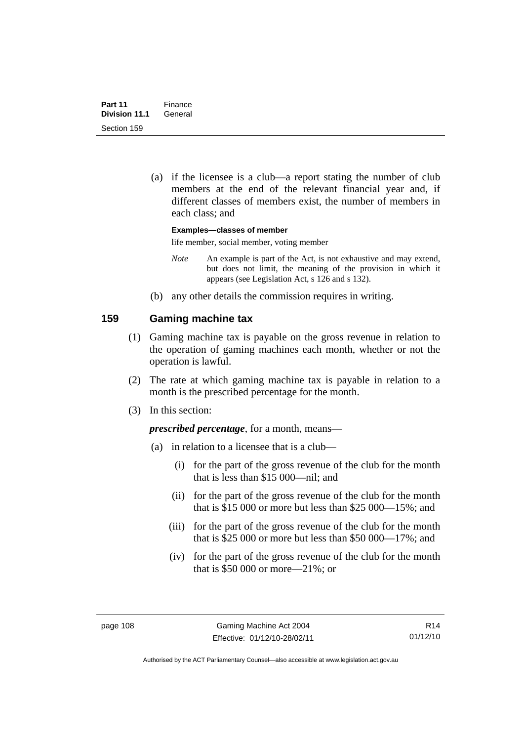(a) if the licensee is a club—a report stating the number of club members at the end of the relevant financial year and, if different classes of members exist, the number of members in each class; and

**Examples—classes of member**

life member, social member, voting member

*Note* An example is part of the Act, is not exhaustive and may extend, but does not limit, the meaning of the provision in which it appears (see Legislation Act, s 126 and s 132).

(b) any other details the commission requires in writing.

## 159 Gaming machine tax

(1) Gaming machine tax is payable on the gross revenue in relation to the operation of gaming machines each month, whether or not the operation is lawful.

(2) The rate at which gaming machine tax is payable in relation to a month is the prescribed percentage for the month.

(3) In this section:

***prescribed percentage***, for a month, means—

(a) in relation to a licensee that is a club—

(i) for the part of the gross revenue of the club for the month that is less than $15 000—nil; and

(ii) for the part of the gross revenue of the club for the month that is $15 000 or more but less than $25 000—15%; and

(iii) for the part of the gross revenue of the club for the month that is $25 000 or more but less than $50 000—17%; and

(iv) for the part of the gross revenue of the club for the month that is $50 000 or more—21%; or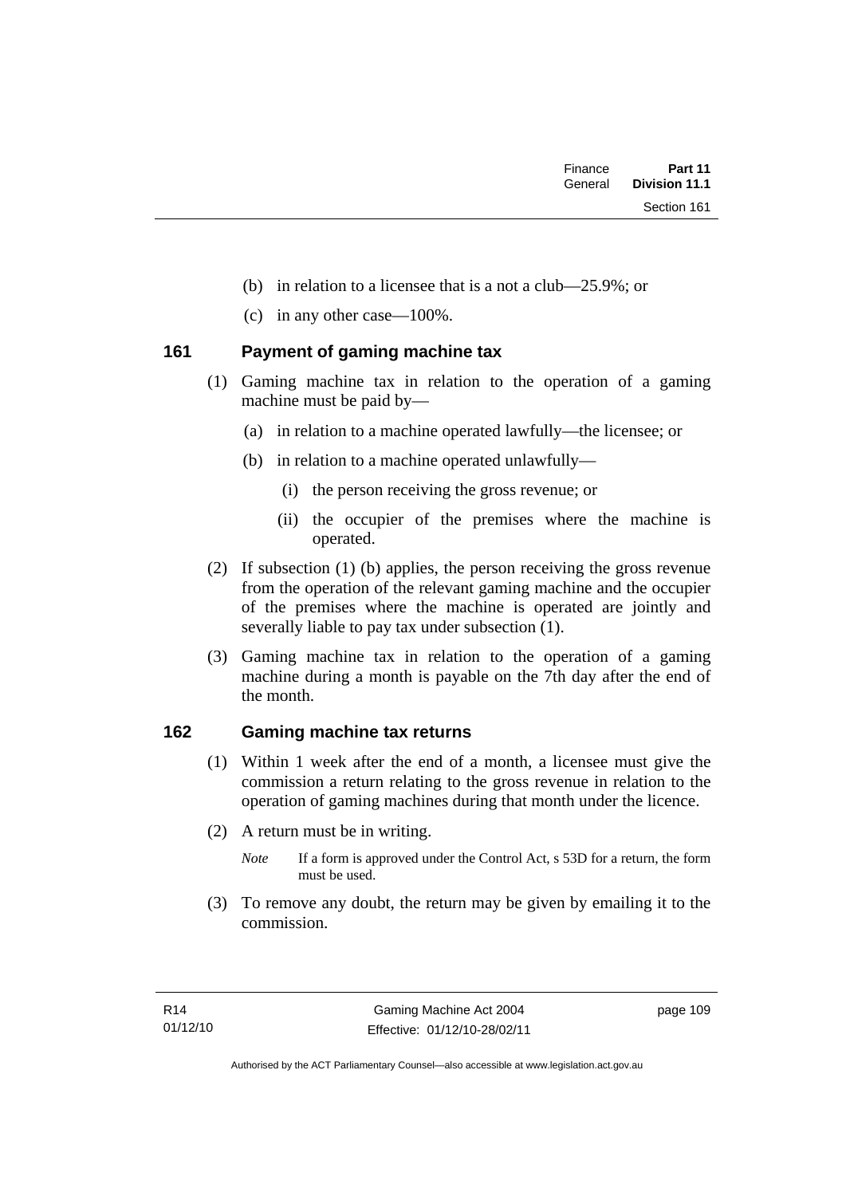(b) in relation to a licensee that is a not a club—25.9%; or

(c) in any other case—100%.

## 161 Payment of gaming machine tax

(1) Gaming machine tax in relation to the operation of a gaming machine must be paid by—

(a) in relation to a machine operated lawfully—the licensee; or

(b) in relation to a machine operated unlawfully—

(i) the person receiving the gross revenue; or

(ii) the occupier of the premises where the machine is operated.

(2) If subsection (1) (b) applies, the person receiving the gross revenue from the operation of the relevant gaming machine and the occupier of the premises where the machine is operated are jointly and severally liable to pay tax under subsection (1).

(3) Gaming machine tax in relation to the operation of a gaming machine during a month is payable on the 7th day after the end of the month.

## 162 Gaming machine tax returns

(1) Within 1 week after the end of a month, a licensee must give the commission a return relating to the gross revenue in relation to the operation of gaming machines during that month under the licence.

(2) A return must be in writing.

*Note* If a form is approved under the Control Act, s 53D for a return, the form must be used.

(3) To remove any doubt, the return may be given by emailing it to the commission.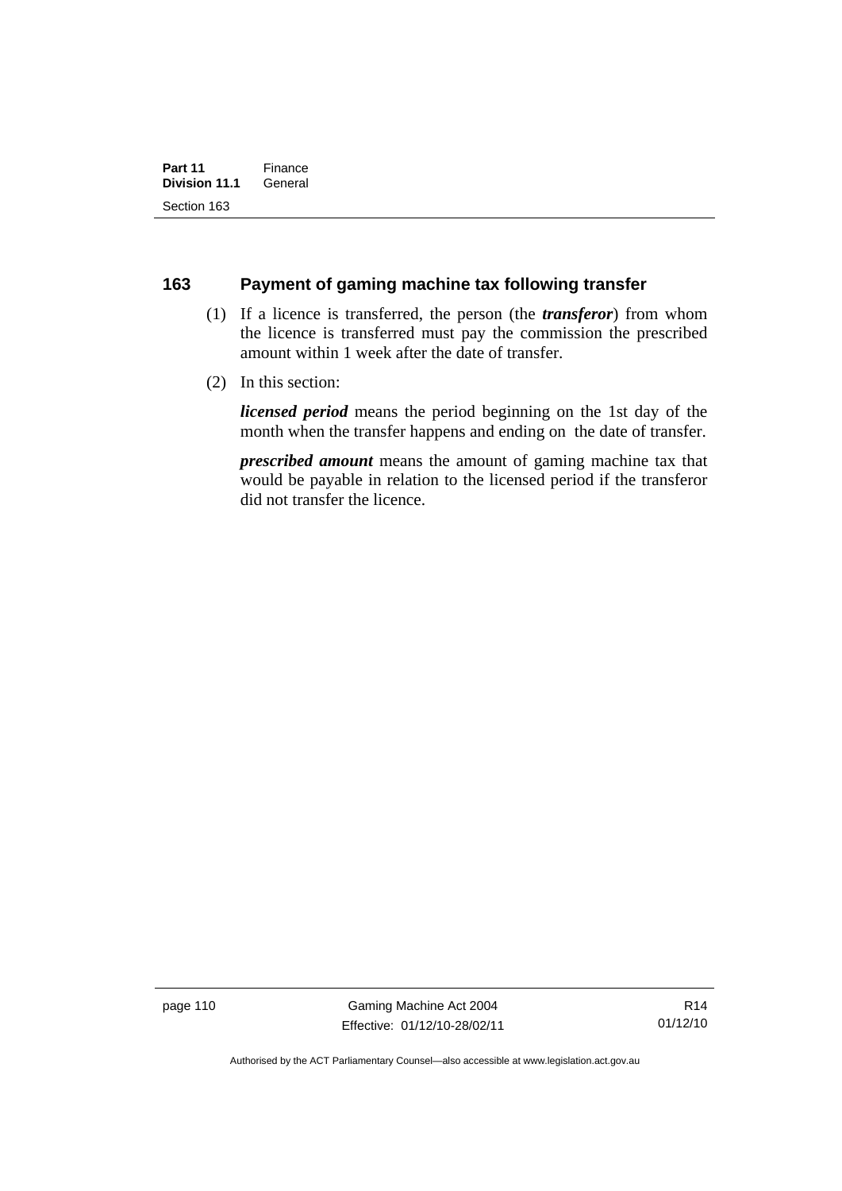## 163 Payment of gaming machine tax following transfer

(1) If a licence is transferred, the person (the ***transferor***) from whom the licence is transferred must pay the commission the prescribed amount within 1 week after the date of transfer.

(2) In this section:

***licensed period*** means the period beginning on the 1st day of the month when the transfer happens and ending on the date of transfer.

***prescribed amount*** means the amount of gaming machine tax that would be payable in relation to the licensed period if the transferor did not transfer the licence.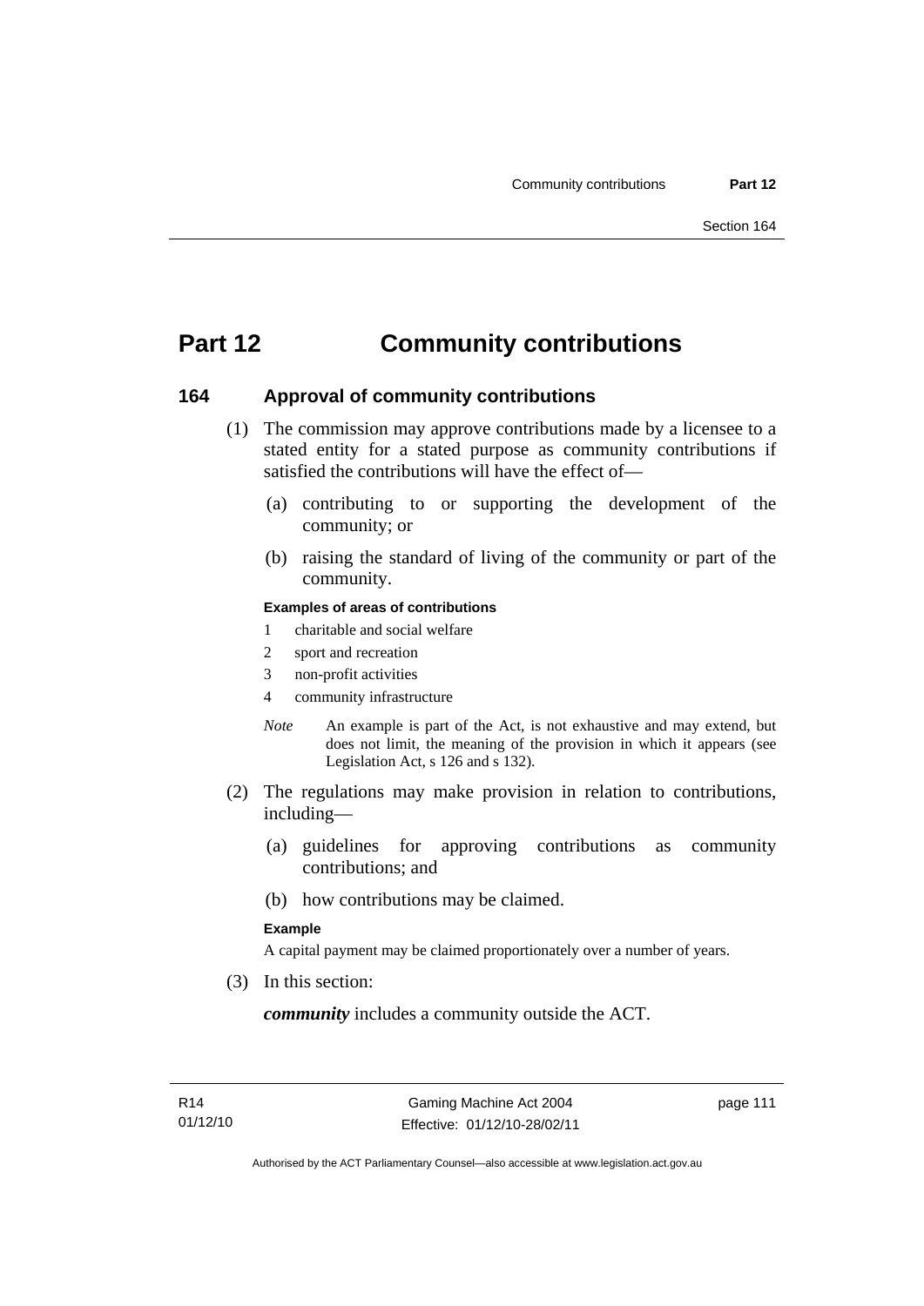# Part 12 Community contributions

## 164 Approval of community contributions

(1) The commission may approve contributions made by a licensee to a stated entity for a stated purpose as community contributions if satisfied the contributions will have the effect of—

(a) contributing to or supporting the development of the community; or

(b) raising the standard of living of the community or part of the community.

**Examples of areas of contributions**

1 charitable and social welfare

2 sport and recreation

3 non-profit activities

4 community infrastructure

*Note* An example is part of the Act, is not exhaustive and may extend, but does not limit, the meaning of the provision in which it appears (see Legislation Act, s 126 and s 132).

(2) The regulations may make provision in relation to contributions, including—

(a) guidelines for approving contributions as community contributions; and

(b) how contributions may be claimed.

**Example**

A capital payment may be claimed proportionately over a number of years.

(3) In this section:

***community*** includes a community outside the ACT.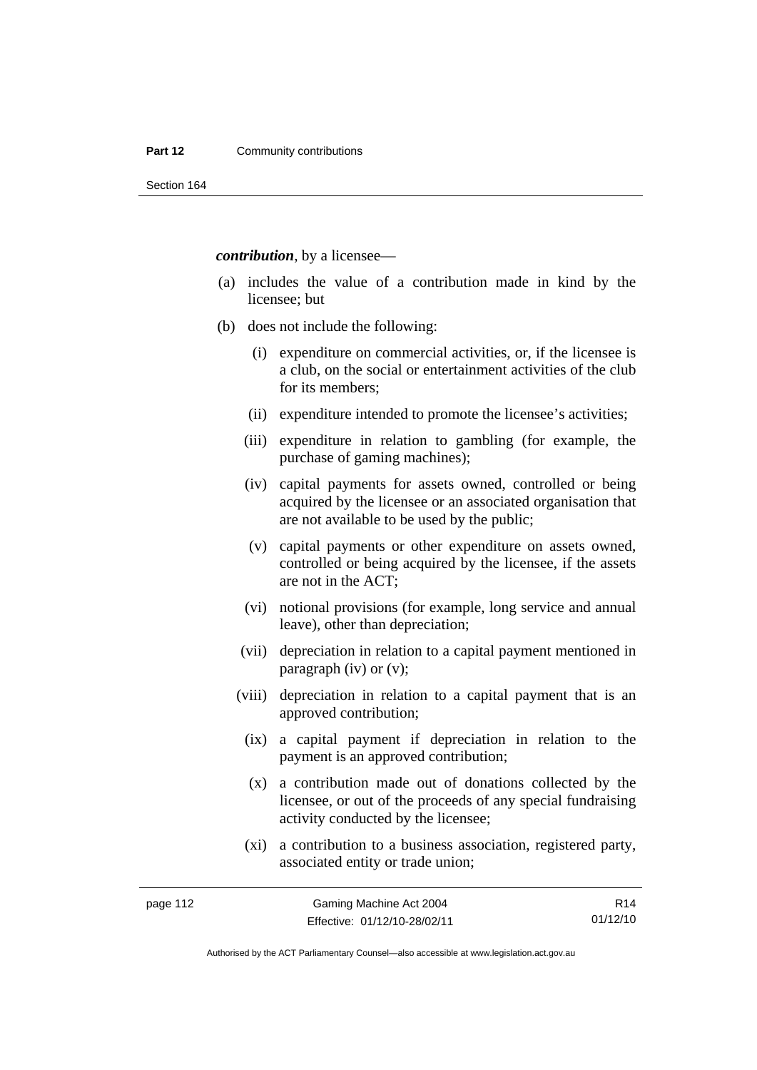***contribution***, by a licensee—

(a) includes the value of a contribution made in kind by the licensee; but

(b) does not include the following:

  (i) expenditure on commercial activities, or, if the licensee is a club, on the social or entertainment activities of the club for its members;

  (ii) expenditure intended to promote the licensee's activities;

  (iii) expenditure in relation to gambling (for example, the purchase of gaming machines);

  (iv) capital payments for assets owned, controlled or being acquired by the licensee or an associated organisation that are not available to be used by the public;

  (v) capital payments or other expenditure on assets owned, controlled or being acquired by the licensee, if the assets are not in the ACT;

  (vi) notional provisions (for example, long service and annual leave), other than depreciation;

  (vii) depreciation in relation to a capital payment mentioned in paragraph (iv) or (v);

  (viii) depreciation in relation to a capital payment that is an approved contribution;

  (ix) a capital payment if depreciation in relation to the payment is an approved contribution;

  (x) a contribution made out of donations collected by the licensee, or out of the proceeds of any special fundraising activity conducted by the licensee;

  (xi) a contribution to a business association, registered party, associated entity or trade union;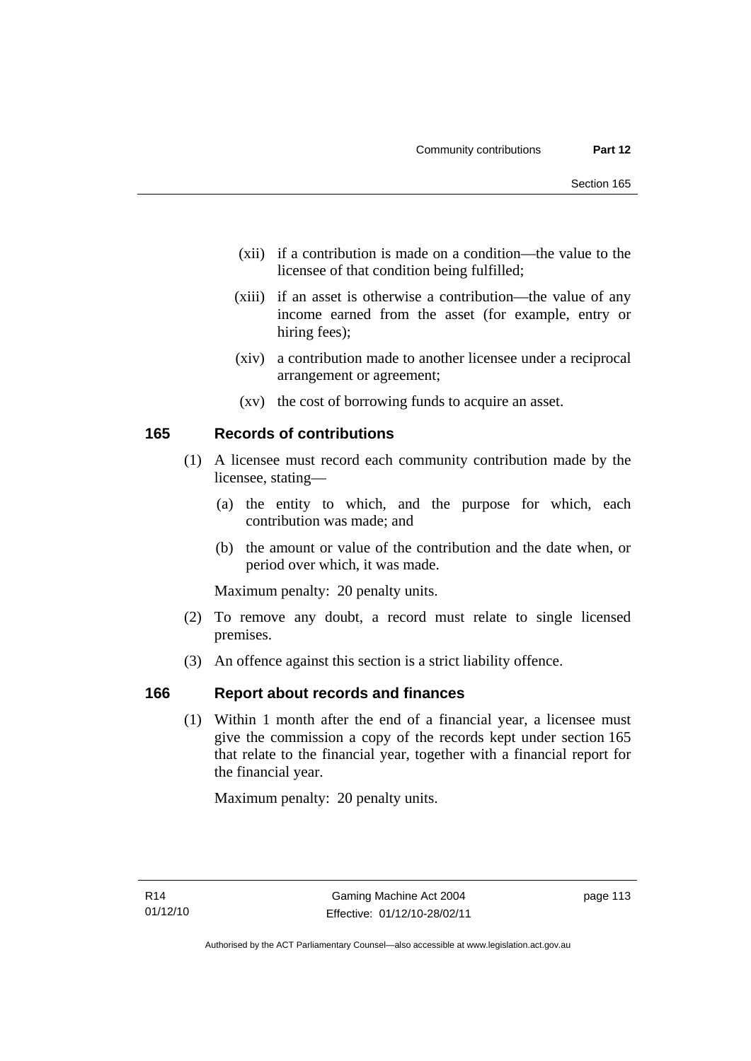(xii) if a contribution is made on a condition—the value to the licensee of that condition being fulfilled;

(xiii) if an asset is otherwise a contribution—the value of any income earned from the asset (for example, entry or hiring fees);

(xiv) a contribution made to another licensee under a reciprocal arrangement or agreement;

(xv) the cost of borrowing funds to acquire an asset.

## 165 Records of contributions

(1) A licensee must record each community contribution made by the licensee, stating—

(a) the entity to which, and the purpose for which, each contribution was made; and

(b) the amount or value of the contribution and the date when, or period over which, it was made.

Maximum penalty: 20 penalty units.

(2) To remove any doubt, a record must relate to single licensed premises.

(3) An offence against this section is a strict liability offence.

## 166 Report about records and finances

(1) Within 1 month after the end of a financial year, a licensee must give the commission a copy of the records kept under section 165 that relate to the financial year, together with a financial report for the financial year.

Maximum penalty: 20 penalty units.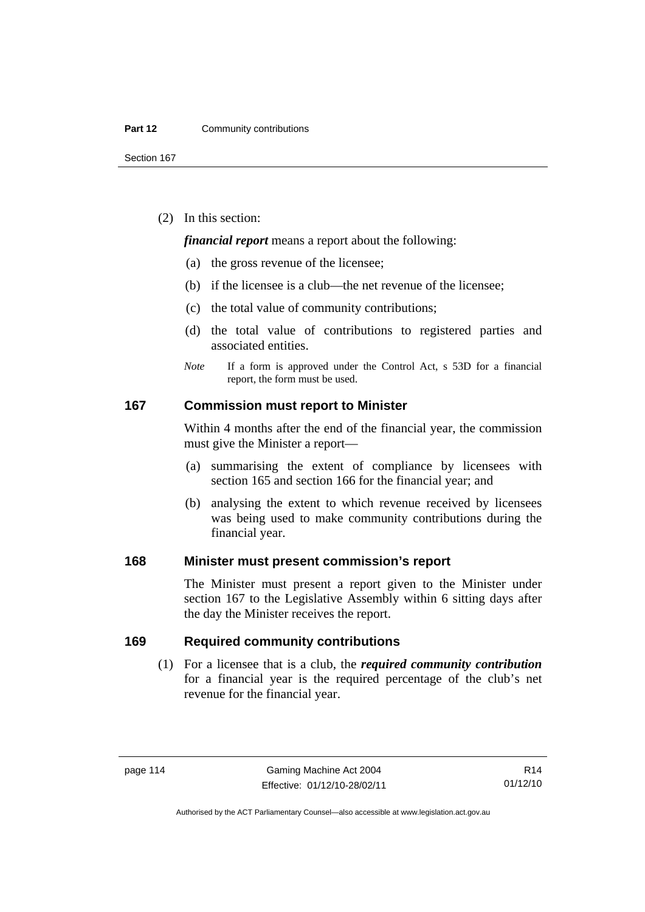(2) In this section:

***financial report*** means a report about the following:

(a) the gross revenue of the licensee;

(b) if the licensee is a club—the net revenue of the licensee;

(c) the total value of community contributions;

(d) the total value of contributions to registered parties and associated entities.

*Note* If a form is approved under the Control Act, s 53D for a financial report, the form must be used.

### 167 Commission must report to Minister

Within 4 months after the end of the financial year, the commission must give the Minister a report—

(a) summarising the extent of compliance by licensees with section 165 and section 166 for the financial year; and

(b) analysing the extent to which revenue received by licensees was being used to make community contributions during the financial year.

### 168 Minister must present commission's report

The Minister must present a report given to the Minister under section 167 to the Legislative Assembly within 6 sitting days after the day the Minister receives the report.

### 169 Required community contributions

(1) For a licensee that is a club, the ***required community contribution*** for a financial year is the required percentage of the club's net revenue for the financial year.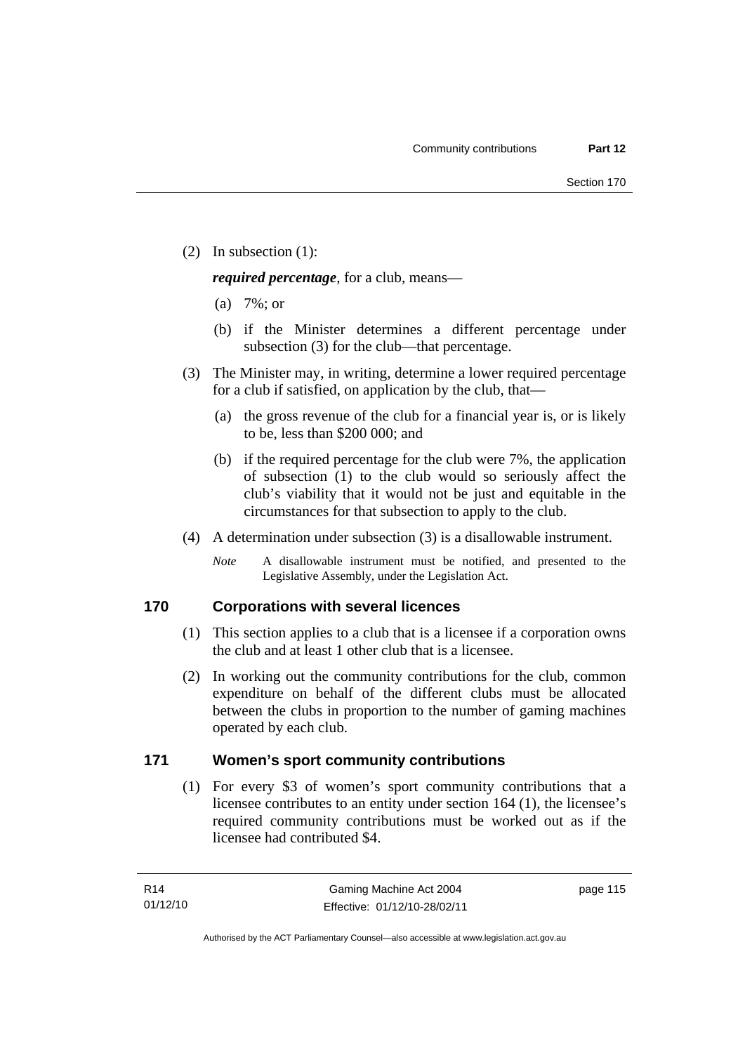(2) In subsection (1):

***required percentage***, for a club, means—

(a) 7%; or

(b) if the Minister determines a different percentage under subsection (3) for the club—that percentage.

(3) The Minister may, in writing, determine a lower required percentage for a club if satisfied, on application by the club, that—

(a) the gross revenue of the club for a financial year is, or is likely to be, less than $200 000; and

(b) if the required percentage for the club were 7%, the application of subsection (1) to the club would so seriously affect the club's viability that it would not be just and equitable in the circumstances for that subsection to apply to the club.

(4) A determination under subsection (3) is a disallowable instrument.

*Note* A disallowable instrument must be notified, and presented to the Legislative Assembly, under the Legislation Act.

## 170 Corporations with several licences

(1) This section applies to a club that is a licensee if a corporation owns the club and at least 1 other club that is a licensee.

(2) In working out the community contributions for the club, common expenditure on behalf of the different clubs must be allocated between the clubs in proportion to the number of gaming machines operated by each club.

## 171 Women's sport community contributions

(1) For every $3 of women's sport community contributions that a licensee contributes to an entity under section 164 (1), the licensee's required community contributions must be worked out as if the licensee had contributed $4.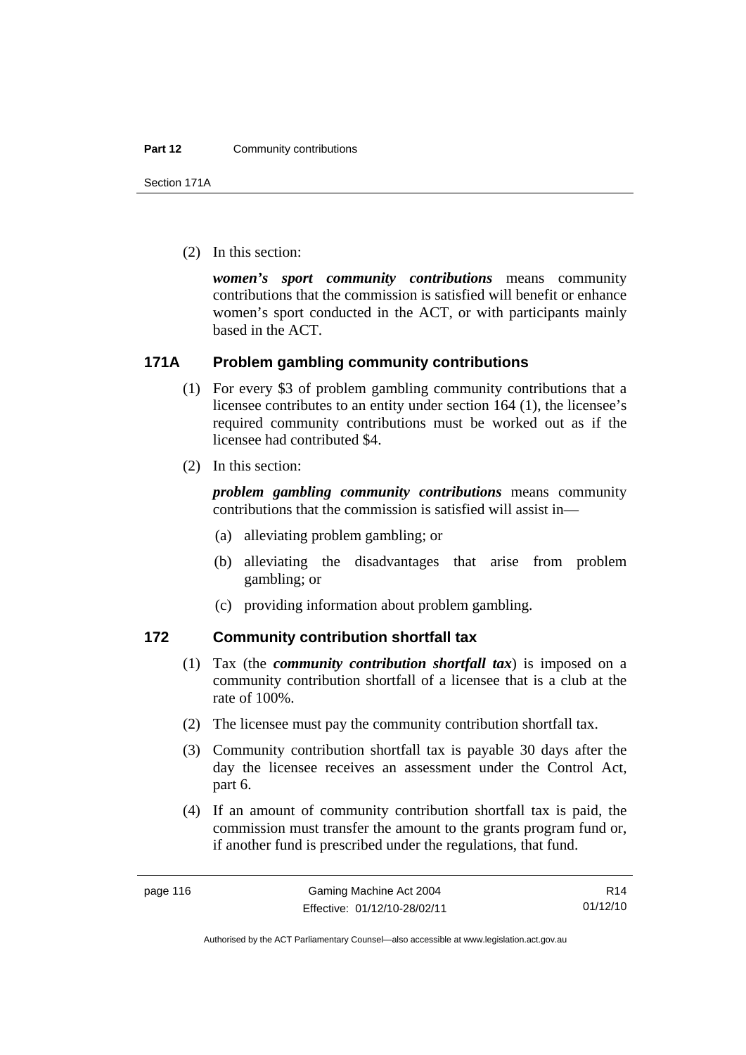(2) In this section:

***women's sport community contributions*** means community contributions that the commission is satisfied will benefit or enhance women's sport conducted in the ACT, or with participants mainly based in the ACT.

### 171A Problem gambling community contributions

(1) For every $3 of problem gambling community contributions that a licensee contributes to an entity under section 164 (1), the licensee's required community contributions must be worked out as if the licensee had contributed $4.

(2) In this section:

***problem gambling community contributions*** means community contributions that the commission is satisfied will assist in—

(a) alleviating problem gambling; or

(b) alleviating the disadvantages that arise from problem gambling; or

(c) providing information about problem gambling.

### 172 Community contribution shortfall tax

(1) Tax (the ***community contribution shortfall tax***) is imposed on a community contribution shortfall of a licensee that is a club at the rate of 100%.

(2) The licensee must pay the community contribution shortfall tax.

(3) Community contribution shortfall tax is payable 30 days after the day the licensee receives an assessment under the Control Act, part 6.

(4) If an amount of community contribution shortfall tax is paid, the commission must transfer the amount to the grants program fund or, if another fund is prescribed under the regulations, that fund.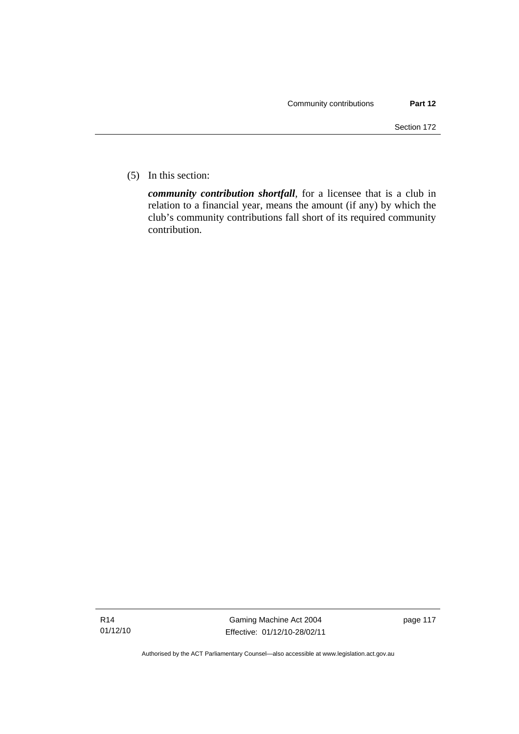(5) In this section:

***community contribution shortfall***, for a licensee that is a club in relation to a financial year, means the amount (if any) by which the club's community contributions fall short of its required community contribution.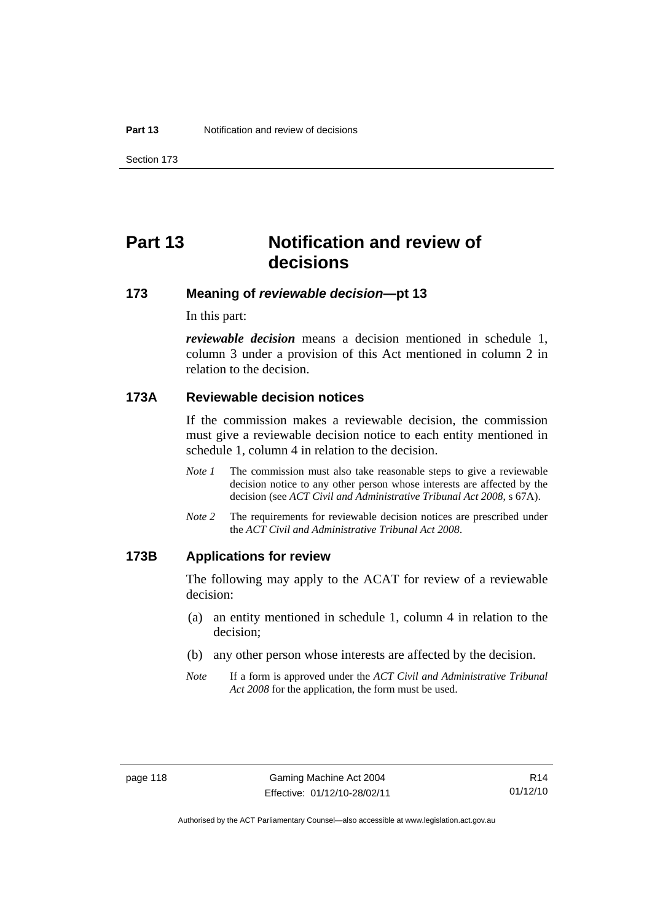# Part 13 Notification and review of decisions

## 173 Meaning of *reviewable decision*—pt 13

In this part:

***reviewable decision*** means a decision mentioned in schedule 1, column 3 under a provision of this Act mentioned in column 2 in relation to the decision.

## 173A Reviewable decision notices

If the commission makes a reviewable decision, the commission must give a reviewable decision notice to each entity mentioned in schedule 1, column 4 in relation to the decision.

*Note 1* The commission must also take reasonable steps to give a reviewable decision notice to any other person whose interests are affected by the decision (see *ACT Civil and Administrative Tribunal Act 2008*, s 67A).

*Note 2* The requirements for reviewable decision notices are prescribed under the *ACT Civil and Administrative Tribunal Act 2008*.

## 173B Applications for review

The following may apply to the ACAT for review of a reviewable decision:

(a) an entity mentioned in schedule 1, column 4 in relation to the decision;

(b) any other person whose interests are affected by the decision.

*Note* If a form is approved under the *ACT Civil and Administrative Tribunal Act 2008* for the application, the form must be used.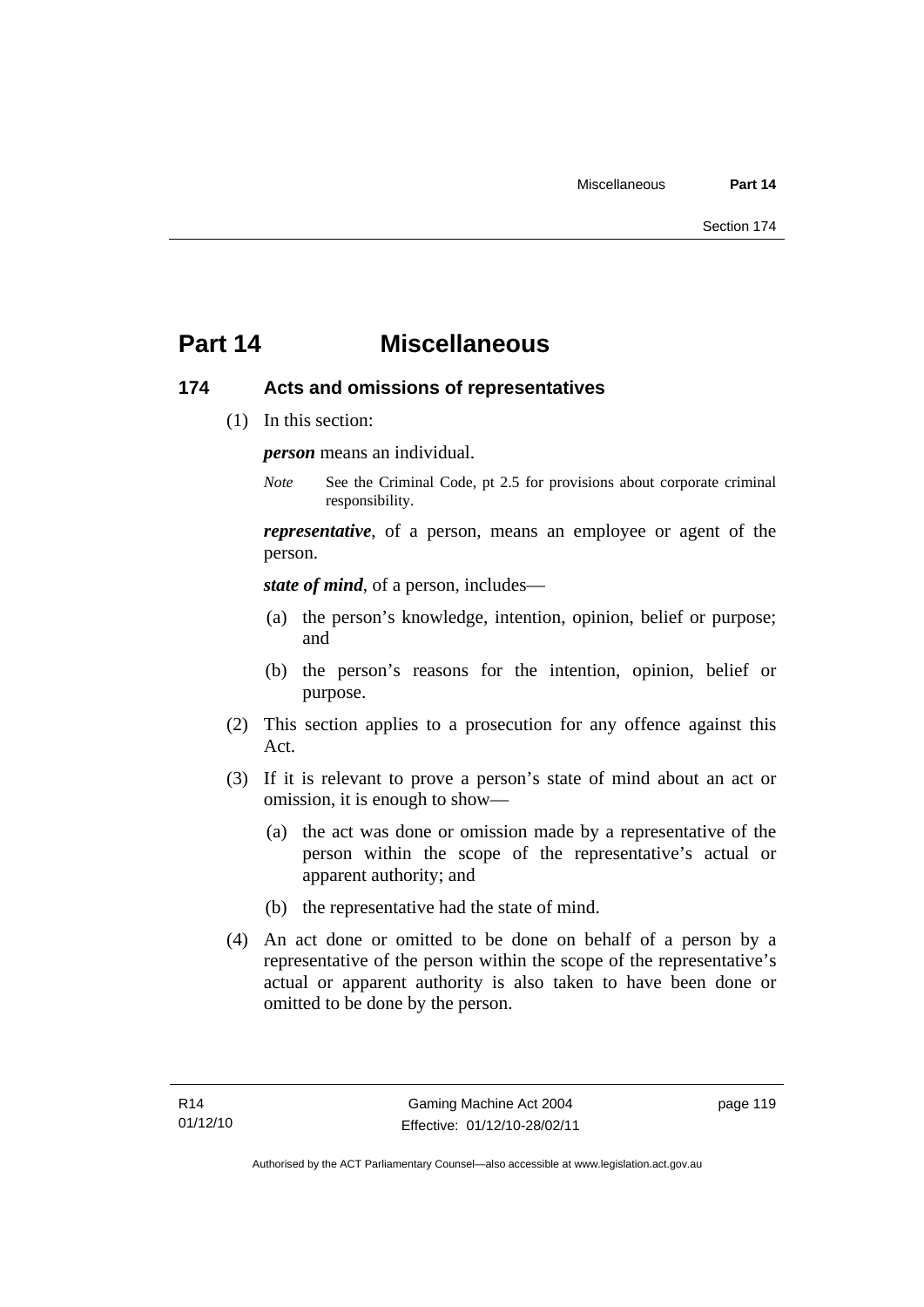# Part 14 Miscellaneous

## 174 Acts and omissions of representatives

(1) In this section:

***person*** means an individual.

*Note* See the Criminal Code, pt 2.5 for provisions about corporate criminal responsibility.

***representative***, of a person, means an employee or agent of the person.

***state of mind***, of a person, includes—

(a) the person's knowledge, intention, opinion, belief or purpose; and

(b) the person's reasons for the intention, opinion, belief or purpose.

(2) This section applies to a prosecution for any offence against this Act.

(3) If it is relevant to prove a person's state of mind about an act or omission, it is enough to show—

(a) the act was done or omission made by a representative of the person within the scope of the representative's actual or apparent authority; and

(b) the representative had the state of mind.

(4) An act done or omitted to be done on behalf of a person by a representative of the person within the scope of the representative's actual or apparent authority is also taken to have been done or omitted to be done by the person.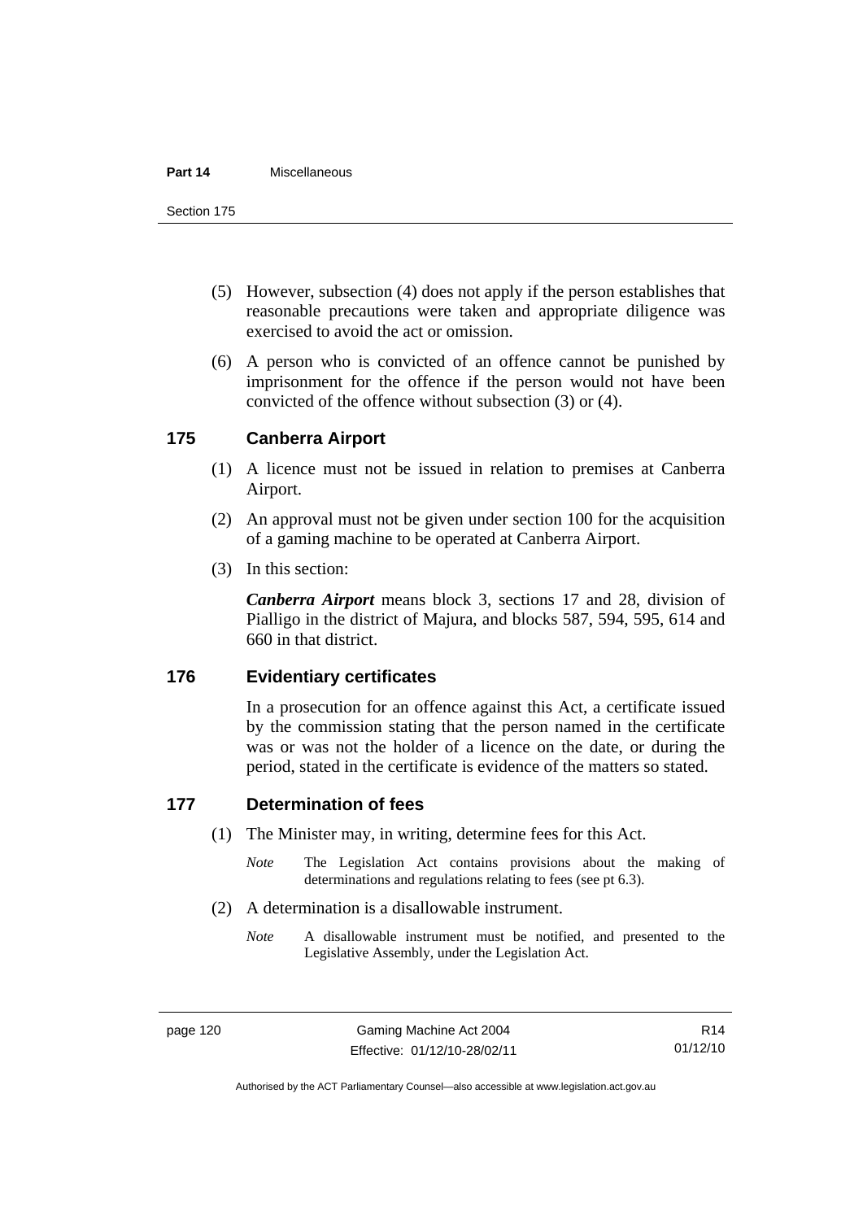(5) However, subsection (4) does not apply if the person establishes that reasonable precautions were taken and appropriate diligence was exercised to avoid the act or omission.

(6) A person who is convicted of an offence cannot be punished by imprisonment for the offence if the person would not have been convicted of the offence without subsection (3) or (4).

## 175 Canberra Airport

(1) A licence must not be issued in relation to premises at Canberra Airport.

(2) An approval must not be given under section 100 for the acquisition of a gaming machine to be operated at Canberra Airport.

(3) In this section:

***Canberra Airport*** means block 3, sections 17 and 28, division of Pialligo in the district of Majura, and blocks 587, 594, 595, 614 and 660 in that district.

## 176 Evidentiary certificates

In a prosecution for an offence against this Act, a certificate issued by the commission stating that the person named in the certificate was or was not the holder of a licence on the date, or during the period, stated in the certificate is evidence of the matters so stated.

## 177 Determination of fees

(1) The Minister may, in writing, determine fees for this Act.

*Note* The Legislation Act contains provisions about the making of determinations and regulations relating to fees (see pt 6.3).

(2) A determination is a disallowable instrument.

*Note* A disallowable instrument must be notified, and presented to the Legislative Assembly, under the Legislation Act.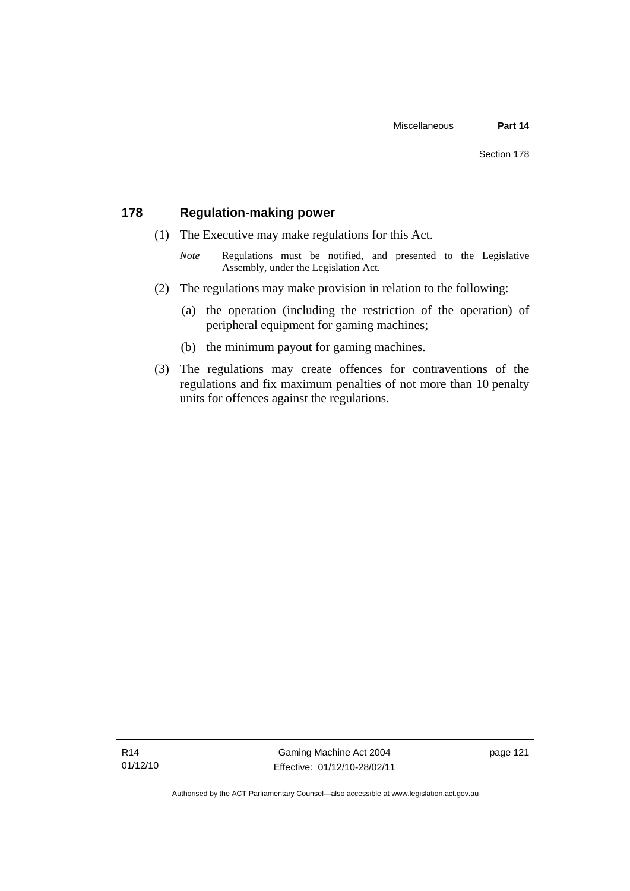## 178 Regulation-making power

(1) The Executive may make regulations for this Act.

*Note* Regulations must be notified, and presented to the Legislative Assembly, under the Legislation Act.

(2) The regulations may make provision in relation to the following:

(a) the operation (including the restriction of the operation) of peripheral equipment for gaming machines;

(b) the minimum payout for gaming machines.

(3) The regulations may create offences for contraventions of the regulations and fix maximum penalties of not more than 10 penalty units for offences against the regulations.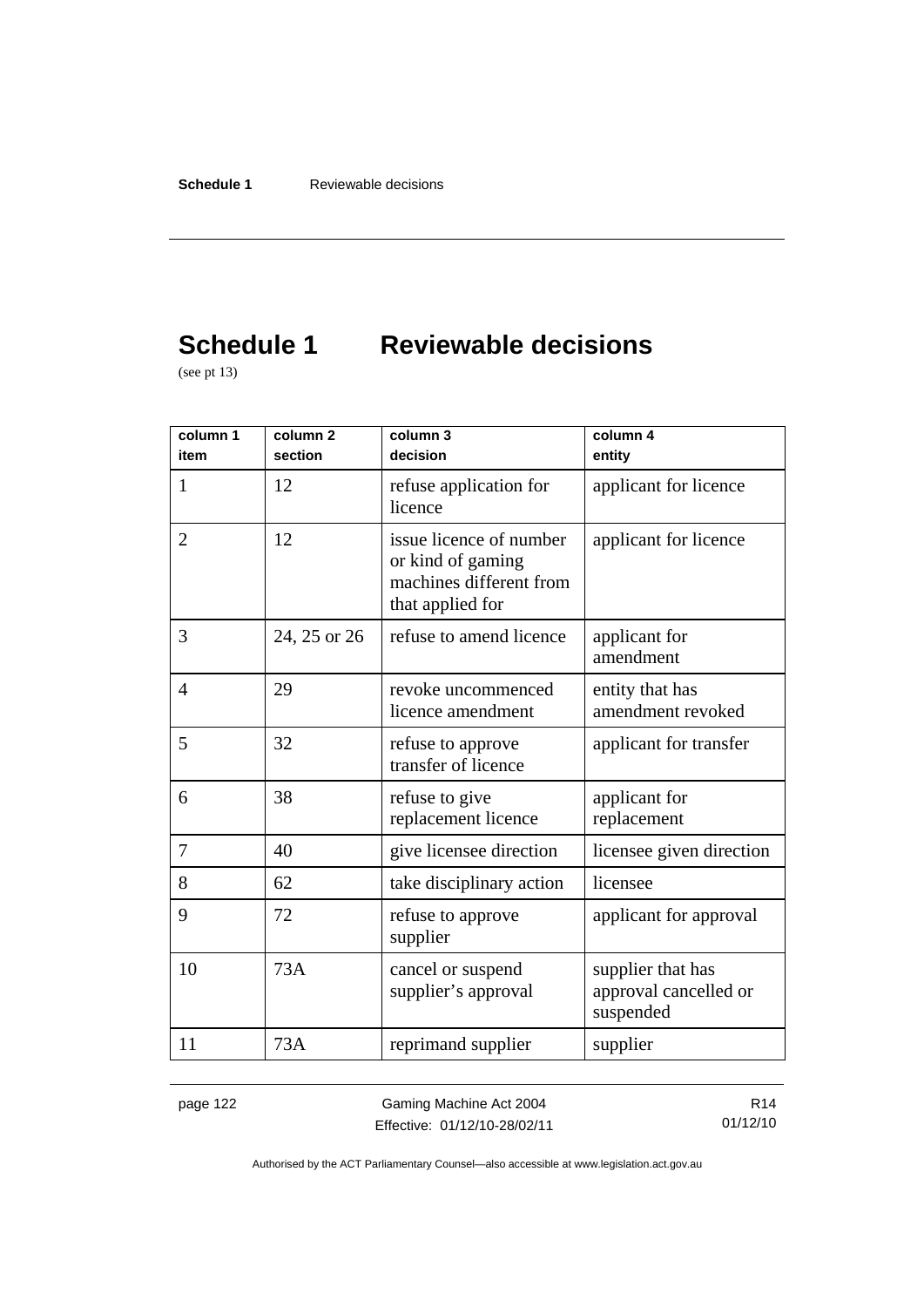# Schedule 1 Reviewable decisions

(see pt 13)

| column 1<br>item | column 2<br>section | column 3<br>decision | column 4<br>entity |
|---|---|---|---|
| 1 | 12 | refuse application for licence | applicant for licence |
| 2 | 12 | issue licence of number or kind of gaming machines different from that applied for | applicant for licence |
| 3 | 24, 25 or 26 | refuse to amend licence | applicant for amendment |
| 4 | 29 | revoke uncommenced licence amendment | entity that has amendment revoked |
| 5 | 32 | refuse to approve transfer of licence | applicant for transfer |
| 6 | 38 | refuse to give replacement licence | applicant for replacement |
| 7 | 40 | give licensee direction | licensee given direction |
| 8 | 62 | take disciplinary action | licensee |
| 9 | 72 | refuse to approve supplier | applicant for approval |
| 10 | 73A | cancel or suspend supplier's approval | supplier that has approval cancelled or suspended |
| 11 | 73A | reprimand supplier | supplier |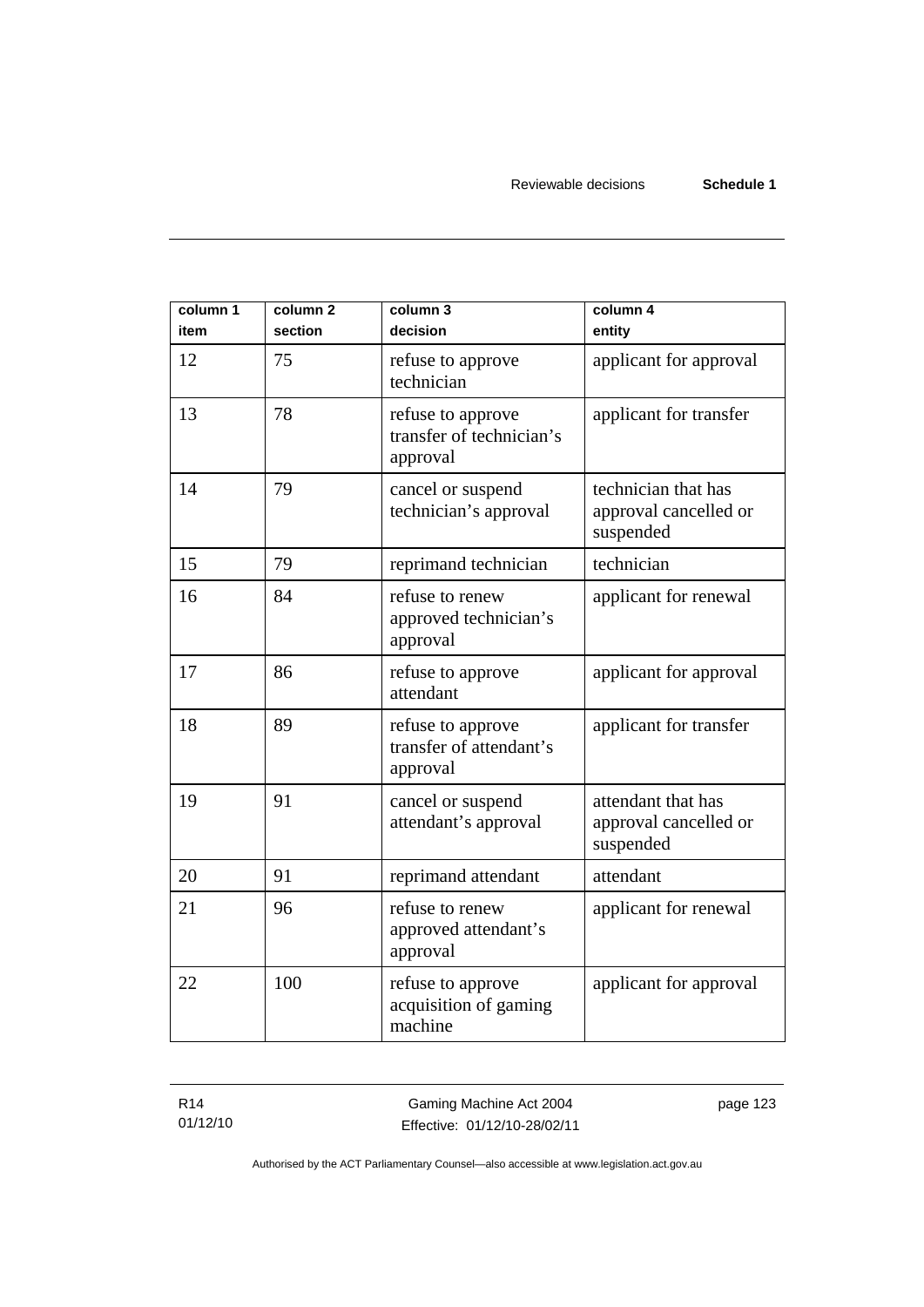| column 1 item | column 2 section | column 3 decision | column 4 entity |
|---|---|---|---|
| 12 | 75 | refuse to approve technician | applicant for approval |
| 13 | 78 | refuse to approve transfer of technician's approval | applicant for transfer |
| 14 | 79 | cancel or suspend technician's approval | technician that has approval cancelled or suspended |
| 15 | 79 | reprimand technician | technician |
| 16 | 84 | refuse to renew approved technician's approval | applicant for renewal |
| 17 | 86 | refuse to approve attendant | applicant for approval |
| 18 | 89 | refuse to approve transfer of attendant's approval | applicant for transfer |
| 19 | 91 | cancel or suspend attendant's approval | attendant that has approval cancelled or suspended |
| 20 | 91 | reprimand attendant | attendant |
| 21 | 96 | refuse to renew approved attendant's approval | applicant for renewal |
| 22 | 100 | refuse to approve acquisition of gaming machine | applicant for approval |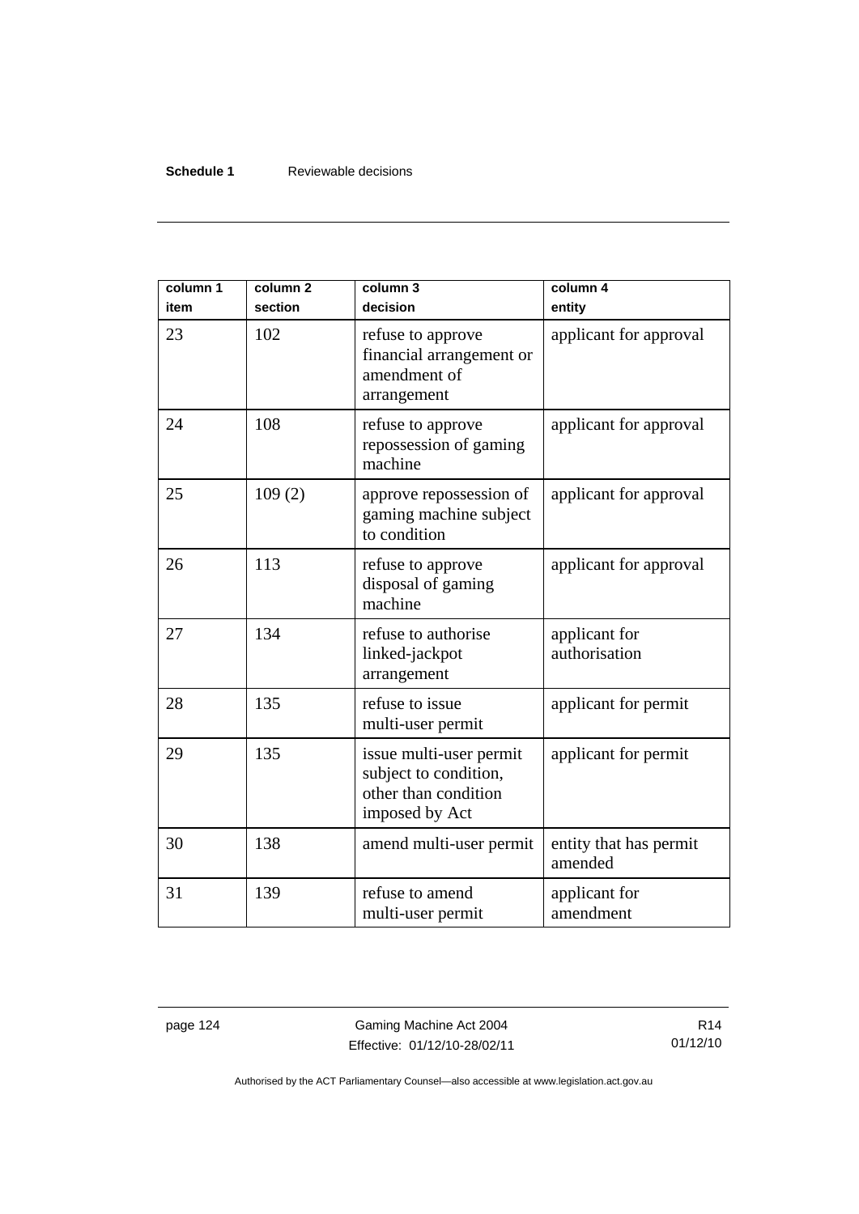| column 1 item | column 2 section | column 3 decision | column 4 entity |
|---|---|---|---|
| 23 | 102 | refuse to approve financial arrangement or amendment of arrangement | applicant for approval |
| 24 | 108 | refuse to approve repossession of gaming machine | applicant for approval |
| 25 | 109 (2) | approve repossession of gaming machine subject to condition | applicant for approval |
| 26 | 113 | refuse to approve disposal of gaming machine | applicant for approval |
| 27 | 134 | refuse to authorise linked-jackpot arrangement | applicant for authorisation |
| 28 | 135 | refuse to issue multi-user permit | applicant for permit |
| 29 | 135 | issue multi-user permit subject to condition, other than condition imposed by Act | applicant for permit |
| 30 | 138 | amend multi-user permit | entity that has permit amended |
| 31 | 139 | refuse to amend multi-user permit | applicant for amendment |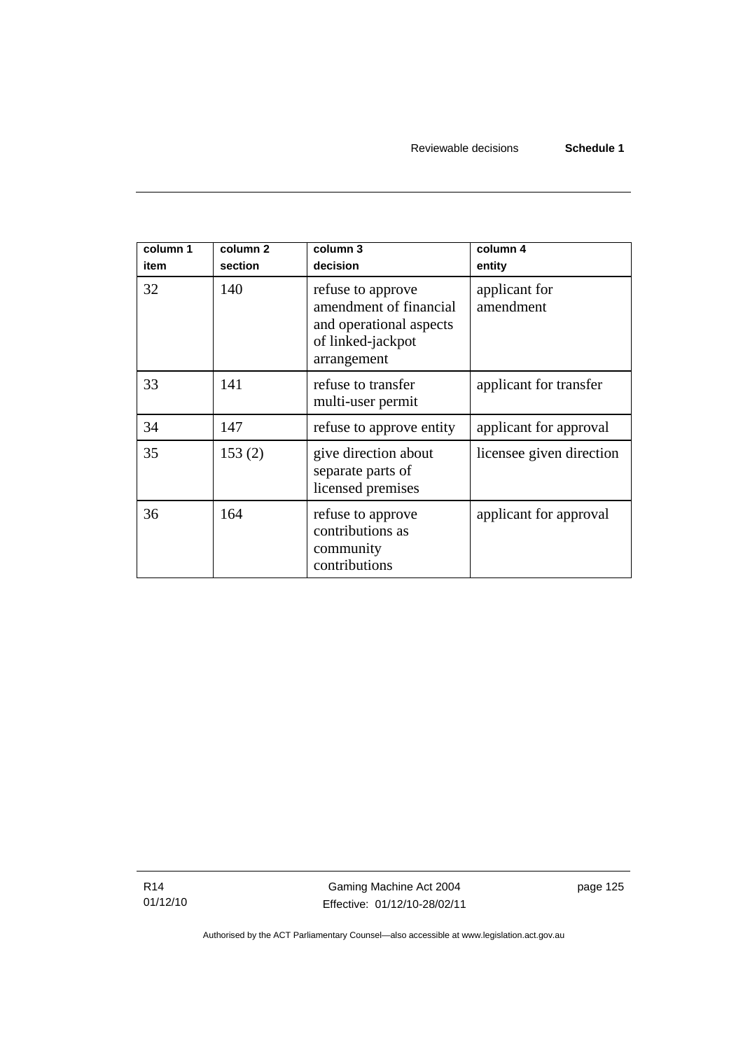| column 1<br>item | column 2<br>section | column 3<br>decision | column 4<br>entity |
|---|---|---|---|
| 32 | 140 | refuse to approve amendment of financial and operational aspects of linked-jackpot arrangement | applicant for amendment |
| 33 | 141 | refuse to transfer multi-user permit | applicant for transfer |
| 34 | 147 | refuse to approve entity | applicant for approval |
| 35 | 153 (2) | give direction about separate parts of licensed premises | licensee given direction |
| 36 | 164 | refuse to approve contributions as community contributions | applicant for approval |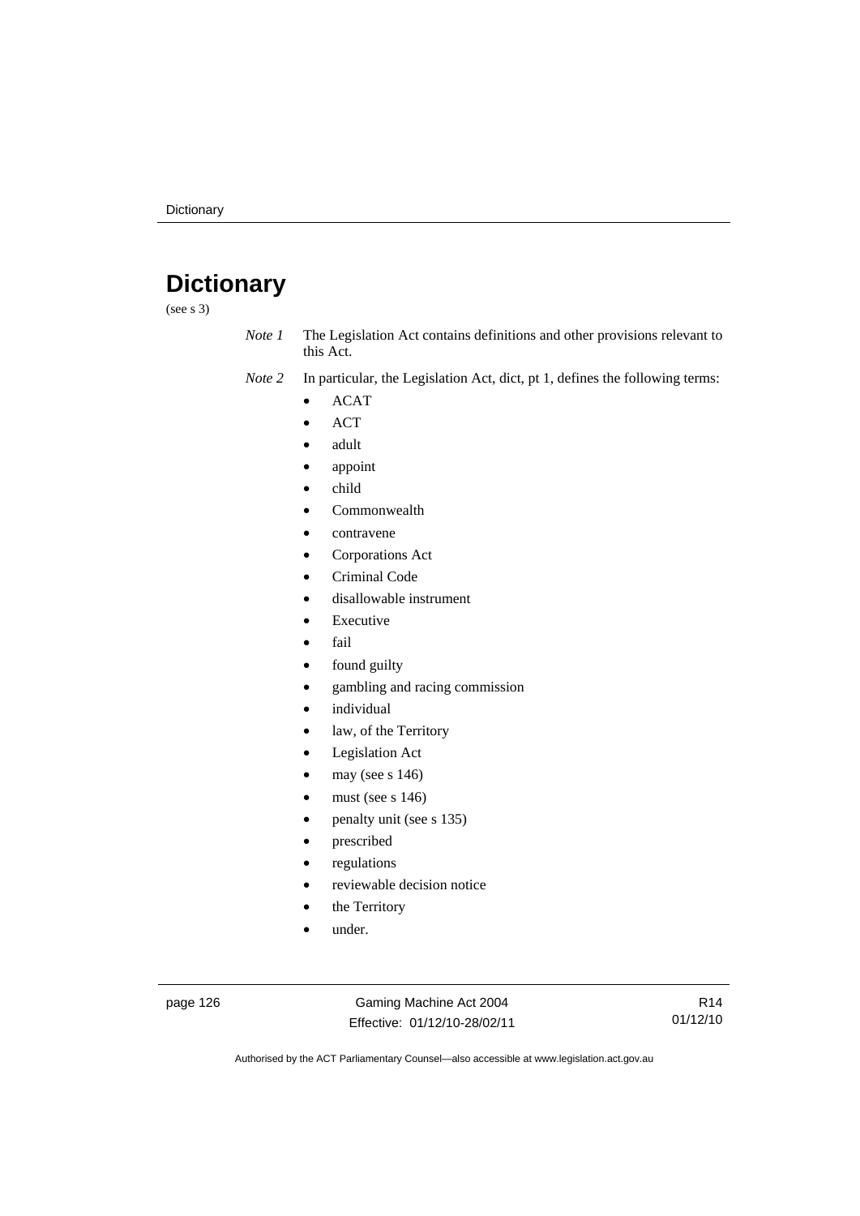# Dictionary

(see s 3)

*Note 1* The Legislation Act contains definitions and other provisions relevant to this Act.

*Note 2* In particular, the Legislation Act, dict, pt 1, defines the following terms:

- ACAT
- ACT
- adult
- appoint
- child
- Commonwealth
- contravene
- Corporations Act
- Criminal Code
- disallowable instrument
- Executive
- fail
- found guilty
- gambling and racing commission
- individual
- law, of the Territory
- Legislation Act
- may (see s 146)
- must (see s 146)
- penalty unit (see s 135)
- prescribed
- regulations
- reviewable decision notice
- the Territory
- under.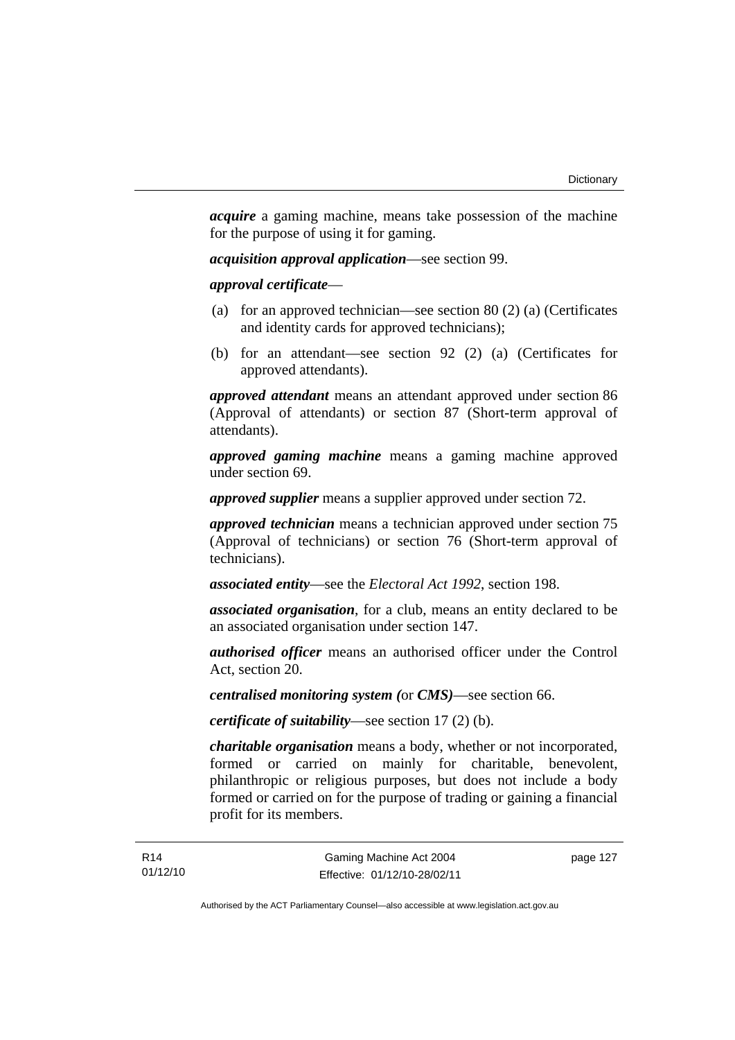***acquire*** a gaming machine, means take possession of the machine for the purpose of using it for gaming.

***acquisition approval application***—see section 99.

***approval certificate***—

(a) for an approved technician—see section 80 (2) (a) (Certificates and identity cards for approved technicians);

(b) for an attendant—see section 92 (2) (a) (Certificates for approved attendants).

***approved attendant*** means an attendant approved under section 86 (Approval of attendants) or section 87 (Short-term approval of attendants).

***approved gaming machine*** means a gaming machine approved under section 69.

***approved supplier*** means a supplier approved under section 72.

***approved technician*** means a technician approved under section 75 (Approval of technicians) or section 76 (Short-term approval of technicians).

***associated entity***—see the *Electoral Act 1992*, section 198.

***associated organisation***, for a club, means an entity declared to be an associated organisation under section 147.

***authorised officer*** means an authorised officer under the Control Act, section 20.

***centralised monitoring system (*or *CMS)***—see section 66.

***certificate of suitability***—see section 17 (2) (b).

***charitable organisation*** means a body, whether or not incorporated, formed or carried on mainly for charitable, benevolent, philanthropic or religious purposes, but does not include a body formed or carried on for the purpose of trading or gaining a financial profit for its members.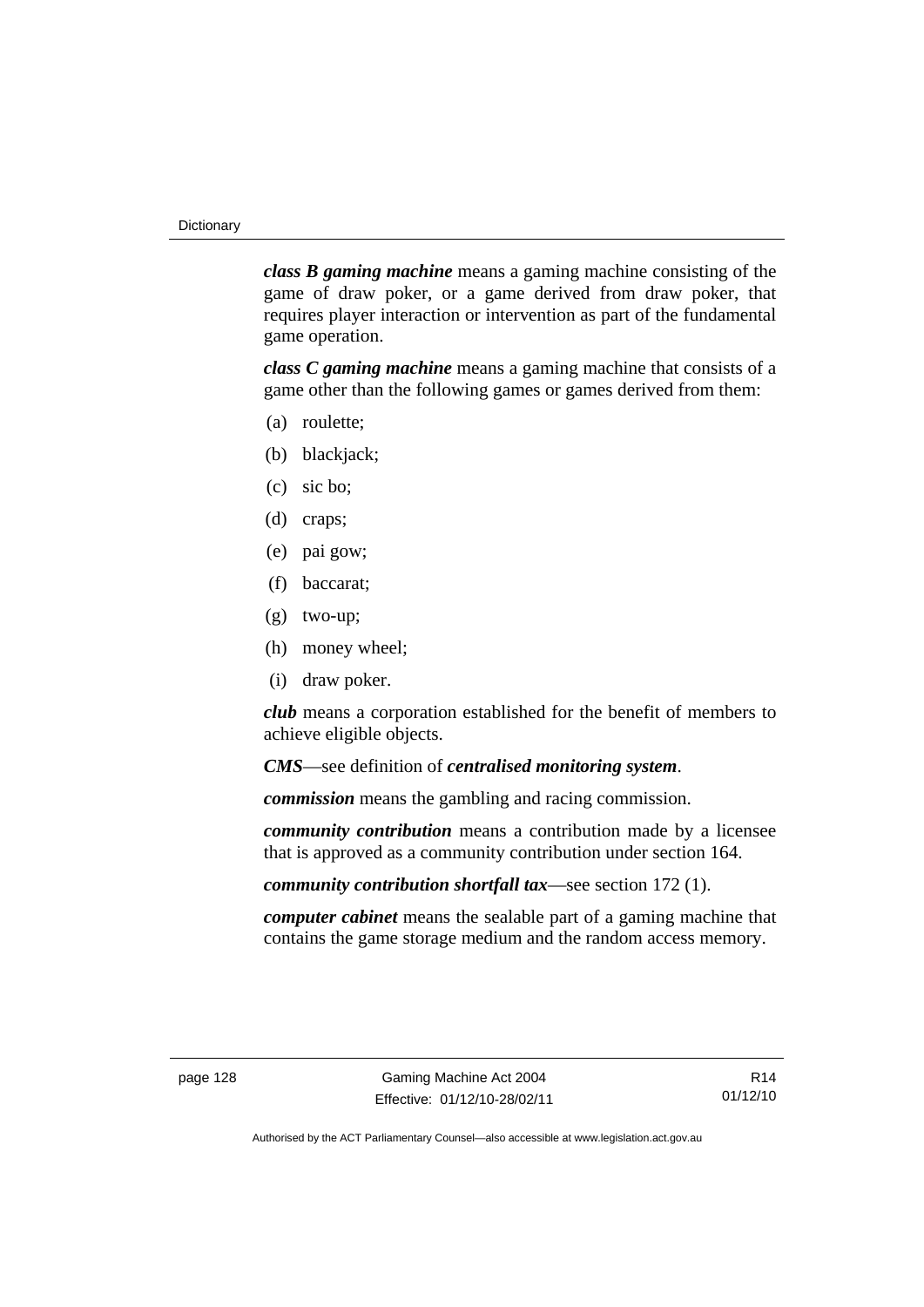***class B gaming machine*** means a gaming machine consisting of the game of draw poker, or a game derived from draw poker, that requires player interaction or intervention as part of the fundamental game operation.

***class C gaming machine*** means a gaming machine that consists of a game other than the following games or games derived from them:

(a) roulette;

(b) blackjack;

(c) sic bo;

(d) craps;

(e) pai gow;

(f) baccarat;

(g) two-up;

(h) money wheel;

(i) draw poker.

***club*** means a corporation established for the benefit of members to achieve eligible objects.

***CMS***—see definition of ***centralised monitoring system***.

***commission*** means the gambling and racing commission.

***community contribution*** means a contribution made by a licensee that is approved as a community contribution under section 164.

***community contribution shortfall tax***—see section 172 (1).

***computer cabinet*** means the sealable part of a gaming machine that contains the game storage medium and the random access memory.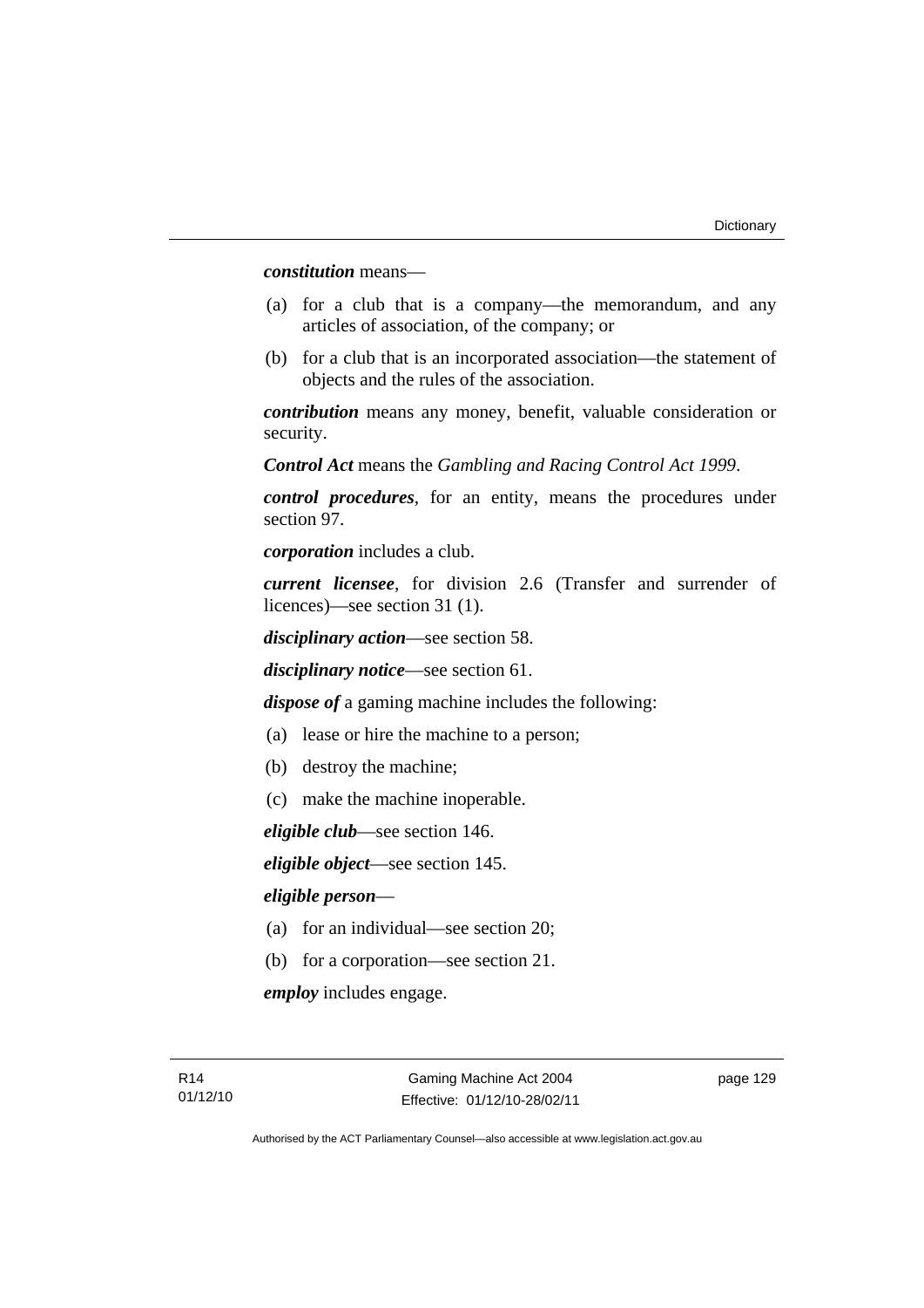***constitution*** means—

(a) for a club that is a company—the memorandum, and any articles of association, of the company; or

(b) for a club that is an incorporated association—the statement of objects and the rules of the association.

***contribution*** means any money, benefit, valuable consideration or security.

***Control Act*** means the *Gambling and Racing Control Act 1999*.

***control procedures***, for an entity, means the procedures under section 97.

***corporation*** includes a club.

***current licensee***, for division 2.6 (Transfer and surrender of licences)—see section 31 (1).

***disciplinary action***—see section 58.

***disciplinary notice***—see section 61.

***dispose of*** a gaming machine includes the following:

(a) lease or hire the machine to a person;

(b) destroy the machine;

(c) make the machine inoperable.

***eligible club***—see section 146.

***eligible object***—see section 145.

***eligible person***—

(a) for an individual—see section 20;

(b) for a corporation—see section 21.

***employ*** includes engage.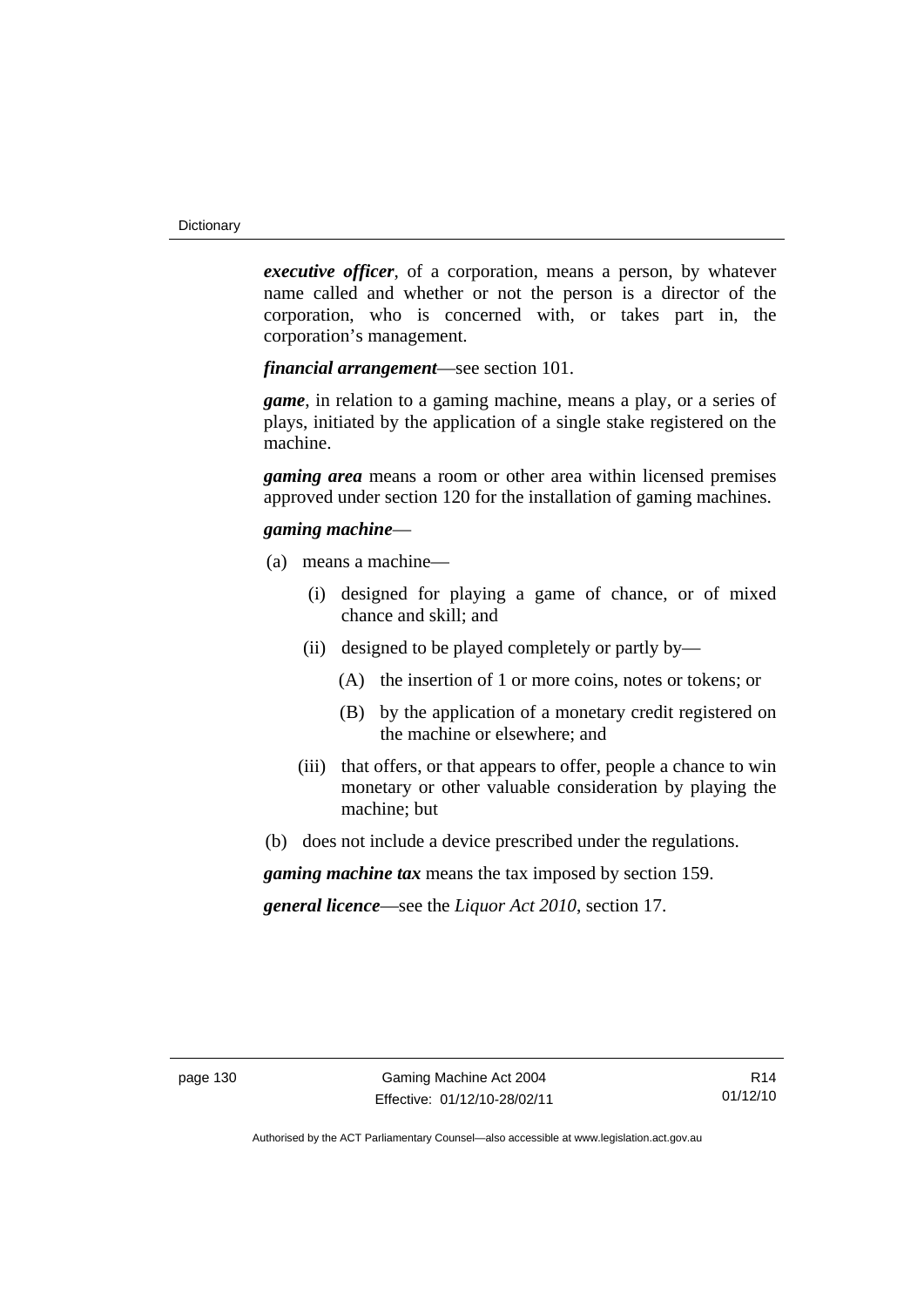***executive officer***, of a corporation, means a person, by whatever name called and whether or not the person is a director of the corporation, who is concerned with, or takes part in, the corporation's management.

***financial arrangement***—see section 101.

***game***, in relation to a gaming machine, means a play, or a series of plays, initiated by the application of a single stake registered on the machine.

***gaming area*** means a room or other area within licensed premises approved under section 120 for the installation of gaming machines.

***gaming machine***—

(a) means a machine—

   (i) designed for playing a game of chance, or of mixed chance and skill; and

   (ii) designed to be played completely or partly by—

      (A) the insertion of 1 or more coins, notes or tokens; or

      (B) by the application of a monetary credit registered on the machine or elsewhere; and

   (iii) that offers, or that appears to offer, people a chance to win monetary or other valuable consideration by playing the machine; but

(b) does not include a device prescribed under the regulations.

***gaming machine tax*** means the tax imposed by section 159.

***general licence***—see the *Liquor Act 2010*, section 17.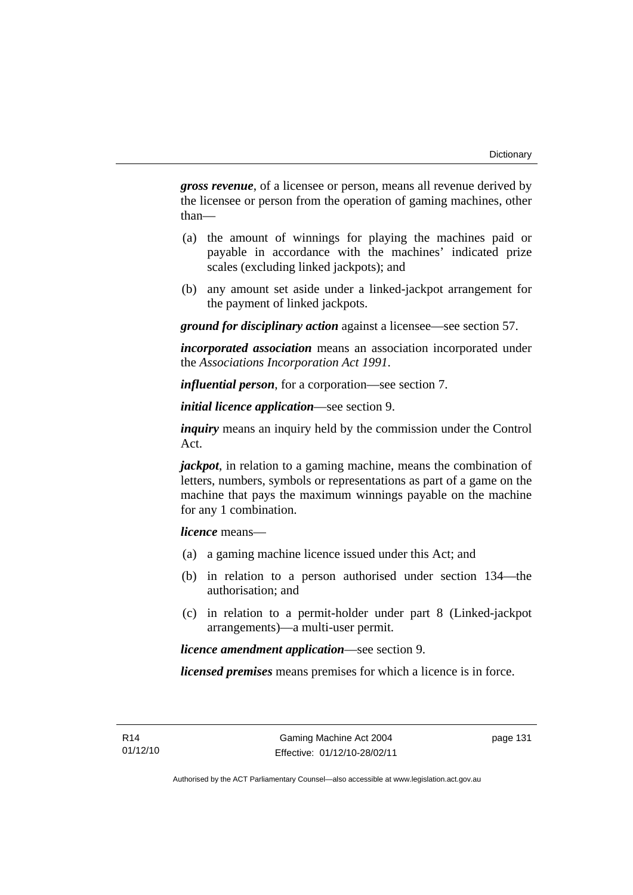***gross revenue***, of a licensee or person, means all revenue derived by the licensee or person from the operation of gaming machines, other than—

(a) the amount of winnings for playing the machines paid or payable in accordance with the machines' indicated prize scales (excluding linked jackpots); and

(b) any amount set aside under a linked-jackpot arrangement for the payment of linked jackpots.

***ground for disciplinary action*** against a licensee—see section 57.

***incorporated association*** means an association incorporated under the *Associations Incorporation Act 1991*.

***influential person***, for a corporation—see section 7.

***initial licence application***—see section 9.

***inquiry*** means an inquiry held by the commission under the Control Act.

***jackpot***, in relation to a gaming machine, means the combination of letters, numbers, symbols or representations as part of a game on the machine that pays the maximum winnings payable on the machine for any 1 combination.

***licence*** means—

(a) a gaming machine licence issued under this Act; and

(b) in relation to a person authorised under section 134—the authorisation; and

(c) in relation to a permit-holder under part 8 (Linked-jackpot arrangements)—a multi-user permit.

***licence amendment application***—see section 9.

***licensed premises*** means premises for which a licence is in force.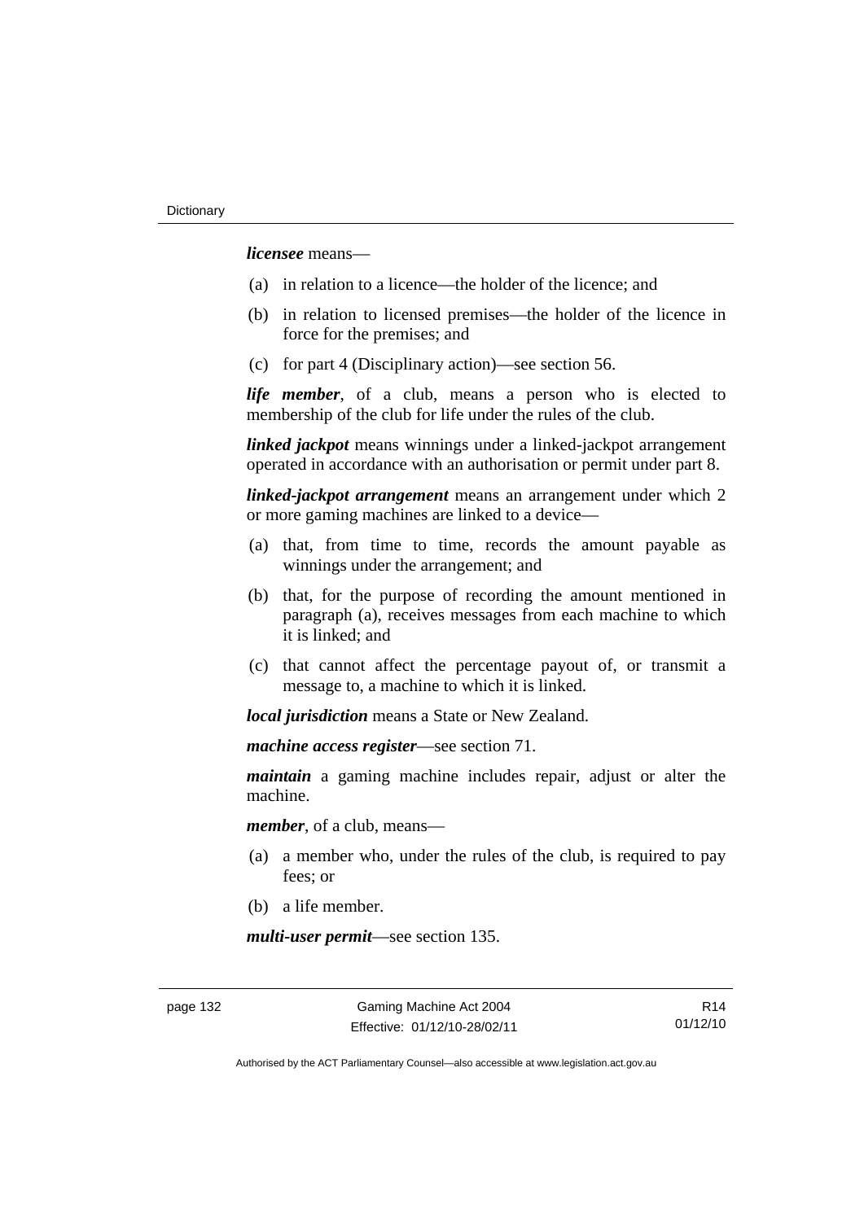***licensee*** means—

(a) in relation to a licence—the holder of the licence; and

(b) in relation to licensed premises—the holder of the licence in force for the premises; and

(c) for part 4 (Disciplinary action)—see section 56.

***life member***, of a club, means a person who is elected to membership of the club for life under the rules of the club.

***linked jackpot*** means winnings under a linked-jackpot arrangement operated in accordance with an authorisation or permit under part 8.

***linked-jackpot arrangement*** means an arrangement under which 2 or more gaming machines are linked to a device—

(a) that, from time to time, records the amount payable as winnings under the arrangement; and

(b) that, for the purpose of recording the amount mentioned in paragraph (a), receives messages from each machine to which it is linked; and

(c) that cannot affect the percentage payout of, or transmit a message to, a machine to which it is linked.

***local jurisdiction*** means a State or New Zealand.

***machine access register***—see section 71.

***maintain*** a gaming machine includes repair, adjust or alter the machine.

***member***, of a club, means—

(a) a member who, under the rules of the club, is required to pay fees; or

(b) a life member.

***multi-user permit***—see section 135.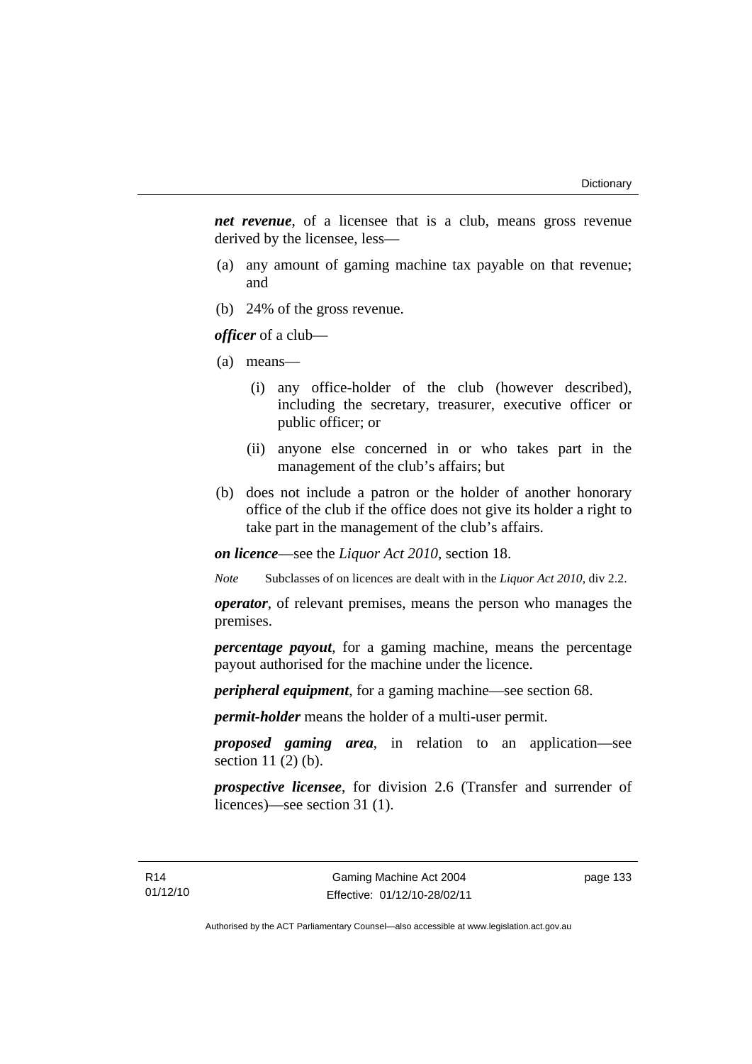***net revenue***, of a licensee that is a club, means gross revenue derived by the licensee, less—

(a) any amount of gaming machine tax payable on that revenue; and

(b) 24% of the gross revenue.

***officer*** of a club—

(a) means—

(i) any office-holder of the club (however described), including the secretary, treasurer, executive officer or public officer; or

(ii) anyone else concerned in or who takes part in the management of the club's affairs; but

(b) does not include a patron or the holder of another honorary office of the club if the office does not give its holder a right to take part in the management of the club's affairs.

***on licence***—see the *Liquor Act 2010*, section 18.

*Note* Subclasses of on licences are dealt with in the *Liquor Act 2010*, div 2.2.

***operator***, of relevant premises, means the person who manages the premises.

***percentage payout***, for a gaming machine, means the percentage payout authorised for the machine under the licence.

***peripheral equipment***, for a gaming machine—see section 68.

***permit-holder*** means the holder of a multi-user permit.

***proposed gaming area***, in relation to an application—see section 11 (2) (b).

***prospective licensee***, for division 2.6 (Transfer and surrender of licences)—see section 31 (1).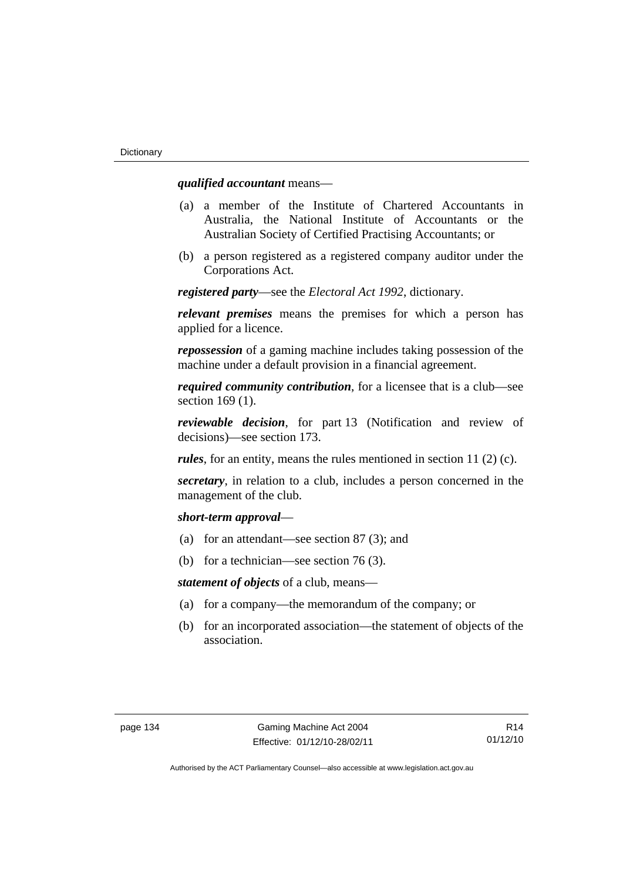***qualified accountant*** means—

(a) a member of the Institute of Chartered Accountants in Australia, the National Institute of Accountants or the Australian Society of Certified Practising Accountants; or

(b) a person registered as a registered company auditor under the Corporations Act.

***registered party***—see the *Electoral Act 1992*, dictionary.

***relevant premises*** means the premises for which a person has applied for a licence.

***repossession*** of a gaming machine includes taking possession of the machine under a default provision in a financial agreement.

***required community contribution***, for a licensee that is a club—see section 169 (1).

***reviewable decision***, for part 13 (Notification and review of decisions)—see section 173.

***rules***, for an entity, means the rules mentioned in section 11 (2) (c).

***secretary***, in relation to a club, includes a person concerned in the management of the club.

***short-term approval***—

(a) for an attendant—see section 87 (3); and

(b) for a technician—see section 76 (3).

***statement of objects*** of a club, means—

(a) for a company—the memorandum of the company; or

(b) for an incorporated association—the statement of objects of the association.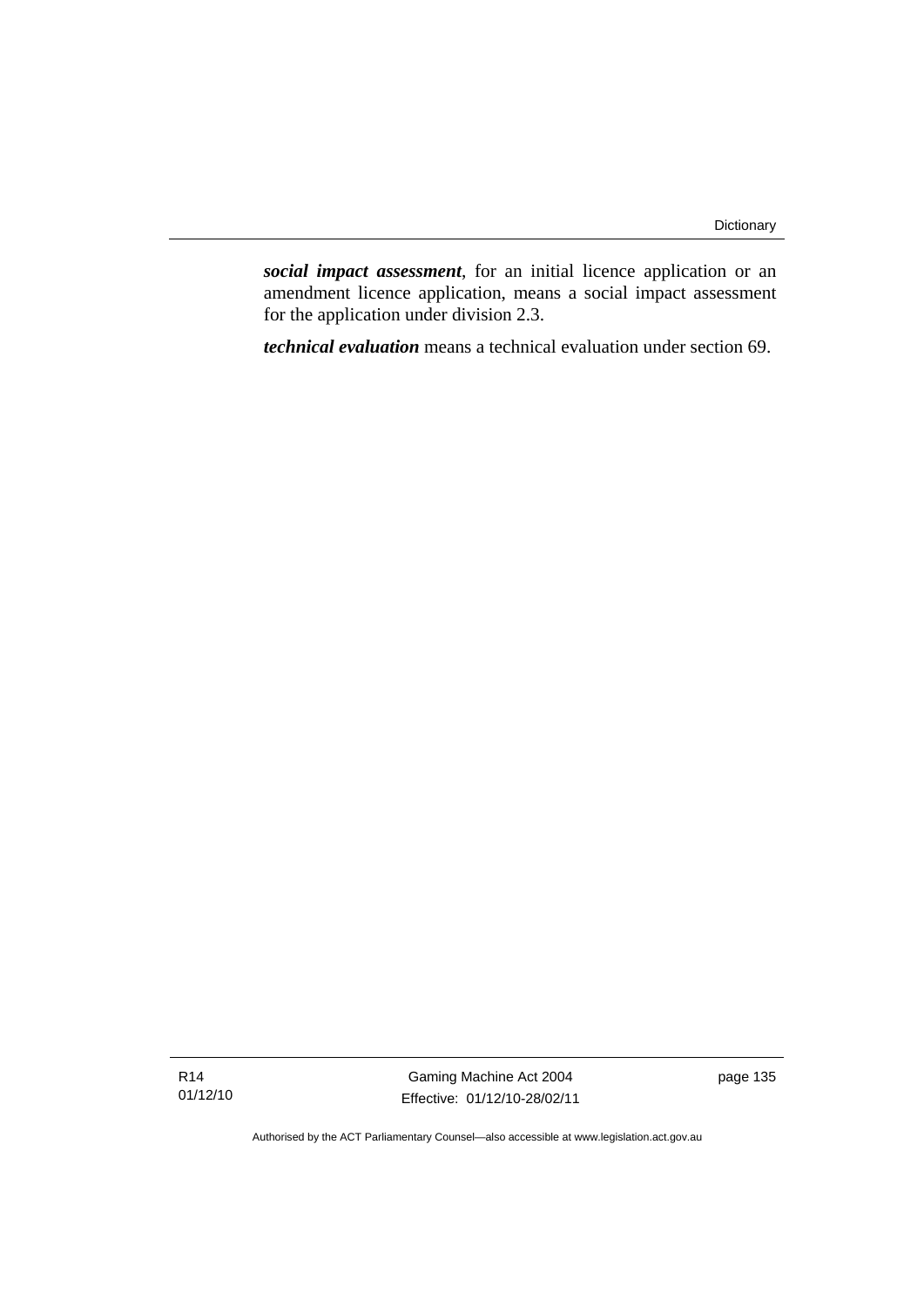***social impact assessment***, for an initial licence application or an amendment licence application, means a social impact assessment for the application under division 2.3.

***technical evaluation*** means a technical evaluation under section 69.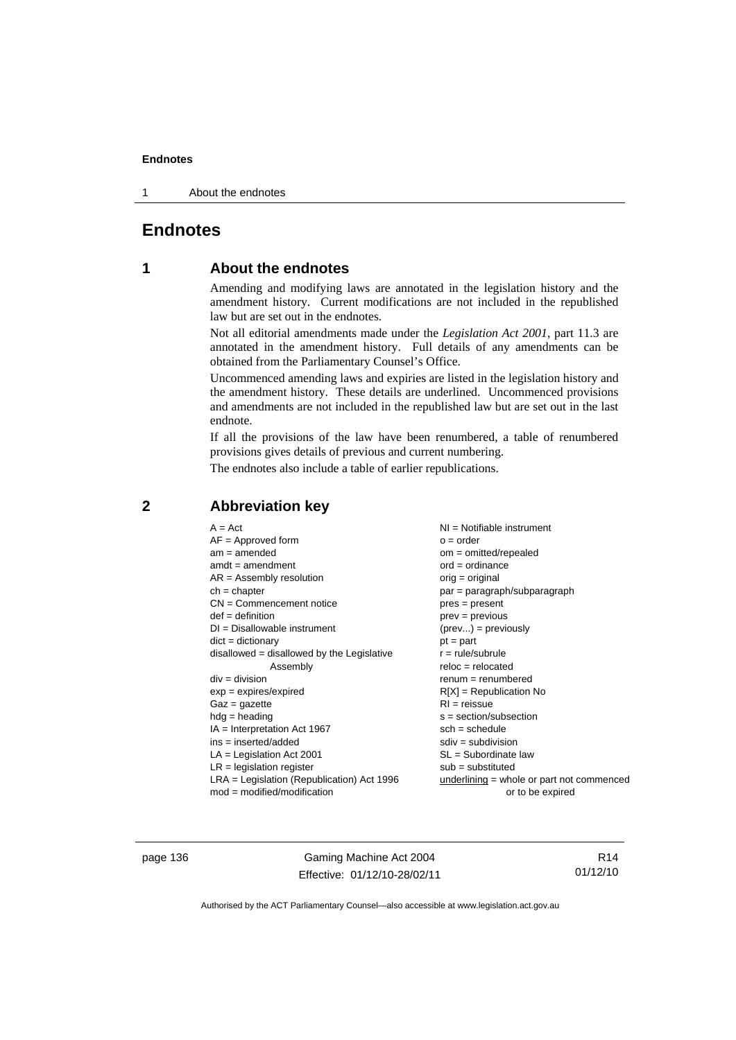# Endnotes

## 1 About the endnotes

Amending and modifying laws are annotated in the legislation history and the amendment history. Current modifications are not included in the republished law but are set out in the endnotes.

Not all editorial amendments made under the *Legislation Act 2001*, part 11.3 are annotated in the amendment history. Full details of any amendments can be obtained from the Parliamentary Counsel's Office.

Uncommenced amending laws and expiries are listed in the legislation history and the amendment history. These details are underlined. Uncommenced provisions and amendments are not included in the republished law but are set out in the last endnote.

If all the provisions of the law have been renumbered, a table of renumbered provisions gives details of previous and current numbering.

The endnotes also include a table of earlier republications.

## 2 Abbreviation key

A = Act
AF = Approved form
am = amended
amdt = amendment
AR = Assembly resolution
ch = chapter
CN = Commencement notice
def = definition
DI = Disallowable instrument
dict = dictionary
disallowed = disallowed by the Legislative Assembly
div = division
exp = expires/expired
Gaz = gazette
hdg = heading
IA = Interpretation Act 1967
ins = inserted/added
LA = Legislation Act 2001
LR = legislation register
LRA = Legislation (Republication) Act 1996
mod = modified/modification
NI = Notifiable instrument
o = order
om = omitted/repealed
ord = ordinance
orig = original
par = paragraph/subparagraph
pres = present
prev = previous
(prev...) = previously
pt = part
r = rule/subrule
reloc = relocated
renum = renumbered
R[X] = Republication No
RI = reissue
s = section/subsection
sch = schedule
sdiv = subdivision
SL = Subordinate law
sub = substituted
underlining = whole or part not commenced or to be expired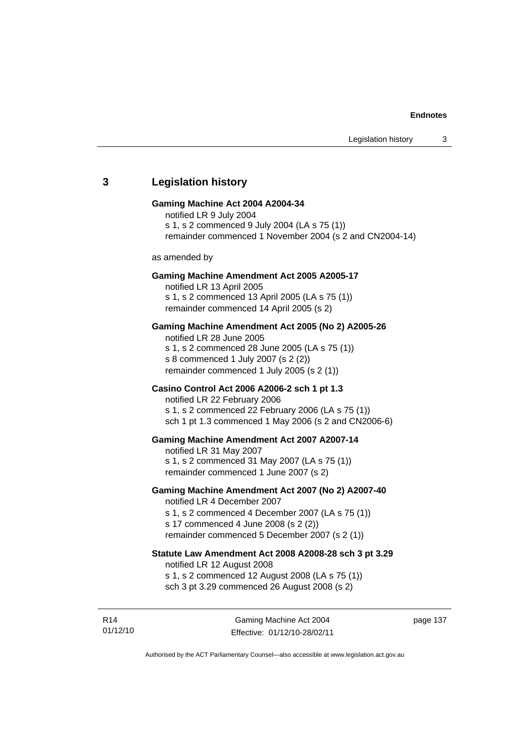## 3 Legislation history

**Gaming Machine Act 2004 A2004-34**
notified LR 9 July 2004
s 1, s 2 commenced 9 July 2004 (LA s 75 (1))
remainder commenced 1 November 2004 (s 2 and CN2004-14)

as amended by

**Gaming Machine Amendment Act 2005 A2005-17**
notified LR 13 April 2005
s 1, s 2 commenced 13 April 2005 (LA s 75 (1))
remainder commenced 14 April 2005 (s 2)

**Gaming Machine Amendment Act 2005 (No 2) A2005-26**
notified LR 28 June 2005
s 1, s 2 commenced 28 June 2005 (LA s 75 (1))
s 8 commenced 1 July 2007 (s 2 (2))
remainder commenced 1 July 2005 (s 2 (1))

**Casino Control Act 2006 A2006-2 sch 1 pt 1.3**
notified LR 22 February 2006
s 1, s 2 commenced 22 February 2006 (LA s 75 (1))
sch 1 pt 1.3 commenced 1 May 2006 (s 2 and CN2006-6)

**Gaming Machine Amendment Act 2007 A2007-14**
notified LR 31 May 2007
s 1, s 2 commenced 31 May 2007 (LA s 75 (1))
remainder commenced 1 June 2007 (s 2)

**Gaming Machine Amendment Act 2007 (No 2) A2007-40**
notified LR 4 December 2007
s 1, s 2 commenced 4 December 2007 (LA s 75 (1))
s 17 commenced 4 June 2008 (s 2 (2))
remainder commenced 5 December 2007 (s 2 (1))

**Statute Law Amendment Act 2008 A2008-28 sch 3 pt 3.29**
notified LR 12 August 2008
s 1, s 2 commenced 12 August 2008 (LA s 75 (1))
sch 3 pt 3.29 commenced 26 August 2008 (s 2)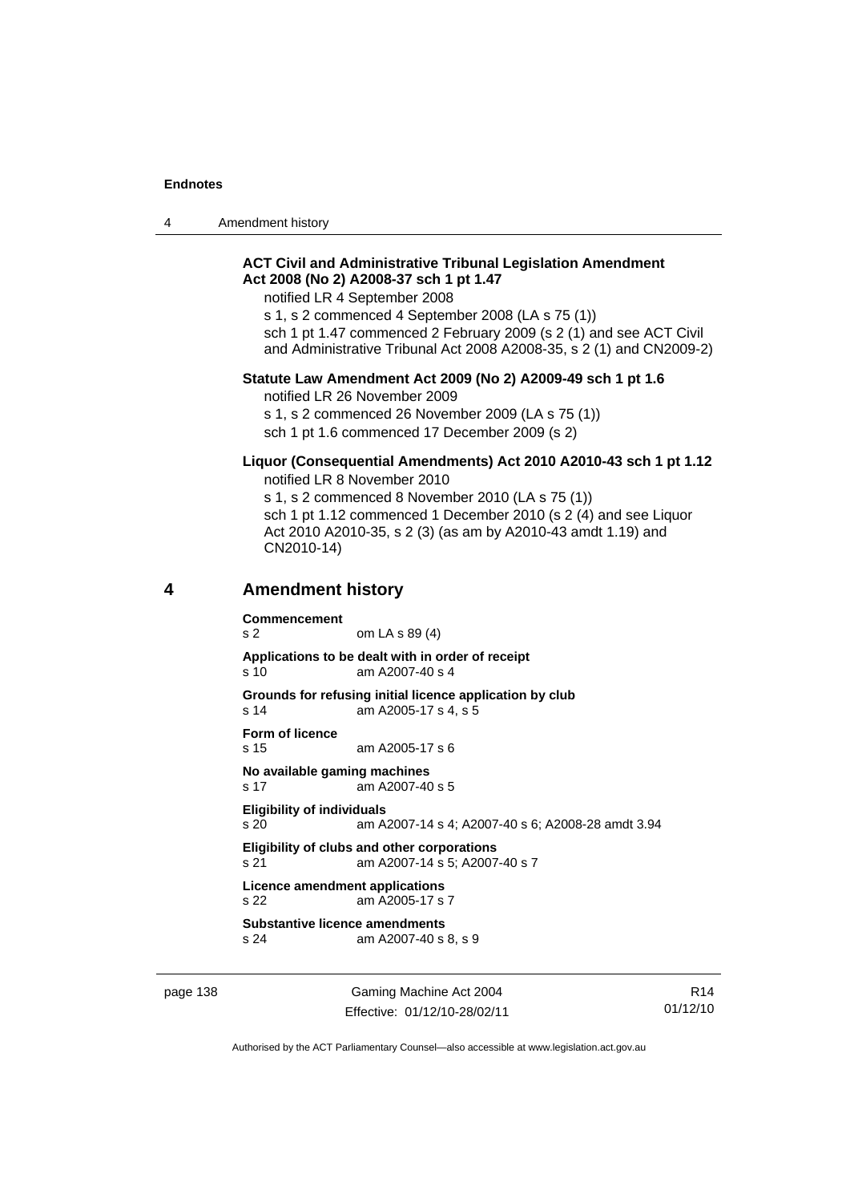**ACT Civil and Administrative Tribunal Legislation Amendment Act 2008 (No 2) A2008-37 sch 1 pt 1.47**

notified LR 4 September 2008

s 1, s 2 commenced 4 September 2008 (LA s 75 (1))

sch 1 pt 1.47 commenced 2 February 2009 (s 2 (1) and see ACT Civil and Administrative Tribunal Act 2008 A2008-35, s 2 (1) and CN2009-2)

**Statute Law Amendment Act 2009 (No 2) A2009-49 sch 1 pt 1.6**

notified LR 26 November 2009

s 1, s 2 commenced 26 November 2009 (LA s 75 (1))

sch 1 pt 1.6 commenced 17 December 2009 (s 2)

**Liquor (Consequential Amendments) Act 2010 A2010-43 sch 1 pt 1.12**

notified LR 8 November 2010

s 1, s 2 commenced 8 November 2010 (LA s 75 (1))

sch 1 pt 1.12 commenced 1 December 2010 (s 2 (4) and see Liquor Act 2010 A2010-35, s 2 (3) (as am by A2010-43 amdt 1.19) and CN2010-14)

## 4 Amendment history

**Commencement**
s 2 om LA s 89 (4)

**Applications to be dealt with in order of receipt**
s 10 am A2007-40 s 4

**Grounds for refusing initial licence application by club**
s 14 am A2005-17 s 4, s 5

**Form of licence**
s 15 am A2005-17 s 6

**No available gaming machines**
s 17 am A2007-40 s 5

**Eligibility of individuals**
s 20 am A2007-14 s 4; A2007-40 s 6; A2008-28 amdt 3.94

**Eligibility of clubs and other corporations**
s 21 am A2007-14 s 5; A2007-40 s 7

**Licence amendment applications**
s 22 am A2005-17 s 7

**Substantive licence amendments**
s 24 am A2007-40 s 8, s 9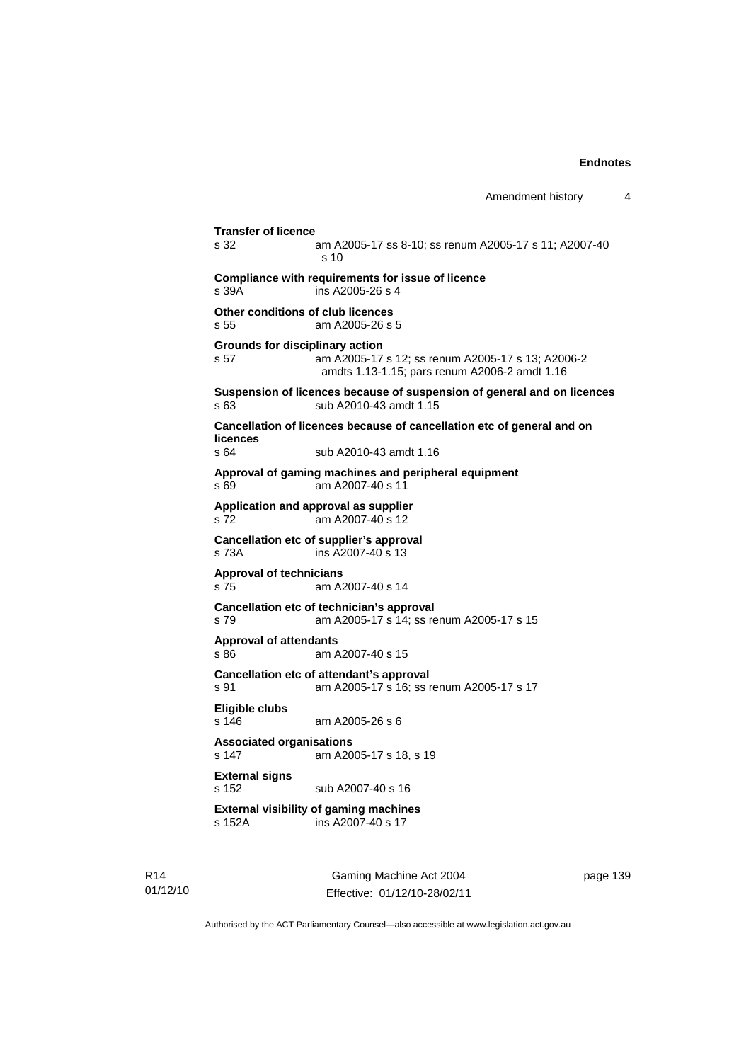**Transfer of licence**
s 32 am A2005-17 ss 8-10; ss renum A2005-17 s 11; A2007-40 s 10

**Compliance with requirements for issue of licence**
s 39A ins A2005-26 s 4

**Other conditions of club licences**
s 55 am A2005-26 s 5

**Grounds for disciplinary action**
s 57 am A2005-17 s 12; ss renum A2005-17 s 13; A2006-2 amdts 1.13-1.15; pars renum A2006-2 amdt 1.16

**Suspension of licences because of suspension of general and on licences**
s 63 sub A2010-43 amdt 1.15

**Cancellation of licences because of cancellation etc of general and on licences**
s 64 sub A2010-43 amdt 1.16

**Approval of gaming machines and peripheral equipment**
s 69 am A2007-40 s 11

**Application and approval as supplier**
s 72 am A2007-40 s 12

**Cancellation etc of supplier's approval**
s 73A ins A2007-40 s 13

**Approval of technicians**
s 75 am A2007-40 s 14

**Cancellation etc of technician's approval**
s 79 am A2005-17 s 14; ss renum A2005-17 s 15

**Approval of attendants**
s 86 am A2007-40 s 15

**Cancellation etc of attendant's approval**
s 91 am A2005-17 s 16; ss renum A2005-17 s 17

**Eligible clubs**
s 146 am A2005-26 s 6

**Associated organisations**
s 147 am A2005-17 s 18, s 19

**External signs**
s 152 sub A2007-40 s 16

**External visibility of gaming machines**
s 152A ins A2007-40 s 17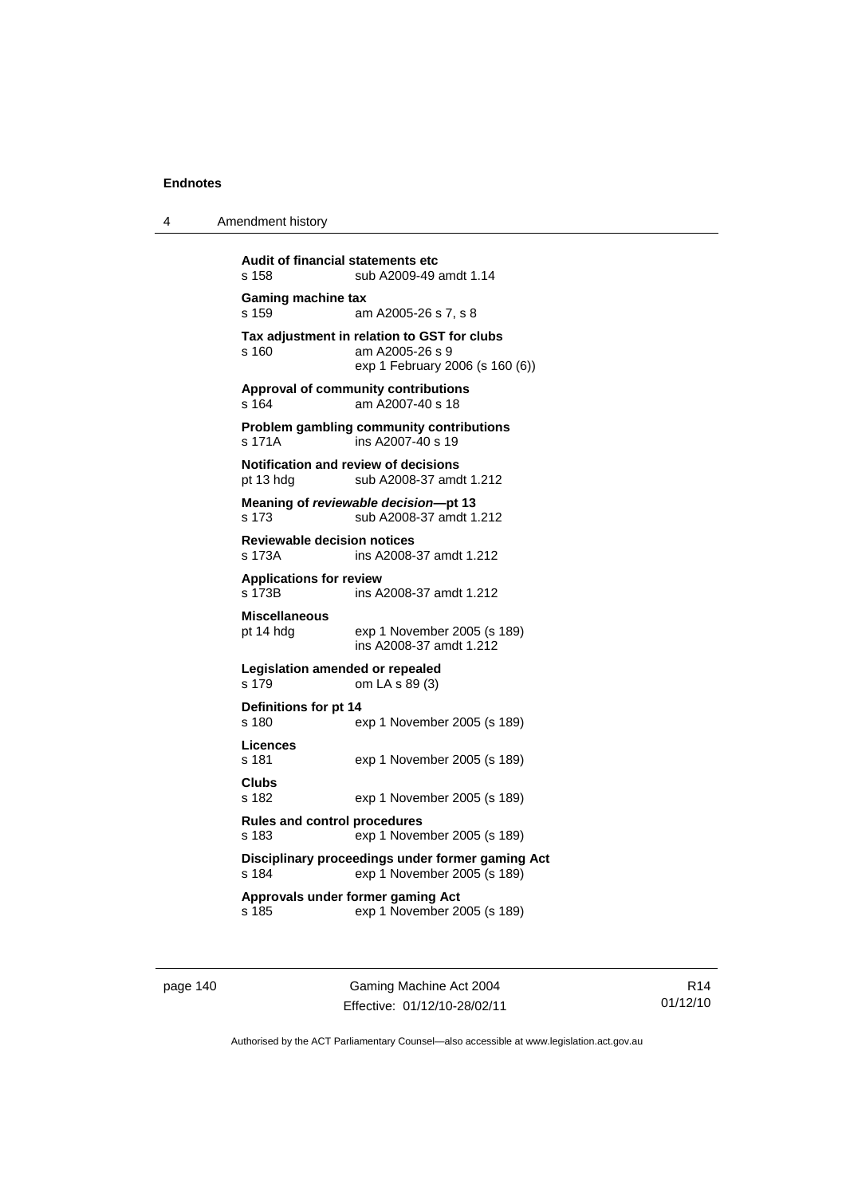**Audit of financial statements etc**
s 158 sub A2009-49 amdt 1.14

**Gaming machine tax**
s 159 am A2005-26 s 7, s 8

**Tax adjustment in relation to GST for clubs**
s 160 am A2005-26 s 9
exp 1 February 2006 (s 160 (6))

**Approval of community contributions**
s 164 am A2007-40 s 18

**Problem gambling community contributions**
s 171A ins A2007-40 s 19

**Notification and review of decisions**
pt 13 hdg sub A2008-37 amdt 1.212

**Meaning of *reviewable decision*—pt 13**
s 173 sub A2008-37 amdt 1.212

**Reviewable decision notices**
s 173A ins A2008-37 amdt 1.212

**Applications for review**
s 173B ins A2008-37 amdt 1.212

**Miscellaneous**
pt 14 hdg exp 1 November 2005 (s 189)
ins A2008-37 amdt 1.212

**Legislation amended or repealed**
s 179 om LA s 89 (3)

**Definitions for pt 14**
s 180 exp 1 November 2005 (s 189)

**Licences**
s 181 exp 1 November 2005 (s 189)

**Clubs**
s 182 exp 1 November 2005 (s 189)

**Rules and control procedures**
s 183 exp 1 November 2005 (s 189)

**Disciplinary proceedings under former gaming Act**
s 184 exp 1 November 2005 (s 189)

**Approvals under former gaming Act**
s 185 exp 1 November 2005 (s 189)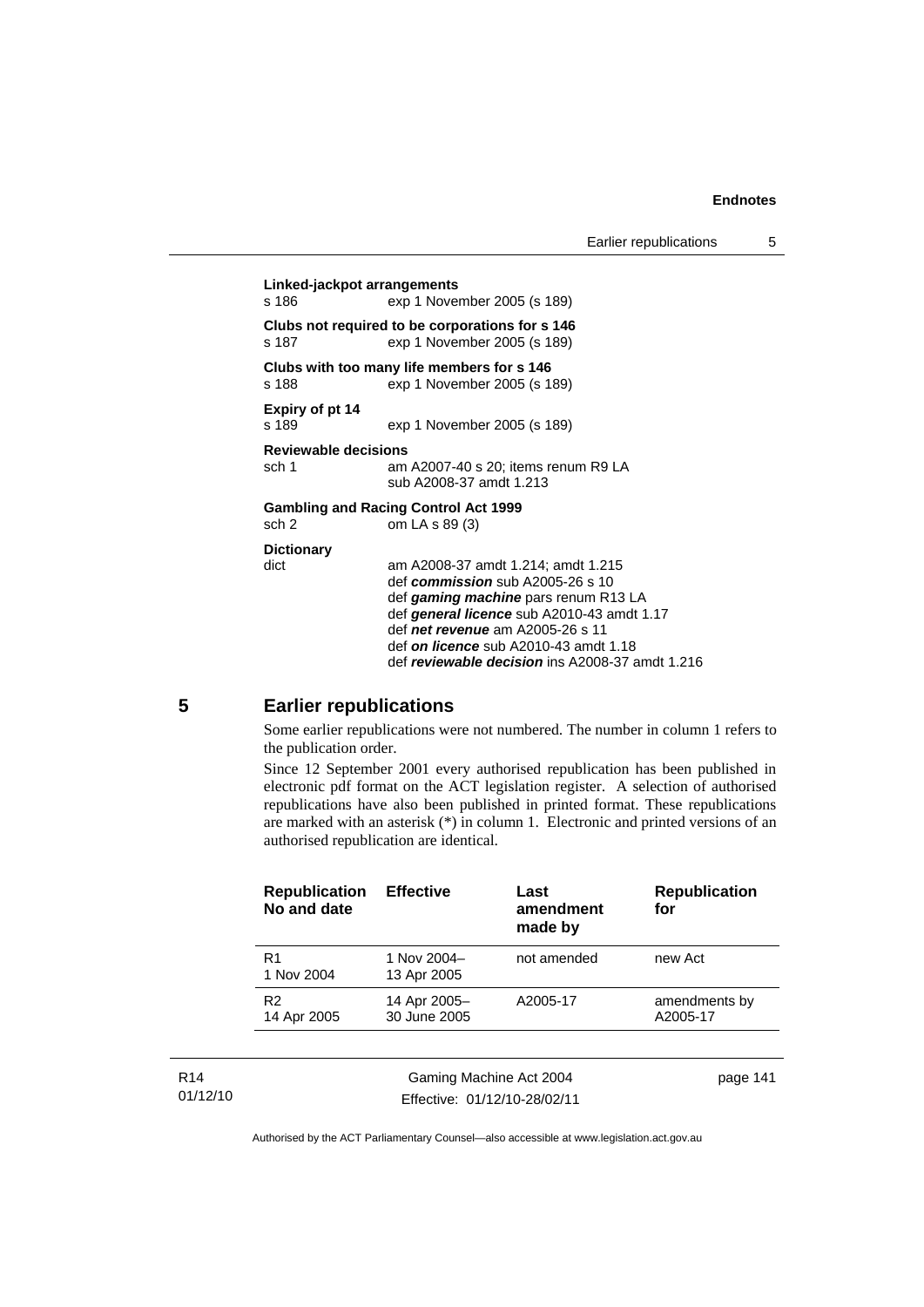**Linked-jackpot arrangements**
s 186 exp 1 November 2005 (s 189)

**Clubs not required to be corporations for s 146**
s 187 exp 1 November 2005 (s 189)

**Clubs with too many life members for s 146**
s 188 exp 1 November 2005 (s 189)

**Expiry of pt 14**
s 189 exp 1 November 2005 (s 189)

**Reviewable decisions**
sch 1 am A2007-40 s 20; items renum R9 LA
sub A2008-37 amdt 1.213

**Gambling and Racing Control Act 1999**
sch 2 om LA s 89 (3)

**Dictionary**
dict am A2008-37 amdt 1.214; amdt 1.215
def ***commission*** sub A2005-26 s 10
def ***gaming machine*** pars renum R13 LA
def ***general licence*** sub A2010-43 amdt 1.17
def ***net revenue*** am A2005-26 s 11
def ***on licence*** sub A2010-43 amdt 1.18
def ***reviewable decision*** ins A2008-37 amdt 1.216

## 5 Earlier republications

Some earlier republications were not numbered. The number in column 1 refers to the publication order.

Since 12 September 2001 every authorised republication has been published in electronic pdf format on the ACT legislation register. A selection of authorised republications have also been published in printed format. These republications are marked with an asterisk (*) in column 1. Electronic and printed versions of an authorised republication are identical.

| Republication No and date | Effective | Last amendment made by | Republication for |
|---|---|---|---|
| R1<br>1 Nov 2004 | 1 Nov 2004–<br>13 Apr 2005 | not amended | new Act |
| R2<br>14 Apr 2005 | 14 Apr 2005–<br>30 June 2005 | A2005-17 | amendments by A2005-17 |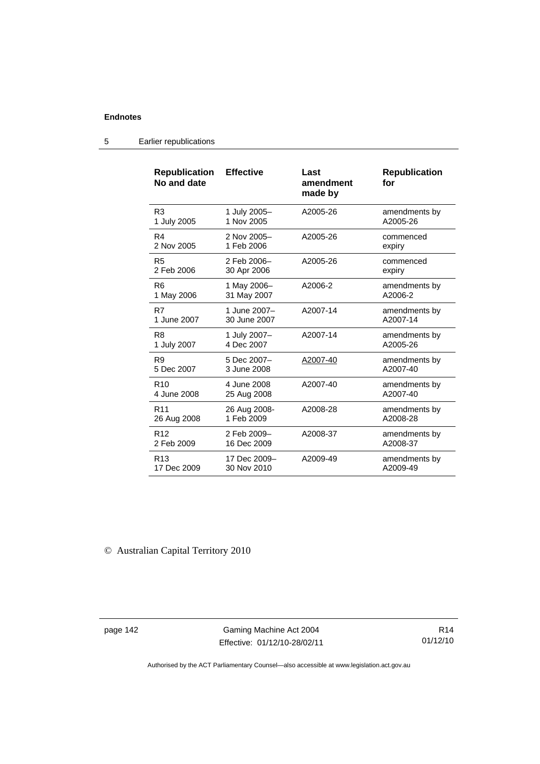## 5 Earlier republications

| Republication No and date | Effective | Last amendment made by | Republication for |
|---|---|---|---|
| R3 1 July 2005 | 1 July 2005– 1 Nov 2005 | A2005-26 | amendments by A2005-26 |
| R4 2 Nov 2005 | 2 Nov 2005– 1 Feb 2006 | A2005-26 | commenced expiry |
| R5 2 Feb 2006 | 2 Feb 2006– 30 Apr 2006 | A2005-26 | commenced expiry |
| R6 1 May 2006 | 1 May 2006– 31 May 2007 | A2006-2 | amendments by A2006-2 |
| R7 1 June 2007 | 1 June 2007– 30 June 2007 | A2007-14 | amendments by A2007-14 |
| R8 1 July 2007 | 1 July 2007– 4 Dec 2007 | A2007-14 | amendments by A2005-26 |
| R9 5 Dec 2007 | 5 Dec 2007– 3 June 2008 | A2007-40 | amendments by A2007-40 |
| R10 4 June 2008 | 4 June 2008 25 Aug 2008 | A2007-40 | amendments by A2007-40 |
| R11 26 Aug 2008 | 26 Aug 2008- 1 Feb 2009 | A2008-28 | amendments by A2008-28 |
| R12 2 Feb 2009 | 2 Feb 2009– 16 Dec 2009 | A2008-37 | amendments by A2008-37 |
| R13 17 Dec 2009 | 17 Dec 2009– 30 Nov 2010 | A2009-49 | amendments by A2009-49 |

© Australian Capital Territory 2010